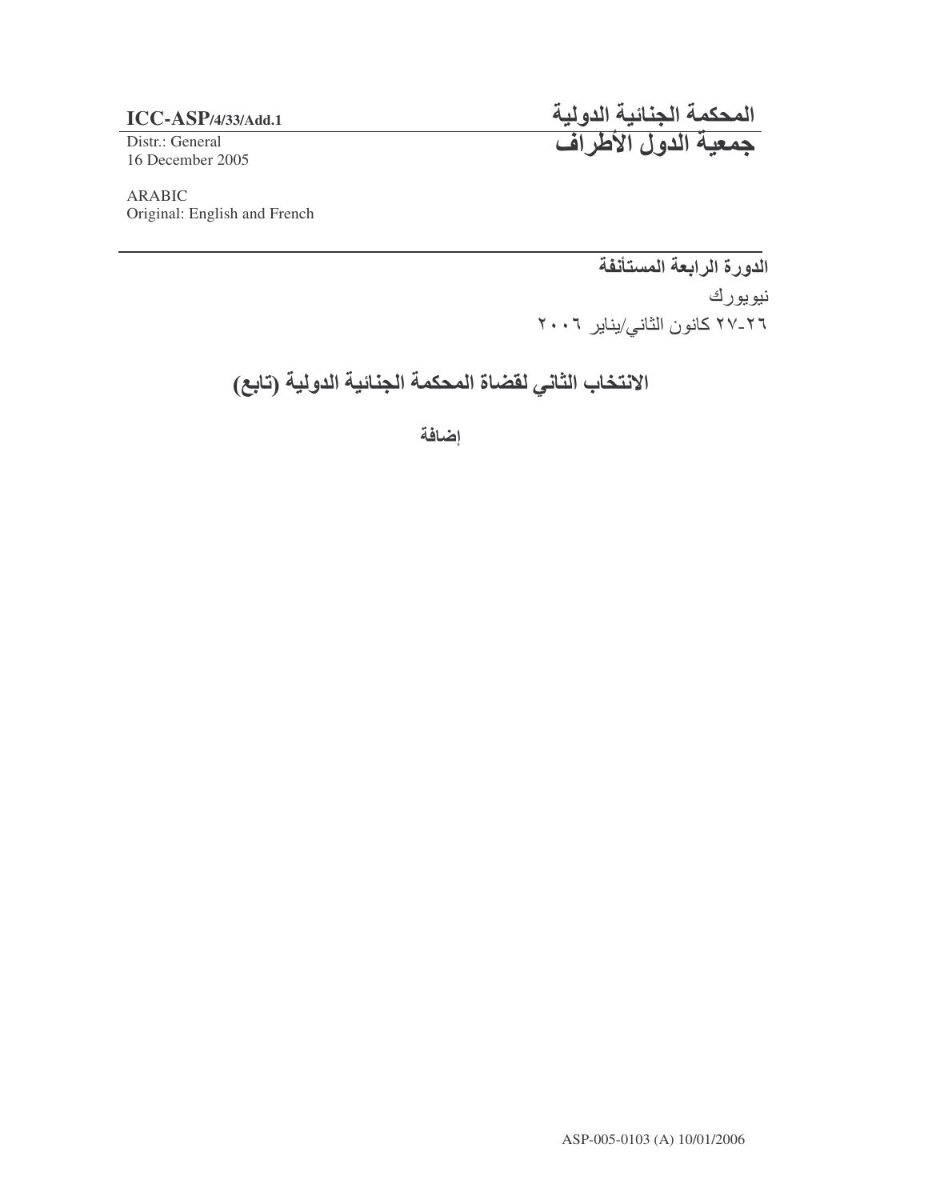**ICC-ASP/4/33/Add.1**

Distr.: General
16 December 2005

ARABIC
Original: English and French

**المحكمة الجنائية الدولية**
**جمعية الدول الأطراف**

**الدورة الرابعة المستأنفة**

نيويورك

٢٦-٢٧ كانون الثاني/يناير ٢٠٠٦

# الانتخاب الثاني لقضاة المحكمة الجنائية الدولية (تابع)

**إضافة**

ASP-005-0103 (A) 10/01/2006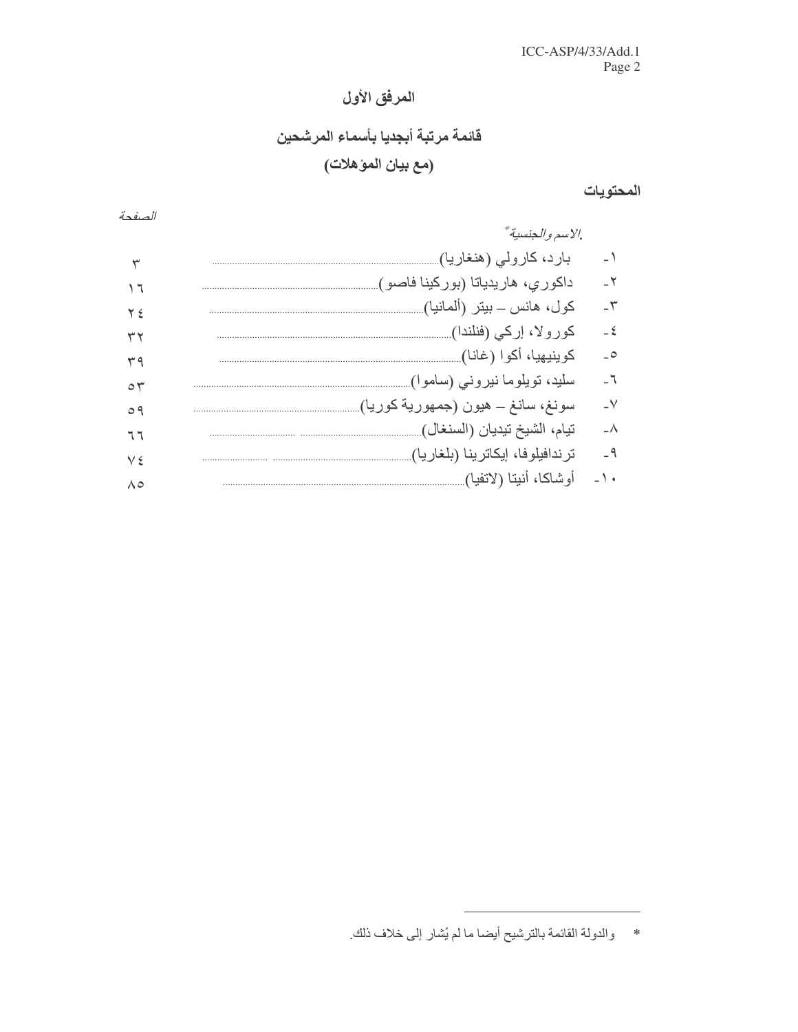# المرفق الأول

## قائمة مرتبة أبجديا بأسماء المرشحين

## (مع بيان المؤهلات)

### المحتويات

| | الاسم والجنسية* | الصفحة |
|---|---|---|
| ١- | بارد، كارولي (هنغاريا) | ٣ |
| ٢- | داكوري، هاريدياتا (بوركينا فاصو) | ١٦ |
| ٣- | كول، هانس – بيتر (ألمانيا) | ٢٤ |
| ٤- | كورولا، إركي (فنلندا) | ٣٢ |
| ٥- | كوينيهيا، أكوا (غانا) | ٣٩ |
| ٦- | سليد، تويلوما نيروني (ساموا) | ٥٣ |
| ٧- | سونغ، سانغ – هيون (جمهورية كوريا) | ٥٩ |
| ٨- | تيام، الشيخ تيديان (السنغال) | ٦٦ |
| ٩- | ترندافيلوفا، إيكاترينا (بلغاريا) | ٧٤ |
| ١٠- | أوشاكا، أنيتا (لاتفيا) | ٨٥ |

* والدولة القائمة بالترشيح أيضا ما لم يُشار إلى خلاف ذلك.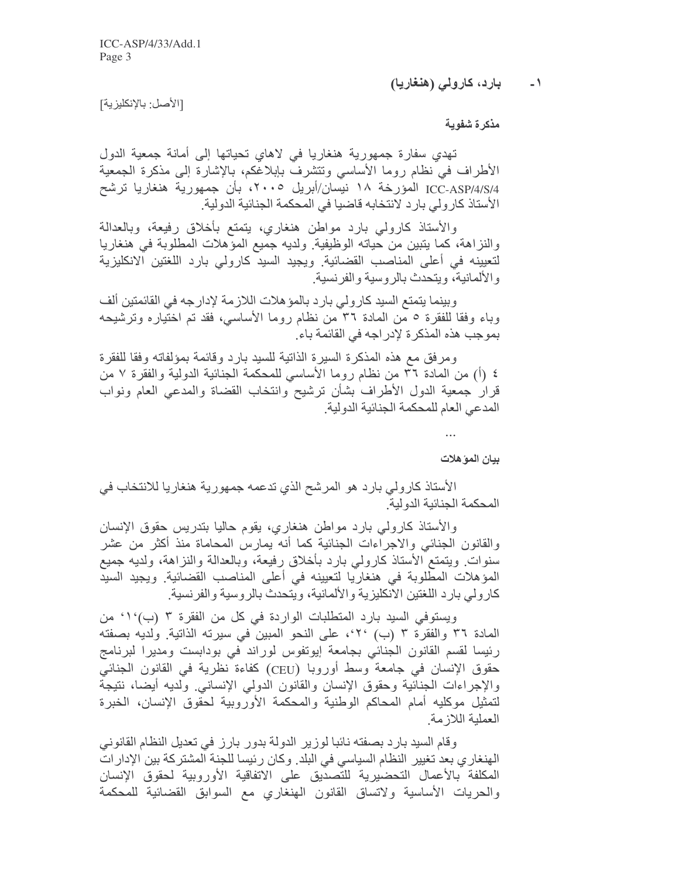### ١- بارد، كارولي (هنغاريا)

[الأصل: بالإنكليزية]

**مذكرة شفوية**

تهدي سفارة جمهورية هنغاريا في لاهاي تحياتها إلى أمانة جمعية الدول الأطراف في نظام روما الأساسي وتتشرف بإبلاغكم، بالإشارة إلى مذكرة الجمعية ICC-ASP/4/S/4 المؤرخة ١٨ نيسان/أبريل ٢٠٠٥، بأن جمهورية هنغاريا ترشح الأستاذ كارولي بارد لانتخابه قاضيا في المحكمة الجنائية الدولية.

والأستاذ كارولي بارد مواطن هنغاري، يتمتع بأخلاق رفيعة، وبالعدالة والنزاهة، كما يتبين من حياته الوظيفية. ولديه جميع المؤهلات المطلوبة في هنغاريا لتعيينه في أعلى المناصب القضائية. ويجيد السيد كارولي بارد اللغتين الانكليزية والألمانية، ويتحدث بالروسية والفرنسية.

وبينما يتمتع السيد كارولي بارد بالمؤهلات اللازمة لإدراجه في القائمتين ألف وباء وفقا للفقرة ٥ من المادة ٣٦ من نظام روما الأساسي، فقد تم اختياره وترشيحه بموجب هذه المذكرة لإدراجه في القائمة باء.

ومرفق مع هذه المذكرة السيرة الذاتية للسيد بارد وقائمة بمؤلفاته وفقا للفقرة ٤ (أ) من المادة ٣٦ من نظام روما الأساسي للمحكمة الجنائية الدولية والفقرة ٧ من قرار جمعية الدول الأطراف بشأن ترشيح وانتخاب القضاة والمدعي العام ونواب المدعي العام للمحكمة الجنائية الدولية.

...

**بيان المؤهلات**

الأستاذ كارولي بارد هو المرشح الذي تدعمه جمهورية هنغاريا للانتخاب في المحكمة الجنائية الدولية.

والأستاذ كارولي بارد مواطن هنغاري، يقوم حاليا بتدريس حقوق الإنسان والقانون الجنائي والاجراءات الجنائية كما أنه يمارس المحاماة منذ أكثر من عشر سنوات. ويتمتع الأستاذ كارولي بارد بأخلاق رفيعة، وبالعدالة والنزاهة، ولديه جميع المؤهلات المطلوبة في هنغاريا لتعيينه في أعلى المناصب القضائية. ويجيد السيد كارولي بارد اللغتين الانكليزية والألمانية، ويتحدث بالروسية والفرنسية.

ويستوفي السيد بارد المتطلبات الواردة في كل من الفقرة ٣ (ب)'١' من المادة ٣٦ والفقرة ٣ (ب) '٢'، على النحو المبين في سيرته الذاتية. ولديه بصفته رئيسا لقسم القانون الجنائي بجامعة إيوتفوس لوراند في بودابست ومديرا لبرنامج حقوق الإنسان في جامعة وسط أوروبا (CEU) كفاءة نظرية في القانون الجنائي والإجراءات الجنائية وحقوق الإنسان والقانون الدولي الإنساني. ولديه أيضا، نتيجة لتمثيل موكليه أمام المحاكم الوطنية والمحكمة الأوروبية لحقوق الإنسان، الخبرة العملية اللازمة.

وقام السيد بارد بصفته نائبا لوزير الدولة بدور بارز في تعديل النظام القانوني الهنغاري بعد تغيير النظام السياسي في البلد. وكان رئيسا للجنة المشتركة بين الإدارات المكلفة بالأعمال التحضيرية للتصديق على الاتفاقية الأوروبية لحقوق الإنسان والحريات الأساسية ولاتساق القانون الهنغاري مع السوابق القضائية للمحكمة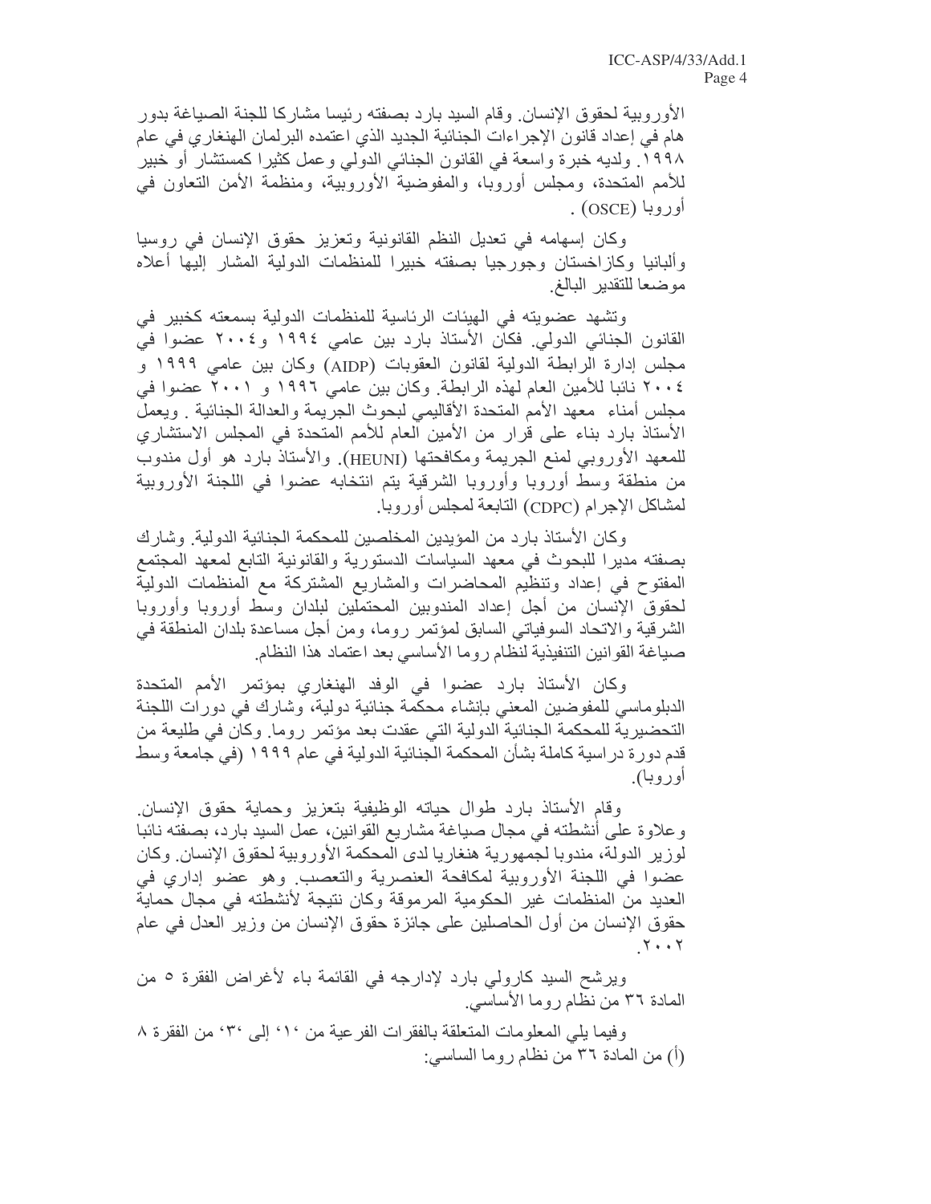الأوروبية لحقوق الإنسان. وقام السيد بارد بصفته رئيسا مشاركا للجنة الصياغة بدور هام في إعداد قانون الإجراءات الجنائية الجديد الذي اعتمده البرلمان الهنغاري في عام ١٩٩٨. ولديه خبرة واسعة في القانون الجنائي الدولي وعمل كثيرا كمستشار أو خبير للأمم المتحدة، ومجلس أوروبا، والمفوضية الأوروبية، ومنظمة الأمن التعاون في أوروبا (OSCE) .

وكان إسهامه في تعديل النظم القانونية وتعزيز حقوق الإنسان في روسيا وألبانيا وكازاخستان وجورجيا بصفته خبيرا للمنظمات الدولية المشار إليها أعلاه موضعا للتقدير البالغ.

وتشهد عضويته في الهيئات الرئاسية للمنظمات الدولية بسمعته كخبير في القانون الجنائي الدولي. فكان الأستاذ بارد بين عامي ١٩٩٤ و٢٠٠٤ عضوا في مجلس إدارة الرابطة الدولية لقانون العقوبات (AIDP) وكان بين عامي ١٩٩٩ و ٢٠٠٤ نائبا للأمين العام لهذه الرابطة. وكان بين عامي ١٩٩٦ و ٢٠٠١ عضوا في مجلس أمناء معهد الأمم المتحدة الأقاليمي لبحوث الجريمة والعدالة الجنائية . ويعمل الأستاذ بارد بناء على قرار من الأمين العام للأمم المتحدة في المجلس الاستشاري للمعهد الأوروبي لمنع الجريمة ومكافحتها (HEUNI). والأستاذ بارد هو أول مندوب من منطقة وسط أوروبا وأوروبا الشرقية يتم انتخابه عضوا في اللجنة الأوروبية لمشاكل الإجرام (CDPC) التابعة لمجلس أوروبا.

وكان الأستاذ بارد من المؤيدين المخلصين للمحكمة الجنائية الدولية. وشارك بصفته مديرا للبحوث في معهد السياسات الدستورية والقانونية التابع لمعهد المجتمع المفتوح في إعداد وتنظيم المحاضرات والمشاريع المشتركة مع المنظمات الدولية لحقوق الإنسان من أجل إعداد المندوبين المحتملين لبلدان وسط أوروبا وأوروبا الشرقية والاتحاد السوفياتي السابق لمؤتمر روما، ومن أجل مساعدة بلدان المنطقة في صياغة القوانين التنفيذية لنظام روما الأساسي بعد اعتماد هذا النظام.

وكان الأستاذ بارد عضوا في الوفد الهنغاري بمؤتمر الأمم المتحدة الدبلوماسي للمفوضين المعني بإنشاء محكمة جنائية دولية، وشارك في دورات اللجنة التحضيرية للمحكمة الجنائية الدولية التي عقدت بعد مؤتمر روما. وكان في طليعة من قدم دورة دراسية كاملة بشأن المحكمة الجنائية الدولية في عام ١٩٩٩ (في جامعة وسط أوروبا).

وقام الأستاذ بارد طوال حياته الوظيفية بتعزيز وحماية حقوق الإنسان. وعلاوة على أنشطته في مجال صياغة مشاريع القوانين، عمل السيد بارد، بصفته نائبا لوزير الدولة، مندوبا لجمهورية هنغاريا لدى المحكمة الأوروبية لحقوق الإنسان. وكان عضوا في اللجنة الأوروبية لمكافحة العنصرية والتعصب. وهو عضو إداري في العديد من المنظمات غير الحكومية المرموقة وكان نتيجة لأنشطته في مجال حماية حقوق الإنسان من أول الحاصلين على جائزة حقوق الإنسان من وزير العدل في عام ٢٠٠٢.

ويرشح السيد كارولي بارد لإدراجه في القائمة باء لأغراض الفقرة ٥ من المادة ٣٦ من نظام روما الأساسي.

وفيما يلي المعلومات المتعلقة بالفقرات الفرعية من '١' إلى '٣' من الفقرة ٨ (أ) من المادة ٣٦ من نظام روما الساسي: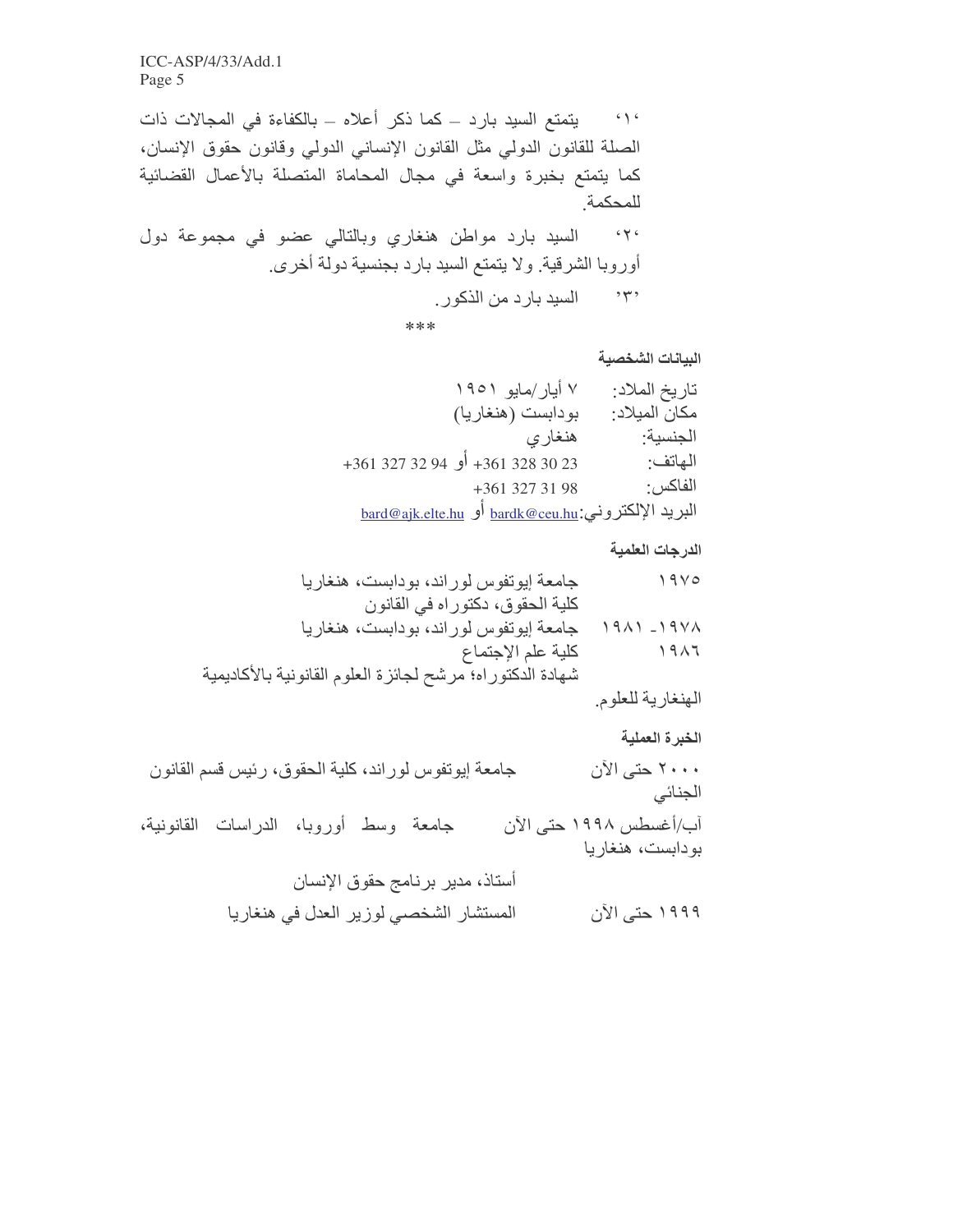١٠‏ يتمتع السيد بارد – كما ذكر أعلاه – بالكفاءة في المجالات ذات الصلة للقانون الدولي مثل القانون الإنساني الدولي وقانون حقوق الإنسان، كما يتمتع بخبرة واسعة في مجال المحاماة المتصلة بالأعمال القضائية للمحكمة.

٢٠‏ السيد بارد مواطن هنغاري وبالتالي عضو في مجموعة دول أوروبا الشرقية. ولا يتمتع السيد بارد بجنسية دولة أخرى.

٣٠‏ السيد بارد من الذكور.

***

**البيانات الشخصية**

تاريخ الملاد: ٧ أيار/مايو ١٩٥١

مكان الميلاد: بودابست (هنغاريا)

الجنسية: هنغاري

الهاتف: 23 30 328 361+ أو 94 32 327 361+

الفاكس: 98 31 327 361+

البريد الإلكتروني: bardk@ceu.hu أو bard@ajk.elte.hu

**الدرجات العلمية**

١٩٧٥ جامعة إيوتفوس لوراند، بودابست، هنغاريا
كلية الحقوق، دكتوراه في القانون

١٩٧٨- ١٩٨١ جامعة إيوتفوس لوراند، بودابست، هنغاريا
١٩٨٦ كلية علم الإجتماع
شهادة الدكتوراه؛ مرشح لجائزة العلوم القانونية بالأكاديمية الهنغارية للعلوم.

**الخبرة العملية**

٢٠٠٠ حتى الآن جامعة إيوتفوس لوراند، كلية الحقوق، رئيس قسم القانون الجنائي

آب/أغسطس ١٩٩٨ حتى الآن جامعة وسط أوروبا، الدراسات القانونية، بودابست، هنغاريا
أستاذ، مدير برنامج حقوق الإنسان

١٩٩٩ حتى الآن المستشار الشخصي لوزير العدل في هنغاريا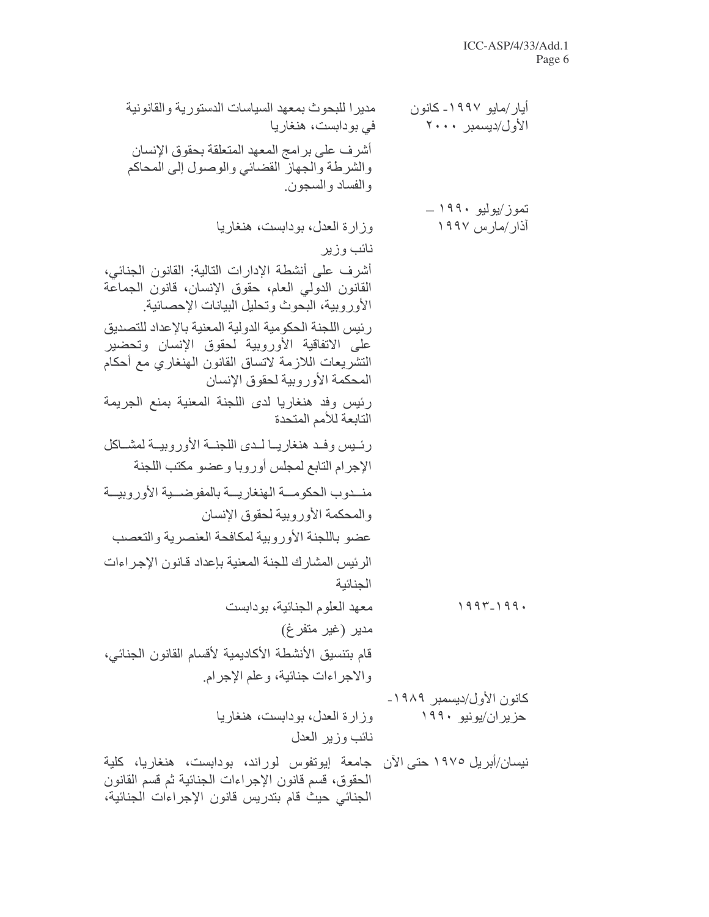| | |
|---|---|
| أيار/مايو ١٩٩٧- كانون الأول/ديسمبر ٢٠٠٠ | مديرا للبحوث بمعهد السياسات الدستورية والقانونية في بودابست، هنغاريا<br>أشرف على برامج المعهد المتعلقة بحقوق الإنسان والشرطة والجهاز القضائي والوصول إلى المحاكم والفساد والسجون. |
| تموز/يوليو ١٩٩٠ – آذار/مارس ١٩٩٧ | وزارة العدل، بودابست، هنغاريا<br>نائب وزير<br>أشرف على أنشطة الإدارات التالية: القانون الجنائي، القانون الدولي العام، حقوق الإنسان، قانون الجماعة الأوروبية، البحوث وتحليل البيانات الإحصائية.<br>رئيس اللجنة الحكومية الدولية المعنية بالإعداد للتصديق على الاتفاقية الأوروبية لحقوق الإنسان وتحضير التشريعات اللازمة لاتساق القانون الهنغاري مع أحكام المحكمة الأوروبية لحقوق الإنسان<br>رئيس وفد هنغاريا لدى اللجنة المعنية بمنع الجريمة التابعة للأمم المتحدة<br>رئيس وفد هنغاريا لدى اللجنة الأوروبية لمشاكل الإجرام التابع لمجلس أوروبا وعضو مكتب اللجنة<br>مندوب الحكومة الهنغارية بالمفوضية الأوروبية والمحكمة الأوروبية لحقوق الإنسان<br>عضو باللجنة الأوروبية لمكافحة العنصرية والتعصب<br>الرئيس المشارك للجنة المعنية بإعداد قانون الإجراءات الجنائية |
| ١٩٩٠-١٩٩٣ | معهد العلوم الجنائية، بودابست<br>مدير (غير متفرغ)<br>قام بتنسيق الأنشطة الأكاديمية لأقسام القانون الجنائي، والاجراءات جنائية، وعلم الإجرام. |
| كانون الأول/ديسمبر ١٩٨٩- حزيران/يونيو ١٩٩٠ | وزارة العدل، بودابست، هنغاريا<br>نائب وزير العدل |
| نيسان/أبريل ١٩٧٥ حتى الآن | جامعة إيوتفوس لوراند، بودابست، هنغاريا، كلية الحقوق، قسم قانون الإجراءات الجنائية ثم قسم القانون الجنائي حيث قام بتدريس قانون الإجراءات الجنائية، |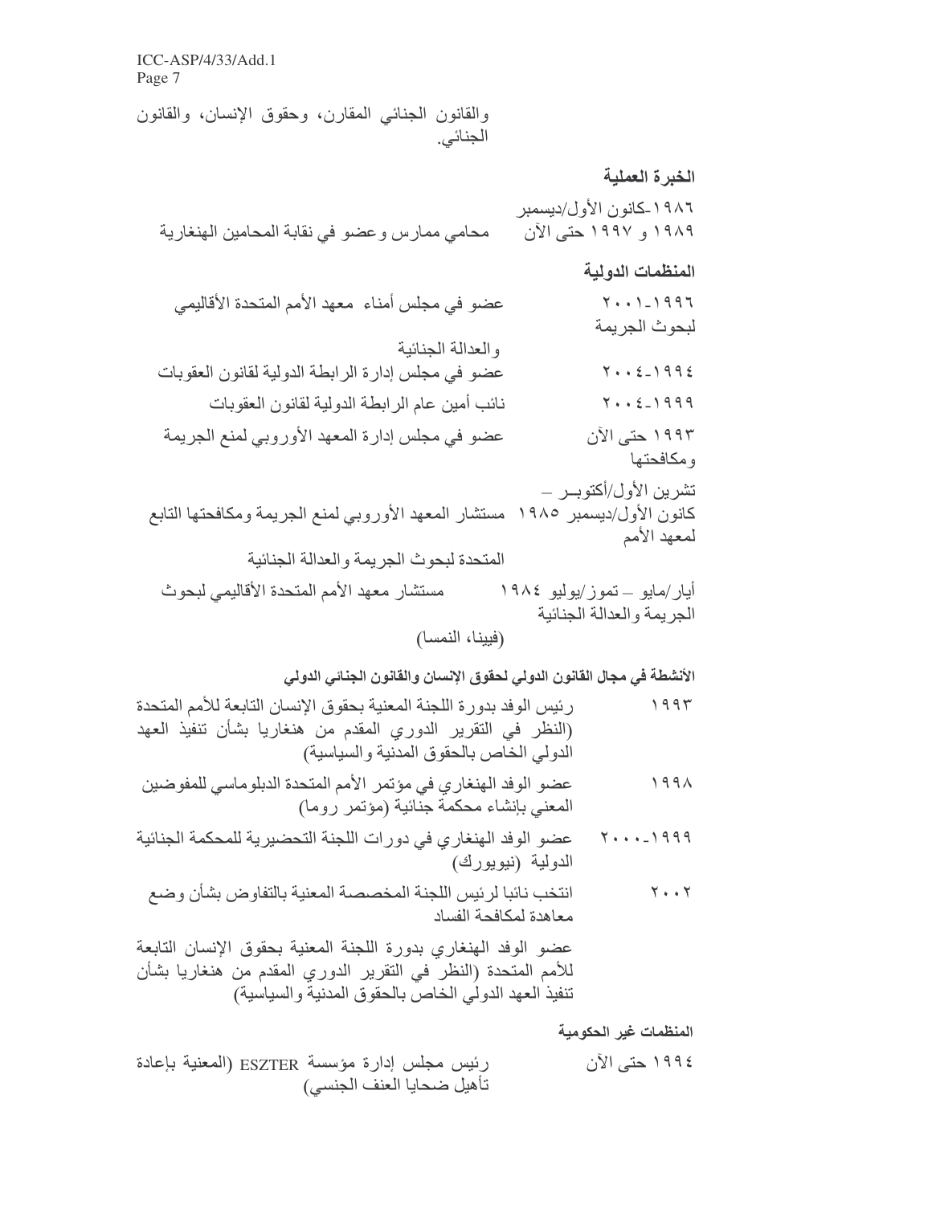والقانون الجنائي المقارن، وحقوق الإنسان، والقانون الجنائي.

**الخبرة العملية**

| | |
|---|---|
| ١٩٨٦-كانون الأول/ديسمبر ١٩٨٩ و ١٩٩٧ حتى الآن | محامي ممارس وعضو في نقابة المحامين الهنغارية |

**المنظمات الدولية**

| | |
|---|---|
| ١٩٩٦-٢٠٠١ | عضو في مجلس أمناء معهد الأمم المتحدة الأقاليمي لبحوث الجريمة والعدالة الجنائية |
| ١٩٩٤-٢٠٠٤ | عضو في مجلس إدارة الرابطة الدولية لقانون العقوبات |
| ١٩٩٩-٢٠٠٤ | نائب أمين عام الرابطة الدولية لقانون العقوبات |
| ١٩٩٣ حتى الآن | عضو في مجلس إدارة المعهد الأوروبي لمنع الجريمة ومكافحتها |
| تشرين الأول/أكتوبر – كانون الأول/ديسمبر ١٩٨٥ | مستشار المعهد الأوروبي لمنع الجريمة ومكافحتها التابع لمعهد الأمم المتحدة لبحوث الجريمة والعدالة الجنائية |
| أيار/مايو – تموز/يوليو ١٩٨٤ | مستشار معهد الأمم المتحدة الأقاليمي لبحوث الجريمة والعدالة الجنائية (فيينا، النمسا) |

**الأنشطة في مجال القانون الدولي لحقوق الإنسان والقانون الجنائي الدولي**

| | |
|---|---|
| ١٩٩٣ | رئيس الوفد بدورة اللجنة المعنية بحقوق الإنسان التابعة للأمم المتحدة (النظر في التقرير الدوري المقدم من هنغاريا بشأن تنفيذ العهد الدولي الخاص بالحقوق المدنية والسياسية) |
| ١٩٩٨ | عضو الوفد الهنغاري في مؤتمر الأمم المتحدة الدبلوماسي للمفوضين المعني بإنشاء محكمة جنائية (مؤتمر روما) |
| ١٩٩٩-٢٠٠٠ | عضو الوفد الهنغاري في دورات اللجنة التحضيرية للمحكمة الجنائية الدولية (نيويورك) |
| ٢٠٠٢ | انتخب نائبا لرئيس اللجنة المخصصة المعنية بالتفاوض بشأن وضع معاهدة لمكافحة الفساد |
| | عضو الوفد الهنغاري بدورة اللجنة المعنية بحقوق الإنسان التابعة للأمم المتحدة (النظر في التقرير الدوري المقدم من هنغاريا بشأن تنفيذ العهد الدولي الخاص بالحقوق المدنية والسياسية) |

**المنظمات غير الحكومية**

| | |
|---|---|
| ١٩٩٤ حتى الآن | رئيس مجلس إدارة مؤسسة ESZTER (المعنية بإعادة تأهيل ضحايا العنف الجنسي) |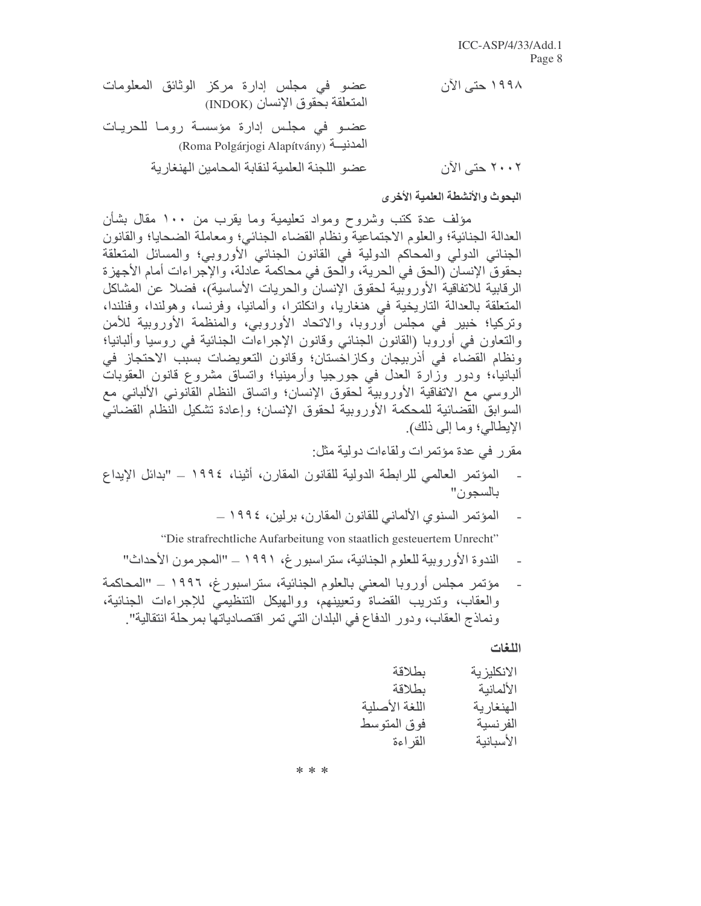| | |
|---|---|
| ١٩٩٨ حتى الآن | عضو في مجلس إدارة مركز الوثائق المعلومات المتعلقة بحقوق الإنسان (INDOK) |
| | عضو في مجلس إدارة مؤسسة روما للحريات المدنية (Roma Polgárjogi Alapítvány) |
| ٢٠٠٢ حتى الآن | عضو اللجنة العلمية لنقابة المحامين الهنغارية |

**البحوث والأنشطة العلمية الأخرى**

مؤلف عدة كتب وشروح ومواد تعليمية وما يقرب من ١٠٠ مقال بشأن العدالة الجنائية؛ والعلوم الاجتماعية ونظام القضاء الجنائي؛ ومعاملة الضحايا؛ والقانون الجنائي الدولي والمحاكم الدولية في القانون الجنائي الأوروبي؛ والمسائل المتعلقة بحقوق الإنسان (الحق في الحرية، والحق في محاكمة عادلة، والإجراءات أمام الأجهزة الرقابية للاتفاقية الأوروبية لحقوق الإنسان والحريات الأساسية)، فضلا عن المشاكل المتعلقة بالعدالة التاريخية في هنغاريا، وانكلترا، وألمانيا، وفرنسا، وهولندا، وفنلندا، وتركيا؛ خبير في مجلس أوروبا، والاتحاد الأوروبي، والمنظمة الأوروبية للأمن والتعاون في أوروبا (القانون الجنائي وقانون الإجراءات الجنائية في روسيا وألبانيا؛ ونظام القضاء في أذربيجان وكازاخستان؛ وقانون التعويضات بسبب الاحتجاز في ألبانيا؛ ودور وزارة العدل في جورجيا وأرمينيا؛ واتساق مشروع قانون العقوبات الروسي مع الاتفاقية الأوروبية لحقوق الإنسان؛ واتساق النظام القانوني الألباني مع السوابق القضائية للمحكمة الأوروبية لحقوق الإنسان؛ وإعادة تشكيل النظام القضائي الإيطالي؛ وما إلى ذلك).

مقرر في عدة مؤتمرات ولقاءات دولية مثل:

- المؤتمر العالمي للرابطة الدولية للقانون المقارن، أثينا، ١٩٩٤ – "بدائل الإيداع بالسجون"
- المؤتمر السنوي الألماني للقانون المقارن، برلين، ١٩٩٤ –

  "Die strafrechtliche Aufarbeitung von staatlich gesteuertem Unrecht"
- الندوة الأوروبية للعلوم الجنائية، ستراسبورغ، ١٩٩١ – "المجرمون الأحداث"
- مؤتمر مجلس أوروبا المعني بالعلوم الجنائية، ستراسبورغ، ١٩٩٦ – "المحاكمة والعقاب، وتدريب القضاة وتعيينهم، والهيكل التنظيمي للإجراءات الجنائية، ونماذج العقاب، ودور الدفاع في البلدان التي تمر اقتصادياتها بمرحلة انتقالية".

**اللغات**

| | |
|---|---|
| الانكليزية | بطلاقة |
| الألمانية | بطلاقة |
| الهنغارية | اللغة الأصلية |
| الفرنسية | فوق المتوسط |
| الأسبانية | القراءة |

\* \* \*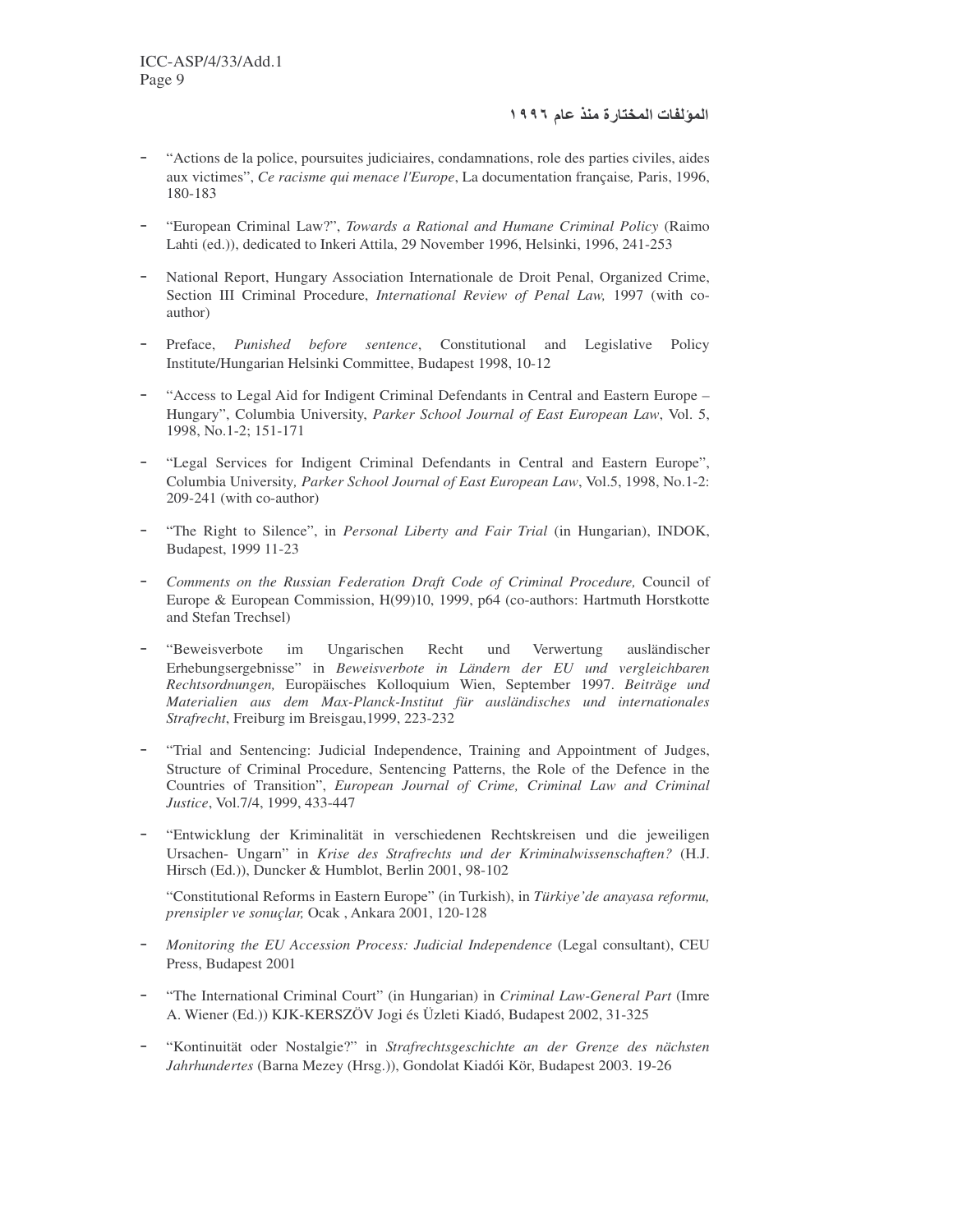### المؤلفات المختارة منذ عام ١٩٩٦

- "Actions de la police, poursuites judiciaires, condamnations, role des parties civiles, aides aux victimes", *Ce racisme qui menace l'Europe*, La documentation française*,* Paris, 1996, 180-183

- "European Criminal Law?", *Towards a Rational and Humane Criminal Policy* (Raimo Lahti (ed.)), dedicated to Inkeri Attila, 29 November 1996, Helsinki, 1996, 241-253

- National Report, Hungary Association Internationale de Droit Penal, Organized Crime, Section III Criminal Procedure, *International Review of Penal Law,* 1997 (with co-author)

- Preface, *Punished before sentence*, Constitutional and Legislative Policy Institute/Hungarian Helsinki Committee, Budapest 1998, 10-12

- "Access to Legal Aid for Indigent Criminal Defendants in Central and Eastern Europe – Hungary", Columbia University, *Parker School Journal of East European Law*, Vol. 5, 1998, No.1-2; 151-171

- "Legal Services for Indigent Criminal Defendants in Central and Eastern Europe", Columbia University*, Parker School Journal of East European Law*, Vol.5, 1998, No.1-2: 209-241 (with co-author)

- "The Right to Silence", in *Personal Liberty and Fair Trial* (in Hungarian), INDOK, Budapest, 1999 11-23

- *Comments on the Russian Federation Draft Code of Criminal Procedure,* Council of Europe & European Commission, H(99)10, 1999, p64 (co-authors: Hartmuth Horstkotte and Stefan Trechsel)

- "Beweisverbote im Ungarischen Recht und Verwertung ausländischer Erhebungsergebnisse" in *Beweisverbote in Ländern der EU und vergleichbaren Rechtsordnungen,* Europäisches Kolloquium Wien, September 1997. *Beiträge und Materialien aus dem Max-Planck-Institut für ausländisches und internationales Strafrecht*, Freiburg im Breisgau,1999, 223-232

- "Trial and Sentencing: Judicial Independence, Training and Appointment of Judges, Structure of Criminal Procedure, Sentencing Patterns, the Role of the Defence in the Countries of Transition", *European Journal of Crime, Criminal Law and Criminal Justice*, Vol.7/4, 1999, 433-447

- "Entwicklung der Kriminalität in verschiedenen Rechtskreisen und die jeweiligen Ursachen- Ungarn" in *Krise des Strafrechts und der Kriminalwissenschaften?* (H.J. Hirsch (Ed.)), Duncker & Humblot, Berlin 2001, 98-102

  "Constitutional Reforms in Eastern Europe" (in Turkish), in *Türkiye'de anayasa reformu, prensipler ve sonuçlar,* Ocak , Ankara 2001, 120-128

- *Monitoring the EU Accession Process: Judicial Independence* (Legal consultant), CEU Press, Budapest 2001

- "The International Criminal Court" (in Hungarian) in *Criminal Law-General Part* (Imre A. Wiener (Ed.)) KJK-KERSZÖV Jogi és Üzleti Kiadó, Budapest 2002, 31-325

- "Kontinuität oder Nostalgie?" in *Strafrechtsgeschichte an der Grenze des nächsten Jahrhundertes* (Barna Mezey (Hrsg.)), Gondolat Kiadói Kör, Budapest 2003. 19-26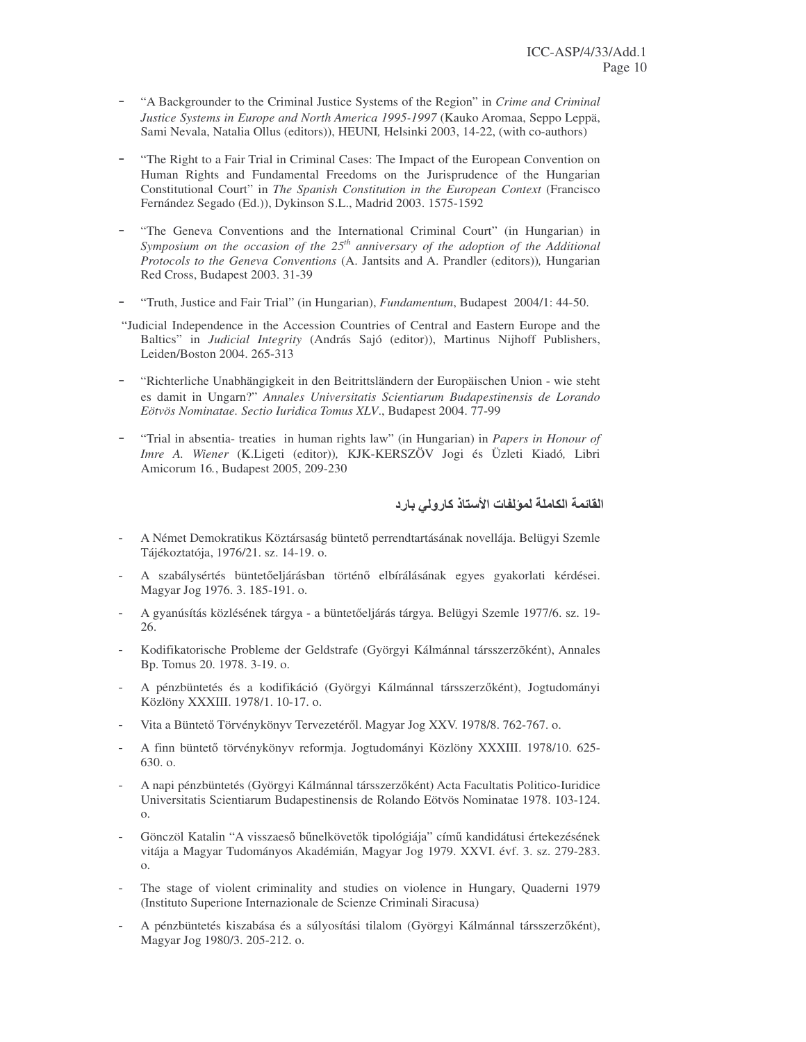- "A Backgrounder to the Criminal Justice Systems of the Region" in *Crime and Criminal Justice Systems in Europe and North America 1995-1997* (Kauko Aromaa, Seppo Leppä, Sami Nevala, Natalia Ollus (editors)), HEUNI, Helsinki 2003, 14-22, (with co-authors)

- "The Right to a Fair Trial in Criminal Cases: The Impact of the European Convention on Human Rights and Fundamental Freedoms on the Jurisprudence of the Hungarian Constitutional Court" in *The Spanish Constitution in the European Context* (Francisco Fernández Segado (Ed.)), Dykinson S.L., Madrid 2003. 1575-1592

- "The Geneva Conventions and the International Criminal Court" (in Hungarian) in *Symposium on the occasion of the 25th anniversary of the adoption of the Additional Protocols to the Geneva Conventions* (A. Jantsits and A. Prandler (editors)), Hungarian Red Cross, Budapest 2003. 31-39

- "Truth, Justice and Fair Trial" (in Hungarian), *Fundamentum*, Budapest 2004/1: 44-50.

"Judicial Independence in the Accession Countries of Central and Eastern Europe and the Baltics" in *Judicial Integrity* (András Sajó (editor)), Martinus Nijhoff Publishers, Leiden/Boston 2004. 265-313

- "Richterliche Unabhängigkeit in den Beitrittsländern der Europäischen Union - wie steht es damit in Ungarn?" *Annales Universitatis Scientiarum Budapestinensis de Lorando Eötvös Nominatae. Sectio Iuridica Tomus XLV*., Budapest 2004. 77-99

- "Trial in absentia- treaties in human rights law" (in Hungarian) in *Papers in Honour of Imre A. Wiener* (K.Ligeti (editor)), KJK-KERSZÖV Jogi és Üzleti Kiadó, Libri Amicorum 16., Budapest 2005, 209-230

### القائمة الكاملة لمؤلفات الأستاذ كارولي بارد

- A Német Demokratikus Köztársaság büntető perrendtartásának novellája. Belügyi Szemle Tájékoztatója, 1976/21. sz. 14-19. o.
- A szabálysértés büntetőeljárásban történő elbírálásának egyes gyakorlati kérdései. Magyar Jog 1976. 3. 185-191. o.
- A gyanúsítás közlésének tárgya - a büntetőeljárás tárgya. Belügyi Szemle 1977/6. sz. 19-26.
- Kodifikatorische Probleme der Geldstrafe (Györgyi Kálmánnal társszerzõként), Annales Bp. Tomus 20. 1978. 3-19. o.
- A pénzbüntetés és a kodifikáció (Györgyi Kálmánnal társszerzőként), Jogtudományi Közlöny XXXIII. 1978/1. 10-17. o.
- Vita a Büntető Törvénykönyv Tervezetéről. Magyar Jog XXV. 1978/8. 762-767. o.
- A finn büntető törvénykönyv reformja. Jogtudományi Közlöny XXXIII. 1978/10. 625-630. o.
- A napi pénzbüntetés (Györgyi Kálmánnal társszerzőként) Acta Facultatis Politico-Iuridice Universitatis Scientiarum Budapestinensis de Rolando Eötvös Nominatae 1978. 103-124. o.
- Gönczöl Katalin "A visszaeső bűnelkövetők tipológiája" című kandidátusi értekezésének vitája a Magyar Tudományos Akadémián, Magyar Jog 1979. XXVI. évf. 3. sz. 279-283. o.
- The stage of violent criminality and studies on violence in Hungary, Quaderni 1979 (Instituto Superione Internazionale de Scienze Criminali Siracusa)
- A pénzbüntetés kiszabása és a súlyosítási tilalom (Györgyi Kálmánnal társszerzőként), Magyar Jog 1980/3. 205-212. o.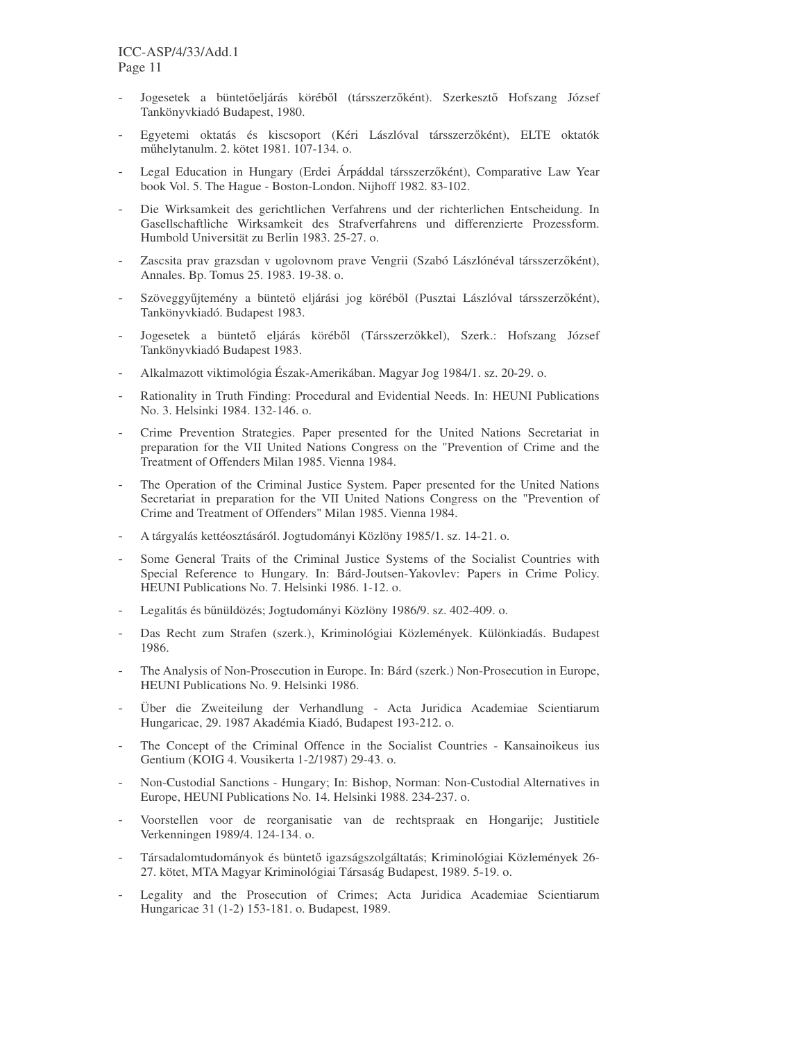- Jogesetek a büntetőeljárás köréből (társszerzőként). Szerkesztő Hofszang József Tankönyvkiadó Budapest, 1980.
- Egyetemi oktatás és kiscsoport (Kéri Lászlóval társszerzőként), ELTE oktatók műhelytanulm. 2. kötet 1981. 107-134. o.
- Legal Education in Hungary (Erdei Árpáddal társszerzőként), Comparative Law Year book Vol. 5. The Hague - Boston-London. Nijhoff 1982. 83-102.
- Die Wirksamkeit des gerichtlichen Verfahrens und der richterlichen Entscheidung. In Gasellschaftliche Wirksamkeit des Strafverfahrens und differenzierte Prozessform. Humbold Universität zu Berlin 1983. 25-27. o.
- Zascsita prav grazsdan v ugolovnom prave Vengrii (Szabó Lászlónéval társszerzőként), Annales. Bp. Tomus 25. 1983. 19-38. o.
- Szöveggyűjtemény a büntető eljárási jog köréből (Pusztai Lászlóval társszerzőként), Tankönyvkiadó. Budapest 1983.
- Jogesetek a büntető eljárás köréből (Társszerzőkkel), Szerk.: Hofszang József Tankönyvkiadó Budapest 1983.
- Alkalmazott viktimológia Észak-Amerikában. Magyar Jog 1984/1. sz. 20-29. o.
- Rationality in Truth Finding: Procedural and Evidential Needs. In: HEUNI Publications No. 3. Helsinki 1984. 132-146. o.
- Crime Prevention Strategies. Paper presented for the United Nations Secretariat in preparation for the VII United Nations Congress on the "Prevention of Crime and the Treatment of Offenders Milan 1985. Vienna 1984.
- The Operation of the Criminal Justice System. Paper presented for the United Nations Secretariat in preparation for the VII United Nations Congress on the "Prevention of Crime and Treatment of Offenders" Milan 1985. Vienna 1984.
- A tárgyalás kettéosztásáról. Jogtudományi Közlöny 1985/1. sz. 14-21. o.
- Some General Traits of the Criminal Justice Systems of the Socialist Countries with Special Reference to Hungary. In: Bárd-Joutsen-Yakovlev: Papers in Crime Policy. HEUNI Publications No. 7. Helsinki 1986. 1-12. o.
- Legalitás és bűnüldözés; Jogtudományi Közlöny 1986/9. sz. 402-409. o.
- Das Recht zum Strafen (szerk.), Kriminológiai Közlemények. Különkiadás. Budapest 1986.
- The Analysis of Non-Prosecution in Europe. In: Bárd (szerk.) Non-Prosecution in Europe, HEUNI Publications No. 9. Helsinki 1986.
- Über die Zweiteilung der Verhandlung - Acta Juridica Academiae Scientiarum Hungaricae, 29. 1987 Akadémia Kiadó, Budapest 193-212. o.
- The Concept of the Criminal Offence in the Socialist Countries - Kansainoikeus ius Gentium (KOIG 4. Vousikerta 1-2/1987) 29-43. o.
- Non-Custodial Sanctions - Hungary; In: Bishop, Norman: Non-Custodial Alternatives in Europe, HEUNI Publications No. 14. Helsinki 1988. 234-237. o.
- Voorstellen voor de reorganisatie van de rechtspraak en Hongarije; Justitiele Verkenningen 1989/4. 124-134. o.
- Társadalomtudományok és büntető igazságszolgáltatás; Kriminológiai Közlemények 26-27. kötet, MTA Magyar Kriminológiai Társaság Budapest, 1989. 5-19. o.
- Legality and the Prosecution of Crimes; Acta Juridica Academiae Scientiarum Hungaricae 31 (1-2) 153-181. o. Budapest, 1989.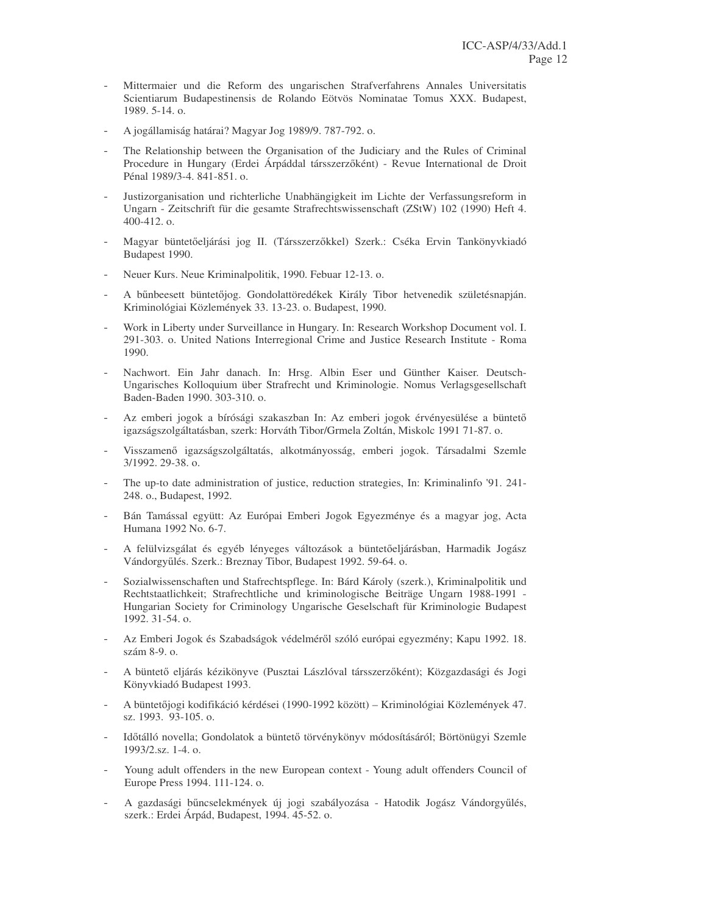- Mittermaier und die Reform des ungarischen Strafverfahrens Annales Universitatis Scientiarum Budapestinensis de Rolando Eötvös Nominatae Tomus XXX. Budapest, 1989. 5-14. o.
- A jogállamiság határai? Magyar Jog 1989/9. 787-792. o.
- The Relationship between the Organisation of the Judiciary and the Rules of Criminal Procedure in Hungary (Erdei Árpáddal társszerzőként) - Revue International de Droit Pénal 1989/3-4. 841-851. o.
- Justizorganisation und richterliche Unabhängigkeit im Lichte der Verfassungsreform in Ungarn - Zeitschrift für die gesamte Strafrechtswissenschaft (ZStW) 102 (1990) Heft 4. 400-412. o.
- Magyar büntetőeljárási jog II. (Társszerzőkkel) Szerk.: Cséka Ervin Tankönyvkiadó Budapest 1990.
- Neuer Kurs. Neue Kriminalpolitik, 1990. Febuar 12-13. o.
- A bűnbeesett büntetőjog. Gondolattöredékek Király Tibor hetvenedik születésnapján. Kriminológiai Közlemények 33. 13-23. o. Budapest, 1990.
- Work in Liberty under Surveillance in Hungary. In: Research Workshop Document vol. I. 291-303. o. United Nations Interregional Crime and Justice Research Institute - Roma 1990.
- Nachwort. Ein Jahr danach. In: Hrsg. Albin Eser und Günther Kaiser. Deutsch-Ungarisches Kolloquium über Strafrecht und Kriminologie. Nomus Verlagsgesellschaft Baden-Baden 1990. 303-310. o.
- Az emberi jogok a bírósági szakaszban In: Az emberi jogok érvényesülése a büntető igazságszolgáltatásban, szerk: Horváth Tibor/Grmela Zoltán, Miskolc 1991 71-87. o.
- Visszamenő igazságszolgáltatás, alkotmányosság, emberi jogok. Társadalmi Szemle 3/1992. 29-38. o.
- The up-to date administration of justice, reduction strategies, In: Kriminalinfo '91. 241-248. o., Budapest, 1992.
- Bán Tamással együtt: Az Európai Emberi Jogok Egyezménye és a magyar jog, Acta Humana 1992 No. 6-7.
- A felülvizsgálat és egyéb lényeges változások a büntetőeljárásban, Harmadik Jogász Vándorgyűlés. Szerk.: Breznay Tibor, Budapest 1992. 59-64. o.
- Sozialwissenschaften und Stafrechtspflege. In: Bárd Károly (szerk.), Kriminalpolitik und Rechtstaatlichkeit; Strafrechtliche und kriminologische Beiträge Ungarn 1988-1991 - Hungarian Society for Criminology Ungarische Geselschaft für Kriminologie Budapest 1992. 31-54. o.
- Az Emberi Jogok és Szabadságok védelméről szóló európai egyezmény; Kapu 1992. 18. szám 8-9. o.
- A büntető eljárás kézikönyve (Pusztai Lászlóval társszerzőként); Közgazdasági és Jogi Könyvkiadó Budapest 1993.
- A büntetőjogi kodifikáció kérdései (1990-1992 között) – Kriminológiai Közlemények 47. sz. 1993. 93-105. o.
- Időtálló novella; Gondolatok a büntető törvénykönyv módosításáról; Börtönügyi Szemle 1993/2.sz. 1-4. o.
- Young adult offenders in the new European context - Young adult offenders Council of Europe Press 1994. 111-124. o.
- A gazdasági bűncselekmények új jogi szabályozása - Hatodik Jogász Vándorgyűlés, szerk.: Erdei Árpád, Budapest, 1994. 45-52. o.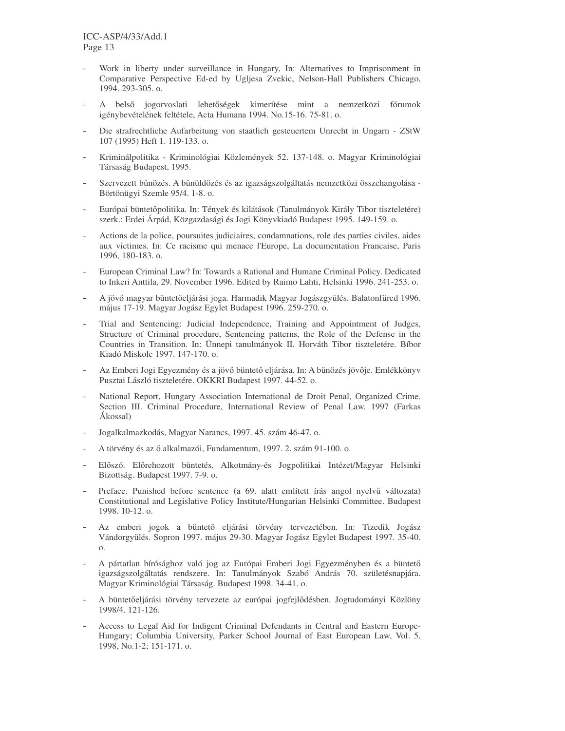- Work in liberty under surveillance in Hungary, In: Alternatives to Imprisonment in Comparative Perspective Ed-ed by Ugljesa Zvekic, Nelson-Hall Publishers Chicago, 1994. 293-305. o.
- A belső jogorvoslati lehetőségek kimerítése mint a nemzetközi fórumok igénybevételének feltétele, Acta Humana 1994. No.15-16. 75-81. o.
- Die strafrechtliche Aufarbeitung von staatlich gesteuertem Unrecht in Ungarn - ZStW 107 (1995) Heft 1. 119-133. o.
- Kriminálpolitika - Kriminológiai Közlemények 52. 137-148. o. Magyar Kriminológiai Társaság Budapest, 1995.
- Szervezett bűnözés. A bűnüldözés és az igazságszolgáltatás nemzetközi összehangolása - Börtönügyi Szemle 95/4. 1-8. o.
- Európai büntetőpolitika. In: Tények és kilátások (Tanulmányok Király Tibor tiszteletére) szerk.: Erdei Árpád, Közgazdasági és Jogi Könyvkiadó Budapest 1995. 149-159. o.
- Actions de la police, poursuites judiciaires, condamnations, role des parties civiles, aides aux victimes. In: Ce racisme qui menace l'Europe, La documentation Francaise, Paris 1996, 180-183. o.
- European Criminal Law? In: Towards a Rational and Humane Criminal Policy. Dedicated to Inkeri Anttila, 29. November 1996. Edited by Raimo Lahti, Helsinki 1996. 241-253. o.
- A jövő magyar büntetőeljárási joga. Harmadik Magyar Jogászgyűlés. Balatonfüred 1996. május 17-19. Magyar Jogász Egylet Budapest 1996. 259-270. o.
- Trial and Sentencing: Judicial Independence, Training and Appointment of Judges, Structure of Criminal procedure, Sentencing patterns, the Role of the Defense in the Countries in Transition. In: Ünnepi tanulmányok II. Horváth Tibor tiszteletére. Bíbor Kiadó Miskolc 1997. 147-170. o.
- Az Emberi Jogi Egyezmény és a jövő büntető eljárása. In: A bűnözés jövője. Emlékkönyv Pusztai László tiszteletére. OKKRI Budapest 1997. 44-52. o.
- National Report, Hungary Association International de Droit Penal, Organized Crime. Section III. Criminal Procedure, International Review of Penal Law. 1997 (Farkas Ákossal)
- Jogalkalmazkodás, Magyar Narancs, 1997. 45. szám 46-47. o.
- A törvény és az ő alkalmazói, Fundamentum, 1997. 2. szám 91-100. o.
- Előszó. Előrehozott büntetés. Alkotmány-és Jogpolitikai Intézet/Magyar Helsinki Bizottság. Budapest 1997. 7-9. o.
- Preface. Punished before sentence (a 69. alatt említett írás angol nyelvű változata) Constitutional and Legislative Policy Institute/Hungarian Helsinki Committee. Budapest 1998. 10-12. o.
- Az emberi jogok a büntető eljárási törvény tervezetében. In: Tizedik Jogász Vándorgyűlés. Sopron 1997. május 29-30. Magyar Jogász Egylet Budapest 1997. 35-40. o.
- A pártatlan bírósághoz való jog az Európai Emberi Jogi Egyezményben és a büntető igazságszolgáltatás rendszere. In: Tanulmányok Szabó András 70. születésnapjára. Magyar Kriminológiai Társaság. Budapest 1998. 34-41. o.
- A büntetőeljárási törvény tervezete az európai jogfejlődésben. Jogtudományi Közlöny 1998/4. 121-126.
- Access to Legal Aid for Indigent Criminal Defendants in Central and Eastern Europe-Hungary; Columbia University, Parker School Journal of East European Law, Vol. 5, 1998, No.1-2; 151-171. o.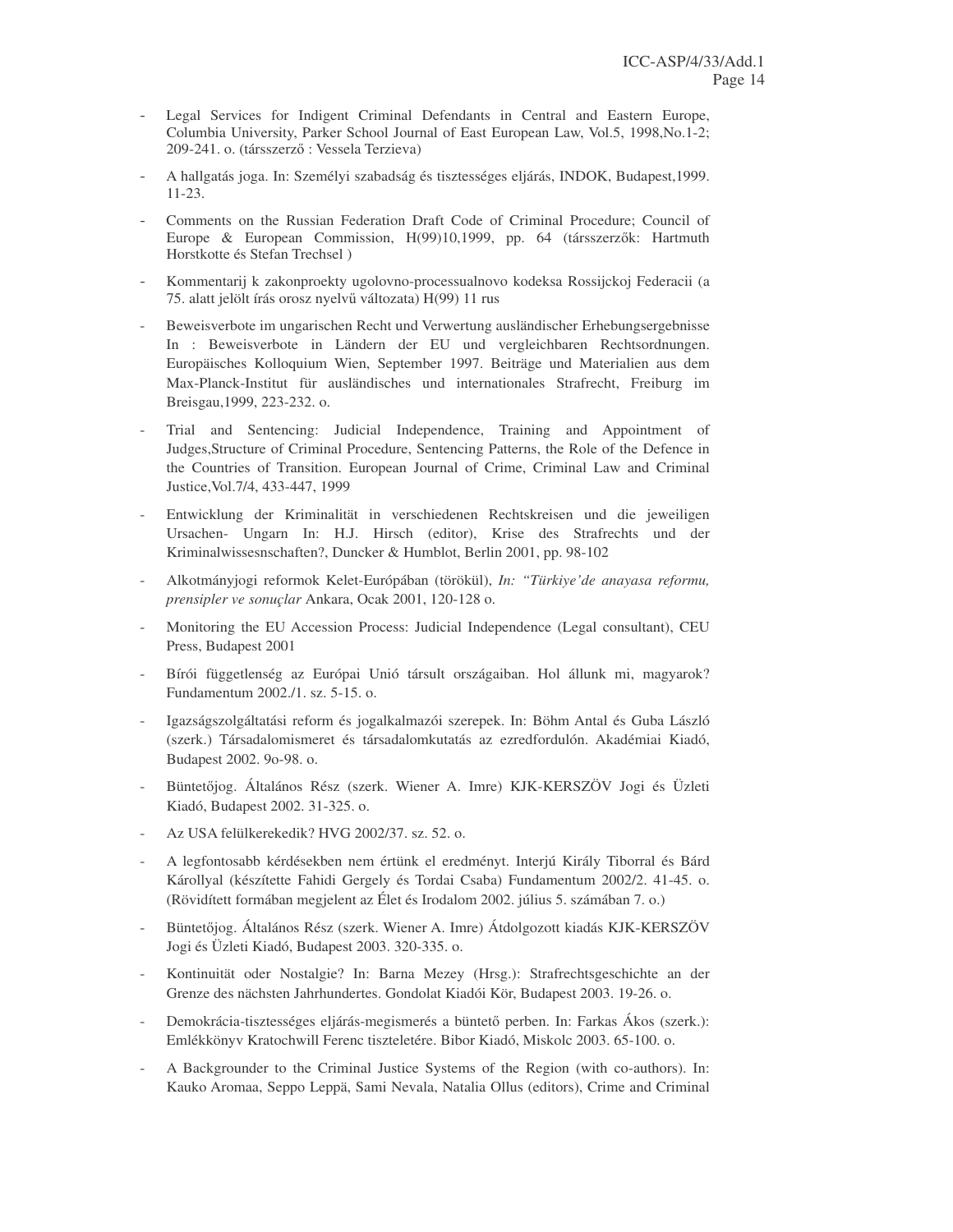- Legal Services for Indigent Criminal Defendants in Central and Eastern Europe, Columbia University, Parker School Journal of East European Law, Vol.5, 1998,No.1-2; 209-241. o. (társszerző : Vessela Terzieva)
- A hallgatás joga. In: Személyi szabadság és tisztességes eljárás, INDOK, Budapest,1999. 11-23.
- Comments on the Russian Federation Draft Code of Criminal Procedure; Council of Europe & European Commission, H(99)10,1999, pp. 64 (társszerzők: Hartmuth Horstkotte és Stefan Trechsel )
- Kommentarij k zakonproekty ugolovno-processualnovo kodeksa Rossijckoj Federacii (a 75. alatt jelölt írás orosz nyelvű változata) H(99) 11 rus
- Beweisverbote im ungarischen Recht und Verwertung ausländischer Erhebungsergebnisse In : Beweisverbote in Ländern der EU und vergleichbaren Rechtsordnungen. Europäisches Kolloquium Wien, September 1997. Beiträge und Materialien aus dem Max-Planck-Institut für ausländisches und internationales Strafrecht, Freiburg im Breisgau,1999, 223-232. o.
- Trial and Sentencing: Judicial Independence, Training and Appointment of Judges,Structure of Criminal Procedure, Sentencing Patterns, the Role of the Defence in the Countries of Transition. European Journal of Crime, Criminal Law and Criminal Justice,Vol.7/4, 433-447, 1999
- Entwicklung der Kriminalität in verschiedenen Rechtskreisen und die jeweiligen Ursachen- Ungarn In: H.J. Hirsch (editor), Krise des Strafrechts und der Kriminalwissesnschaften?, Duncker & Humblot, Berlin 2001, pp. 98-102
- Alkotmányjogi reformok Kelet-Európában (törökül), *In: "Türkiye'de anayasa reformu, prensipler ve sonuçlar* Ankara, Ocak 2001, 120-128 o.
- Monitoring the EU Accession Process: Judicial Independence (Legal consultant), CEU Press, Budapest 2001
- Bírói függetlenség az Európai Unió társult országaiban. Hol állunk mi, magyarok? Fundamentum 2002./1. sz. 5-15. o.
- Igazságszolgáltatási reform és jogalkalmazói szerepek. In: Böhm Antal és Guba László (szerk.) Társadalomismeret és társadalomkutatás az ezredfordulón. Akadémiai Kiadó, Budapest 2002. 9o-98. o.
- Büntetőjog. Általános Rész (szerk. Wiener A. Imre) KJK-KERSZÖV Jogi és Üzleti Kiadó, Budapest 2002. 31-325. o.
- Az USA felülkerekedik? HVG 2002/37. sz. 52. o.
- A legfontosabb kérdésekben nem értünk el eredményt. Interjú Király Tiborral és Bárd Károllyal (készítette Fahidi Gergely és Tordai Csaba) Fundamentum 2002/2. 41-45. o. (Rövidített formában megjelent az Élet és Irodalom 2002. július 5. számában 7. o.)
- Büntetőjog. Általános Rész (szerk. Wiener A. Imre) Átdolgozott kiadás KJK-KERSZÖV Jogi és Üzleti Kiadó, Budapest 2003. 320-335. o.
- Kontinuität oder Nostalgie? In: Barna Mezey (Hrsg.): Strafrechtsgeschichte an der Grenze des nächsten Jahrhundertes. Gondolat Kiadói Kör, Budapest 2003. 19-26. o.
- Demokrácia-tisztességes eljárás-megismerés a büntető perben. In: Farkas Ákos (szerk.): Emlékkönyv Kratochwill Ferenc tiszteletére. Bibor Kiadó, Miskolc 2003. 65-100. o.
- A Backgrounder to the Criminal Justice Systems of the Region (with co-authors). In: Kauko Aromaa, Seppo Leppä, Sami Nevala, Natalia Ollus (editors), Crime and Criminal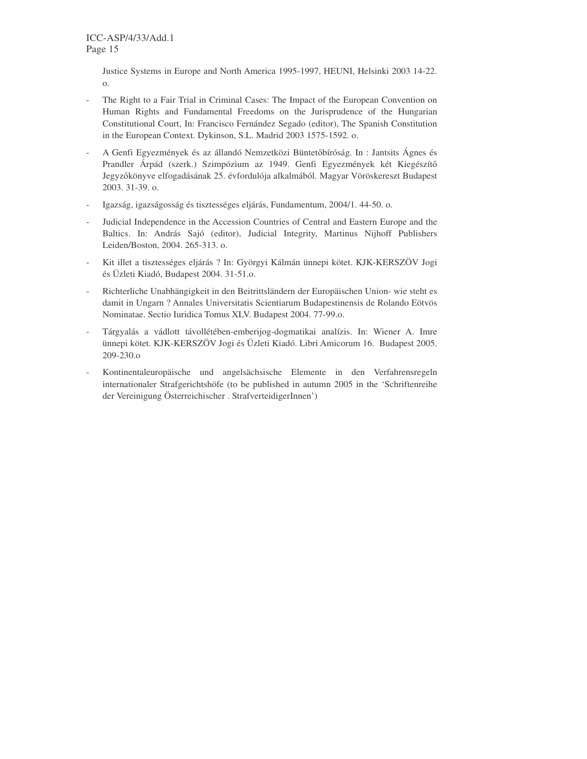Justice Systems in Europe and North America 1995-1997, HEUNI, Helsinki 2003 14-22. o.

- The Right to a Fair Trial in Criminal Cases: The Impact of the European Convention on Human Rights and Fundamental Freedoms on the Jurisprudence of the Hungarian Constitutional Court, In: Francisco Fernández Segado (editor), The Spanish Constitution in the European Context. Dykinson, S.L. Madrid 2003 1575-1592. o.
- A Genfi Egyezmények és az állandó Nemzetközi Büntetőbíróság. In : Jantsits Ágnes és Prandler Árpád (szerk.) Szimpózium az 1949. Genfi Egyezmények két Kiegészítő Jegyzőkönyve elfogadásának 25. évfordulója alkalmából. Magyar Vöröskereszt Budapest 2003. 31-39. o.
- Igazság, igazságosság és tisztességes eljárás, Fundamentum, 2004/1. 44-50. o.
- Judicial Independence in the Accession Countries of Central and Eastern Europe and the Baltics. In: András Sajó (editor), Judicial Integrity, Martinus Nijhoff Publishers Leiden/Boston, 2004. 265-313. o.
- Kit illet a tisztességes eljárás ? In: Györgyi Kálmán ünnepi kötet. KJK-KERSZÖV Jogi és Üzleti Kiadó, Budapest 2004. 31-51.o.
- Richterliche Unabhängigkeit in den Beitrittsländern der Europäischen Union- wie steht es damit in Ungarn ? Annales Universitatis Scientiarum Budapestinensis de Rolando Eötvös Nominatae. Sectio Iuridica Tomus XLV. Budapest 2004. 77-99.o.
- Tárgyalás a vádlott távollétében-emberijog-dogmatikai analízis. In: Wiener A. Imre ünnepi kötet. KJK-KERSZÖV Jogi és Üzleti Kiadó. Libri Amicorum 16. Budapest 2005. 209-230.o
- Kontinentaleuropäische und angelsächsische Elemente in den Verfahrensregeln internationaler Strafgerichtshöfe (to be published in autumn 2005 in the 'Schriftenreihe der Vereinigung Österreichischer . StrafverteidigerInnen')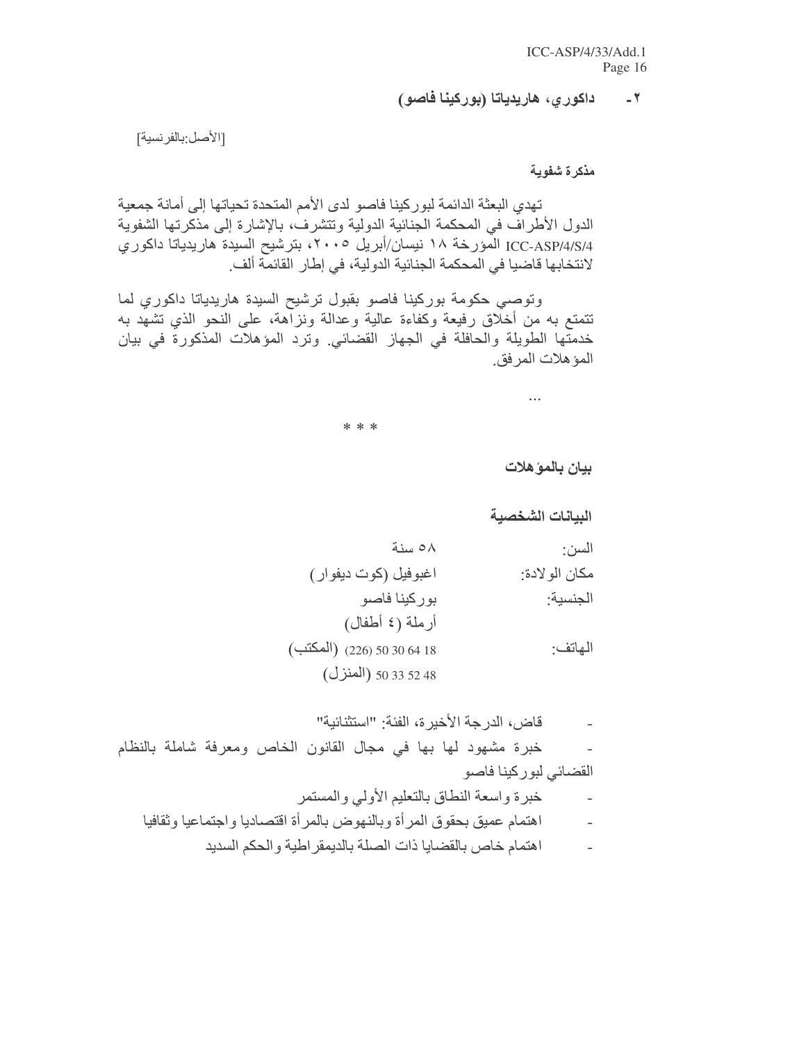## ٢ - داكوري، هاريدياتا (بوركينا فاصو)

[الأصل:بالفرنسية]

**مذكرة شفوية**

تهدي البعثة الدائمة لبوركينا فاصو لدى الأمم المتحدة تحياتها إلى أمانة جمعية الدول الأطراف في المحكمة الجنائية الدولية وتتشرف، بالإشارة إلى مذكرتها الشفوية ICC-ASP/4/S/4 المؤرخة ١٨ نيسان/أبريل ٢٠٠٥، بترشيح السيدة هاريدياتا داكوري لانتخابها قاضيا في المحكمة الجنائية الدولية، في إطار القائمة ألف.

وتوصي حكومة بوركينا فاصو بقبول ترشيح السيدة هاريدياتا داكوري لما تتمتع به من أخلاق رفيعة وكفاءة عالية وعدالة ونزاهة، على النحو الذي تشهد به خدمتها الطويلة والحافلة في الجهاز القضائي. وترد المؤهلات المذكورة في بيان المؤهلات المرفق.

...

\* \* \*

**بيان بالمؤهلات**

**البيانات الشخصية**

| | |
|---|---|
| السن: | ٥٨ سنة |
| مكان الولادة: | اغبوفيل (كوت ديفوار) |
| الجنسية: | بوركينا فاصو |
| | أرملة (٤ أطفال) |
| الهاتف: | (226) 50 30 64 18 (المكتب) |
| | 50 33 52 48 (المنزل) |

- قاض، الدرجة الأخيرة، الفئة: "استثنائية"
- خبرة مشهود لها بها في مجال القانون الخاص ومعرفة شاملة بالنظام القضائي لبوركينا فاصو
- خبرة واسعة النطاق بالتعليم الأولي والمستمر
- اهتمام عميق بحقوق المرأة وبالنهوض بالمرأة اقتصاديا واجتماعيا وثقافيا
- اهتمام خاص بالقضايا ذات الصلة بالديمقراطية والحكم السديد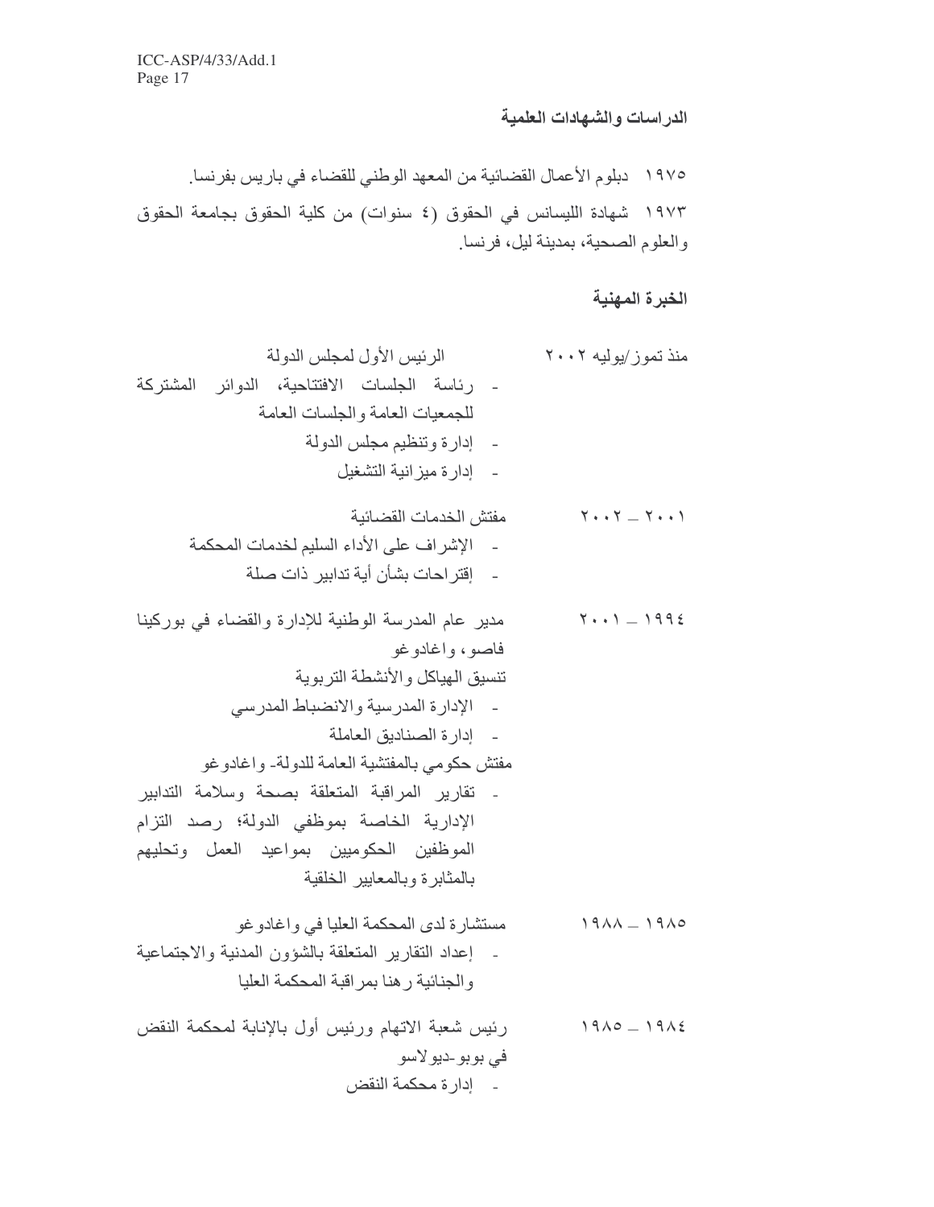### الدراسات والشهادات العلمية

١٩٧٥ دبلوم الأعمال القضائية من المعهد الوطني للقضاء في باريس بفرنسا.

١٩٧٣ شهادة الليسانس في الحقوق (٤ سنوات) من كلية الحقوق بجامعة الحقوق والعلوم الصحية، بمدينة ليل، فرنسا.

### الخبرة المهنية

**منذ تموز/يوليه ٢٠٠٢** الرئيس الأول لمجلس الدولة

- رئاسة الجلسات الافتتاحية، الدوائر المشتركة للجمعيات العامة والجلسات العامة
- إدارة وتنظيم مجلس الدولة
- إدارة ميزانية التشغيل

**٢٠٠١ – ٢٠٠٢** مفتش الخدمات القضائية

- الإشراف على الأداء السليم لخدمات المحكمة
- إقتراحات بشأن أية تدابير ذات صلة

**١٩٩٤ – ٢٠٠١** مدير عام المدرسة الوطنية للإدارة والقضاء في بوركينا فاصو، واغادوغو

تنسيق الهياكل والأنشطة التربوية

- الإدارة المدرسية والانضباط المدرسي
- إدارة الصناديق العاملة

مفتش حكومي بالمفتشية العامة للدولة- واغادوغو

- تقارير المراقبة المتعلقة بصحة وسلامة التدابير الإدارية الخاصة بموظفي الدولة؛ رصد التزام الموظفين الحكوميين بمواعيد العمل وتحليهم بالمثابرة وبالمعايير الخلقية

**١٩٨٥ – ١٩٨٨** مستشارة لدى المحكمة العليا في واغادوغو

- إعداد التقارير المتعلقة بالشؤون المدنية والاجتماعية والجنائية رهنا بمراقبة المحكمة العليا

**١٩٨٤ – ١٩٨٥** رئيس شعبة الاتهام ورئيس أول بالإنابة لمحكمة النقض في بوبو-ديولاسو

- إدارة محكمة النقض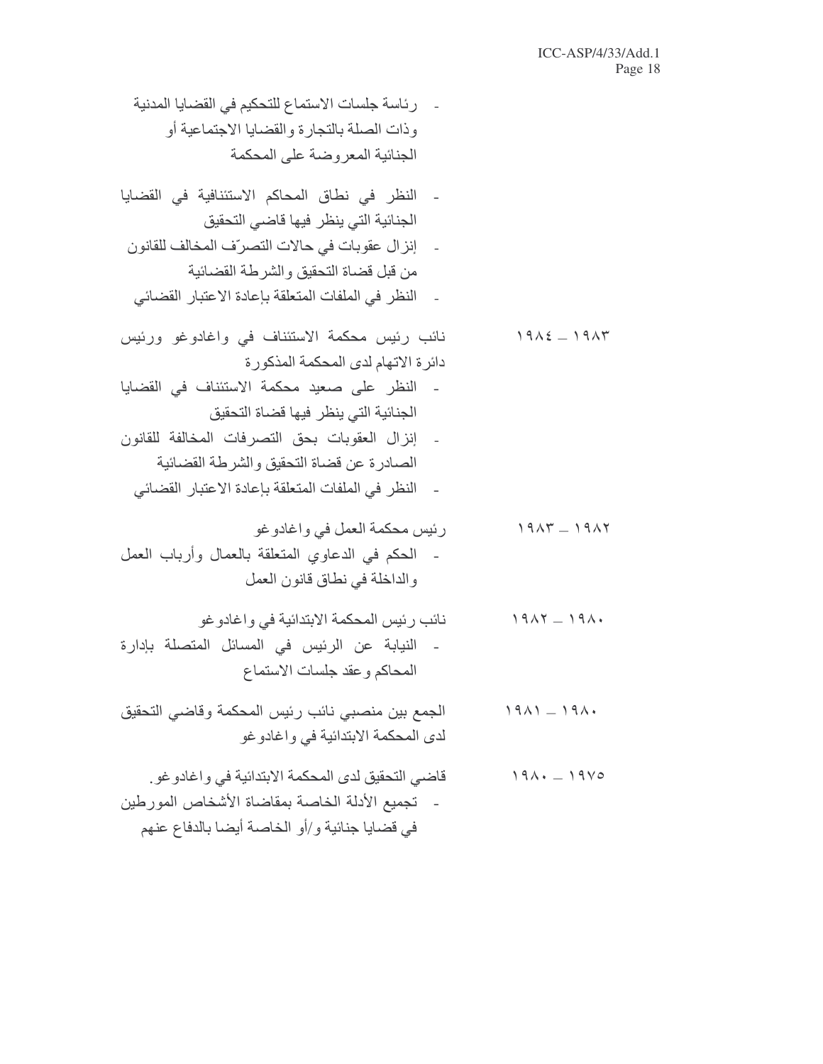- رئاسة جلسات الاستماع للتحكيم في القضايا المدنية وذات الصلة بالتجارة والقضايا الاجتماعية أو الجنائية المعروضة على المحكمة
- النظر في نطاق المحاكم الاستئنافية في القضايا الجنائية التي ينظر فيها قاضي التحقيق
- إنزال عقوبات في حالات التصرّف المخالف للقانون من قبل قضاة التحقيق والشرطة القضائية
- النظر في الملفات المتعلقة بإعادة الاعتبار القضائي

| | |
|---|---|
| ١٩٨٣ ــ ١٩٨٤ | نائب رئيس محكمة الاستئناف في واغادوغو ورئيس دائرة الاتهام لدى المحكمة المذكورة<br>- النظر على صعيد محكمة الاستئناف في القضايا الجنائية التي ينظر فيها قضاة التحقيق<br>- إنزال العقوبات بحق التصرفات المخالفة للقانون الصادرة عن قضاة التحقيق والشرطة القضائية<br>- النظر في الملفات المتعلقة بإعادة الاعتبار القضائي |
| ١٩٨٢ ــ ١٩٨٣ | رئيس محكمة العمل في واغادوغو<br>- الحكم في الدعاوي المتعلقة بالعمال وأرباب العمل والداخلة في نطاق قانون العمل |
| ١٩٨٠ ــ ١٩٨٢ | نائب رئيس المحكمة الابتدائية في واغادوغو<br>- النيابة عن الرئيس في المسائل المتصلة بإدارة المحاكم وعقد جلسات الاستماع |
| ١٩٨٠ ــ ١٩٨١ | الجمع بين منصبي نائب رئيس المحكمة وقاضي التحقيق لدى المحكمة الابتدائية في واغادوغو |
| ١٩٧٥ ــ ١٩٨٠ | قاضي التحقيق لدى المحكمة الابتدائية في واغادوغو.<br>- تجميع الأدلة الخاصة بمقاضاة الأشخاص المورطين في قضايا جنائية و/أو الخاصة أيضا بالدفاع عنهم |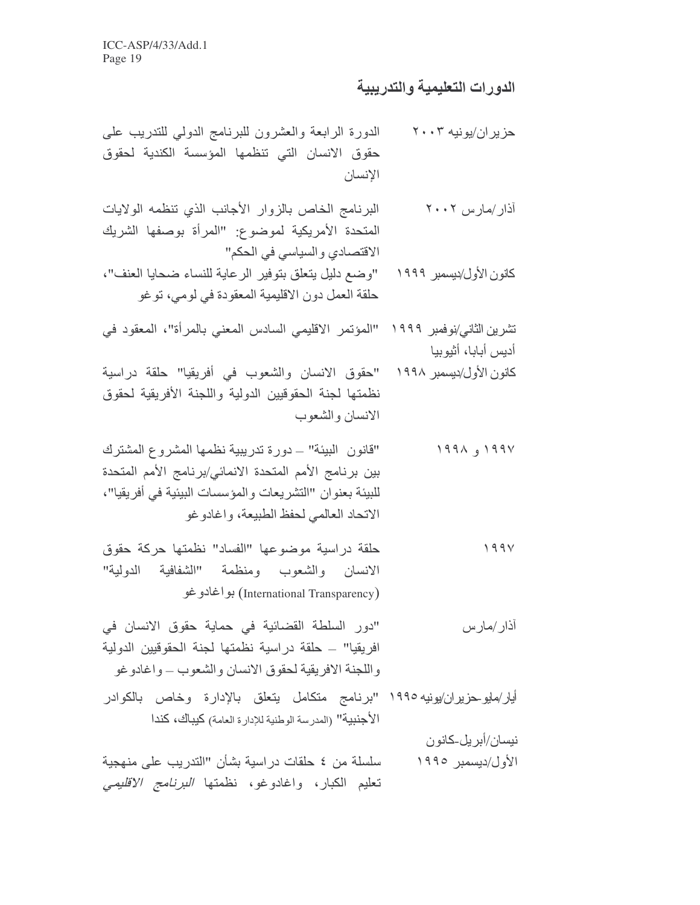## الدورات التعليمية والتدريبية

| | |
|---|---|
| حزيران/يونيه ٢٠٠٣ | الدورة الرابعة والعشرون للبرنامج الدولي للتدريب على حقوق الانسان التي تنظمها المؤسسة الكندية لحقوق الإنسان |
| آذار/مارس ٢٠٠٢ | البرنامج الخاص بالزوار الأجانب الذي تنظمه الولايات المتحدة الأمريكية لموضوع: "المرأة بوصفها الشريك الاقتصادي والسياسي في الحكم" |
| كانون الأول/ديسمبر ١٩٩٩ | "وضع دليل يتعلق بتوفير الرعاية للنساء ضحايا العنف"، حلقة العمل دون الاقليمية المعقودة في لومي، توغو |
| تشرين الثاني/نوفمبر ١٩٩٩ | "المؤتمر الاقليمي السادس المعني بالمرأة"، المعقود في أديس أبابا، أثيوبيا |
| كانون الأول/ديسمبر ١٩٩٨ | "حقوق الانسان والشعوب في أفريقيا" حلقة دراسية نظمتها لجنة الحقوقيين الدولية واللجنة الأفريقية لحقوق الانسان والشعوب |
| ١٩٩٧ و ١٩٩٨ | "قانون البيئة" – دورة تدريبية نظمها المشروع المشترك بين برنامج الأمم المتحدة الانمائي/برنامج الأمم المتحدة للبيئة بعنوان "التشريعات والمؤسسات البيئية في أفريقيا"، الاتحاد العالمي لحفظ الطبيعة، واغادوغو |
| ١٩٩٧ | حلقة دراسية موضوعها "الفساد" نظمتها حركة حقوق الانسان والشعوب ومنظمة "الشفافية الدولية" (International Transparency) بواغادوغو |
| آذار/مارس | "دور السلطة القضائية في حماية حقوق الانسان في افريقيا" – حلقة دراسية نظمتها لجنة الحقوقيين الدولية واللجنة الافريقية لحقوق الانسان والشعوب – واغادوغو |
| أيار/مايو-حزيران/يونيه ١٩٩٥ | "برنامج متكامل يتعلق بالإدارة وخاص بالكوادر الأجنبية" (المدرسة الوطنية للإدارة العامة) كيباك، كندا |
| نيسان/أبريل-كانون الأول/ديسمبر ١٩٩٥ | سلسلة من ٤ حلقات دراسية بشأن "التدريب على منهجية تعليم الكبار، واغادوغو، نظمتها *البرنامج الاقليمي* |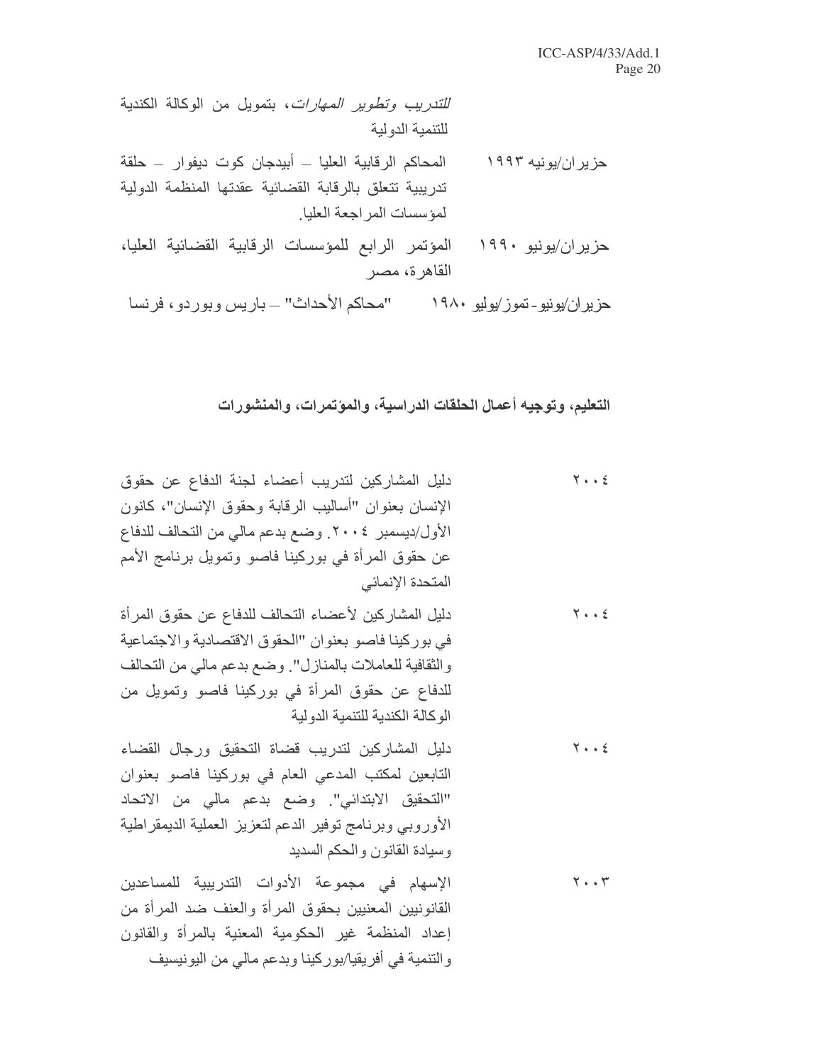*للتدريب وتطوير المهارات*، بتمويل من الوكالة الكندية للتنمية الدولية

حزيران/يونيه ١٩٩٣ — المحاكم الرقابية العليا – أبيدجان كوت ديفوار – حلقة تدريبية تتعلق بالرقابة القضائية عقدتها المنظمة الدولية لمؤسسات المراجعة العليا.

حزيران/يونيو ١٩٩٠ — المؤتمر الرابع للمؤسسات الرقابية القضائية العليا، القاهرة، مصر

حزيران/يونيو-تموز/يوليو ١٩٨٠ — "محاكم الأحداث" – باريس وبوردو، فرنسا

**التعليم، وتوجيه أعمال الحلقات الدراسية، والمؤتمرات، والمنشورات**

٢٠٠٤ — دليل المشاركين لتدريب أعضاء لجنة الدفاع عن حقوق الإنسان بعنوان "أساليب الرقابة وحقوق الإنسان"، كانون الأول/ديسمبر ٢٠٠٤. وضع بدعم مالي من التحالف للدفاع عن حقوق المرأة في بوركينا فاصو وتمويل برنامج الأمم المتحدة الإنمائي

٢٠٠٤ — دليل المشاركين لأعضاء التحالف للدفاع عن حقوق المرأة في بوركينا فاصو بعنوان "الحقوق الاقتصادية والاجتماعية والثقافية للعاملات بالمنازل". وضع بدعم مالي من التحالف للدفاع عن حقوق المرأة في بوركينا فاصو وتمويل من الوكالة الكندية للتنمية الدولية

٢٠٠٤ — دليل المشاركين لتدريب قضاة التحقيق ورجال القضاء التابعين لمكتب المدعي العام في بوركينا فاصو بعنوان "التحقيق الابتدائي". وضع بدعم مالي من الاتحاد الأوروبي وبرنامج توفير الدعم لتعزيز العملية الديمقراطية وسيادة القانون والحكم السديد

٢٠٠٣ — الإسهام في مجموعة الأدوات التدريبية للمساعدين القانونيين المعنيين بحقوق المرأة والعنف ضد المرأة من إعداد المنظمة غير الحكومية المعنية بالمرأة والقانون والتنمية في أفريقيا/بوركينا وبدعم مالي من اليونيسيف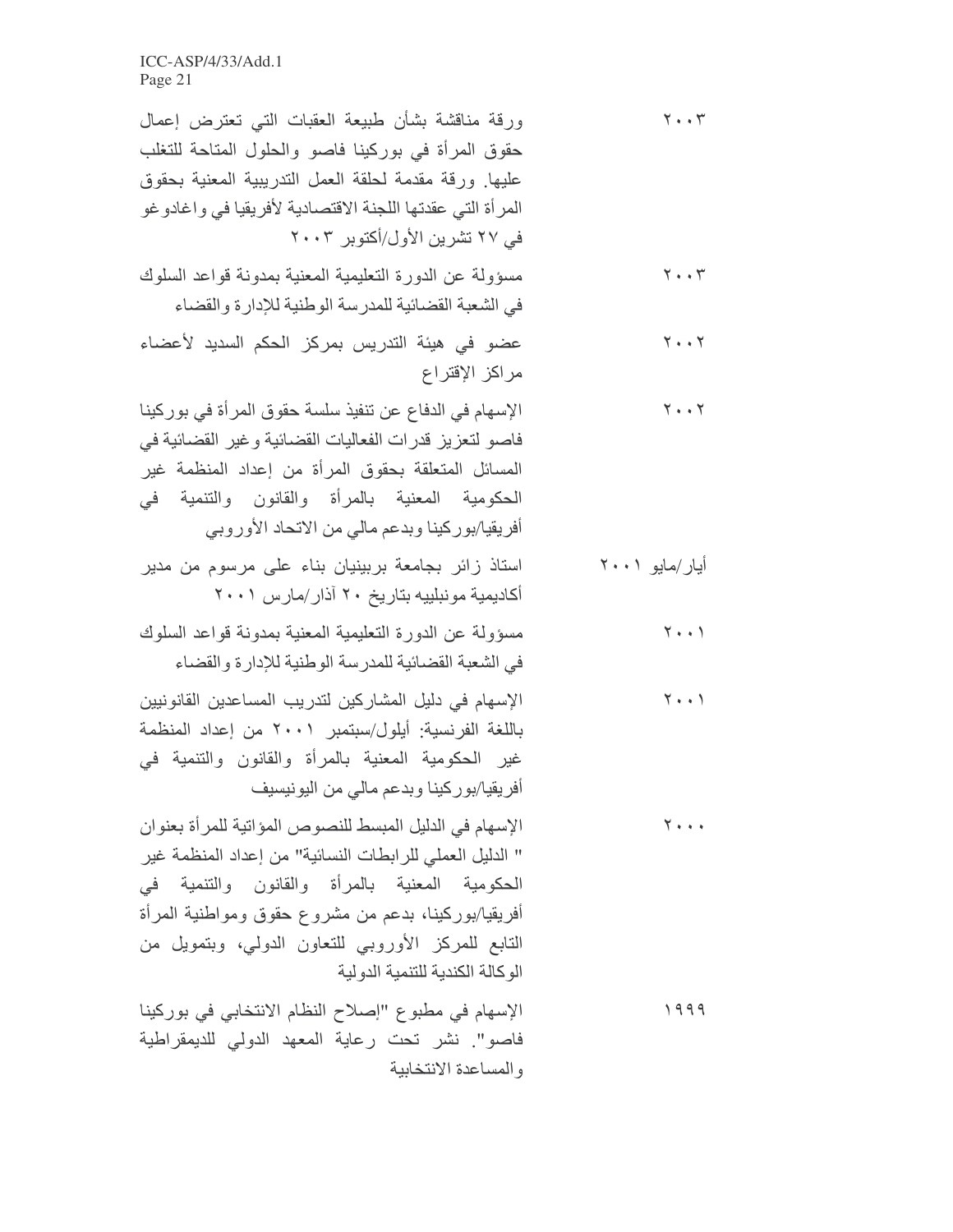| | |
|---|---|
| ٢٠٠٣ | ورقة مناقشة بشأن طبيعة العقبات التي تعترض إعمال حقوق المرأة في بوركينا فاصو والحلول المتاحة للتغلب عليها. ورقة مقدمة لحلقة العمل التدريبية المعنية بحقوق المرأة التي عقدتها اللجنة الاقتصادية لأفريقيا في واغادوغو في ٢٧ تشرين الأول/أكتوبر ٢٠٠٣ |
| ٢٠٠٣ | مسؤولة عن الدورة التعليمية المعنية بمدونة قواعد السلوك في الشعبة القضائية للمدرسة الوطنية للإدارة والقضاء |
| ٢٠٠٢ | عضو في هيئة التدريس بمركز الحكم السديد لأعضاء مراكز الإقتراع |
| ٢٠٠٢ | الإسهام في الدفاع عن تنفيذ سلسة حقوق المرأة في بوركينا فاصو لتعزيز قدرات الفعاليات القضائية وغير القضائية في المسائل المتعلقة بحقوق المرأة من إعداد المنظمة غير الحكومية المعنية بالمرأة والقانون والتنمية في أفريقيا/بوركينا وبدعم مالي من الاتحاد الأوروبي |
| أيار/مايو ٢٠٠١ | استاذ زائر بجامعة بربينيان بناء على مرسوم من مدير أكاديمية مونبلييه بتاريخ ٢٠ آذار/مارس ٢٠٠١ |
| ٢٠٠١ | مسؤولة عن الدورة التعليمية المعنية بمدونة قواعد السلوك في الشعبة القضائية للمدرسة الوطنية للإدارة والقضاء |
| ٢٠٠١ | الإسهام في دليل المشاركين لتدريب المساعدين القانونيين باللغة الفرنسية: أيلول/سبتمبر ٢٠٠١ من إعداد المنظمة غير الحكومية المعنية بالمرأة والقانون والتنمية في أفريقيا/بوركينا وبدعم مالي من اليونيسيف |
| ٢٠٠٠ | الإسهام في الدليل المبسط للنصوص المؤاتية للمرأة بعنوان " الدليل العملي للرابطات النسائية" من إعداد المنظمة غير الحكومية المعنية بالمرأة والقانون والتنمية في أفريقيا/بوركينا، بدعم من مشروع حقوق ومواطنية المرأة التابع للمركز الأوروبي للتعاون الدولي، وبتمويل من الوكالة الكندية للتنمية الدولية |
| ١٩٩٩ | الإسهام في مطبوع "إصلاح النظام الانتخابي في بوركينا فاصو". نشر تحت رعاية المعهد الدولي للديمقراطية والمساعدة الانتخابية |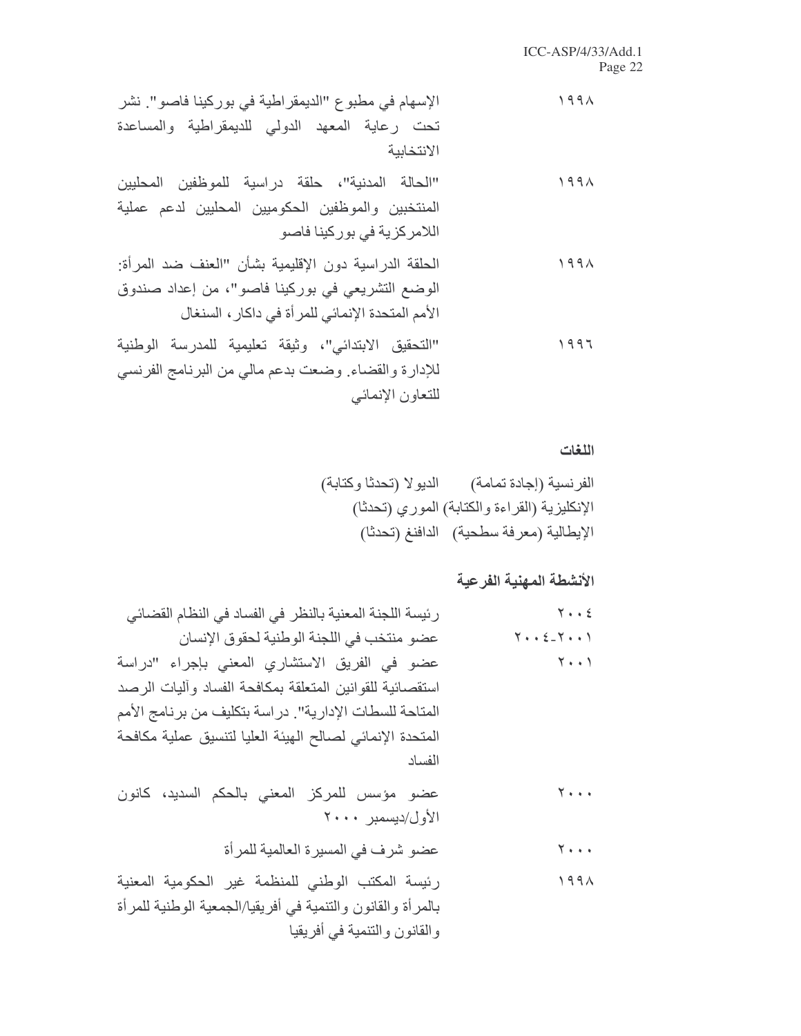| | |
|---|---|
| ١٩٩٨ | الإسهام في مطبوع "الديمقراطية في بوركينا فاصو". نشر تحت رعاية المعهد الدولي للديمقراطية والمساعدة الانتخابية |
| ١٩٩٨ | "الحالة المدنية"، حلقة دراسية للموظفين المحليين المنتخبين والموظفين الحكوميين المحليين لدعم عملية اللامركزية في بوركينا فاصو |
| ١٩٩٨ | الحلقة الدراسية دون الإقليمية بشأن "العنف ضد المرأة: الوضع التشريعي في بوركينا فاصو"، من إعداد صندوق الأمم المتحدة الإنمائي للمرأة في داكار، السنغال |
| ١٩٩٦ | "التحقيق الابتدائي"، وثيقة تعليمية للمدرسة الوطنية للإدارة والقضاء. وضعت بدعم مالي من البرنامج الفرنسي للتعاون الإنمائي |

**اللغات**

الفرنسية (إجادة تامة)　　الديولا (تحدثا وكتابة)
الإنكليزية (القراءة والكتابة) الموري (تحدثا)
الإيطالية (معرفة سطحية)　الدافنغ (تحدثا)

**الأنشطة المهنية الفرعية**

| | |
|---|---|
| ٢٠٠٤ | رئيسة اللجنة المعنية بالنظر في الفساد في النظام القضائي |
| ٢٠٠١-٢٠٠٤ | عضو منتخب في اللجنة الوطنية لحقوق الإنسان |
| ٢٠٠١ | عضو في الفريق الاستشاري المعني بإجراء "دراسة استقصائية للقوانين المتعلقة بمكافحة الفساد وآليات الرصد المتاحة للسلطات الإدارية". دراسة بتكليف من برنامج الأمم المتحدة الإنمائي لصالح الهيئة العليا لتنسيق عملية مكافحة الفساد |
| ٢٠٠٠ | عضو مؤسس للمركز المعني بالحكم السديد، كانون الأول/ديسمبر ٢٠٠٠ |
| ٢٠٠٠ | عضو شرف في المسيرة العالمية للمرأة |
| ١٩٩٨ | رئيسة المكتب الوطني للمنظمة غير الحكومية المعنية بالمرأة والقانون والتنمية في أفريقيا/الجمعية الوطنية للمرأة والقانون والتنمية في أفريقيا |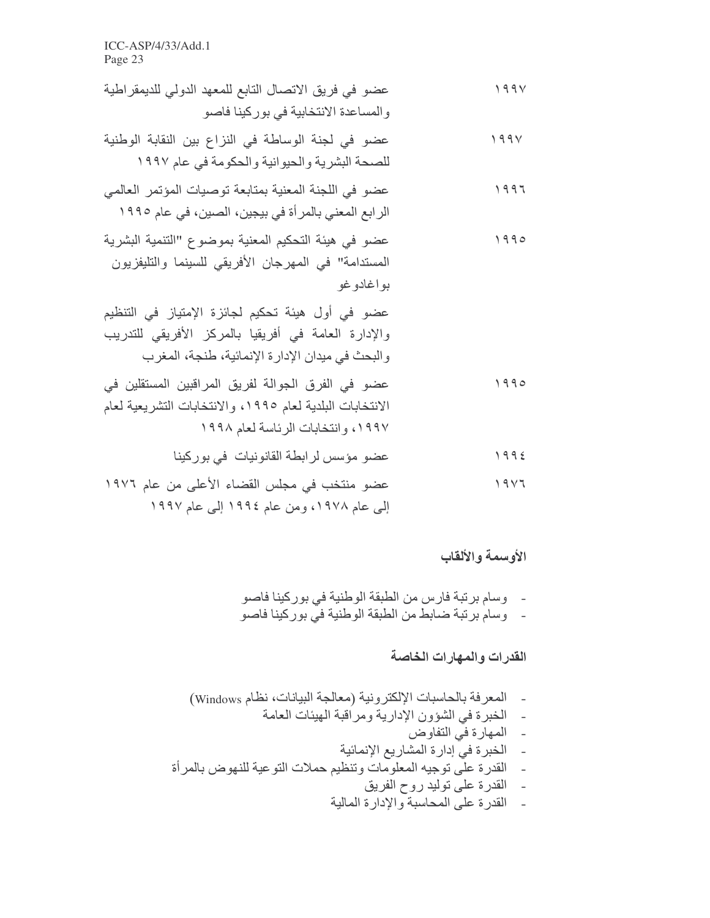| | |
|---|---|
| ١٩٩٧ | عضو في فريق الاتصال التابع للمعهد الدولي للديمقراطية والمساعدة الانتخابية في بوركينا فاصو |
| ١٩٩٧ | عضو في لجنة الوساطة في النزاع بين النقابة الوطنية للصحة البشرية والحيوانية والحكومة في عام ١٩٩٧ |
| ١٩٩٦ | عضو في اللجنة المعنية بمتابعة توصيات المؤتمر العالمي الرابع المعني بالمرأة في بيجين، الصين، في عام ١٩٩٥ |
| ١٩٩٥ | عضو في هيئة التحكيم المعنية بموضوع "التنمية البشرية المستدامة" في المهرجان الأفريقي للسينما والتليفزيون بواغادوغو |
| | عضو في أول هيئة تحكيم لجائزة الإمتياز في التنظيم والإدارة العامة في أفريقيا بالمركز الأفريقي للتدريب والبحث في ميدان الإدارة الإنمائية، طنجة، المغرب |
| ١٩٩٥ | عضو في الفرق الجوالة لفريق المراقبين المستقلين في الانتخابات البلدية لعام ١٩٩٥، والانتخابات التشريعية لعام ١٩٩٧، وانتخابات الرئاسة لعام ١٩٩٨ |
| ١٩٩٤ | عضو مؤسس لرابطة القانونيات في بوركينا |
| ١٩٧٦ | عضو منتخب في مجلس القضاء الأعلى من عام ١٩٧٦ إلى عام ١٩٧٨، ومن عام ١٩٩٤ إلى عام ١٩٩٧ |

**الأوسمة والألقاب**

- وسام برتبة فارس من الطبقة الوطنية في بوركينا فاصو
- وسام برتبة ضابط من الطبقة الوطنية في بوركينا فاصو

**القدرات والمهارات الخاصة**

- المعرفة بالحاسبات الإلكترونية (معالجة البيانات، نظام Windows)
- الخبرة في الشؤون الإدارية ومراقبة الهيئات العامة
- المهارة في التفاوض
- الخبرة في إدارة المشاريع الإنمائية
- القدرة على توجيه المعلومات وتنظيم حملات التوعية للنهوض بالمرأة
- القدرة على توليد روح الفريق
- القدرة على المحاسبة والإدارة المالية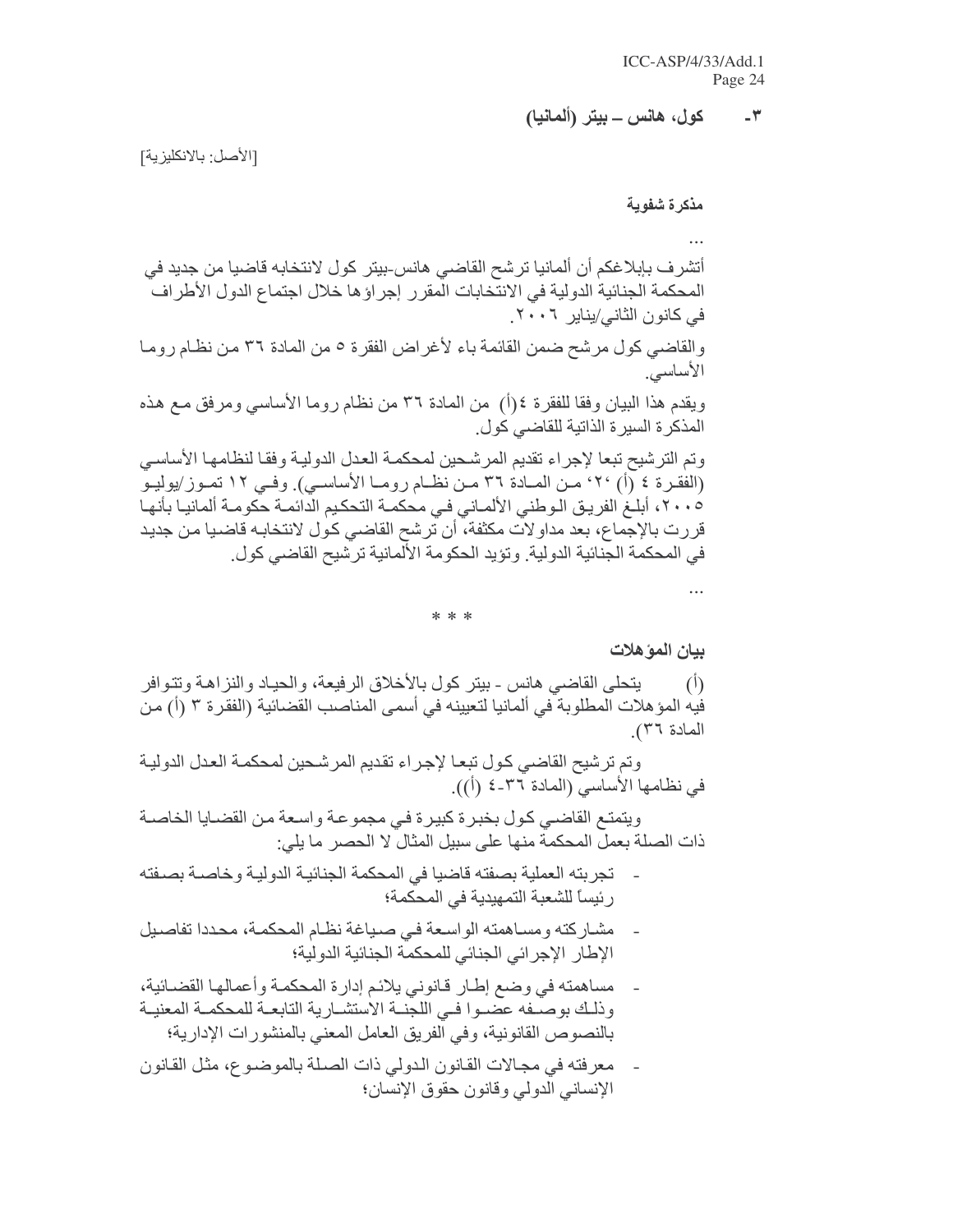### ٣- كول، هانس – بيتر (ألمانيا)

[الأصل: بالانكليزية]

**مذكرة شفوية**

...

أتشرف بإبلاغكم أن ألمانيا ترشح القاضي هانس-بيتر كول لانتخابه قاضيا من جديد في المحكمة الجنائية الدولية في الانتخابات المقرر إجراؤها خلال اجتماع الدول الأطراف في كانون الثاني/يناير ٢٠٠٦.

والقاضي كول مرشح ضمن القائمة باء لأغراض الفقرة ٥ من المادة ٣٦ من نظام روما الأساسي.

ويقدم هذا البيان وفقا للفقرة ٤(أ) من المادة ٣٦ من نظام روما الأساسي ومرفق مع هذه المذكرة السيرة الذاتية للقاضي كول.

وتم الترشيح تبعا لإجراء تقديم المرشحين لمحكمة العدل الدولية وفقا لنظامها الأساسي (الفقرة ٤ (أ) '٢' من المادة ٣٦ من نظام روما الأساسي). وفي ١٢ تموز/يوليو ٢٠٠٥، أبلغ الفريق الوطني الألماني في محكمة التحكيم الدائمة حكومة ألمانيا بأنها قررت بالإجماع، بعد مداولات مكثفة، أن ترشح القاضي كول لانتخابه قاضيا من جديد في المحكمة الجنائية الدولية. وتؤيد الحكومة الألمانية ترشيح القاضي كول.

...

\* \* \*

**بيان المؤهلات**

(أ) يتحلى القاضي هانس - بيتر كول بالأخلاق الرفيعة، والحياد والنزاهة وتتوافر فيه المؤهلات المطلوبة في ألمانيا لتعيينه في أسمى المناصب القضائية (الفقرة ٣ (أ) من المادة ٣٦).

وتم ترشيح القاضي كول تبعا لإجراء تقديم المرشحين لمحكمة العدل الدولية في نظامها الأساسي (المادة ٣٦-٤ (أ)).

ويتمتع القاضي كول بخبرة كبيرة في مجموعة واسعة من القضايا الخاصة ذات الصلة بعمل المحكمة منها على سبيل المثال لا الحصر ما يلي:

- تجربته العملية بصفته قاضيا في المحكمة الجنائية الدولية وخاصة بصفته رئيساً للشعبة التمهيدية في المحكمة؛
- مشاركته ومساهمته الواسعة في صياغة نظام المحكمة، محددا تفاصيل الإطار الإجرائي الجنائي للمحكمة الجنائية الدولية؛
- مساهمته في وضع إطار قانوني يلائم إدارة المحكمة وأعمالها القضائية، وذلك بوصفه عضوا في اللجنة الاستشارية التابعة للمحكمة المعنية بالنصوص القانونية، وفي الفريق العامل المعني بالمنشورات الإدارية؛
- معرفته في مجالات القانون الدولي ذات الصلة بالموضوع، مثل القانون الإنساني الدولي وقانون حقوق الإنسان؛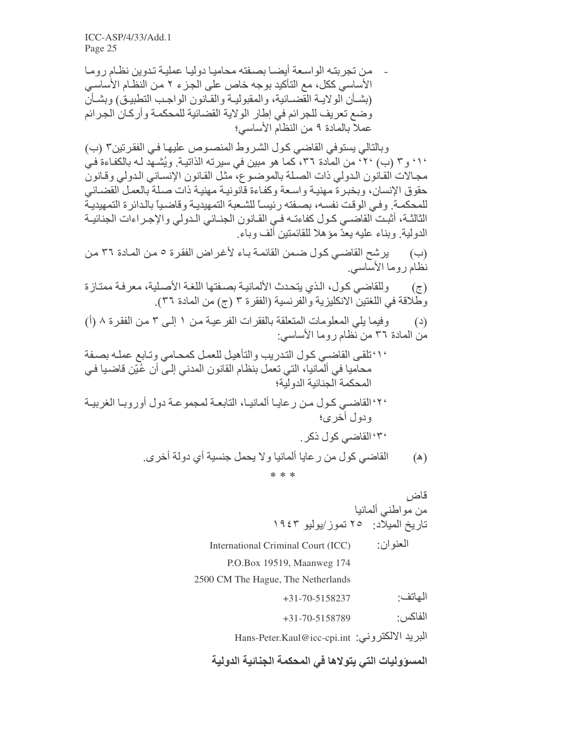- من تجربته الواسعة أيضا بصفته محاميا دوليا عملية تدوين نظام روما الأساسي ككل، مع التأكيد بوجه خاص على الجزء ٢ من النظام الأساسي (بشأن الولاية القضائية، والمقبولية والقانون الواجب التطبيق) وبشأن وضع تعريف للجرائم في إطار الولاية القضائية للمحكمة وأركان الجرائم عملا بالمادة ٩ من النظام الأساسي؛

وبالتالي يستوفي القاضي كول الشروط المنصوص عليها في الفقرتين٣ (ب) '١' و٣ (ب) '٢' من المادة ٣٦، كما هو مبين في سيرته الذاتية. ويُشهد له بالكفاءة في مجالات القانون الدولي ذات الصلة بالموضوع، مثل القانون الإنساني الدولي وقانون حقوق الإنسان، وبخبرة مهنية واسعة وكفاءة قانونية مهنية ذات صلة بالعمل القضائي للمحكمة. وفي الوقت نفسه، بصفته رئيساً للشعبة التمهيدية وقاضياً بالدائرة التمهيدية الثالثة، أثبت القاضي كول كفاءته في القانون الجنائي الدولي والإجراءات الجنائية الدولية. وبناء عليه يعدّ مؤهلا للقائمتين ألف وباء.

(ب) يرشح القاضي كول ضمن القائمة باء لأغراض الفقرة ٥ من المادة ٣٦ من نظام روما الأساسي.

(ج) وللقاضي كول، الذي يتحدث الألمانية بصفتها اللغة الأصلية، معرفة ممتازة وطلاقة في اللغتين الانكليزية والفرنسية (الفقرة ٣ (ج) من المادة ٣٦).

(د) وفيما يلي المعلومات المتعلقة بالفقرات الفرعية من ١ إلى ٣ من الفقرة ٨ (أ) من المادة ٣٦ من نظام روما الأساسي:

'١' تلقى القاضي كول التدريب والتأهيل للعمل كمحامي وتابع عمله بصفة محاميا في ألمانيا، التي تعمل بنظام القانون المدني إلى أن عُيّن قاضيا في المحكمة الجنائية الدولية؛

'٢' القاضي كول من رعايا ألمانيا، التابعة لمجموعة دول أوروبا الغربية ودول أخرى؛

'٣' القاضي كول ذكر.

(هـ) القاضي كول من رعايا ألمانيا ولا يحمل جنسية أي دولة أخرى.

\* \* \*

قاض
من مواطني ألمانيا
تاريخ الميلاد: ٢٥ تموز/يوليو ١٩٤٣

العنوان: International Criminal Court (ICC)
P.O.Box 19519, Maanweg 174
2500 CM The Hague, The Netherlands

الهاتف: +31-70-5158237

الفاكس: +31-70-5158789

البريد الالكتروني: Hans-Peter.Kaul@icc-cpi.int

**المسؤوليات التي يتولاها في المحكمة الجنائية الدولية**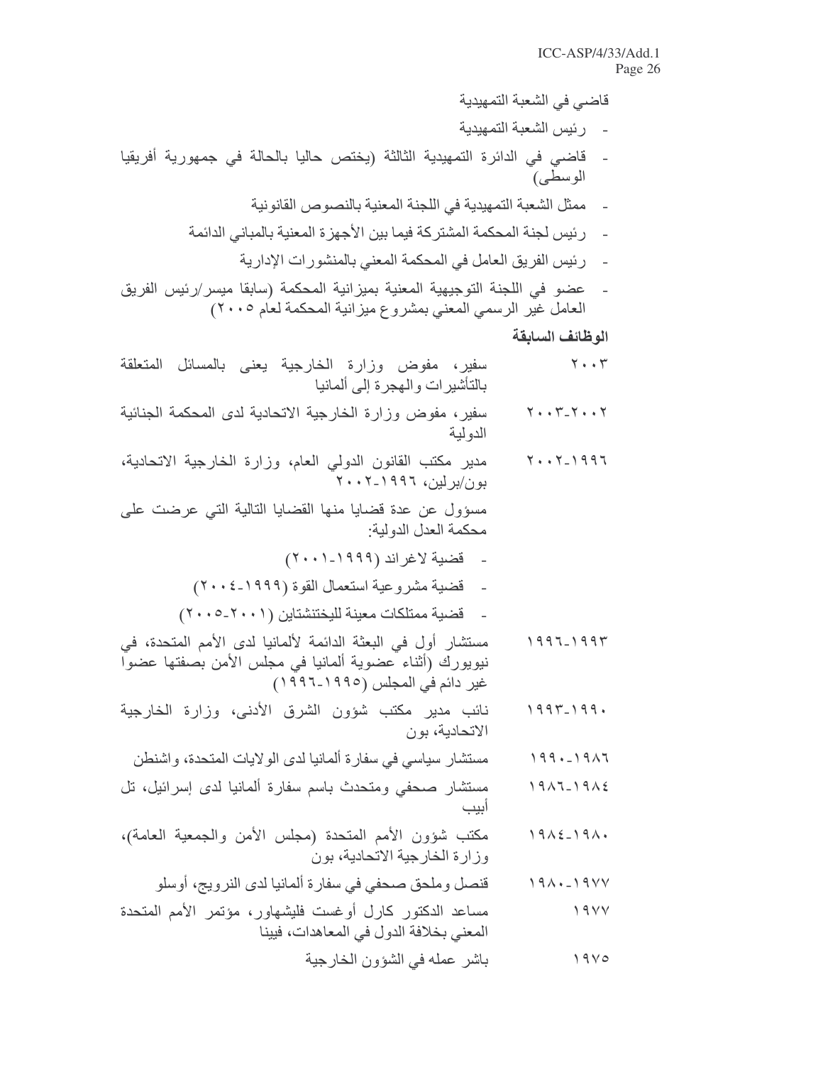قاضي في الشعبة التمهيدية

- رئيس الشعبة التمهيدية
- قاضي في الدائرة التمهيدية الثالثة (يختص حاليا بالحالة في جمهورية أفريقيا الوسطى)
- ممثل الشعبة التمهيدية في اللجنة المعنية بالنصوص القانونية
- رئيس لجنة المحكمة المشتركة فيما بين الأجهزة المعنية بالمباني الدائمة
- رئيس الفريق العامل في المحكمة المعني بالمنشورات الإدارية
- عضو في اللجنة التوجيهية المعنية بميزانية المحكمة (سابقا ميسر/رئيس الفريق العامل غير الرسمي المعني بمشروع ميزانية المحكمة لعام ٢٠٠٥)

**الوظائف السابقة**

| | |
|---|---|
| ٢٠٠٣ | سفير، مفوض وزارة الخارجية يعنى بالمسائل المتعلقة بالتأشيرات والهجرة إلى ألمانيا |
| ٢٠٠٢-٢٠٠٣ | سفير، مفوض وزارة الخارجية الاتحادية لدى المحكمة الجنائية الدولية |
| ١٩٩٦-٢٠٠٢ | مدير مكتب القانون الدولي العام، وزارة الخارجية الاتحادية، بون/برلين، ١٩٩٦-٢٠٠٢ |

مسؤول عن عدة قضايا منها القضايا التالية التي عرضت على محكمة العدل الدولية:

- قضية لاغراند (١٩٩٩-٢٠٠١)
- قضية مشروعية استعمال القوة (١٩٩٩-٢٠٠٤)
- قضية ممتلكات معينة لليختنشتاين (٢٠٠١-٢٠٠٥)

| | |
|---|---|
| ١٩٩٣-١٩٩٦ | مستشار أول في البعثة الدائمة لألمانيا لدى الأمم المتحدة، في نيويورك (أثناء عضوية ألمانيا في مجلس الأمن بصفتها عضوا غير دائم في المجلس (١٩٩٥-١٩٩٦)) |
| ١٩٩٠-١٩٩٣ | نائب مدير مكتب شؤون الشرق الأدنى، وزارة الخارجية الاتحادية، بون |
| ١٩٨٦-١٩٩٠ | مستشار سياسي في سفارة ألمانيا لدى الولايات المتحدة، واشنطن |
| ١٩٨٤-١٩٨٦ | مستشار صحفي ومتحدث باسم سفارة ألمانيا لدى إسرائيل، تل أبيب |
| ١٩٨٠-١٩٨٤ | مكتب شؤون الأمم المتحدة (مجلس الأمن والجمعية العامة)، وزارة الخارجية الاتحادية، بون |
| ١٩٧٧-١٩٨٠ | قنصل وملحق صحفي في سفارة ألمانيا لدى النرويج، أوسلو |
| ١٩٧٧ | مساعد الدكتور كارل أوغست فليشهاور، مؤتمر الأمم المتحدة المعني بخلافة الدول في المعاهدات، فيينا |
| ١٩٧٥ | باشر عمله في الشؤون الخارجية |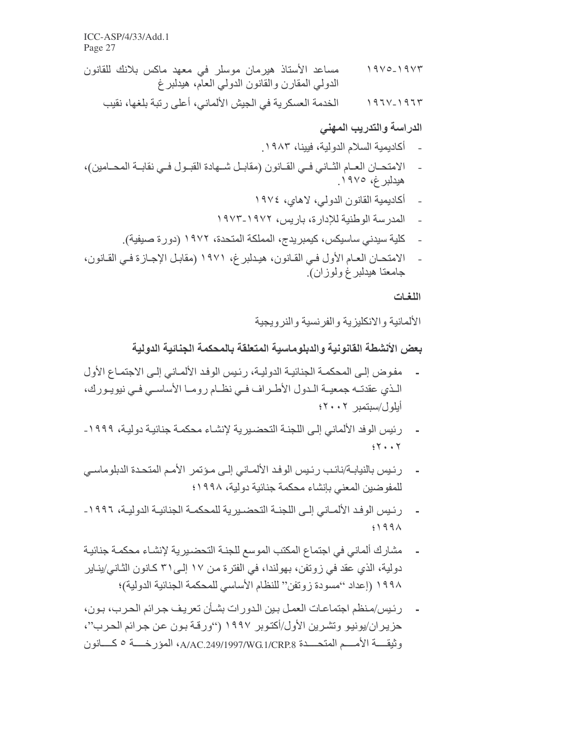| | |
|---|---|
| ١٩٧٥-١٩٧٣ | مساعد الأستاذ هيرمان موسلر في معهد ماكس بلانك للقانون الدولي المقارن والقانون الدولي العام، هيدلبرغ |
| ١٩٦٧-١٩٦٣ | الخدمة العسكرية في الجيش الألماني، أعلى رتبة بلغها، نقيب |

**الدراسة والتدريب المهني**

- أكاديمية السلام الدولية، فيينا، ١٩٨٣.
- الامتحان العام الثاني في القانون (مقابل شهادة القبول في نقابة المحامين)، هيدلبرغ، ١٩٧٥.
- أكاديمية القانون الدولي، لاهاي، ١٩٧٤
- المدرسة الوطنية للإدارة، باريس، ١٩٧٢-١٩٧٣
- كلية سيدني ساسيكس، كيمبريدج، المملكة المتحدة، ١٩٧٢ (دورة صيفية).
- الامتحان العام الأول في القانون، هيدلبرغ، ١٩٧١ (مقابل الإجازة في القانون، جامعتا هيدلبرغ ولوزان).

**اللغات**

الألمانية والانكليزية والفرنسية والنرويجية

**بعض الأنشطة القانونية والدبلوماسية المتعلقة بالمحكمة الجنائية الدولية**

- مفوض إلى المحكمة الجنائية الدولية، رئيس الوفد الألماني إلى الاجتماع الأول الذي عقدته جمعية الدول الأطراف في نظام روما الأساسي في نيويورك، أيلول/سبتمبر ٢٠٠٢؛
- رئيس الوفد الألماني إلى اللجنة التحضيرية لإنشاء محكمة جنائية دولية، ١٩٩٩-٢٠٠٢؛
- رئيس بالنيابة/نائب رئيس الوفد الألماني إلى مؤتمر الأمم المتحدة الدبلوماسي للمفوضين المعني بإنشاء محكمة جنائية دولية، ١٩٩٨؛
- رئيس الوفد الألماني إلى اللجنة التحضيرية للمحكمة الجنائية الدولية، ١٩٩٦-١٩٩٨؛
- مشارك ألماني في اجتماع المكتب الموسع للجنة التحضيرية لإنشاء محكمة جنائية دولية، الذي عقد في زوتفن، بهولندا، في الفترة من ١٧ إلى ٣١ كانون الثاني/يناير ١٩٩٨ (إعداد "مسودة زوتفن" للنظام الأساسي للمحكمة الجنائية الدولية)؛
- رئيس/منظم اجتماعات العمل بين الدورات بشأن تعريف جرائم الحرب، بون، حزيران/يونيو وتشرين الأول/أكتوبر ١٩٩٧ ("ورقة بون عن جرائم الحرب"، وثيقة الأمم المتحدة A/AC.249/1997/WG.1/CRP.8، المؤرخة ٥ كانون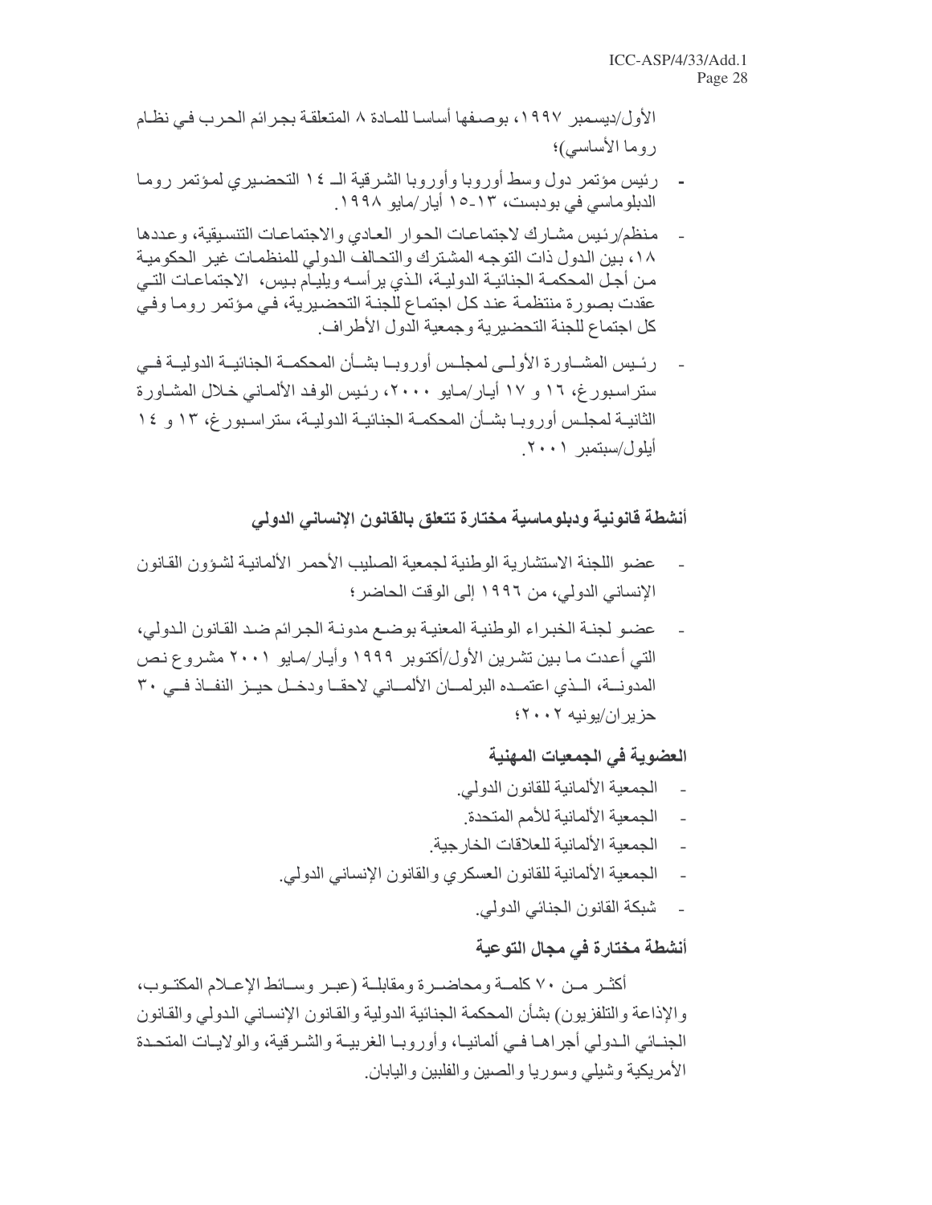الأول/ديسمبر ١٩٩٧، بوصفها أساسا للمادة ٨ المتعلقة بجرائم الحرب في نظام روما الأساسي)؛

- رئيس مؤتمر دول وسط أوروبا وأوروبا الشرقية الـ ١٤ التحضيري لمؤتمر روما الدبلوماسي في بودبست، ١٣-١٥ أيار/مايو ١٩٩٨.
- منظم/رئيس مشارك لاجتماعات الحوار العادي والاجتماعات التنسيقية، وعددها ١٨، بين الدول ذات التوجه المشترك والتحالف الدولي للمنظمات غير الحكومية من أجل المحكمة الجنائية الدولية، الذي يرأسه ويليام بيس، الاجتماعات التي عقدت بصورة منتظمة عند كل اجتماع للجنة التحضيرية، في مؤتمر روما وفي كل اجتماع للجنة التحضيرية وجمعية الدول الأطراف.
- رئيس المشاورة الأولى لمجلس أوروبا بشأن المحكمة الجنائية الدولية في ستراسبورغ، ١٦ و ١٧ أيار/مايو ٢٠٠٠، رئيس الوفد الألماني خلال المشاورة الثانية لمجلس أوروبا بشأن المحكمة الجنائية الدولية، ستراسبورغ، ١٣ و ١٤ أيلول/سبتمبر ٢٠٠١.

## أنشطة قانونية ودبلوماسية مختارة تتعلق بالقانون الإنساني الدولي

- عضو اللجنة الاستشارية الوطنية لجمعية الصليب الأحمر الألمانية لشؤون القانون الإنساني الدولي، من ١٩٩٦ إلى الوقت الحاضر؛
- عضو لجنة الخبراء الوطنية المعنية بوضع مدونة الجرائم ضد القانون الدولي، التي أعدت ما بين تشرين الأول/أكتوبر ١٩٩٩ وأيار/مايو ٢٠٠١ مشروع نص المدونة، الذي اعتمده البرلمان الألماني لاحقا ودخل حيز النفاذ في ٣٠ حزيران/يونيه ٢٠٠٢؛

## العضوية في الجمعيات المهنية

- الجمعية الألمانية للقانون الدولي.
- الجمعية الألمانية للأمم المتحدة.
- الجمعية الألمانية للعلاقات الخارجية.
- الجمعية الألمانية للقانون العسكري والقانون الإنساني الدولي.
- شبكة القانون الجنائي الدولي.

## أنشطة مختارة في مجال التوعية

أكثر من ٧٠ كلمة ومحاضرة ومقابلة (عبر وسائط الإعلام المكتوب، والإذاعة والتلفزيون) بشأن المحكمة الجنائية الدولية والقانون الإنساني الدولي والقانون الجنائي الدولي أجراها في ألمانيا، وأوروبا الغربية والشرقية، والولايات المتحدة الأمريكية وشيلي وسوريا والصين والفلبين واليابان.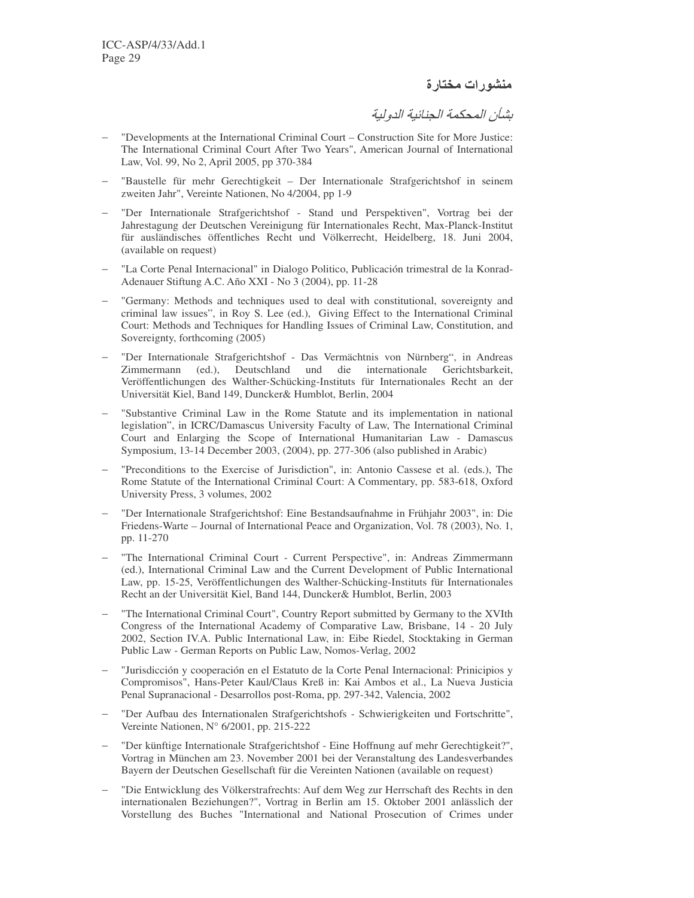## منشورات مختارة

*بشأن المحكمة الجنائية الدولية*

- "Developments at the International Criminal Court – Construction Site for More Justice: The International Criminal Court After Two Years", American Journal of International Law, Vol. 99, No 2, April 2005, pp 370-384
- "Baustelle für mehr Gerechtigkeit – Der Internationale Strafgerichtshof in seinem zweiten Jahr", Vereinte Nationen, No 4/2004, pp 1-9
- "Der Internationale Strafgerichtshof - Stand und Perspektiven", Vortrag bei der Jahrestagung der Deutschen Vereinigung für Internationales Recht, Max-Planck-Institut für ausländisches öffentliches Recht und Völkerrecht, Heidelberg, 18. Juni 2004, (available on request)
- "La Corte Penal Internacional" in Dialogo Politico, Publicación trimestral de la Konrad-Adenauer Stiftung A.C. Año XXI - No 3 (2004), pp. 11-28
- "Germany: Methods and techniques used to deal with constitutional, sovereignty and criminal law issues", in Roy S. Lee (ed.), Giving Effect to the International Criminal Court: Methods and Techniques for Handling Issues of Criminal Law, Constitution, and Sovereignty, forthcoming (2005)
- "Der Internationale Strafgerichtshof - Das Vermächtnis von Nürnberg", in Andreas Zimmermann (ed.), Deutschland und die internationale Gerichtsbarkeit, Veröffentlichungen des Walther-Schücking-Instituts für Internationales Recht an der Universität Kiel, Band 149, Duncker& Humblot, Berlin, 2004
- "Substantive Criminal Law in the Rome Statute and its implementation in national legislation", in ICRC/Damascus University Faculty of Law, The International Criminal Court and Enlarging the Scope of International Humanitarian Law - Damascus Symposium, 13-14 December 2003, (2004), pp. 277-306 (also published in Arabic)
- "Preconditions to the Exercise of Jurisdiction", in: Antonio Cassese et al. (eds.), The Rome Statute of the International Criminal Court: A Commentary, pp. 583-618, Oxford University Press, 3 volumes, 2002
- "Der Internationale Strafgerichtshof: Eine Bestandsaufnahme in Frühjahr 2003", in: Die Friedens-Warte – Journal of International Peace and Organization, Vol. 78 (2003), No. 1, pp. 11-270
- "The International Criminal Court - Current Perspective", in: Andreas Zimmermann (ed.), International Criminal Law and the Current Development of Public International Law, pp. 15-25, Veröffentlichungen des Walther-Schücking-Instituts für Internationales Recht an der Universität Kiel, Band 144, Duncker& Humblot, Berlin, 2003
- "The International Criminal Court", Country Report submitted by Germany to the XVIth Congress of the International Academy of Comparative Law, Brisbane, 14 - 20 July 2002, Section IV.A. Public International Law, in: Eibe Riedel, Stocktaking in German Public Law - German Reports on Public Law, Nomos-Verlag, 2002
- "Jurisdicción y cooperación en el Estatuto de la Corte Penal Internacional: Prinicipios y Compromisos", Hans-Peter Kaul/Claus Kreß in: Kai Ambos et al., La Nueva Justicia Penal Supranacional - Desarrollos post-Roma, pp. 297-342, Valencia, 2002
- "Der Aufbau des Internationalen Strafgerichtshofs - Schwierigkeiten und Fortschritte", Vereinte Nationen, N° 6/2001, pp. 215-222
- "Der künftige Internationale Strafgerichtshof - Eine Hoffnung auf mehr Gerechtigkeit?", Vortrag in München am 23. November 2001 bei der Veranstaltung des Landesverbandes Bayern der Deutschen Gesellschaft für die Vereinten Nationen (available on request)
- "Die Entwicklung des Völkerstrafrechts: Auf dem Weg zur Herrschaft des Rechts in den internationalen Beziehungen?", Vortrag in Berlin am 15. Oktober 2001 anlässlich der Vorstellung des Buches "International and National Prosecution of Crimes under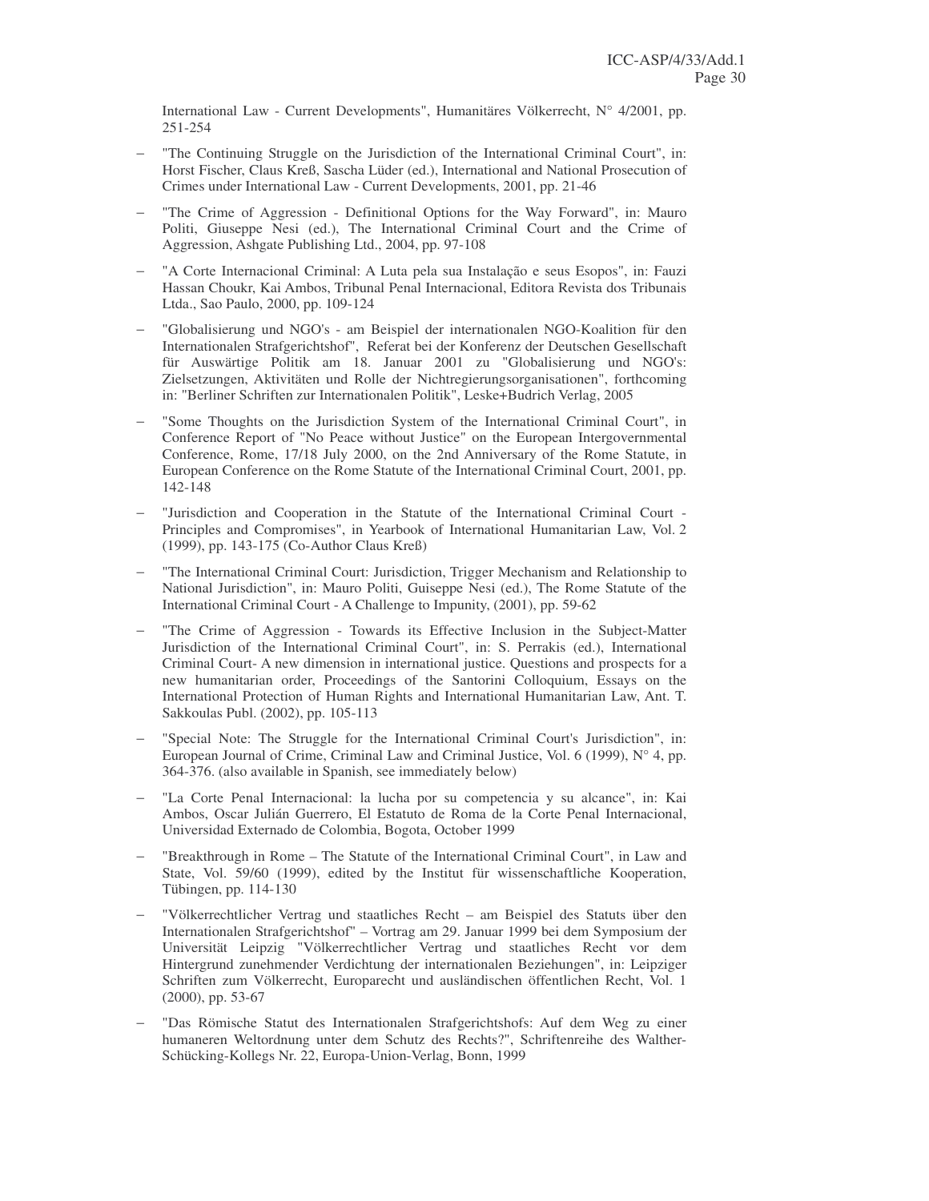International Law - Current Developments", Humanitäres Völkerrecht, N° 4/2001, pp. 251-254

- "The Continuing Struggle on the Jurisdiction of the International Criminal Court", in: Horst Fischer, Claus Kreß, Sascha Lüder (ed.), International and National Prosecution of Crimes under International Law - Current Developments, 2001, pp. 21-46
- "The Crime of Aggression - Definitional Options for the Way Forward", in: Mauro Politi, Giuseppe Nesi (ed.), The International Criminal Court and the Crime of Aggression, Ashgate Publishing Ltd., 2004, pp. 97-108
- "A Corte Internacional Criminal: A Luta pela sua Instalação e seus Esopos", in: Fauzi Hassan Choukr, Kai Ambos, Tribunal Penal Internacional, Editora Revista dos Tribunais Ltda., Sao Paulo, 2000, pp. 109-124
- "Globalisierung und NGO's - am Beispiel der internationalen NGO-Koalition für den Internationalen Strafgerichtshof", Referat bei der Konferenz der Deutschen Gesellschaft für Auswärtige Politik am 18. Januar 2001 zu "Globalisierung und NGO's: Zielsetzungen, Aktivitäten und Rolle der Nichtregierungsorganisationen", forthcoming in: "Berliner Schriften zur Internationalen Politik", Leske+Budrich Verlag, 2005
- "Some Thoughts on the Jurisdiction System of the International Criminal Court", in Conference Report of "No Peace without Justice" on the European Intergovernmental Conference, Rome, 17/18 July 2000, on the 2nd Anniversary of the Rome Statute, in European Conference on the Rome Statute of the International Criminal Court, 2001, pp. 142-148
- "Jurisdiction and Cooperation in the Statute of the International Criminal Court - Principles and Compromises", in Yearbook of International Humanitarian Law, Vol. 2 (1999), pp. 143-175 (Co-Author Claus Kreß)
- "The International Criminal Court: Jurisdiction, Trigger Mechanism and Relationship to National Jurisdiction", in: Mauro Politi, Guiseppe Nesi (ed.), The Rome Statute of the International Criminal Court - A Challenge to Impunity, (2001), pp. 59-62
- "The Crime of Aggression - Towards its Effective Inclusion in the Subject-Matter Jurisdiction of the International Criminal Court", in: S. Perrakis (ed.), International Criminal Court- A new dimension in international justice. Questions and prospects for a new humanitarian order, Proceedings of the Santorini Colloquium, Essays on the International Protection of Human Rights and International Humanitarian Law, Ant. T. Sakkoulas Publ. (2002), pp. 105-113
- "Special Note: The Struggle for the International Criminal Court's Jurisdiction", in: European Journal of Crime, Criminal Law and Criminal Justice, Vol. 6 (1999), N° 4, pp. 364-376. (also available in Spanish, see immediately below)
- "La Corte Penal Internacional: la lucha por su competencia y su alcance", in: Kai Ambos, Oscar Julián Guerrero, El Estatuto de Roma de la Corte Penal Internacional, Universidad Externado de Colombia, Bogota, October 1999
- "Breakthrough in Rome – The Statute of the International Criminal Court", in Law and State, Vol. 59/60 (1999), edited by the Institut für wissenschaftliche Kooperation, Tübingen, pp. 114-130
- "Völkerrechtlicher Vertrag und staatliches Recht – am Beispiel des Statuts über den Internationalen Strafgerichtshof" – Vortrag am 29. Januar 1999 bei dem Symposium der Universität Leipzig "Völkerrechtlicher Vertrag und staatliches Recht vor dem Hintergrund zunehmender Verdichtung der internationalen Beziehungen", in: Leipziger Schriften zum Völkerrecht, Europarecht und ausländischen öffentlichen Recht, Vol. 1 (2000), pp. 53-67
- "Das Römische Statut des Internationalen Strafgerichtshofs: Auf dem Weg zu einer humaneren Weltordnung unter dem Schutz des Rechts?", Schriftenreihe des Walther-Schücking-Kollegs Nr. 22, Europa-Union-Verlag, Bonn, 1999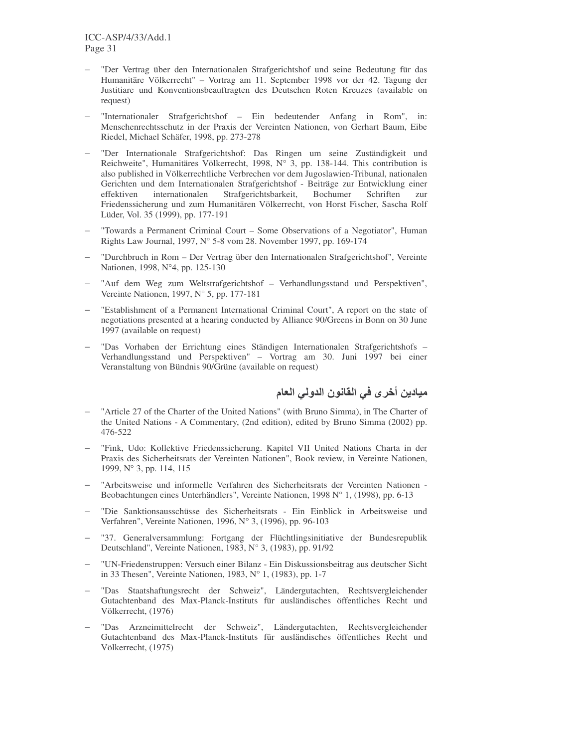- "Der Vertrag über den Internationalen Strafgerichtshof und seine Bedeutung für das Humanitäre Völkerrecht" – Vortrag am 11. September 1998 vor der 42. Tagung der Justitiare und Konventionsbeauftragten des Deutschen Roten Kreuzes (available on request)
- "Internationaler Strafgerichtshof – Ein bedeutender Anfang in Rom", in: Menschenrechtsschutz in der Praxis der Vereinten Nationen, von Gerhart Baum, Eibe Riedel, Michael Schäfer, 1998, pp. 273-278
- "Der Internationale Strafgerichtshof: Das Ringen um seine Zuständigkeit und Reichweite", Humanitäres Völkerrecht, 1998, N° 3, pp. 138-144. This contribution is also published in Völkerrechtliche Verbrechen vor dem Jugoslawien-Tribunal, nationalen Gerichten und dem Internationalen Strafgerichtshof - Beiträge zur Entwicklung einer effektiven internationalen Strafgerichtsbarkeit, Bochumer Schriften zur Friedenssicherung und zum Humanitären Völkerrecht, von Horst Fischer, Sascha Rolf Lüder, Vol. 35 (1999), pp. 177-191
- "Towards a Permanent Criminal Court – Some Observations of a Negotiator", Human Rights Law Journal, 1997, N° 5-8 vom 28. November 1997, pp. 169-174
- "Durchbruch in Rom – Der Vertrag über den Internationalen Strafgerichtshof", Vereinte Nationen, 1998, N°4, pp. 125-130
- "Auf dem Weg zum Weltstrafgerichtshof – Verhandlungsstand und Perspektiven", Vereinte Nationen, 1997, N° 5, pp. 177-181
- "Establishment of a Permanent International Criminal Court", A report on the state of negotiations presented at a hearing conducted by Alliance 90/Greens in Bonn on 30 June 1997 (available on request)
- "Das Vorhaben der Errichtung eines Ständigen Internationalen Strafgerichtshofs – Verhandlungsstand und Perspektiven" – Vortrag am 30. Juni 1997 bei einer Veranstaltung von Bündnis 90/Grüne (available on request)

### ميادين أخرى في القانون الدولي العام

- "Article 27 of the Charter of the United Nations" (with Bruno Simma), in The Charter of the United Nations - A Commentary, (2nd edition), edited by Bruno Simma (2002) pp. 476-522
- "Fink, Udo: Kollektive Friedenssicherung. Kapitel VII United Nations Charta in der Praxis des Sicherheitsrats der Vereinten Nationen", Book review, in Vereinte Nationen, 1999, N° 3, pp. 114, 115
- "Arbeitsweise und informelle Verfahren des Sicherheitsrats der Vereinten Nationen - Beobachtungen eines Unterhändlers", Vereinte Nationen, 1998 N° 1, (1998), pp. 6-13
- "Die Sanktionsausschüsse des Sicherheitsrats - Ein Einblick in Arbeitsweise und Verfahren", Vereinte Nationen, 1996, N° 3, (1996), pp. 96-103
- "37. Generalversammlung: Fortgang der Flüchtlingsinitiative der Bundesrepublik Deutschland", Vereinte Nationen, 1983, N° 3, (1983), pp. 91/92
- "UN-Friedenstruppen: Versuch einer Bilanz - Ein Diskussionsbeitrag aus deutscher Sicht in 33 Thesen", Vereinte Nationen, 1983, N° 1, (1983), pp. 1-7
- "Das Staatshaftungsrecht der Schweiz", Ländergutachten, Rechtsvergleichender Gutachtenband des Max-Planck-Instituts für ausländisches öffentliches Recht und Völkerrecht, (1976)
- "Das Arzneimittelrecht der Schweiz", Ländergutachten, Rechtsvergleichender Gutachtenband des Max-Planck-Instituts für ausländisches öffentliches Recht und Völkerrecht, (1975)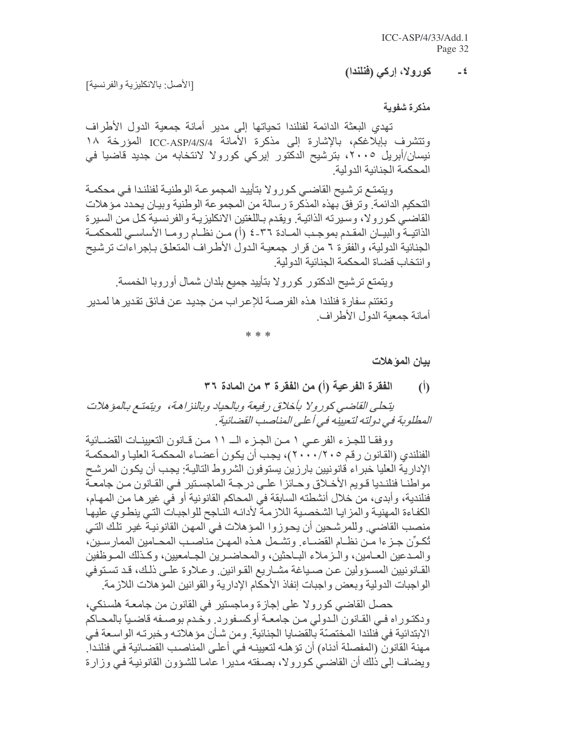### ٤ - كورولا، إركي (فنلندا)

[الأصل: بالانكليزية والفرنسية]

**مذكرة شفوية**

تهدي البعثة الدائمة لفنلندا تحياتها إلى مدير أمانة جمعية الدول الأطراف وتتشرف بإبلاغكم، بالإشارة إلى مذكرة الأمانة ICC-ASP/4/S/4 المؤرخة ١٨ نيسان/أبريل ٢٠٠٥، بترشيح الدكتور إيركي كورولا لانتخابه من جديد قاضيا في المحكمة الجنائية الدولية.

ويتمتع ترشيح القاضي كورولا بتأييد المجموعة الوطنية لفنلندا في محكمة التحكيم الدائمة. وترفق بهذه المذكرة رسالة من المجموعة الوطنية وبيان يحدد مؤهلات القاضي كورولا، وسيرته الذاتية. ويقدم باللغتين الانكليزية والفرنسية كل من السيرة الذاتية والبيان المقدم بموجب المادة ٣٦-٤ (أ) من نظام روما الأساسي للمحكمة الجنائية الدولية، والفقرة ٦ من قرار جمعية الدول الأطراف المتعلق بإجراءات ترشيح وانتخاب قضاة المحكمة الجنائية الدولية.

ويتمتع ترشيح الدكتور كورولا بتأييد جميع بلدان شمال أوروبا الخمسة.

وتغتنم سفارة فنلندا هذه الفرصة للإعراب من جديد عن فائق تقديرها لمدير أمانة جمعية الدول الأطراف.

\* \* \*

**بيان المؤهلات**

**(أ) الفقرة الفرعية (أ) من الفقرة ٣ من المادة ٣٦**

*يتحلى القاضي كورولا بأخلاق رفيعة وبالحياد وبالنزاهة، ويتمتع بالمؤهلات المطلوبة في دولته لتعيينه في أعلى المناصب القضائية.*

ووفقا للجزء الفرعي ١ من الجزء الـ ١١ من قانون التعيينات القضائية الفنلندي (القانون رقم ٢٠٠٠/٢٠٥)، يجب أن يكون أعضاء المحكمة العليا والمحكمة الإدارية العليا خبراء قانونيين بارزين يستوفون الشروط التالية: يجب أن يكون المرشح مواطنا فنلنديا قويم الأخلاق وحائزا على درجة الماجستير في القانون من جامعة فنلندية، وأبدى، من خلال أنشطته السابقة في المحاكم القانونية أو في غيرها من المهام، الكفاءة المهنية والمزايا الشخصية اللازمة لأدائه الناجح للواجبات التي ينطوي عليها منصب القاضي. وللمرشحين أن يحوزوا المؤهلات في المهن القانونية غير تلك التي تُكوِّن جزءا من نظام القضاء. وتشمل هذه المهن مناصب المحامين الممارسين، والمدعين العامين، والزملاء الباحثين، والمحاضرين الجامعيين، وكذلك الموظفين القانونيين المسؤولين عن صياغة مشاريع القوانين. وعلاوة على ذلك، قد تستوفي الواجبات الدولية وبعض واجبات إنفاذ الأحكام الإدارية والقوانين المؤهلات اللازمة.

حصل القاضي كورولا على إجازة وماجستير في القانون من جامعة هلسنكي، ودكتوراه في القانون الدولي من جامعة أوكسفورد. وخدم بوصفه قاضياً بالمحاكم الابتدائية في فنلندا المختصّة بالقضايا الجنائية. ومن شأن مؤهلاته وخبرته الواسعة في مهنة القانون (المفصلة أدناه) أن تؤهله لتعيينه في أعلى المناصب القضائية في فنلندا. ويضاف إلى ذلك أن القاضي كورولا، بصفته مديرا عاما للشؤون القانونية في وزارة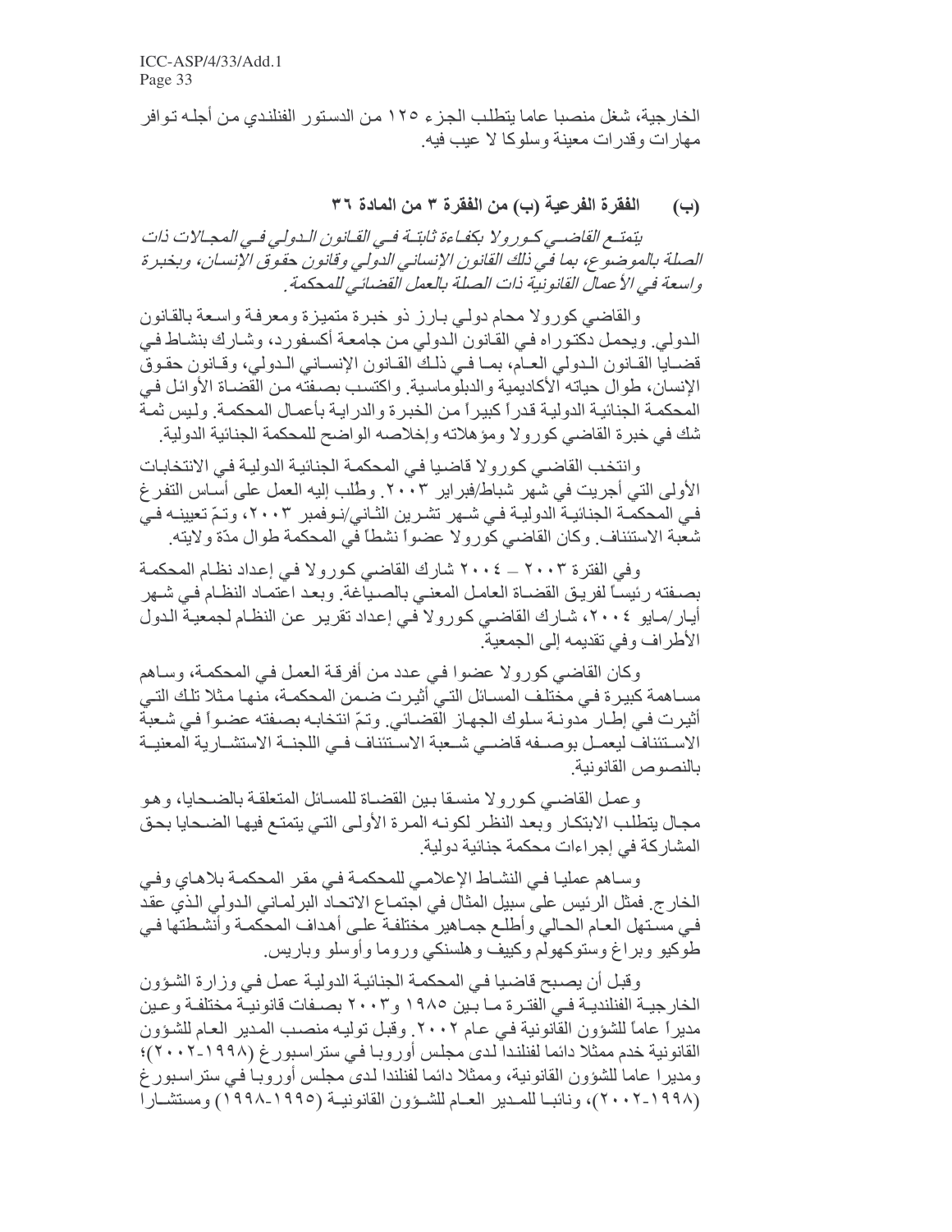الخارجية، شغل منصبا عاما يتطلب الجزء ١٢٥ من الدستور الفنلندي من أجله توافر مهارات وقدرات معينة وسلوكا لا عيب فيه.

### (ب) الفقرة الفرعية (ب) من الفقرة ٣ من المادة ٣٦

*يتمتع القاضي كورولا بكفاءة ثابتة في القانون الدولي في المجالات ذات الصلة بالموضوع، بما في ذلك القانون الإنساني الدولي وقانون حقوق الإنسان، وبخبرة واسعة في الأعمال القانونية ذات الصلة بالعمل القضائي للمحكمة.*

والقاضي كورولا محام دولي بارز ذو خبرة متميزة ومعرفة واسعة بالقانون الدولي. ويحمل دكتوراه في القانون الدولي من جامعة أكسفورد، وشارك بنشاط في قضايا القانون الدولي العام، بما في ذلك القانون الإنساني الدولي، وقانون حقوق الإنسان، طوال حياته الأكاديمية والدبلوماسية. واكتسب بصفته من القضاة الأوائل في المحكمة الجنائية الدولية قدراً كبيراً من الخبرة والدراية بأعمال المحكمة. وليس ثمة شك في خبرة القاضي كورولا ومؤهلاته وإخلاصه الواضح للمحكمة الجنائية الدولية.

وانتخب القاضي كورولا قاضيا في المحكمة الجنائية الدولية في الانتخابات الأولى التي أجريت في شهر شباط/فبراير ٢٠٠٣. وطُلب إليه العمل على أساس التفرغ في المحكمة الجنائية الدولية في شهر تشرين الثاني/نوفمبر ٢٠٠٣، وتمّ تعيينه في شعبة الاستئناف. وكان القاضي كورولا عضواً نشطاً في المحكمة طوال مدّة ولايته.

وفي الفترة ٢٠٠٣ – ٢٠٠٤ شارك القاضي كورولا في إعداد نظام المحكمة بصفته رئيساً لفريق القضاة العامل المعني بالصياغة. وبعد اعتماد النظام في شهر أيار/مايو ٢٠٠٤، شارك القاضي كورولا في إعداد تقرير عن النظام لجمعية الدول الأطراف وفي تقديمه إلى الجمعية.

وكان القاضي كورولا عضوا في عدد من أفرقة العمل في المحكمة، وساهم مساهمة كبيرة في مختلف المسائل التي أثيرت ضمن المحكمة، منها مثلا تلك التي أثيرت في إطار مدونة سلوك الجهاز القضائي. وتمّ انتخابه بصفته عضواً في شعبة الاستئناف ليعمل بوصفه قاضي شعبة الاستئناف في اللجنة الاستشارية المعنية بالنصوص القانونية.

وعمل القاضي كورولا منسقا بين القضاة للمسائل المتعلقة بالضحايا، وهو مجال يتطلب الابتكار وبعد النظر لكونه المرة الأولى التي يتمتع فيها الضحايا بحق المشاركة في إجراءات محكمة جنائية دولية.

وساهم عمليا في النشاط الإعلامي للمحكمة في مقر المحكمة بلاهاي وفي الخارج. فمثّل الرئيس على سبيل المثال في اجتماع الاتحاد البرلماني الدولي الذي عقد في مستهل العام الحالي وأطلع جماهير مختلفة على أهداف المحكمة وأنشطتها في طوكيو وبراغ وستوكهولم وكييف وهلسنكي وروما وأوسلو وباريس.

وقبل أن يصبح قاضيا في المحكمة الجنائية الدولية عمل في وزارة الشؤون الخارجية الفنلندية في الفترة ما بين ١٩٨٥ و٢٠٠٣ بصفات قانونية مختلفة وعين مديراً عاماً للشؤون القانونية في عام ٢٠٠٢. وقبل توليه منصب المدير العام للشؤون القانونية خدم ممثلا دائما لفنلندا لدى مجلس أوروبا في ستراسبورغ (١٩٩٨-٢٠٠٢)؛ ومديرا عاما للشؤون القانونية، وممثلا دائما لفنلندا لدى مجلس أوروبا في ستراسبورغ (١٩٩٨-٢٠٠٢)، ونائبا للمدير العام للشؤون القانونية (١٩٩٥-١٩٩٨) ومستشارا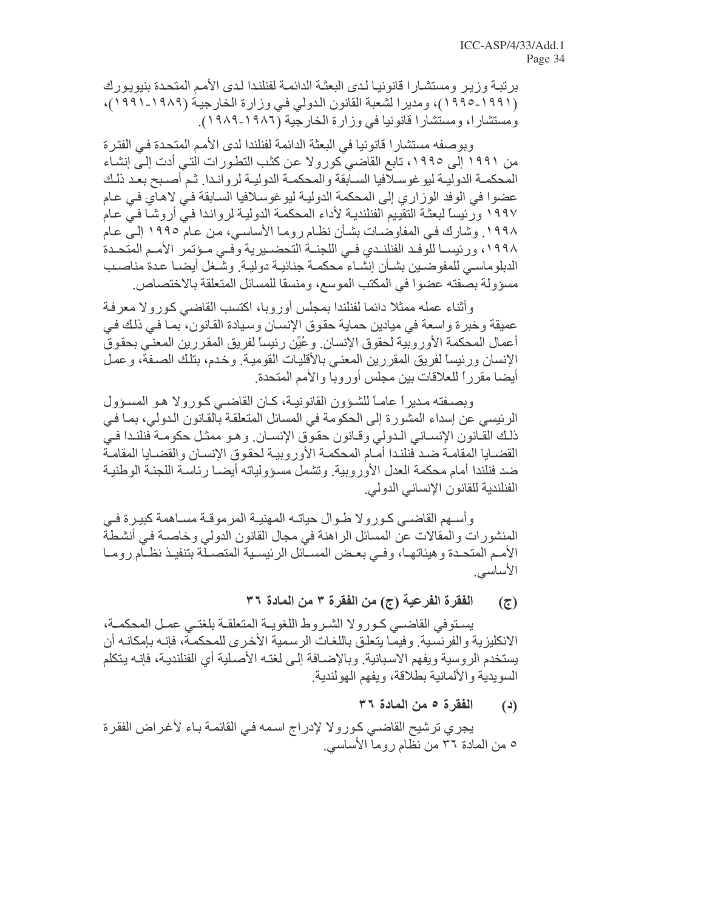برتبة وزير ومستشارا قانونيا لدى البعثة الدائمة لفنلندا لدى الأمم المتحدة بنيويورك (١٩٩١-١٩٩٥)، ومديرا لشعبة القانون الدولي في وزارة الخارجية (١٩٨٩-١٩٩١)، ومستشارا، ومستشارا قانونيا في وزارة الخارجية (١٩٨٦-١٩٨٩).

وبوصفه مستشارا قانونيا في البعثة الدائمة لفنلندا لدى الأمم المتحدة في الفترة من ١٩٩١ إلى ١٩٩٥، تابع القاضي كورولا عن كثب التطورات التي أدت إلى إنشاء المحكمة الدولية ليوغوسلافيا السابقة والمحكمة الدولية لرواندا. ثم أصبح بعد ذلك عضوا في الوفد الوزاري إلى المحكمة الدولية ليوغوسلافيا السابقة في لاهاي في عام ١٩٩٧ ورئيساً لبعثة التقييم الفنلندية لأداء المحكمة الدولية لرواندا في أروشا في عام ١٩٩٨. وشارك في المفاوضات بشأن نظام روما الأساسي، من عام ١٩٩٥ إلى عام ١٩٩٨، ورئيسا للوفد الفنلندي في اللجنة التحضيرية وفي مؤتمر الأمم المتحدة الدبلوماسي للمفوضين بشأن إنشاء محكمة جنائية دولية. وشغل أيضا عدة مناصب مسؤولة بصفته عضوا في المكتب الموسع، ومنسقا للمسائل المتعلقة بالاختصاص.

وأثناء عمله ممثلا دائما لفنلندا بمجلس أوروبا، اكتسب القاضي كورولا معرفة عميقة وخبرة واسعة في ميادين حماية حقوق الإنسان وسيادة القانون، بما في ذلك في أعمال المحكمة الأوروبية لحقوق الإنسان. وعُيِّن رئيساً لفريق المقررين المعني بحقوق الإنسان ورئيساً لفريق المقررين المعني بالأقليات القومية. وخدم، بتلك الصفة، وعمل أيضا مقرراً للعلاقات بين مجلس أوروبا والأمم المتحدة.

وبصفته مديراً عاماً للشؤون القانونية، كان القاضي كورولا هو المسؤول الرئيسي عن إسداء المشورة إلى الحكومة في المسائل المتعلقة بالقانون الدولي، بما في ذلك القانون الإنساني الدولي وقانون حقوق الإنسان. وهو ممثل حكومة فنلندا في القضايا المقامة ضد فنلندا أمام المحكمة الأوروبية لحقوق الإنسان والقضايا المقامة ضد فنلندا أمام محكمة العدل الأوروبية. وتشمل مسؤولياته أيضا رئاسة اللجنة الوطنية الفنلندية للقانون الإنساني الدولي.

وأسهم القاضي كورولا طوال حياته المهنية المرموقة مساهمة كبيرة في المنشورات والمقالات عن المسائل الراهنة في مجال القانون الدولي وخاصة في أنشطة الأمم المتحدة وهيئاتها، وفي بعض المسائل الرئيسية المتصلة بتنفيذ نظام روما الأساسي.

### (ج) الفقرة الفرعية (ج) من الفقرة ٣ من المادة ٣٦

يستوفي القاضي كورولا الشروط اللغوية المتعلقة بلغتي عمل المحكمة، الانكليزية والفرنسية. وفيما يتعلق باللغات الرسمية الأخرى للمحكمة، فإنه بإمكانه أن يستخدم الروسية ويفهم الاسبانية. وبالإضافة إلى لغته الأصلية أي الفنلندية، فإنه يتكلم السويدية والألمانية بطلاقة، ويفهم الهولندية.

### (د) الفقرة ٥ من المادة ٣٦

يجري ترشيح القاضي كورولا لإدراج اسمه في القائمة باء لأغراض الفقرة ٥ من المادة ٣٦ من نظام روما الأساسي.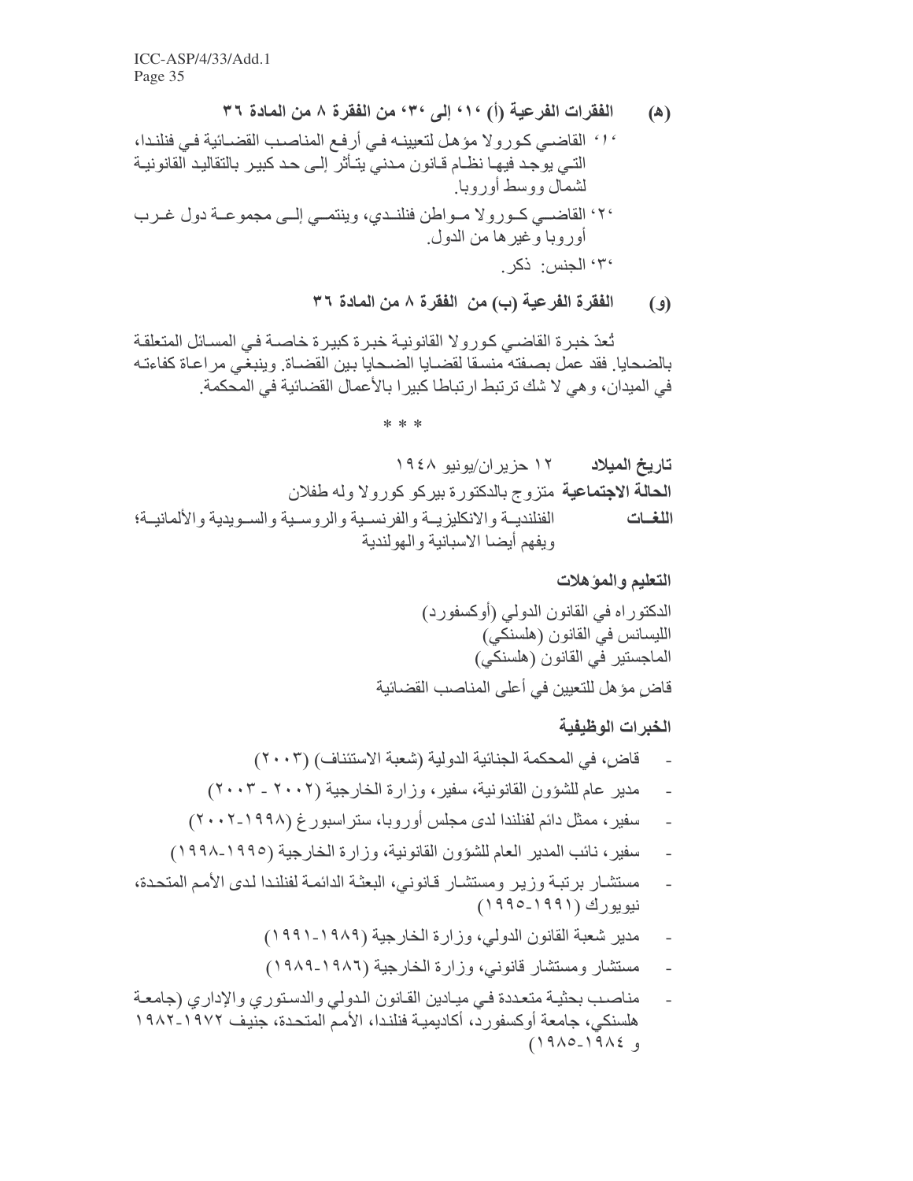(هـ) الفقرات الفرعية (أ) '١' إلى '٣' من الفقرة ٨ من المادة ٣٦

'١' القاضي كورولا مؤهل لتعيينه في أرفع المناصب القضائية في فنلندا، التي يوجد فيها نظام قانون مدني يتأثر إلى حد كبير بالتقاليد القانونية لشمال ووسط أوروبا.

'٢' القاضي كورولا مواطن فنلندي، وينتمي إلى مجموعة دول غرب أوروبا وغيرها من الدول.

'٣' الجنس: ذكر.

(و) الفقرة الفرعية (ب) من الفقرة ٨ من المادة ٣٦

تُعدّ خبرة القاضي كورولا القانونية خبرة كبيرة خاصة في المسائل المتعلقة بالضحايا. فقد عمل بصفته منسقا لقضايا الضحايا بين القضاة. وينبغي مراعاة كفاءته في الميدان، وهي لا شك ترتبط ارتباطا كبيرا بالأعمال القضائية في المحكمة.

\* \* \*

**تاريخ الميلاد** ١٢ حزيران/يونيو ١٩٤٨

**الحالة الاجتماعية** متزوج بالدكتورة بيركو كورولا وله طفلان

**اللغات** الفنلندية والانكليزية والفرنسية والروسية والسويدية والألمانية؛ ويفهم أيضا الاسبانية والهولندية

**التعليم والمؤهلات**

الدكتوراه في القانون الدولي (أوكسفورد)

الليسانس في القانون (هلسنكي)

الماجستير في القانون (هلسنكي)

قاض مؤهل للتعيين في أعلى المناصب القضائية

**الخبرات الوظيفية**

- قاض، في المحكمة الجنائية الدولية (شعبة الاستئناف) (٢٠٠٣)
- مدير عام للشؤون القانونية، سفير، وزارة الخارجية (٢٠٠٢ - ٢٠٠٣)
- سفير، ممثل دائم لفنلندا لدى مجلس أوروبا، ستراسبورغ (١٩٩٨-٢٠٠٢)
- سفير، نائب المدير العام للشؤون القانونية، وزارة الخارجية (١٩٩٥-١٩٩٨)
- مستشار برتبة وزير ومستشار قانوني، البعثة الدائمة لفنلندا لدى الأمم المتحدة، نيويورك (١٩٩١-١٩٩٥)
- مدير شعبة القانون الدولي، وزارة الخارجية (١٩٨٩-١٩٩١)
- مستشار ومستشار قانوني، وزارة الخارجية (١٩٨٦-١٩٨٩)
- مناصب بحثية متعددة في ميادين القانون الدولي والدستوري والإداري (جامعة هلسنكي، جامعة أوكسفورد، أكاديمية فنلندا، الأمم المتحدة، جنيف ١٩٧٢-١٩٨٢ و ١٩٨٤-١٩٨٥)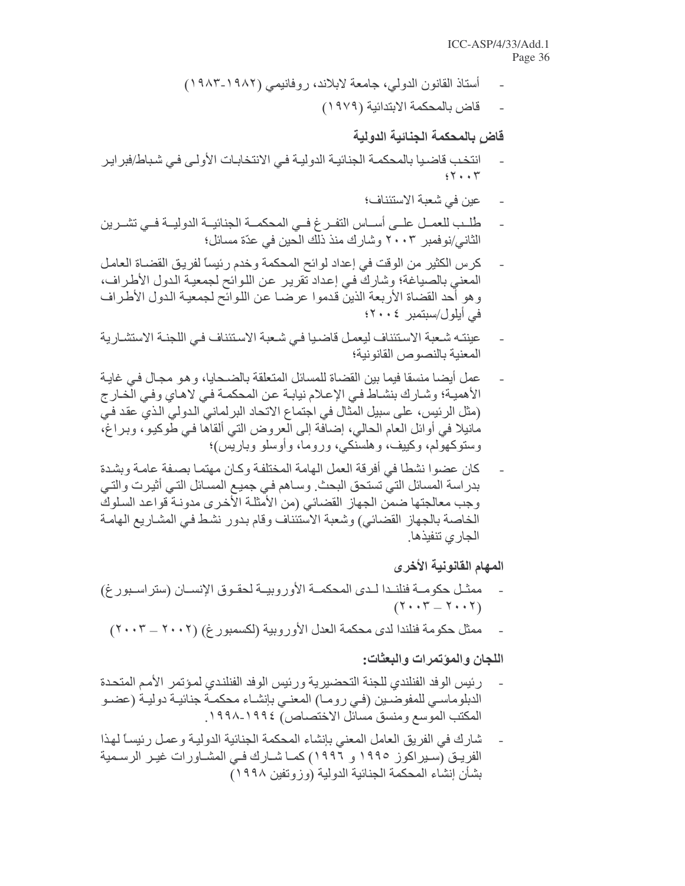- أستاذ القانون الدولي، جامعة لابلاند، روفانيمي (١٩٨٢-١٩٨٣)
- قاض بالمحكمة الابتدائية (١٩٧٩)

### قاض بالمحكمة الجنائية الدولية

- انتخب قاضيا بالمحكمة الجنائية الدولية في الانتخابات الأولى في شباط/فبراير ٢٠٠٣؛
- عين في شعبة الاستئناف؛
- طُلب للعمل على أساس التفرغ في المحكمة الجنائية الدولية في تشرين الثاني/نوفمبر ٢٠٠٣ وشارك منذ ذلك الحين في عدّة مسائل؛
- كرس الكثير من الوقت في إعداد لوائح المحكمة وخدم رئيساً لفريق القضاة العامل المعني بالصياغة؛ وشارك في إعداد تقرير عن اللوائح لجمعية الدول الأطراف، وهو أحد القضاة الأربعة الذين قدموا عرضا عن اللوائح لجمعية الدول الأطراف في أيلول/سبتمبر ٢٠٠٤؛
- عينته شعبة الاستئناف ليعمل قاضيا في شعبة الاستئناف في اللجنة الاستشارية المعنية بالنصوص القانونية؛
- عمل أيضا منسقا فيما بين القضاة للمسائل المتعلقة بالضحايا، وهو مجال في غاية الأهمية؛ وشارك بنشاط في الإعلام نيابة عن المحكمة في لاهاي وفي الخارج (مثل الرئيس، على سبيل المثال في اجتماع الاتحاد البرلماني الدولي الذي عقد في مانيلا في أوائل العام الحالي، إضافة إلى العروض التي ألقاها في طوكيو، وبراغ، وستوكهولم، وكييف، وهلسنكي، وروما، وأوسلو وباريس)؛
- كان عضوا نشطا في أفرقة العمل الهامة المختلفة وكان مهتما بصفة عامة وبشدة بدراسة المسائل التي تستحق البحث. وساهم في جميع المسائل التي أثيرت والتي وجب معالجتها ضمن الجهاز القضائي (من الأمثلة الأخرى مدونة قواعد السلوك الخاصة بالجهاز القضائي) وشعبة الاستئناف وقام بدور نشط في المشاريع الهامة الجاري تنفيذها.

### المهام القانونية الأخرى

- ممثل حكومة فنلندا لدى المحكمة الأوروبية لحقوق الإنسان (ستراسبورغ) (٢٠٠٢ – ٢٠٠٣)
- ممثل حكومة فنلندا لدى محكمة العدل الأوروبية (لكسمبورغ) (٢٠٠٢ – ٢٠٠٣)

### اللجان والمؤتمرات والبعثات:

- رئيس الوفد الفنلندي للجنة التحضيرية ورئيس الوفد الفنلندي لمؤتمر الأمم المتحدة الدبلوماسي للمفوضين (في روما) المعني بإنشاء محكمة جنائية دولية (عضو المكتب الموسع ومنسق مسائل الاختصاص) ١٩٩٤-١٩٩٨.
- شارك في الفريق العامل المعني بإنشاء المحكمة الجنائية الدولية وعمل رئيساً لهذا الفريق (سيراكوز ١٩٩٥ و ١٩٩٦) كما شارك في المشاورات غير الرسمية بشأن إنشاء المحكمة الجنائية الدولية (وزوتفين ١٩٩٨)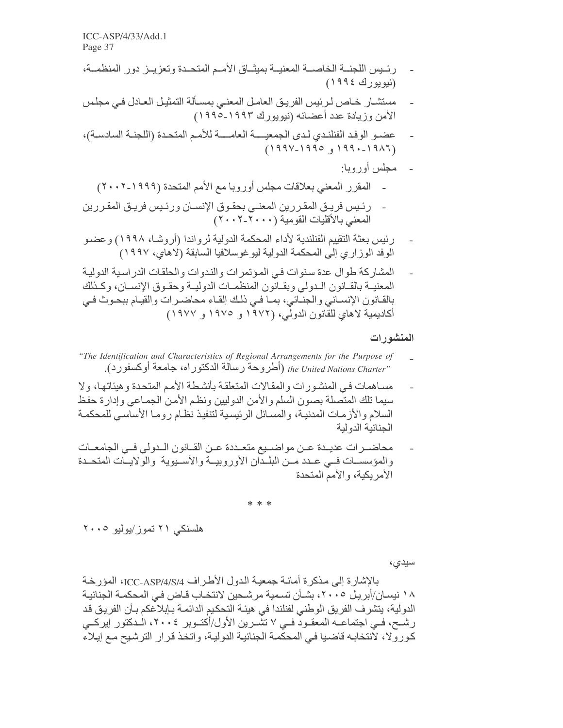- رئيس اللجنة الخاصة المعنية بميثاق الأمم المتحدة وتعزيز دور المنظمة، (نيويورك ١٩٩٤)
- مستشار خاص لرئيس الفريق العامل المعني بمسألة التمثيل العادل في مجلس الأمن وزيادة عدد أعضائه (نيويورك ١٩٩٣-١٩٩٥)
- عضو الوفد الفنلندي لدى الجمعية العامة للأمم المتحدة (اللجنة السادسة)، (١٩٨٦-١٩٩٠ و ١٩٩٥-١٩٩٧)
- مجلس أوروبا:
  - المقرر المعني بعلاقات مجلس أوروبا مع الأمم المتحدة (١٩٩٩-٢٠٠٢)
  - رئيس فريق المقررين المعني بحقوق الإنسان ورئيس فريق المقررين المعني بالأقليات القومية (٢٠٠٠-٢٠٠٢)
- رئيس بعثة التقييم الفنلندية لأداء المحكمة الدولية لرواندا (أروشا، ١٩٩٨) وعضو الوفد الوزاري إلى المحكمة الدولية ليوغوسلافيا السابقة (لاهاي، ١٩٩٧)
- المشاركة طوال عدة سنوات في المؤتمرات والندوات والحلقات الدراسية الدولية المعنية بالقانون الدولي وبقانون المنظمات الدولية وحقوق الإنسان، وكذلك بالقانون الإنساني والجنائي، بما في ذلك إلقاء محاضرات والقيام ببحوث في أكاديمية لاهاي للقانون الدولي، (١٩٧٢ و ١٩٧٥ و ١٩٧٧)

## المنشورات

- *"The Identification and Characteristics of Regional Arrangements for the Purpose of the United Nations Charter"* (أطروحة رسالة الدكتوراه، جامعة أوكسفورد).
- مساهمات في المنشورات والمقالات المتعلقة بأنشطة الأمم المتحدة وهيئاتها، ولا سيما تلك المتصلة بصون السلم والأمن الدوليين ونظم الأمن الجماعي وإدارة حفظ السلام والأزمات المدنية، والمسائل الرئيسية لتنفيذ نظام روما الأساسي للمحكمة الجنائية الدولية
- محاضرات عديدة عن مواضيع متعددة عن القانون الدولي في الجامعات والمؤسسات في عدد من البلدان الأوروبية والآسيوية والولايات المتحدة الأمريكية، والأمم المتحدة

\* \* \*

هلسنكي ٢١ تموز/يوليو ٢٠٠٥

سيدي،

بالإشارة إلى مذكرة أمانة جمعية الدول الأطراف ICC-ASP/4/S/4، المؤرخة ١٨ نيسان/أبريل ٢٠٠٥، بشأن تسمية مرشحين لانتخاب قاض في المحكمة الجنائية الدولية، يتشرف الفريق الوطني لفنلندا في هيئة التحكيم الدائمة بإبلاغكم بأن الفريق قد رشح، في اجتماعه المعقود في ٧ تشرين الأول/أكتوبر ٢٠٠٤، الدكتور إيركي كورولا، لانتخابه قاضيا في المحكمة الجنائية الدولية، واتخذ قرار الترشيح مع إيلاء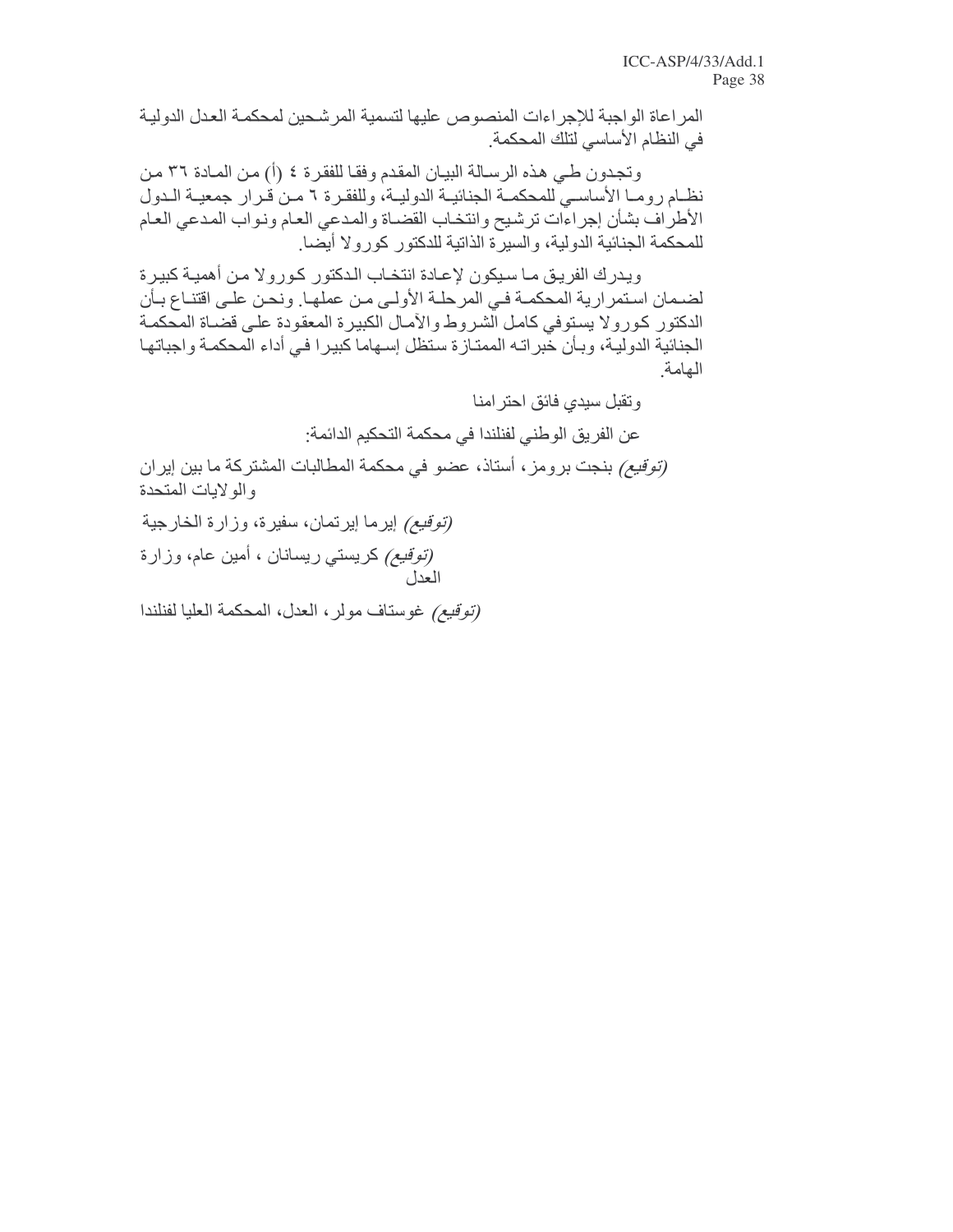المراعاة الواجبة للإجراءات المنصوص عليها لتسمية المرشحين لمحكمة العدل الدولية في النظام الأساسي لتلك المحكمة.

وتجدون طي هذه الرسالة البيان المقدم وفقا للفقرة ٤ (أ) من المادة ٣٦ من نظام روما الأساسي للمحكمة الجنائية الدولية، وللفقرة ٦ من قرار جمعية الدول الأطراف بشأن إجراءات ترشيح وانتخاب القضاة والمدعي العام ونواب المدعي العام للمحكمة الجنائية الدولية، والسيرة الذاتية للدكتور كورولا أيضا.

ويدرك الفريق ما سيكون لإعادة انتخاب الدكتور كورولا من أهمية كبيرة لضمان استمرارية المحكمة في المرحلة الأولى من عملها. ونحن على اقتناع بأن الدكتور كورولا يستوفي كامل الشروط والآمال الكبيرة المعقودة على قضاة المحكمة الجنائية الدولية، وبأن خبراته الممتازة ستظل إسهاما كبيرا في أداء المحكمة واجباتها الهامة.

وتقبل سيدي فائق احترامنا

عن الفريق الوطني لفنلندا في محكمة التحكيم الدائمة:

*(توقيع)* بنجت برومز، أستاذ، عضو في محكمة المطالبات المشتركة ما بين إيران والولايات المتحدة

*(توقيع)* إيرما إيرتمان، سفيرة، وزارة الخارجية

*(توقيع)* كريستي ريسانان ، أمين عام، وزارة العدل

*(توقيع)* غوستاف مولر، العدل، المحكمة العليا لفنلندا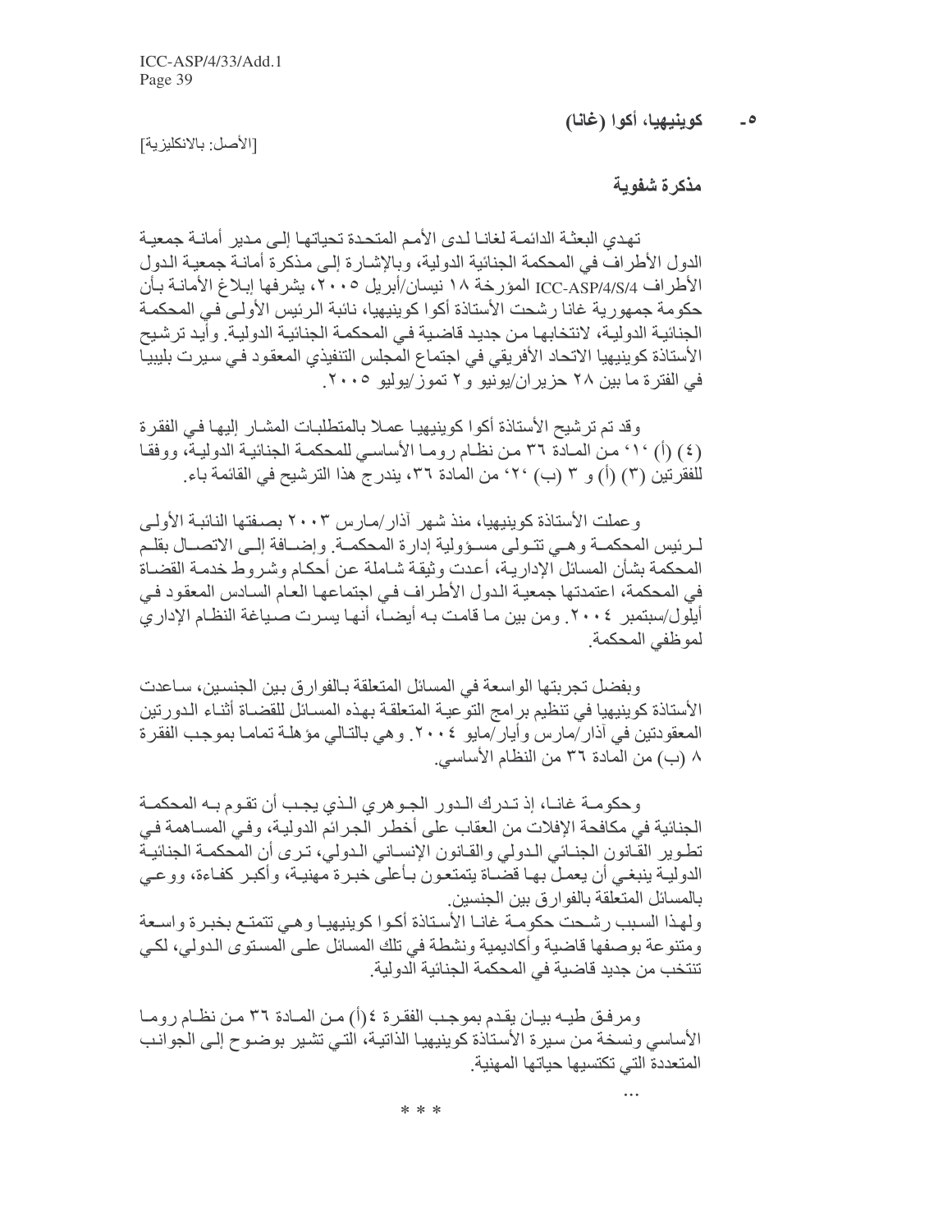٥ - **كوينيهيا، أكوا (غانا)**

[الأصل: بالانكليزية]

**مذكرة شفوية**

تهدي البعثة الدائمة لغانا لدى الأمم المتحدة تحياتها إلى مدير أمانة جمعية الدول الأطراف في المحكمة الجنائية الدولية، وبالإشارة إلى مذكرة أمانة جمعية الدول الأطراف ICC-ASP/4/S/4 المؤرخة ١٨ نيسان/أبريل ٢٠٠٥، يشرفها إبلاغ الأمانة بأن حكومة جمهورية غانا رشحت الأستاذة أكوا كوينيهيا، نائبة الرئيس الأولى في المحكمة الجنائية الدولية، لانتخابها من جديد قاضية في المحكمة الجنائية الدولية. وأيد ترشيح الأستاذة كوينيهيا الاتحاد الأفريقي في اجتماع المجلس التنفيذي المعقود في سيرت بليبيا في الفترة ما بين ٢٨ حزيران/يونيو و٢ تموز/يوليو ٢٠٠٥.

وقد تم ترشيح الأستاذة أكوا كوينيهيا عملا بالمتطلبات المشار إليها في الفقرة (٤) (أ) '١' من المادة ٣٦ من نظام روما الأساسي للمحكمة الجنائية الدولية، ووفقا للفقرتين (٣) (أ) و ٣ (ب) '٢' من المادة ٣٦، يندرج هذا الترشيح في القائمة باء.

وعملت الأستاذة كوينيهيا، منذ شهر آذار/مارس ٢٠٠٣ بصفتها النائبة الأولى لرئيس المحكمة وهي تتولى مسؤولية إدارة المحكمة. وإضافة إلى الاتصال بقلم المحكمة بشأن المسائل الإدارية، أعدت وثيقة شاملة عن أحكام وشروط خدمة القضاة في المحكمة، اعتمدتها جمعية الدول الأطراف في اجتماعها العام السادس المعقود في أيلول/سبتمبر ٢٠٠٤. ومن بين ما قامت به أيضا، أنها يسرت صياغة النظام الإداري لموظفي المحكمة.

وبفضل تجربتها الواسعة في المسائل المتعلقة بالفوارق بين الجنسين، ساعدت الأستاذة كوينيهيا في تنظيم برامج التوعية المتعلقة بهذه المسائل للقضاة أثناء الدورتين المعقودتين في آذار/مارس وأيار/مايو ٢٠٠٤. وهي بالتالي مؤهلة تماما بموجب الفقرة ٨ (ب) من المادة ٣٦ من النظام الأساسي.

وحكومة غانا، إذ تدرك الدور الجوهري الذي يجب أن تقوم به المحكمة الجنائية في مكافحة الإفلات من العقاب على أخطر الجرائم الدولية، وفي المساهمة في تطوير القانون الجنائي الدولي والقانون الإنساني الدولي، ترى أن المحكمة الجنائية الدولية ينبغي أن يعمل بها قضاة يتمتعون بأعلى خبرة مهنية، وأكبر كفاءة، ووعي بالمسائل المتعلقة بالفوارق بين الجنسين.
ولهذا السبب رشحت حكومة غانا الأستاذة أكوا كوينيهيا وهي تتمتع بخبرة واسعة ومتنوعة بوصفها قاضية وأكاديمية ونشطة في تلك المسائل على المستوى الدولي، لكي تنتخب من جديد قاضية في المحكمة الجنائية الدولية.

ومرفق طيه بيان يقدم بموجب الفقرة ٤(أ) من المادة ٣٦ من نظام روما الأساسي ونسخة من سيرة الأستاذة كوينيهيا الذاتية، التي تشير بوضوح إلى الجوانب المتعددة التي تكتسيها حياتها المهنية.

...

* * *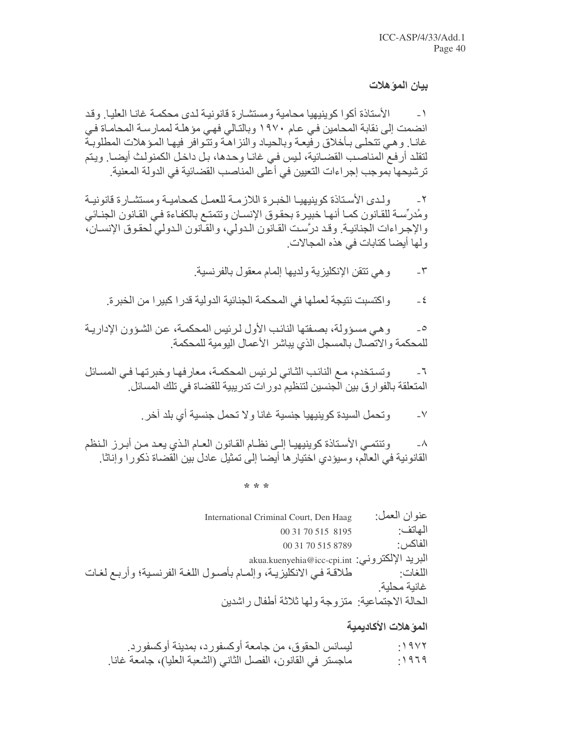## بيان المؤهلات

١- الأستاذة أكوا كوينيهيا محامية ومستشارة قانونية لدى محكمة غانا العليا. وقد انضمت إلى نقابة المحامين في عام ١٩٧٠ وبالتالي فهي مؤهلة لممارسة المحاماة في غانا. وهي تتحلى بأخلاق رفيعة وبالحياد والنزاهة وتتوافر فيها المؤهلات المطلوبة لتقلد أرفع المناصب القضائية، ليس في غانا وحدها، بل داخل الكمنولث أيضا. ويتم ترشيحها بموجب إجراءات التعيين في أعلى المناصب القضائية في الدولة المعنية.

٢- ولدى الأستاذة كوينيهيا الخبرة اللازمة للعمل كمحامية ومستشارة قانونية ومُدرِّسة للقانون كما أنها خبيرة بحقوق الإنسان وتتمتع بالكفاءة في القانون الجنائي والإجراءات الجنائية. وقد درَّست القانون الدولي، والقانون الدولي لحقوق الإنسان، ولها أيضا كتابات في هذه المجالات.

٣- وهي تتقن الإنكليزية ولديها إلمام معقول بالفرنسية.

٤- واكتسبت نتيجة لعملها في المحكمة الجنائية الدولية قدرا كبيرا من الخبرة.

٥- وهي مسؤولة، بصفتها النائب الأول لرئيس المحكمة، عن الشؤون الإدارية للمحكمة والاتصال بالمسجل الذي يباشر الأعمال اليومية للمحكمة.

٦- وتستخدم، مع النائب الثاني لرئيس المحكمة، معارفها وخبرتها في المسائل المتعلقة بالفوارق بين الجنسين لتنظيم دورات تدريبية للقضاة في تلك المسائل.

٧- وتحمل السيدة كوينيهيا جنسية غانا ولا تحمل جنسية أي بلد آخر.

٨- وتنتمي الأستاذة كوينيهيا إلى نظام القانون العام الذي يعد من أبرز النظم القانونية في العالم، وسيؤدي اختيارها أيضا إلى تمثيل عادل بين القضاة ذكورا وإناثا.

\* \* \*

عنوان العمل: International Criminal Court, Den Haag

الهاتف: 00 31 70 515 8195

الفاكس: 00 31 70 515 8789

البريد الإلكتروني: akua.kuenyehia@icc-cpi.int

اللغات: طلاقة في الانكليزية، وإلمام بأصول اللغة الفرنسية؛ وأربع لغات غانية محلية.

الحالة الاجتماعية: متزوجة ولها ثلاثة أطفال راشدين

## المؤهلات الأكاديمية

١٩٧٢: ليسانس الحقوق، من جامعة أوكسفورد، بمدينة أوكسفورد.

١٩٦٩: ماجستر في القانون، الفصل الثاني (الشعبة العليا)، جامعة غانا.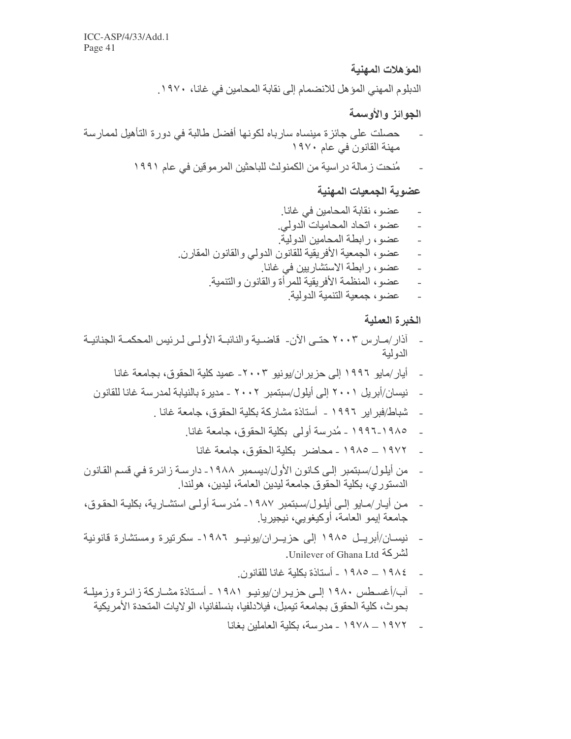### المؤهلات المهنية

الدبلوم المهني المؤهل للانضمام إلى نقابة المحامين في غانا، ١٩٧٠.

### الجوائز والأوسمة

- حصلت على جائزة مينساه سارباه لكونها أفضل طالبة في دورة التأهيل لممارسة مهنة القانون في عام ١٩٧٠
- مُنحت زمالة دراسية من الكمنولث للباحثين المرموقين في عام ١٩٩١

### عضوية الجمعيات المهنية

- عضو، نقابة المحامين في غانا.
- عضو، اتحاد المحاميات الدولي.
- عضو، رابطة المحامين الدولية.
- عضو، الجمعية الأفريقية للقانون الدولي والقانون المقارن.
- عضو، رابطة الاستشاريين في غانا.
- عضو، المنظمة الأفريقية للمرأة والقانون والتنمية.
- عضو، جمعية التنمية الدولية.

### الخبرة العملية

- آذار/مارس ٢٠٠٣ حتى الآن- قاضية والنائبة الأولى لرئيس المحكمة الجنائية الدولية
- أيار/مايو ١٩٩٦ إلى حزيران/يونيو ٢٠٠٣- عميد كلية الحقوق، بجامعة غانا
- نيسان/أبريل ٢٠٠١ إلى أيلول/سبتمبر ٢٠٠٢ - مديرة بالنيابة لمدرسة غانا للقانون
- شباط/فبراير ١٩٩٦ - أستاذة مشاركة بكلية الحقوق، جامعة غانا .
- ١٩٨٥-١٩٩٦ - مُدرسة أولى بكلية الحقوق، جامعة غانا.
- ١٩٧٢ – ١٩٨٥ - محاضر بكلية الحقوق، جامعة غانا
- من أيلول/سبتمبر إلى كانون الأول/ديسمبر ١٩٨٨- دارسة زائرة في قسم القانون الدستوري، بكلية الحقوق جامعة ليدين العامة، ليدين، هولندا.
- من أيار/مايو إلى أيلول/سبتمبر ١٩٨٧- مُدرسة أولى استشارية، بكلية الحقوق، جامعة إيمو العامة، أوكيغويي، نيجيريا.
- نيسان/أبريل ١٩٨٥ إلى حزيران/يونيو ١٩٨٦- سكرتيرة ومستشارة قانونية لشركة Unilever of Ghana Ltd.
- ١٩٨٤ – ١٩٨٥ - أستاذة بكلية غانا للقانون.
- آب/أغسطس ١٩٨٠ إلى حزيران/يونيو ١٩٨١ - أستاذة مشاركة زائرة وزميلة بحوث، كلية الحقوق بجامعة تيمبل، فيلادلفيا، بنسلفانيا، الولايات المتحدة الأمريكية
- ١٩٧٢ – ١٩٧٨ - مدرسة، بكلية العاملين بغانا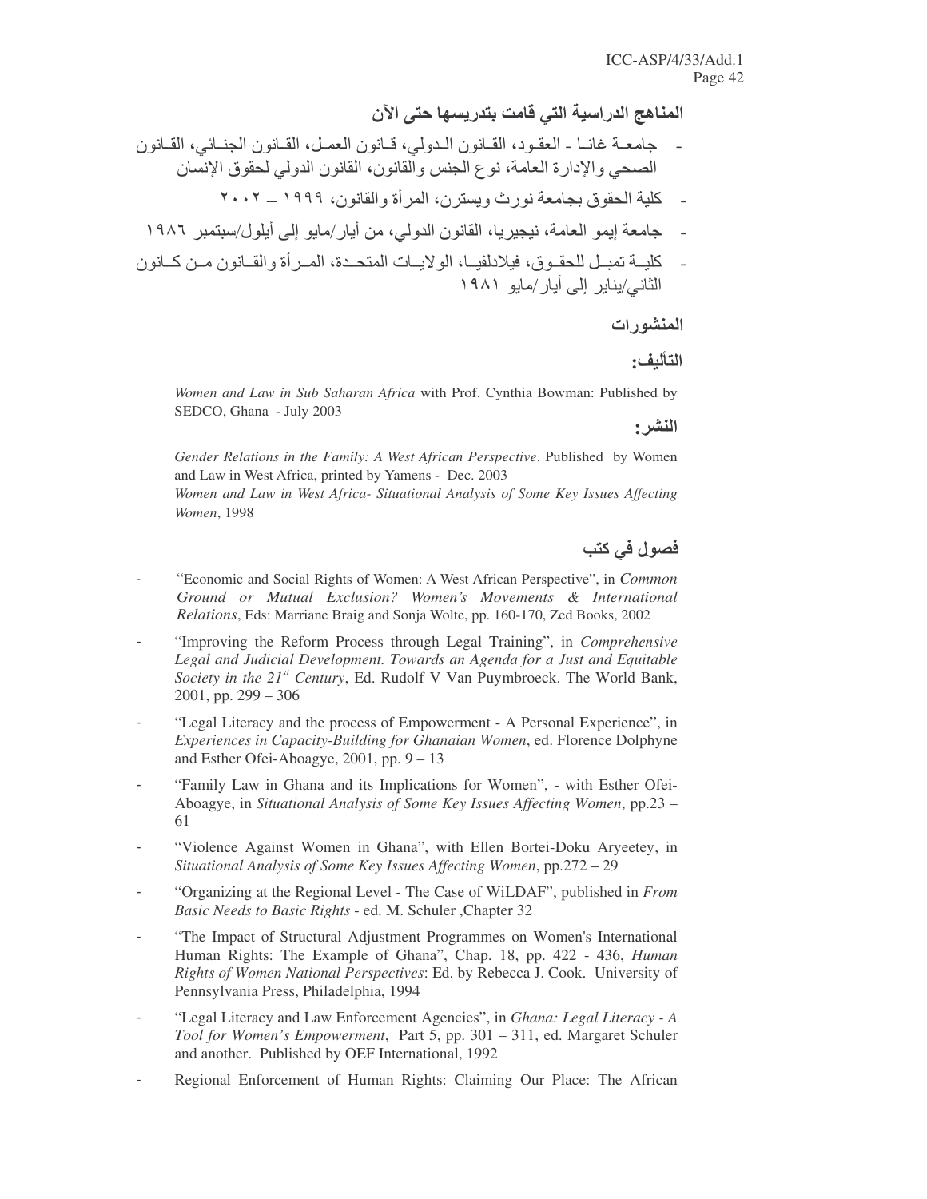**المناهج الدراسية التي قامت بتدريسها حتى الآن**

- جامعة غانا - العقود، القانون الدولي، قانون العمل، القانون الجنائي، القانون الصحي والإدارة العامة، نوع الجنس والقانون، القانون الدولي لحقوق الإنسان
- كلية الحقوق بجامعة نورث ويسترن، المرأة والقانون، ١٩٩٩ – ٢٠٠٢
- جامعة إيمو العامة، نيجيريا، القانون الدولي، من أيار/مايو إلى أيلول/سبتمبر ١٩٨٦
- كلية تمبل للحقوق، فيلادلفيا، الولايات المتحدة، المرأة والقانون من كانون الثاني/يناير إلى أيار/مايو ١٩٨١

**المنشورات**

**التأليف:**

*Women and Law in Sub Saharan Africa* with Prof. Cynthia Bowman: Published by SEDCO, Ghana - July 2003

**النشر:**

*Gender Relations in the Family: A West African Perspective*. Published by Women and Law in West Africa, printed by Yamens - Dec. 2003

*Women and Law in West Africa- Situational Analysis of Some Key Issues Affecting Women*, 1998

## فصول في كتب

- "Economic and Social Rights of Women: A West African Perspective", in *Common Ground or Mutual Exclusion? Women's Movements & International Relations*, Eds: Marriane Braig and Sonja Wolte, pp. 160-170, Zed Books, 2002
- "Improving the Reform Process through Legal Training", in *Comprehensive Legal and Judicial Development. Towards an Agenda for a Just and Equitable Society in the 21st Century*, Ed. Rudolf V Van Puymbroeck. The World Bank, 2001, pp. 299 – 306
- "Legal Literacy and the process of Empowerment - A Personal Experience", in *Experiences in Capacity-Building for Ghanaian Women*, ed. Florence Dolphyne and Esther Ofei-Aboagye, 2001, pp. 9 – 13
- "Family Law in Ghana and its Implications for Women", - with Esther Ofei-Aboagye, in *Situational Analysis of Some Key Issues Affecting Women*, pp.23 – 61
- "Violence Against Women in Ghana", with Ellen Bortei-Doku Aryeetey, in *Situational Analysis of Some Key Issues Affecting Women*, pp.272 – 29
- "Organizing at the Regional Level - The Case of WiLDAF", published in *From Basic Needs to Basic Rights* - ed. M. Schuler ,Chapter 32
- "The Impact of Structural Adjustment Programmes on Women's International Human Rights: The Example of Ghana", Chap. 18, pp. 422 - 436, *Human Rights of Women National Perspectives*: Ed. by Rebecca J. Cook. University of Pennsylvania Press, Philadelphia, 1994
- "Legal Literacy and Law Enforcement Agencies", in *Ghana: Legal Literacy - A Tool for Women's Empowerment*, Part 5, pp. 301 – 311, ed. Margaret Schuler and another. Published by OEF International, 1992
- Regional Enforcement of Human Rights: Claiming Our Place: The African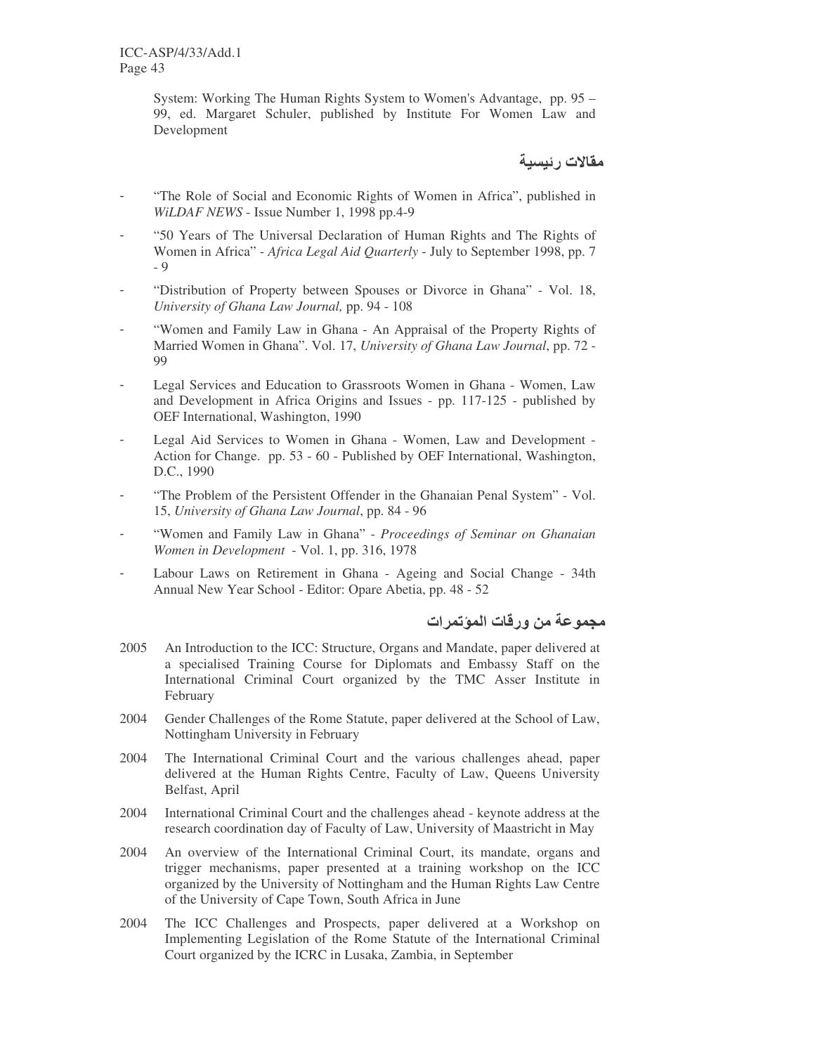System: Working The Human Rights System to Women's Advantage, pp. 95 – 99, ed. Margaret Schuler, published by Institute For Women Law and Development

## مقالات رئيسية

- "The Role of Social and Economic Rights of Women in Africa", published in *WiLDAF NEWS* - Issue Number 1, 1998 pp.4-9
- "50 Years of The Universal Declaration of Human Rights and The Rights of Women in Africa" - *Africa Legal Aid Quarterly* - July to September 1998, pp. 7 - 9
- "Distribution of Property between Spouses or Divorce in Ghana" - Vol. 18, *University of Ghana Law Journal,* pp. 94 - 108
- "Women and Family Law in Ghana - An Appraisal of the Property Rights of Married Women in Ghana". Vol. 17, *University of Ghana Law Journal*, pp. 72 - 99
- Legal Services and Education to Grassroots Women in Ghana - Women, Law and Development in Africa Origins and Issues - pp. 117-125 - published by OEF International, Washington, 1990
- Legal Aid Services to Women in Ghana - Women, Law and Development - Action for Change. pp. 53 - 60 - Published by OEF International, Washington, D.C., 1990
- "The Problem of the Persistent Offender in the Ghanaian Penal System" - Vol. 15, *University of Ghana Law Journal*, pp. 84 - 96
- "Women and Family Law in Ghana" - *Proceedings of Seminar on Ghanaian Women in Development* - Vol. 1, pp. 316, 1978
- Labour Laws on Retirement in Ghana - Ageing and Social Change - 34th Annual New Year School - Editor: Opare Abetia, pp. 48 - 52

## مجموعة من ورقات المؤتمرات

2005 An Introduction to the ICC: Structure, Organs and Mandate, paper delivered at a specialised Training Course for Diplomats and Embassy Staff on the International Criminal Court organized by the TMC Asser Institute in February

2004 Gender Challenges of the Rome Statute, paper delivered at the School of Law, Nottingham University in February

2004 The International Criminal Court and the various challenges ahead, paper delivered at the Human Rights Centre, Faculty of Law, Queens University Belfast, April

2004 International Criminal Court and the challenges ahead - keynote address at the research coordination day of Faculty of Law, University of Maastricht in May

2004 An overview of the International Criminal Court, its mandate, organs and trigger mechanisms, paper presented at a training workshop on the ICC organized by the University of Nottingham and the Human Rights Law Centre of the University of Cape Town, South Africa in June

2004 The ICC Challenges and Prospects, paper delivered at a Workshop on Implementing Legislation of the Rome Statute of the International Criminal Court organized by the ICRC in Lusaka, Zambia, in September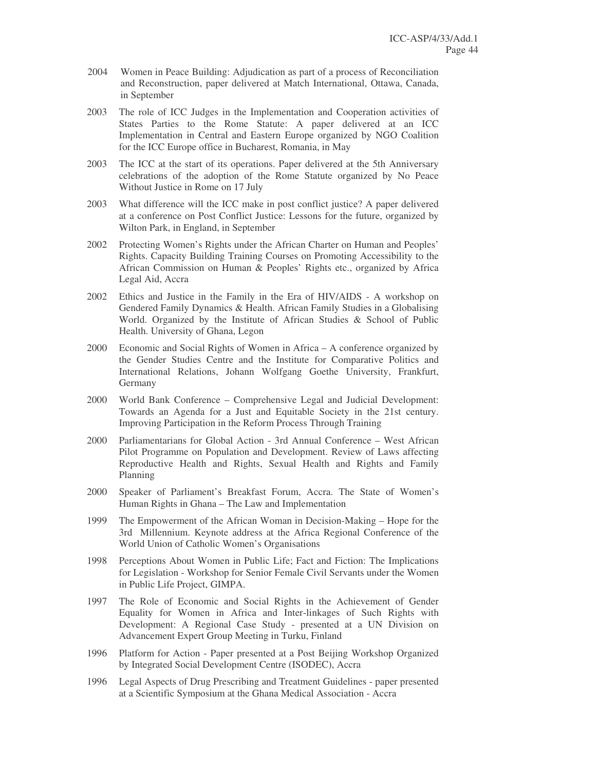2004 Women in Peace Building: Adjudication as part of a process of Reconciliation and Reconstruction, paper delivered at Match International, Ottawa, Canada, in September

2003 The role of ICC Judges in the Implementation and Cooperation activities of States Parties to the Rome Statute: A paper delivered at an ICC Implementation in Central and Eastern Europe organized by NGO Coalition for the ICC Europe office in Bucharest, Romania, in May

2003 The ICC at the start of its operations. Paper delivered at the 5th Anniversary celebrations of the adoption of the Rome Statute organized by No Peace Without Justice in Rome on 17 July

2003 What difference will the ICC make in post conflict justice? A paper delivered at a conference on Post Conflict Justice: Lessons for the future, organized by Wilton Park, in England, in September

2002 Protecting Women's Rights under the African Charter on Human and Peoples' Rights. Capacity Building Training Courses on Promoting Accessibility to the African Commission on Human & Peoples' Rights etc., organized by Africa Legal Aid, Accra

2002 Ethics and Justice in the Family in the Era of HIV/AIDS - A workshop on Gendered Family Dynamics & Health. African Family Studies in a Globalising World. Organized by the Institute of African Studies & School of Public Health. University of Ghana, Legon

2000 Economic and Social Rights of Women in Africa – A conference organized by the Gender Studies Centre and the Institute for Comparative Politics and International Relations, Johann Wolfgang Goethe University, Frankfurt, Germany

2000 World Bank Conference – Comprehensive Legal and Judicial Development: Towards an Agenda for a Just and Equitable Society in the 21st century. Improving Participation in the Reform Process Through Training

2000 Parliamentarians for Global Action - 3rd Annual Conference – West African Pilot Programme on Population and Development. Review of Laws affecting Reproductive Health and Rights, Sexual Health and Rights and Family Planning

2000 Speaker of Parliament's Breakfast Forum, Accra. The State of Women's Human Rights in Ghana – The Law and Implementation

1999 The Empowerment of the African Woman in Decision-Making – Hope for the 3rd Millennium. Keynote address at the Africa Regional Conference of the World Union of Catholic Women's Organisations

1998 Perceptions About Women in Public Life; Fact and Fiction: The Implications for Legislation - Workshop for Senior Female Civil Servants under the Women in Public Life Project, GIMPA.

1997 The Role of Economic and Social Rights in the Achievement of Gender Equality for Women in Africa and Inter-linkages of Such Rights with Development: A Regional Case Study - presented at a UN Division on Advancement Expert Group Meeting in Turku, Finland

1996 Platform for Action - Paper presented at a Post Beijing Workshop Organized by Integrated Social Development Centre (ISODEC), Accra

1996 Legal Aspects of Drug Prescribing and Treatment Guidelines - paper presented at a Scientific Symposium at the Ghana Medical Association - Accra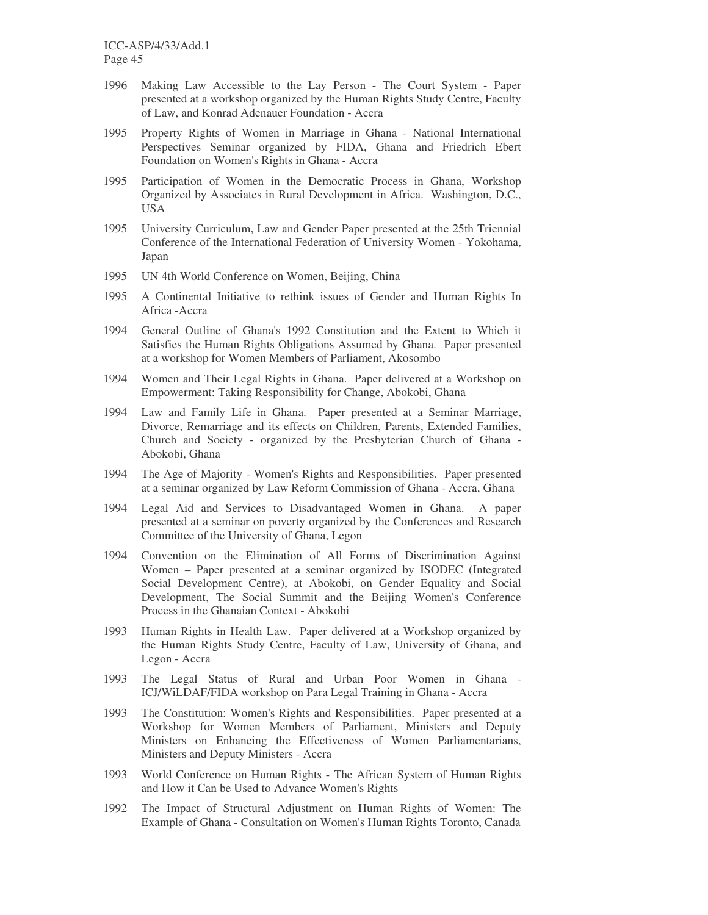1996 Making Law Accessible to the Lay Person - The Court System - Paper presented at a workshop organized by the Human Rights Study Centre, Faculty of Law, and Konrad Adenauer Foundation - Accra

1995 Property Rights of Women in Marriage in Ghana - National International Perspectives Seminar organized by FIDA, Ghana and Friedrich Ebert Foundation on Women's Rights in Ghana - Accra

1995 Participation of Women in the Democratic Process in Ghana, Workshop Organized by Associates in Rural Development in Africa. Washington, D.C., USA

1995 University Curriculum, Law and Gender Paper presented at the 25th Triennial Conference of the International Federation of University Women - Yokohama, Japan

1995 UN 4th World Conference on Women, Beijing, China

1995 A Continental Initiative to rethink issues of Gender and Human Rights In Africa -Accra

1994 General Outline of Ghana's 1992 Constitution and the Extent to Which it Satisfies the Human Rights Obligations Assumed by Ghana. Paper presented at a workshop for Women Members of Parliament, Akosombo

1994 Women and Their Legal Rights in Ghana. Paper delivered at a Workshop on Empowerment: Taking Responsibility for Change, Abokobi, Ghana

1994 Law and Family Life in Ghana. Paper presented at a Seminar Marriage, Divorce, Remarriage and its effects on Children, Parents, Extended Families, Church and Society - organized by the Presbyterian Church of Ghana - Abokobi, Ghana

1994 The Age of Majority - Women's Rights and Responsibilities. Paper presented at a seminar organized by Law Reform Commission of Ghana - Accra, Ghana

1994 Legal Aid and Services to Disadvantaged Women in Ghana. A paper presented at a seminar on poverty organized by the Conferences and Research Committee of the University of Ghana, Legon

1994 Convention on the Elimination of All Forms of Discrimination Against Women – Paper presented at a seminar organized by ISODEC (Integrated Social Development Centre), at Abokobi, on Gender Equality and Social Development, The Social Summit and the Beijing Women's Conference Process in the Ghanaian Context - Abokobi

1993 Human Rights in Health Law. Paper delivered at a Workshop organized by the Human Rights Study Centre, Faculty of Law, University of Ghana, and Legon - Accra

1993 The Legal Status of Rural and Urban Poor Women in Ghana - ICJ/WiLDAF/FIDA workshop on Para Legal Training in Ghana - Accra

1993 The Constitution: Women's Rights and Responsibilities. Paper presented at a Workshop for Women Members of Parliament, Ministers and Deputy Ministers on Enhancing the Effectiveness of Women Parliamentarians, Ministers and Deputy Ministers - Accra

1993 World Conference on Human Rights - The African System of Human Rights and How it Can be Used to Advance Women's Rights

1992 The Impact of Structural Adjustment on Human Rights of Women: The Example of Ghana - Consultation on Women's Human Rights Toronto, Canada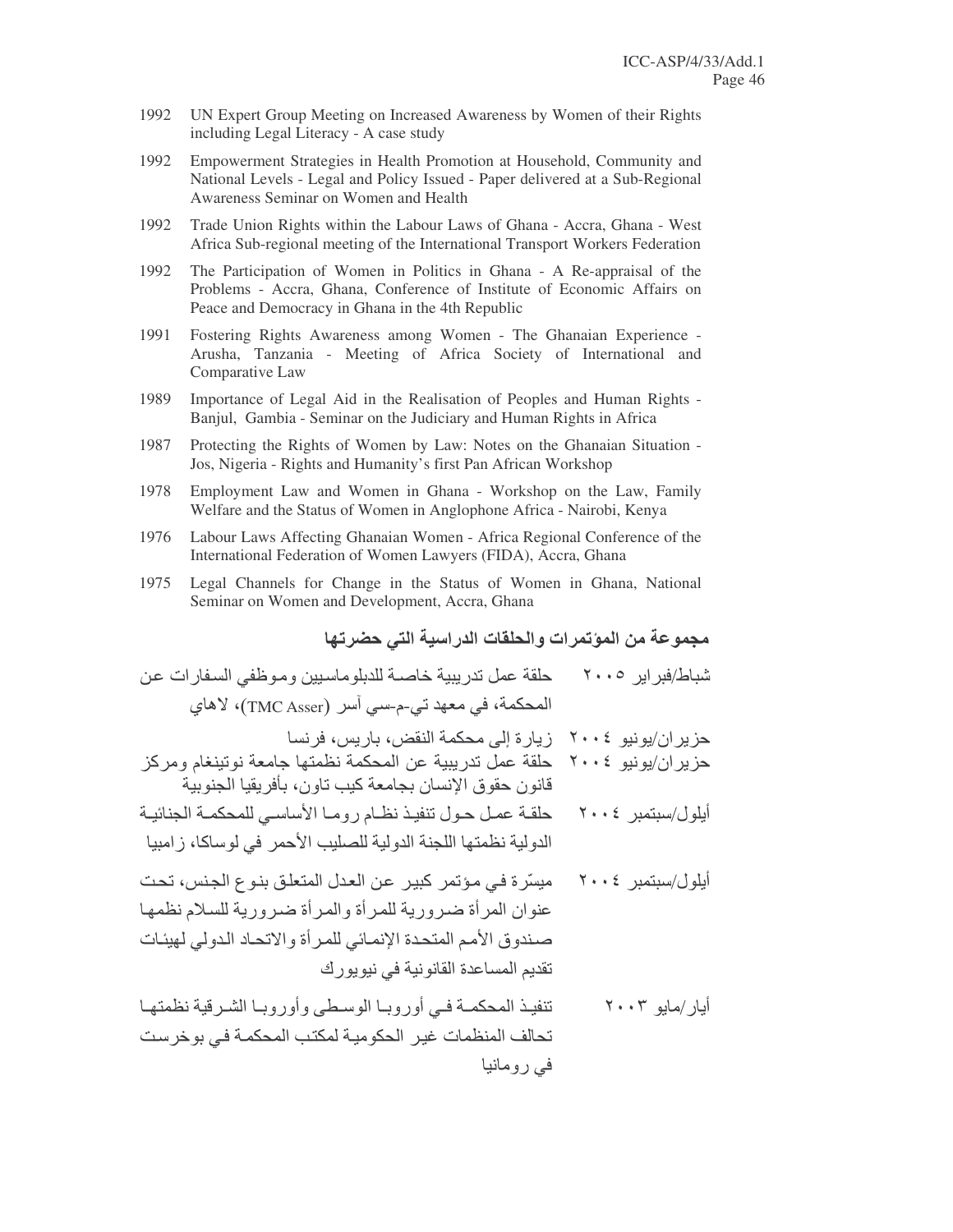1992 UN Expert Group Meeting on Increased Awareness by Women of their Rights including Legal Literacy - A case study

1992 Empowerment Strategies in Health Promotion at Household, Community and National Levels - Legal and Policy Issued - Paper delivered at a Sub-Regional Awareness Seminar on Women and Health

1992 Trade Union Rights within the Labour Laws of Ghana - Accra, Ghana - West Africa Sub-regional meeting of the International Transport Workers Federation

1992 The Participation of Women in Politics in Ghana - A Re-appraisal of the Problems - Accra, Ghana, Conference of Institute of Economic Affairs on Peace and Democracy in Ghana in the 4th Republic

1991 Fostering Rights Awareness among Women - The Ghanaian Experience - Arusha, Tanzania - Meeting of Africa Society of International and Comparative Law

1989 Importance of Legal Aid in the Realisation of Peoples and Human Rights - Banjul, Gambia - Seminar on the Judiciary and Human Rights in Africa

1987 Protecting the Rights of Women by Law: Notes on the Ghanaian Situation - Jos, Nigeria - Rights and Humanity's first Pan African Workshop

1978 Employment Law and Women in Ghana - Workshop on the Law, Family Welfare and the Status of Women in Anglophone Africa - Nairobi, Kenya

1976 Labour Laws Affecting Ghanaian Women - Africa Regional Conference of the International Federation of Women Lawyers (FIDA), Accra, Ghana

1975 Legal Channels for Change in the Status of Women in Ghana, National Seminar on Women and Development, Accra, Ghana

**مجموعة من المؤتمرات والحلقات الدراسية التي حضرتها**

شباط/فبراير ٢٠٠٥ حلقة عمل تدريبية خاصة للدبلوماسيين وموظفي السفارات عن المحكمة، في معهد تي-م-سي آسر (TMC Asser)، لاهاي

حزيران/يونيو ٢٠٠٤ زيارة إلى محكمة النقض، باريس، فرنسا

حزيران/يونيو ٢٠٠٤ حلقة عمل تدريبية عن المحكمة نظمتها جامعة نوتينغام ومركز قانون حقوق الإنسان بجامعة كيب تاون، بأفريقيا الجنوبية

أيلول/سبتمبر ٢٠٠٤ حلقة عمل حول تنفيذ نظام روما الأساسي للمحكمة الجنائية الدولية نظمتها اللجنة الدولية للصليب الأحمر في لوساكا، زامبيا

أيلول/سبتمبر ٢٠٠٤ ميسّرة في مؤتمر كبير عن العدل المتعلق بنوع الجنس، تحت عنوان المرأة ضرورية للمرأة والمرأة ضرورية للسلام نظمها صندوق الأمم المتحدة الإنمائي للمرأة والاتحاد الدولي لهيئات تقديم المساعدة القانونية في نيويورك

أيار/مايو ٢٠٠٣ تنفيذ المحكمة في أوروبا الوسطى وأوروبا الشرقية نظمتها تحالف المنظمات غير الحكومية لمكتب المحكمة في بوخرست في رومانيا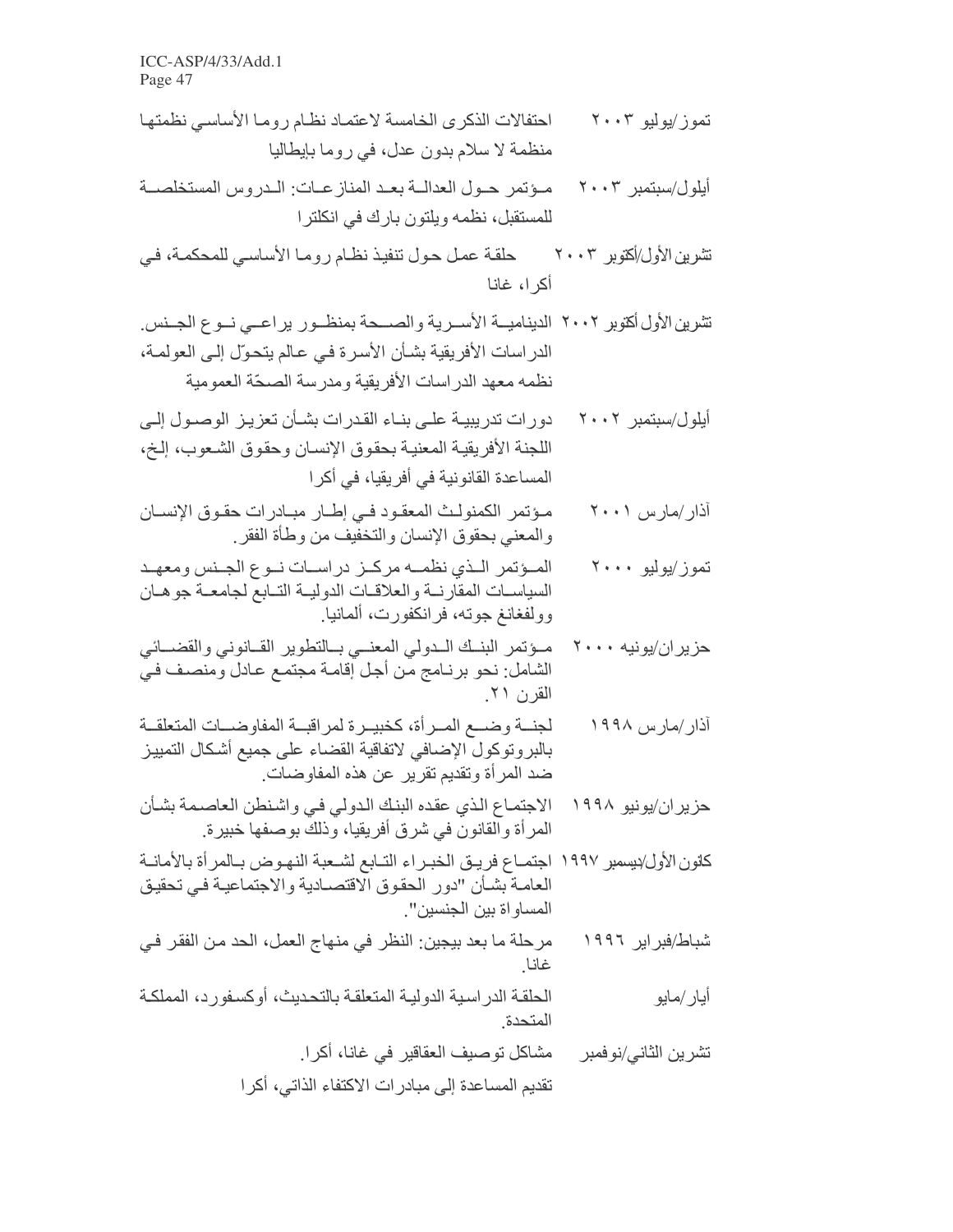تموز/يوليو ٢٠٠٣ احتفالات الذكرى الخامسة لاعتماد نظام روما الأساسي نظمتها منظمة لا سلام بدون عدل، في روما بإيطاليا

أيلول/سبتمبر ٢٠٠٣ مؤتمر حول العدالة بعد المنازعات: الدروس المستخلصة للمستقبل، نظمه ويلتون بارك في انكلترا

تشرين الأول/أكتوبر ٢٠٠٣ حلقة عمل حول تنفيذ نظام روما الأساسي للمحكمة، في أكرا، غانا

تشرين الأول أكتوبر ٢٠٠٢ الديناميــة الأسـرية والصـحة بمنظـور يراعـي نـوع الجـنس. الدراسات الأفريقية بشأن الأسرة في عالم يتحوّل إلى العولمة، نظمه معهد الدراسات الأفريقية ومدرسة الصحّة العمومية

أيلول/سبتمبر ٢٠٠٢ دورات تدريبية على بناء القدرات بشأن تعزيز الوصول إلى اللجنة الأفريقية المعنية بحقوق الإنسان وحقوق الشعوب، إلخ، المساعدة القانونية في أفريقيا، في أكرا

آذار/مارس ٢٠٠١ مؤتمر الكمنولث المعقود في إطار مبادرات حقوق الإنسان والمعني بحقوق الإنسان والتخفيف من وطأة الفقر.

تموز/يوليو ٢٠٠٠ المؤتمر الذي نظمه مركز دراسات نوع الجنس ومعهد السياسات المقارنة والعلاقات الدولية التابع لجامعة جوهان وولفغانغ جوته، فرانكفورت، ألمانيا.

حزيران/يونيه ٢٠٠٠ مؤتمر البنك الدولي المعني بالتطوير القانوني والقضائي الشامل: نحو برنامج من أجل إقامة مجتمع عادل ومنصف في القرن ٢١.

آذار/مارس ١٩٩٨ لجنة وضع المرأة، كخبيرة لمراقبة المفاوضات المتعلقة بالبروتوكول الإضافي لاتفاقية القضاء على جميع أشكال التمييز ضد المرأة وتقديم تقرير عن هذه المفاوضات.

حزيران/يونيو ١٩٩٨ الاجتماع الذي عقده البنك الدولي في واشنطن العاصمة بشأن المرأة والقانون في شرق أفريقيا، وذلك بوصفها خبيرة.

كانون الأول/ديسمبر ١٩٩٧ اجتماع فريق الخبراء التابع لشعبة النهوض بالمرأة بالأمانة العامة بشأن "دور الحقوق الاقتصادية والاجتماعية في تحقيق المساواة بين الجنسين".

شباط/فبراير ١٩٩٦ مرحلة ما بعد بيجين: النظر في منهاج العمل، الحد من الفقر في غانا.

أيار/مايو الحلقة الدراسية الدولية المتعلقة بالتحديث، أوكسفورد، المملكة المتحدة.

تشرين الثاني/نوفمبر مشاكل توصيف العقاقير في غانا، أكرا.

تقديم المساعدة إلى مبادرات الاكتفاء الذاتي، أكرا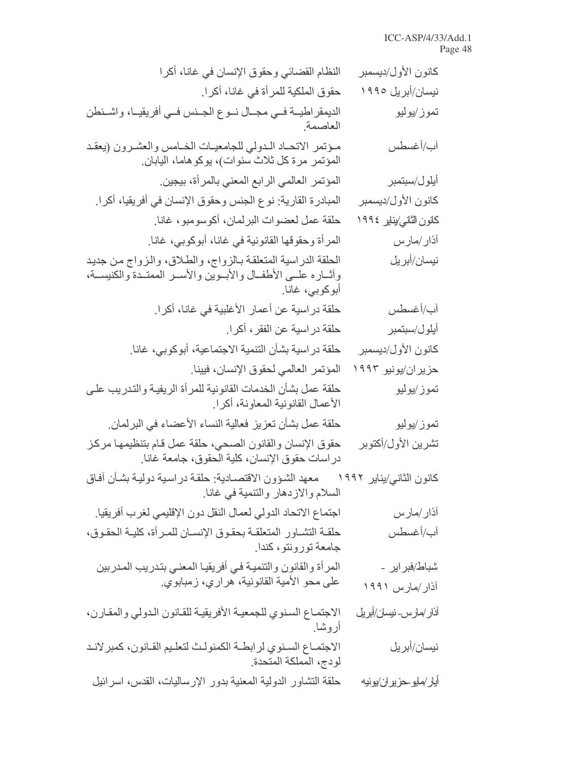| | |
|---|---|
| كانون الأول/ديسمبر | النظام القضائي وحقوق الإنسان في غانا، أكرا |
| نيسان/أبريل ١٩٩٥ | حقوق الملكية للمرأة في غانا، أكرا. |
| تموز/يوليو | الديمقراطية في مجال نوع الجنس في أفريقيا، واشنطن العاصمة. |
| آب/أغسطس | مؤتمر الاتحاد الدولي للجامعيات الخامس والعشرون (يعقد المؤتمر مرة كل ثلاث سنوات)، يوكوهاما، اليابان. |
| أيلول/سبتمبر | المؤتمر العالمي الرابع المعني بالمرأة، بيجين. |
| كانون الأول/ديسمبر | المبادرة القارية: نوع الجنس وحقوق الإنسان في أفريقيا، أكرا. |
| كانون الثاني/يناير ١٩٩٤ | حلقة عمل لعضوات البرلمان، أكوسومبو، غانا. |
| آذار/مارس | المرأة وحقوقها القانونية في غانا، أبوكوبي، غانا. |
| نيسان/أبريل | الحلقة الدراسية المتعلقة بالزواج، والطلاق، والزواج من جديد وآثاره على الأطفال والأبوين والأسر الممتدة والكنيسة، أبوكوبي، غانا. |
| آب/أغسطس | حلقة دراسية عن أعمار الأغلبية في غانا، أكرا. |
| أيلول/سبتمبر | حلقة دراسية عن الفقر، أكرا. |
| كانون الأول/ديسمبر | حلقة دراسية بشأن التنمية الاجتماعية، أبوكوبي، غانا. |
| حزيران/يونيو ١٩٩٣ | المؤتمر العالمي لحقوق الإنسان، فيينا. |
| تموز/يوليو | حلقة عمل بشأن الخدمات القانونية للمرأة الريفية والتدريب على الأعمال القانونية المعاونة، أكرا. |
| تموز/يوليو | حلقة عمل بشأن تعزيز فعالية النساء الأعضاء في البرلمان. |
| تشرين الأول/أكتوبر | حقوق الإنسان والقانون الصحي، حلقة عمل قام بتنظيمها مركز دراسات حقوق الإنسان، كلية الحقوق، جامعة غانا. |
| كانون الثاني/يناير ١٩٩٢ | معهد الشؤون الاقتصادية: حلقة دراسية دولية بشأن آفاق السلام والازدهار والتنمية في غانا. |
| آذار/مارس | اجتماع الاتحاد الدولي لعمال النقل دون الإقليمي لغرب أفريقيا. |
| آب/أغسطس | حلقة التشاور المتعلقة بحقوق الإنسان للمرأة، كلية الحقوق، جامعة تورونتو، كندا. |
| شباط/فبراير - آذار/مارس ١٩٩١ | المرأة والقانون والتنمية في أفريقيا المعني بتدريب المدربين على محو الأمية القانونية، هراري، زمبابوي. |
| آذار/مارس-نيسان/أبريل | الاجتماع السنوي للجمعية الأفريقية للقانون الدولي والمقارن، أروشا. |
| نيسان/أبريل | الاجتماع السنوي لرابطة الكمنولث لتعليم القانون، كمبرلاند لودج، المملكة المتحدة. |
| أيار/مايو-حزيران/يونيه | حلقة التشاور الدولية المعنية بدور الإرساليات، القدس، اسرائيل |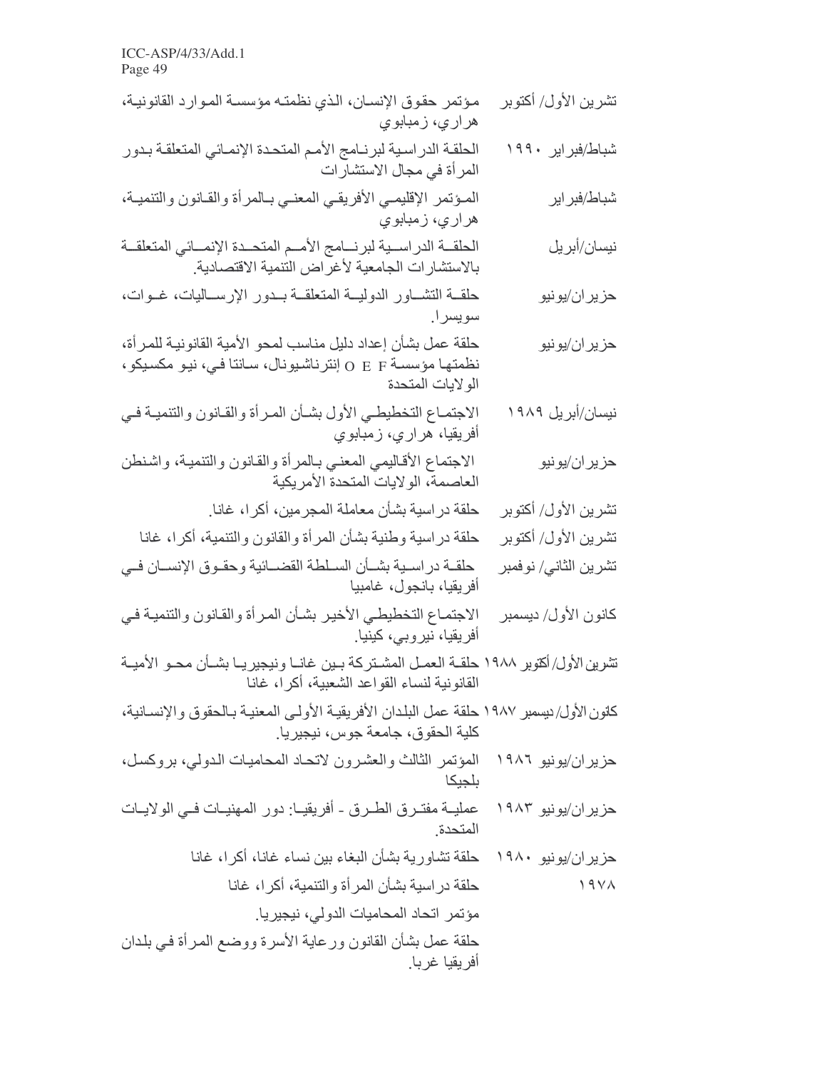| | |
|---|---|
| تشرين الأول/ أكتوبر | مؤتمر حقوق الإنسان، الذي نظمته مؤسسة الموارد القانونية، هراري، زمبابوي |
| شباط/فبراير ١٩٩٠ | الحلقة الدراسية لبرنامج الأمم المتحدة الإنمائي المتعلقة بدور المرأة في مجال الاستشارات |
| شباط/فبراير | المؤتمر الإقليمي الأفريقي المعني بالمرأة والقانون والتنمية، هراري، زمبابوي |
| نيسان/أبريل | الحلقة الدراسية لبرنامج الأمم المتحدة الإنمائي المتعلقة بالاستشارات الجامعية لأغراض التنمية الاقتصادية. |
| حزيران/يونيو | حلقة التشاور الدولية المتعلقة بدور الإرساليات، غوات، سويسرا. |
| حزيران/يونيو | حلقة عمل بشأن إعداد دليل مناسب لمحو الأمية القانونية للمرأة، نظمتها مؤسسة O E F إنترناشيونال، سانتا في، نيو مكسيكو، الولايات المتحدة |
| نيسان/أبريل ١٩٨٩ | الاجتماع التخطيطي الأول بشأن المرأة والقانون والتنمية في أفريقيا، هراري، زمبابوي |
| حزيران/يونيو | الاجتماع الأقاليمي المعني بالمرأة والقانون والتنمية، واشنطن العاصمة، الولايات المتحدة الأمريكية |
| تشرين الأول/ أكتوبر | حلقة دراسية بشأن معاملة المجرمين، أكرا، غانا. |
| تشرين الأول/ أكتوبر | حلقة دراسية وطنية بشأن المرأة والقانون والتنمية، أكرا، غانا |
| تشرين الثاني/ نوفمبر | حلقة دراسية بشأن السلطة القضائية وحقوق الإنسان في أفريقيا، بانجول، غامبيا |
| كانون الأول/ ديسمبر | الاجتماع التخطيطي الأخير بشأن المرأة والقانون والتنمية في أفريقيا، نيروبي، كينيا. |
| تشرين الأول/ أكتوبر ١٩٨٨ | حلقة العمل المشتركة بين غانا ونيجيريا بشأن محو الأمية القانونية لنساء القواعد الشعبية، أكرا، غانا |
| كانون الأول/ ديسمبر ١٩٨٧ | حلقة عمل البلدان الأفريقية الأولى المعنية بالحقوق والإنسانية، كلية الحقوق، جامعة جوس، نيجيريا. |
| حزيران/يونيو ١٩٨٦ | المؤتمر الثالث والعشرون لاتحاد المحاميات الدولي، بروكسل، بلجيكا |
| حزيران/يونيو ١٩٨٣ | عملية مفترق الطرق - أفريقيا: دور المهنيات في الولايات المتحدة. |
| حزيران/يونيو ١٩٨٠ | حلقة تشاورية بشأن البغاء بين نساء غانا، أكرا، غانا |
| ١٩٧٨ | حلقة دراسية بشأن المرأة والتنمية، أكرا، غانا |
| | مؤتمر اتحاد المحاميات الدولي، نيجيريا. |
| | حلقة عمل بشأن القانون ورعاية الأسرة ووضع المرأة في بلدان أفريقيا غربا. |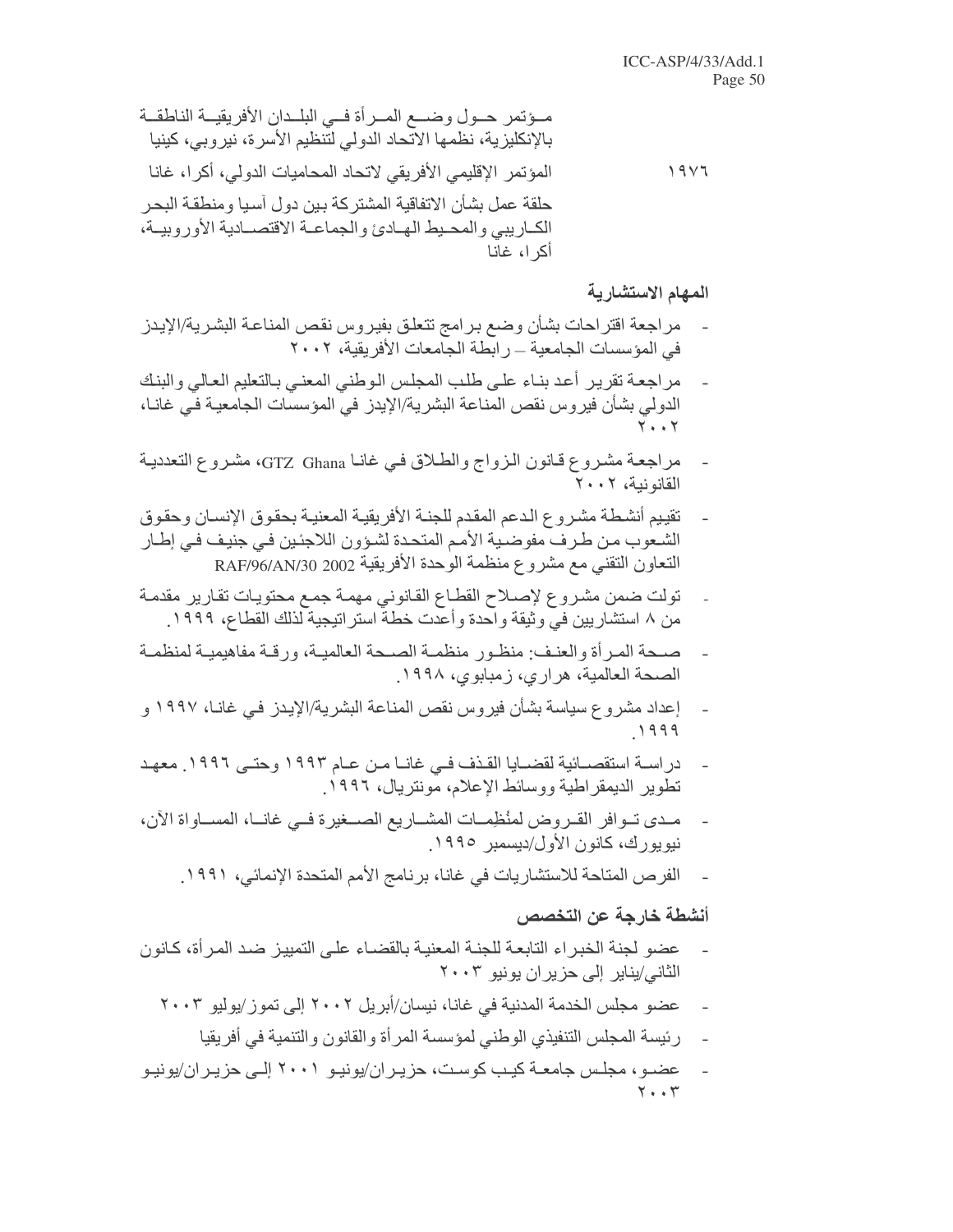مؤتمر حول وضع المرأة في البلدان الأفريقية الناطقة بالإنكليزية، نظمها الاتحاد الدولي لتنظيم الأسرة، نيروبي، كينيا

١٩٧٦ المؤتمر الإقليمي الأفريقي لاتحاد المحاميات الدولي، أكرا، غانا

حلقة عمل بشأن الاتفاقية المشتركة بين دول آسيا ومنطقة البحر الكاريبي والمحيط الهادئ والجماعة الاقتصادية الأوروبية، أكرا، غانا

### المهام الاستشارية

- مراجعة اقتراحات بشأن وضع برامج تتعلق بفيروس نقص المناعة البشرية/الإيدز في المؤسسات الجامعية – رابطة الجامعات الأفريقية، ٢٠٠٢
- مراجعة تقرير أعد بناء على طلب المجلس الوطني المعني بالتعليم العالي والبنك الدولي بشأن فيروس نقص المناعة البشرية/الإيدز في المؤسسات الجامعية في غانا، ٢٠٠٢
- مراجعة مشروع قانون الزواج والطلاق في غانا GTZ Ghana، مشروع التعددية القانونية، ٢٠٠٢
- تقييم أنشطة مشروع الدعم المقدم للجنة الأفريقية المعنية بحقوق الإنسان وحقوق الشعوب من طرف مفوضية الأمم المتحدة لشؤون اللاجئين في جنيف في إطار التعاون التقني مع مشروع منظمة الوحدة الأفريقية RAF/96/AN/30 2002
- تولت ضمن مشروع لإصلاح القطاع القانوني مهمة جمع محتويات تقارير مقدمة من ٨ استشاريين في وثيقة واحدة وأعدت خطة استراتيجية لذلك القطاع، ١٩٩٩.
- صحة المرأة والعنف: منظور منظمة الصحة العالمية، ورقة مفاهيمية لمنظمة الصحة العالمية، هراري، زمبابوي، ١٩٩٨.
- إعداد مشروع سياسة بشأن فيروس نقص المناعة البشرية/الإيدز في غانا، ١٩٩٧ و ١٩٩٩.
- دراسة استقصائية لقضايا القذف في غانا من عام ١٩٩٣ وحتى ١٩٩٦. معهد تطوير الديمقراطية ووسائط الإعلام، مونتريال، ١٩٩٦.
- مدى توافر القروض لمنُظِمات المشاريع الصغيرة في غانا، المساواة الآن، نيويورك، كانون الأول/ديسمبر ١٩٩٥.
- الفرص المتاحة للاستشاريات في غانا، برنامج الأمم المتحدة الإنمائي، ١٩٩١.

### أنشطة خارجة عن التخصص

- عضو لجنة الخبراء التابعة للجنة المعنية بالقضاء على التمييز ضد المرأة، كانون الثاني/يناير إلى حزيران يونيو ٢٠٠٣
- عضو مجلس الخدمة المدنية في غانا، نيسان/أبريل ٢٠٠٢ إلى تموز/يوليو ٢٠٠٣
- رئيسة المجلس التنفيذي الوطني لمؤسسة المرأة والقانون والتنمية في أفريقيا
- عضو، مجلس جامعة كيب كوست، حزيران/يونيو ٢٠٠١ إلى حزيران/يونيو ٢٠٠٣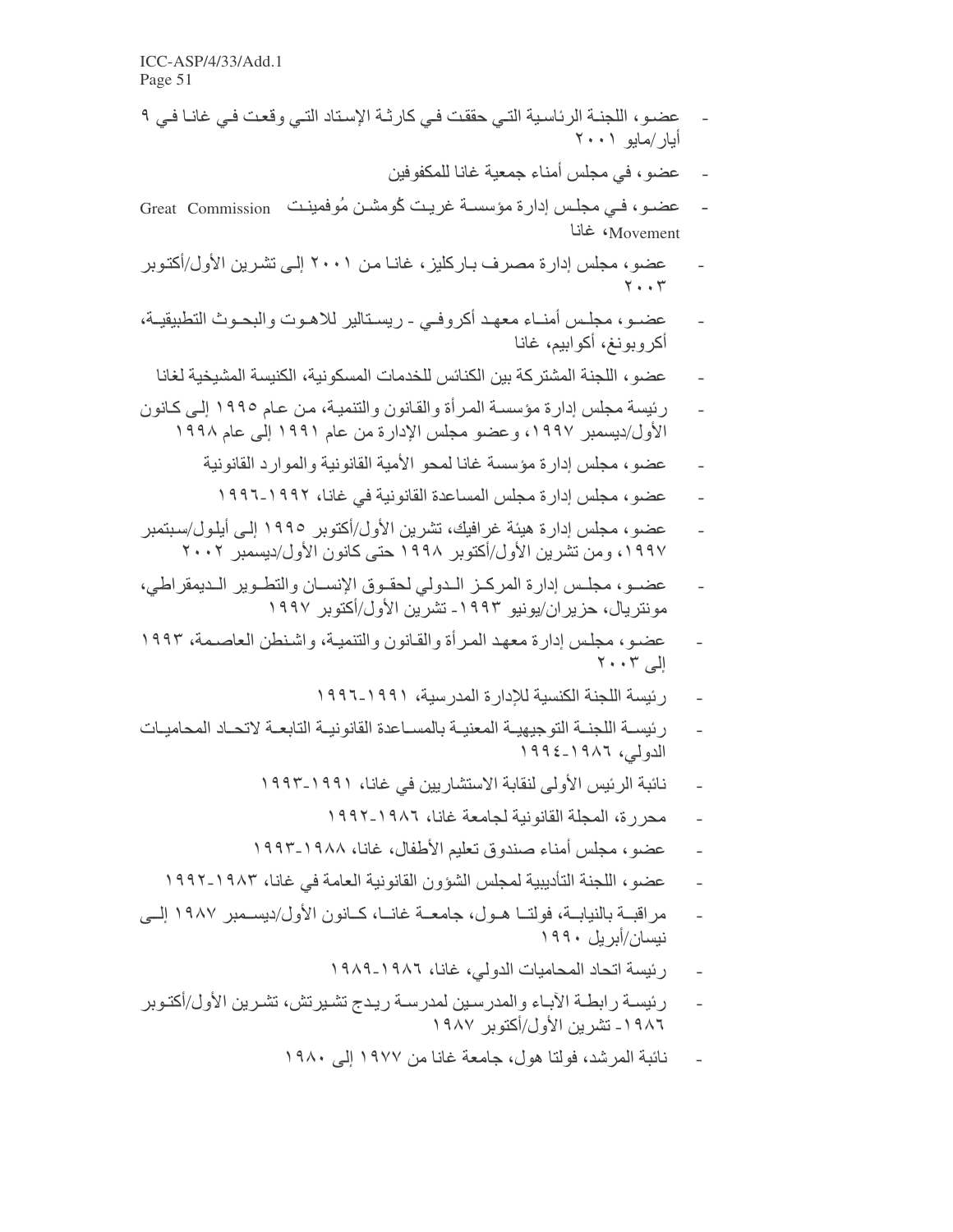- عضو، اللجنة الرئاسية التي حققت في كارثة الإستاد التي وقعت في غانا في ٩ أيار/مايو ٢٠٠١
- عضو، في مجلس أمناء جمعية غانا للمكفوفين
- عضو، في مجلس إدارة مؤسسة غريت كُومشن مُوفمينت Great Commission Movement، غانا
- عضو، مجلس إدارة مصرف باركليز، غانا من ٢٠٠١ إلى تشرين الأول/أكتوبر ٢٠٠٣
- عضو، مجلس أمناء معهد أكروفي - ريستالير للاهوت والبحوث التطبيقية، أكروبونغ، أكوابيم، غانا
- عضو، اللجنة المشتركة بين الكنائس للخدمات المسكونية، الكنيسة المشيخية لغانا
- رئيسة مجلس إدارة مؤسسة المرأة والقانون والتنمية، من عام ١٩٩٥ إلى كانون الأول/ديسمبر ١٩٩٧، وعضو مجلس الإدارة من عام ١٩٩١ إلى عام ١٩٩٨
- عضو، مجلس إدارة مؤسسة غانا لمحو الأمية القانونية والموارد القانونية
- عضو، مجلس إدارة مجلس المساعدة القانونية في غانا، ١٩٩٢-١٩٩٦
- عضو، مجلس إدارة هيئة غرافيك، تشرين الأول/أكتوبر ١٩٩٥ إلى أيلول/سبتمبر ١٩٩٧، ومن تشرين الأول/أكتوبر ١٩٩٨ حتى كانون الأول/ديسمبر ٢٠٠٢
- عضو، مجلس إدارة المركز الدولي لحقوق الإنسان والتطوير الديمقراطي، مونتريال، حزيران/يونيو ١٩٩٣- تشرين الأول/أكتوبر ١٩٩٧
- عضو، مجلس إدارة معهد المرأة والقانون والتنمية، واشنطن العاصمة، ١٩٩٣ إلى ٢٠٠٣
- رئيسة اللجنة الكنسية للإدارة المدرسية، ١٩٩١-١٩٩٦
- رئيسة اللجنة التوجيهية المعنية بالمساعدة القانونية التابعة لاتحاد المحاميات الدولي، ١٩٨٦-١٩٩٤
- نائبة الرئيس الأولى لنقابة الاستشاريين في غانا، ١٩٩١-١٩٩٣
- محررة، المجلة القانونية لجامعة غانا، ١٩٨٦-١٩٩٢
- عضو، مجلس أمناء صندوق تعليم الأطفال، غانا، ١٩٨٨-١٩٩٣
- عضو، اللجنة التأديبية لمجلس الشؤون القانونية العامة في غانا، ١٩٨٣-١٩٩٢
- مراقبة بالنيابة، فولتا هول، جامعة غانا، كانون الأول/ديسمبر ١٩٨٧ إلى نيسان/أبريل ١٩٩٠
- رئيسة اتحاد المحاميات الدولي، غانا، ١٩٨٦-١٩٨٩
- رئيسة رابطة الآباء والمدرسين لمدرسة ريدج تشيرتش، تشرين الأول/أكتوبر ١٩٨٦- تشرين الأول/أكتوبر ١٩٨٧
- نائبة المرشد، فولتا هول، جامعة غانا من ١٩٧٧ إلى ١٩٨٠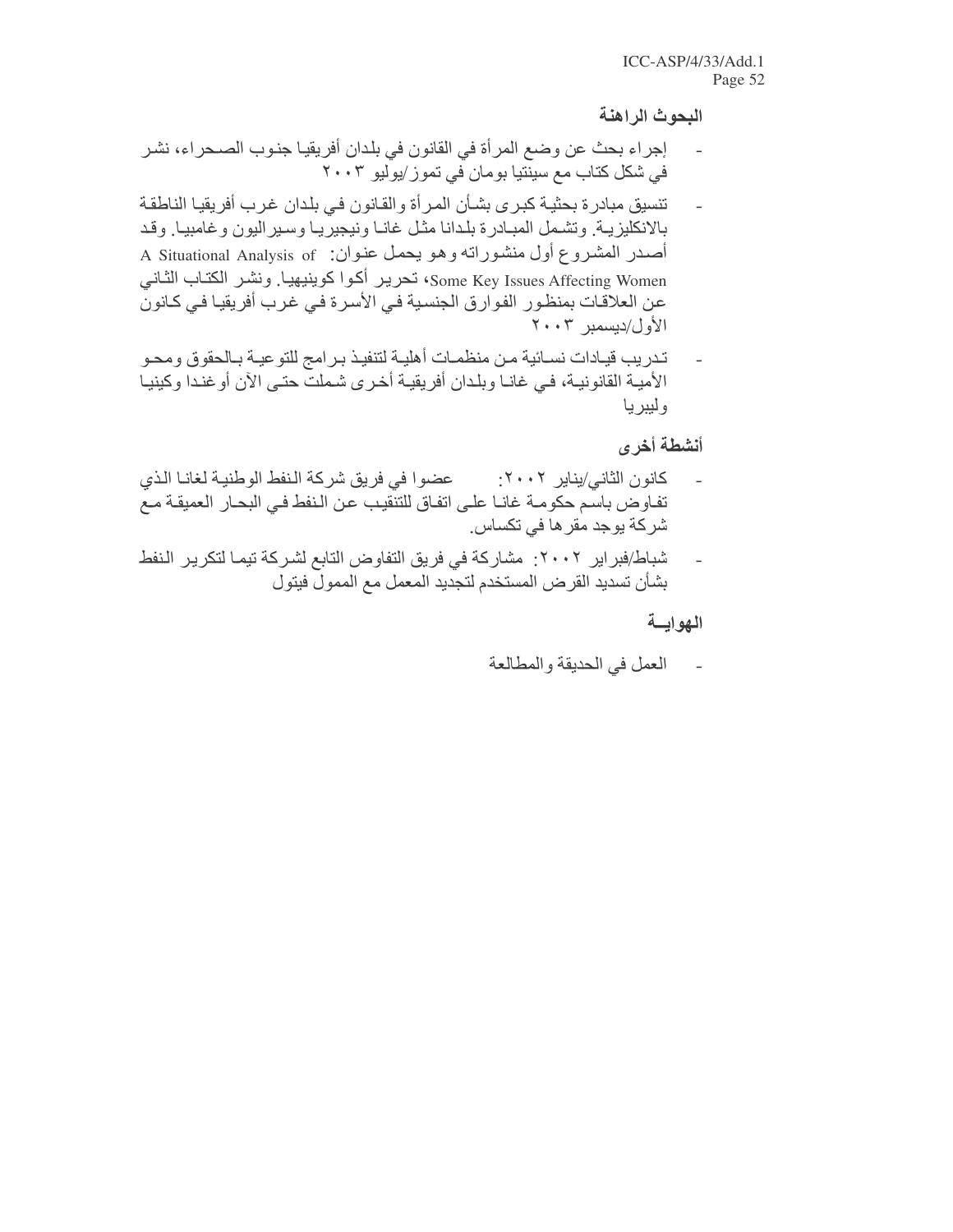**البحوث الراهنة**

- إجراء بحث عن وضع المرأة في القانون في بلدان أفريقيا جنوب الصحراء، نشر في شكل كتاب مع سينتيا بومان في تموز/يوليو ٢٠٠٣

- تنسيق مبادرة بحثية كبرى بشأن المرأة والقانون في بلدان غرب أفريقيا الناطقة بالانكليزية. وتشمل المبادرة بلدانا مثل غانا ونيجيريا وسيراليون وغامبيا. وقد أصدر المشروع أول منشوراته وهو يحمل عنوان: A Situational Analysis of Some Key Issues Affecting Women، تحرير أكوا كوينيهيا. ونشر الكتاب الثاني عن العلاقات بمنظور الفوارق الجنسية في الأسرة في غرب أفريقيا في كانون الأول/ديسمبر ٢٠٠٣

- تدريب قيادات نسائية من منظمات أهلية لتنفيذ برامج للتوعية بالحقوق ومحو الأمية القانونية، في غانا وبلدان أفريقية أخرى شملت حتى الآن أوغندا وكينيا وليبريا

**أنشطة أخرى**

- كانون الثاني/يناير ٢٠٠٢: عضوا في فريق شركة النفط الوطنية لغانا الذي تفاوض باسم حكومة غانا على اتفاق للتنقيب عن النفط في البحار العميقة مع شركة يوجد مقرها في تكساس.

- شباط/فبراير ٢٠٠٢: مشاركة في فريق التفاوض التابع لشركة تيما لتكرير النفط بشأن تسديد القرض المستخدم لتجديد المعمل مع الممول فيتول

**الهواية**

- العمل في الحديقة والمطالعة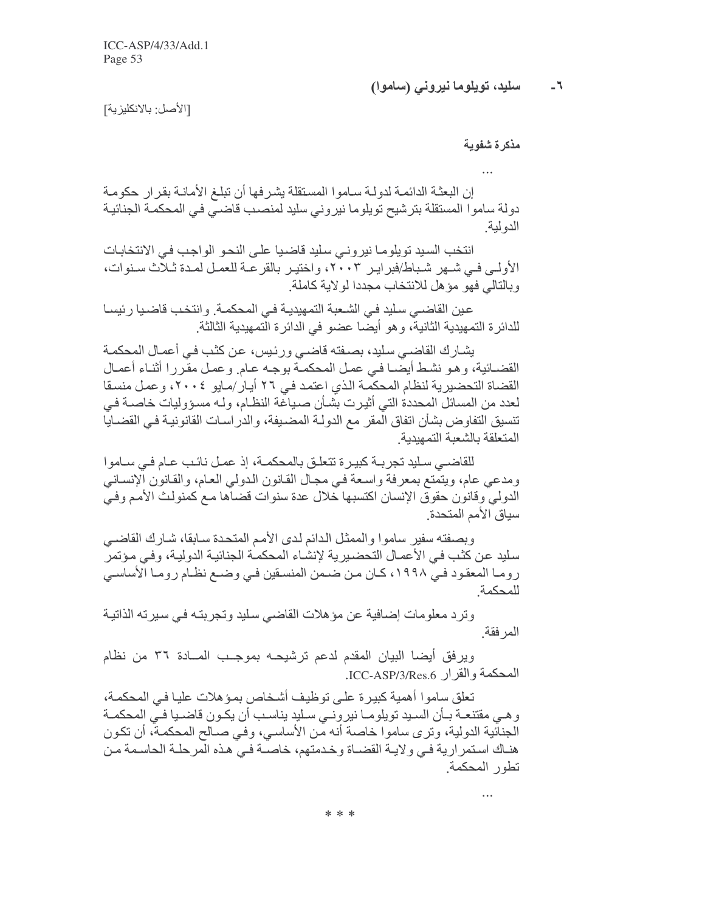## ٦- سليد، تويلوما نيروني (ساموا)

[الأصل: بالانكليزية]

**مذكرة شفوية**

...

إن البعثة الدائمة لدولة ساموا المستقلة يشرفها أن تبلغ الأمانة بقرار حكومة دولة ساموا المستقلة بترشيح تويلوما نيروني سليد لمنصب قاضي في المحكمة الجنائية الدولية.

انتخب السيد تويلوما نيروني سليد قاضيا على النحو الواجب في الانتخابات الأولى في شهر شباط/فبراير ٢٠٠٣، واختير بالقرعة للعمل لمدة ثلاث سنوات، وبالتالي فهو مؤهل للانتخاب مجددا لولاية كاملة.

عين القاضي سليد في الشعبة التمهيدية في المحكمة. وانتخب قاضيا رئيسا للدائرة التمهيدية الثانية، وهو أيضا عضو في الدائرة التمهيدية الثالثة.

يشارك القاضي سليد، بصفته قاضي ورئيس، عن كثب في أعمال المحكمة القضائية، وهو نشط أيضا في عمل المحكمة بوجه عام. وعمل مقررا أثناء أعمال القضاة التحضيرية لنظام المحكمة الذي اعتمد في ٢٦ أيار/مايو ٢٠٠٤، وعمل منسقا لعدد من المسائل المحددة التي أثيرت بشأن صياغة النظام، وله مسؤوليات خاصة في تنسيق التفاوض بشأن اتفاق المقر مع الدولة المضيفة، والدراسات القانونية في القضايا المتعلقة بالشعبة التمهيدية.

للقاضي سليد تجربة كبيرة تتعلق بالمحكمة، إذ عمل نائب عام في ساموا ومدعي عام، ويتمتع بمعرفة واسعة في مجال القانون الدولي العام، والقانون الإنساني الدولي وقانون حقوق الإنسان اكتسبها خلال عدة سنوات قضاها مع كمنولث الأمم وفي سياق الأمم المتحدة.

وبصفته سفير ساموا والممثل الدائم لدى الأمم المتحدة سابقا، شارك القاضي سليد عن كثب في الأعمال التحضيرية لإنشاء المحكمة الجنائية الدولية، وفي مؤتمر روما المعقود في ١٩٩٨، كان من ضمن المنسقين في وضع نظام روما الأساسي للمحكمة.

وترد معلومات إضافية عن مؤهلات القاضي سليد وتجربته في سيرته الذاتية المرفقة.

ويرفق أيضا البيان المقدم لدعم ترشيحه بموجب المادة ٣٦ من نظام المحكمة والقرار ICC-ASP/3/Res.6.

تعلق ساموا أهمية كبيرة على توظيف أشخاص بمؤهلات عليا في المحكمة، وهي مقتنعة بأن السيد تويلوما نيروني سليد يناسب أن يكون قاضيا في المحكمة الجنائية الدولية، وترى ساموا خاصة أنه من الأساسي، وفي صالح المحكمة، أن تكون هناك استمرارية في ولاية القضاة وخدمتهم، خاصة في هذه المرحلة الحاسمة من تطور المحكمة.

...

\* \* \*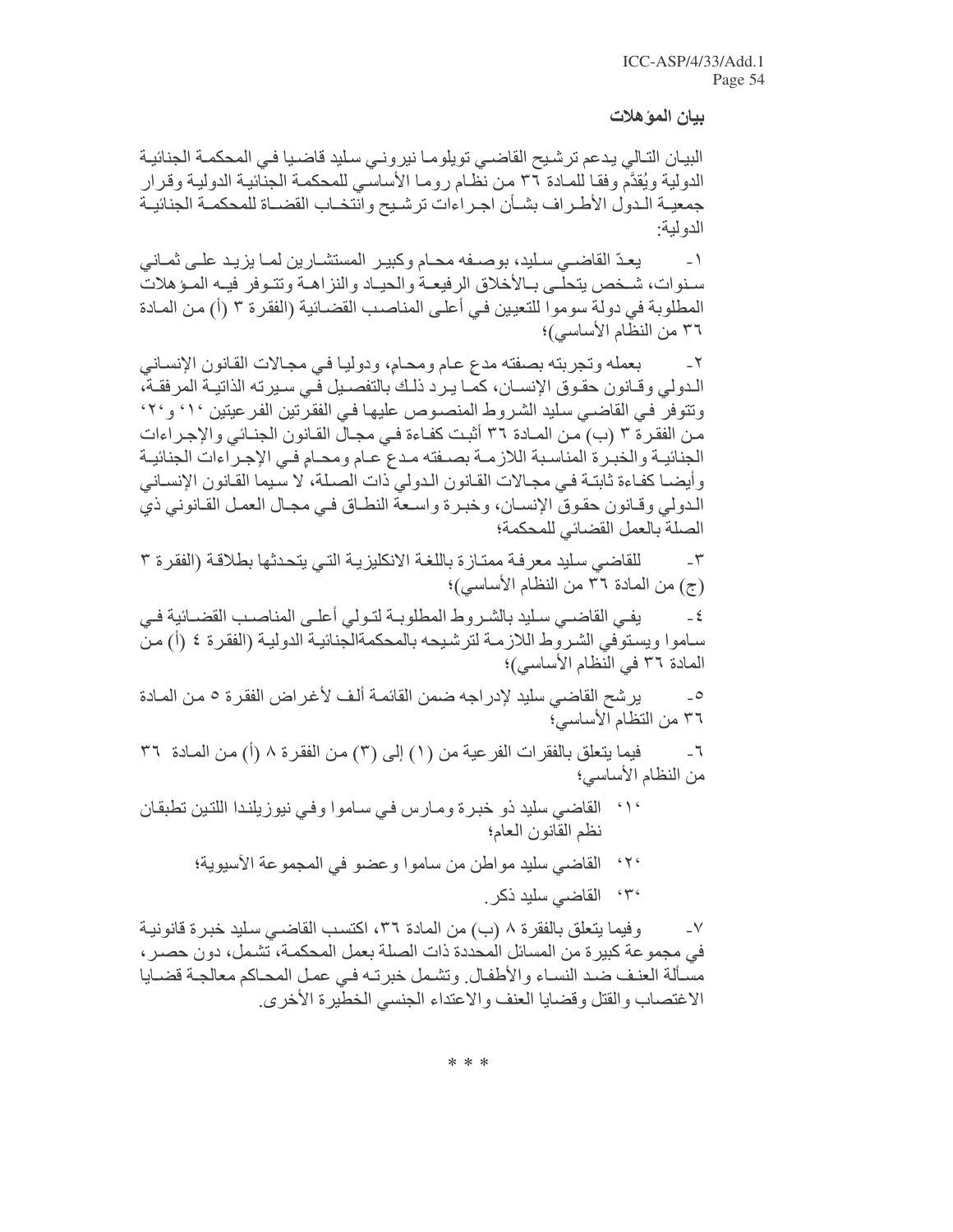**بيان المؤهلات**

البيان التالي يدعم ترشيح القاضي تويلوما نيروني سليد قاضيا في المحكمة الجنائية الدولية ويُقدَّم وفقا للمادة ٣٦ من نظام روما الأساسي للمحكمة الجنائية الدولية وقرار جمعية الدول الأطراف بشأن اجراءات ترشيح وانتخاب القضاة للمحكمة الجنائية الدولية:

١- يعدّ القاضي سليد، بوصفه محام وكبير المستشارين لما يزيد على ثماني سنوات، شخص يتحلى بالأخلاق الرفيعة والحياد والنزاهة وتتوفر فيه المؤهلات المطلوبة في دولة سوموا للتعيين في أعلى المناصب القضائية (الفقرة ٣ (أ) من المادة ٣٦ من النظام الأساسي)؛

٢- بعمله وتجربته بصفته مدع عام ومحامٍ، ودوليا في مجالات القانون الإنساني الدولي وقانون حقوق الإنسان، كما يرد ذلك بالتفصيل في سيرته الذاتية المرفقة، وتتوفر في القاضي سليد الشروط المنصوص عليها في الفقرتين الفرعيتين '١' و'٢' من الفقرة ٣ (ب) من المادة ٣٦ أثبت كفاءة في مجال القانون الجنائي والإجراءات الجنائية والخبرة المناسبة اللازمة بصفته مدع عام ومحامٍ في الإجراءات الجنائية وأيضا كفاءة ثابتة في مجالات القانون الدولي ذات الصلة، لا سيما القانون الإنساني الدولي وقانون حقوق الإنسان، وخبرة واسعة النطاق في مجال العمل القانوني ذي الصلة بالعمل القضائي للمحكمة؛

٣- للقاضي سليد معرفة ممتازة باللغة الانكليزية التي يتحدثها بطلاقة (الفقرة ٣ (ج) من المادة ٣٦ من النظام الأساسي)؛

٤- يفي القاضي سليد بالشروط المطلوبة لتولي أعلى المناصب القضائية في ساموا ويستوفي الشروط اللازمة لترشيحه بالمحكمةالجنائية الدولية (الفقرة ٤ (أ) من المادة ٣٦ في النظام الأساسي)؛

٥- يرشح القاضي سليد لإدراجه ضمن القائمة ألف لأغراض الفقرة ٥ من المادة ٣٦ من التظام الأساسي؛

٦- فيما يتعلق بالفقرات الفرعية من (١) إلى (٣) من الفقرة ٨ (أ) من المادة ٣٦ من النظام الأساسي؛

'١' القاضي سليد ذو خبرة ومارس في ساموا وفي نيوزيلندا اللتين تطبقان نظم القانون العام؛

'٢' القاضي سليد مواطن من ساموا وعضو في المجموعة الآسيوية؛

'٣' القاضي سليد ذكر.

٧- وفيما يتعلق بالفقرة ٨ (ب) من المادة ٣٦، اكتسب القاضي سليد خبرة قانونية في مجموعة كبيرة من المسائل المحددة ذات الصلة بعمل المحكمة، تشمل، دون حصر، مسألة العنف ضد النساء والأطفال. وتشمل خبرته في عمل المحاكم معالجة قضايا الاغتصاب والقتل وقضايا العنف والاعتداء الجنسي الخطيرة الأخرى.

* * *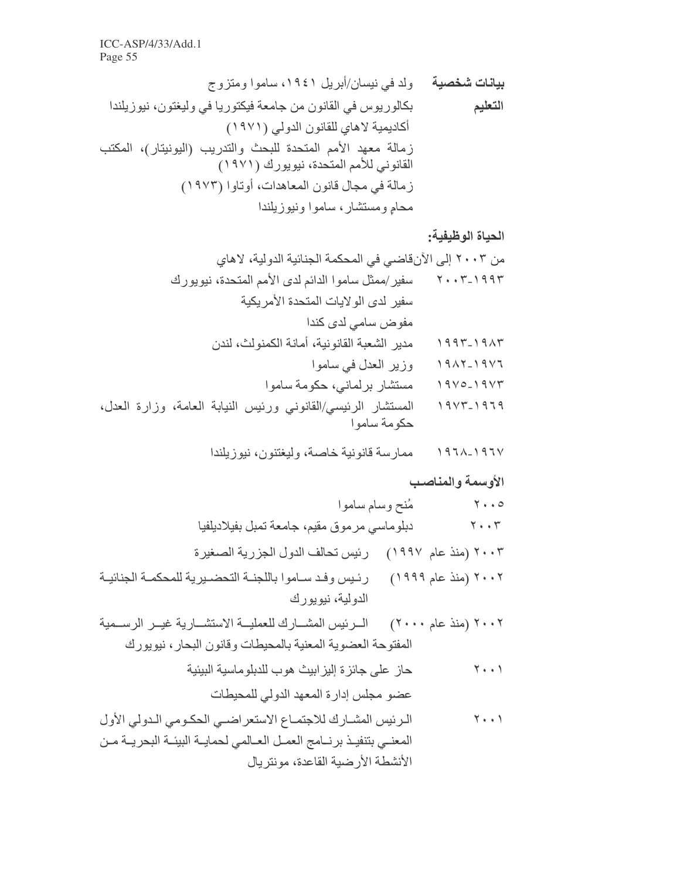**بيانات شخصية** ولد في نيسان/أبريل ١٩٤١، ساموا ومتزوج

**التعليم** بكالوريوس في القانون من جامعة فيكتوريا في وليغتون، نيوزيلندا

أكاديمية لاهاي للقانون الدولي (١٩٧١)

زمالة معهد الأمم المتحدة للبحث والتدريب (اليونيتار)، المكتب القانوني للأمم المتحدة، نيويورك (١٩٧١)

زمالة في مجال قانون المعاهدات، أوتاوا (١٩٧٣)

محامٍ ومستشار، ساموا ونيوزيلندا

**الحياة الوظيفية:**

من ٢٠٠٣ إلى الآنقاضي في المحكمة الجنائية الدولية، لاهاي

٢٠٠٣-١٩٩٣ سفير/ممثل ساموا الدائم لدى الأمم المتحدة، نيويورك

سفير لدى الولايات المتحدة الأمريكية

مفوض سامي لدى كندا

١٩٩٣-١٩٨٣ مدير الشعبة القانونية، أمانة الكمنولث، لندن

١٩٨٢-١٩٧٦ وزير العدل في ساموا

١٩٧٥-١٩٧٣ مستشار برلماني، حكومة ساموا

١٩٧٣-١٩٦٩ المستشار الرئيسي/القانوني ورئيس النيابة العامة، وزارة العدل، حكومة ساموا

١٩٦٨-١٩٦٧ ممارسة قانونية خاصة، وليغتنون، نيوزيلندا

**الأوسمة والمناصب**

٢٠٠٥ مُنح وسام ساموا

٢٠٠٣ دبلوماسي مرموق مقيم، جامعة تمبل بفيلاديلفيا

٢٠٠٣ (منذ عام ١٩٩٧) رئيس تحالف الدول الجزرية الصغيرة

٢٠٠٢ (منذ عام ١٩٩٩) رئيس وفد ساموا باللجنة التحضيرية للمحكمة الجنائية الدولية، نيويورك

٢٠٠٢ (منذ عام ٢٠٠٠) الرئيس المشارك للعملية الاستشارية غير الرسمية المفتوحة العضوية المعنية بالمحيطات وقانون البحار، نيويورك

٢٠٠١ حاز على جائزة إليزابيث هوب للدبلوماسية البيئية

عضو مجلس إدارة المعهد الدولي للمحيطات

٢٠٠١ الرئيس المشارك للاجتماع الاستعراضي الحكومي الدولي الأول المعني بتنفيذ برنامج العمل العالمي لحماية البيئة البحرية من الأنشطة الأرضية القاعدة، مونتريال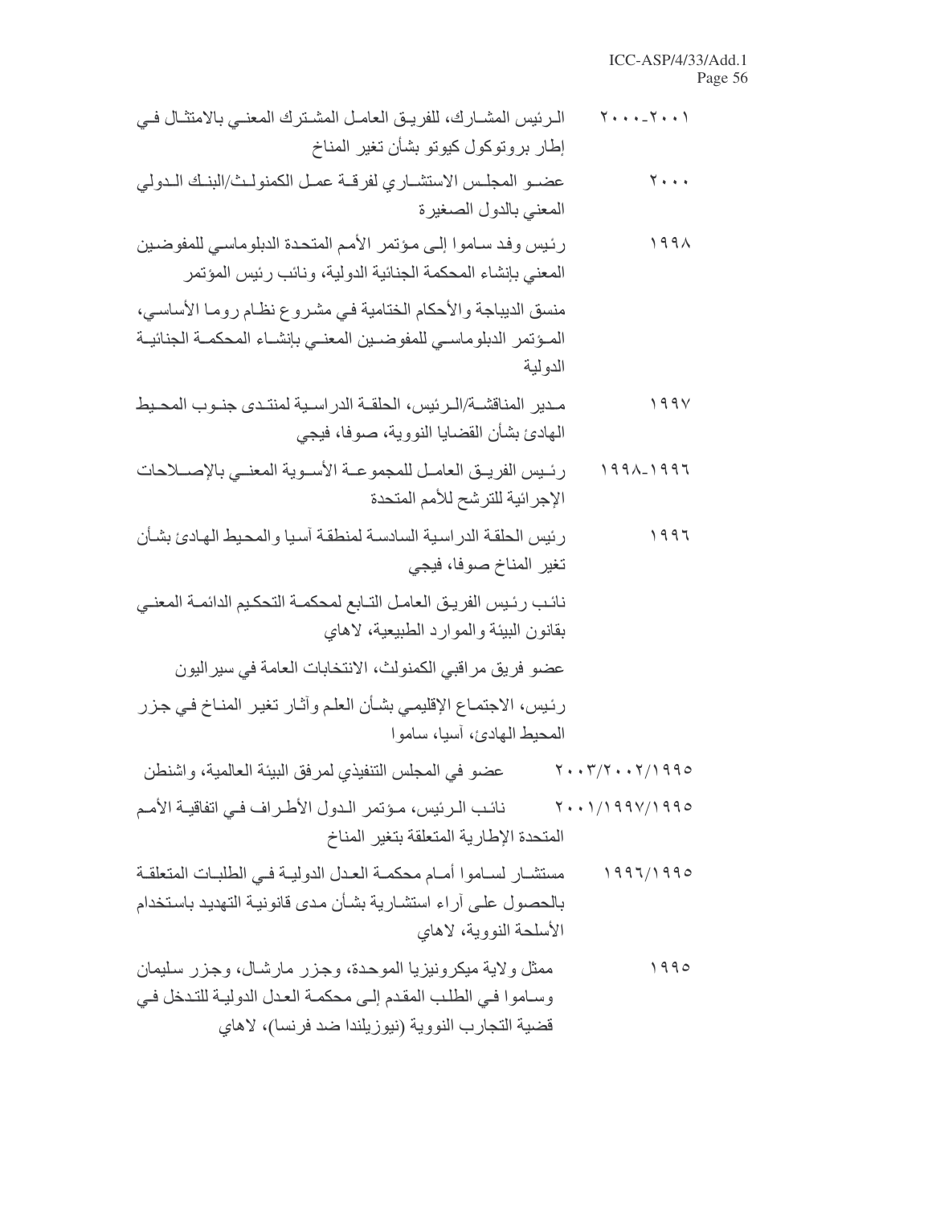| | |
|---|---|
| ٢٠٠٠-٢٠٠١ | الرئيس المشارك، للفريق العامل المشترك المعني بالامتثال في إطار بروتوكول كيوتو بشأن تغير المناخ |
| ٢٠٠٠ | عضو المجلس الاستشاري لفرقة عمل الكمنولث/البنك الدولي المعني بالدول الصغيرة |
| ١٩٩٨ | رئيس وفد ساموا إلى مؤتمر الأمم المتحدة الدبلوماسي للمفوضين المعني بإنشاء المحكمة الجنائية الدولية، ونائب رئيس المؤتمر |
| | منسق الديباجة والأحكام الختامية في مشروع نظام روما الأساسي، المؤتمر الدبلوماسي للمفوضين المعني بإنشاء المحكمة الجنائية الدولية |
| ١٩٩٧ | مدير المناقشة/الرئيس، الحلقة الدراسية لمنتدى جنوب المحيط الهادئ بشأن القضايا النووية، صوفا، فيجي |
| ١٩٩٦-١٩٩٨ | رئيس الفريق العامل للمجموعة الأسوية المعني بالإصلاحات الإجرائية للترشح للأمم المتحدة |
| ١٩٩٦ | رئيس الحلقة الدراسية السادسة لمنطقة آسيا والمحيط الهادئ بشأن تغير المناخ صوفا، فيجي |
| | نائب رئيس الفريق العامل التابع لمحكمة التحكيم الدائمة المعني بقانون البيئة والموارد الطبيعية، لاهاي |
| | عضو فريق مراقبي الكمنولث، الانتخابات العامة في سيراليون |
| | رئيس، الاجتماع الإقليمي بشأن العلم وآثار تغير المناخ في جزر المحيط الهادئ، آسيا، ساموا |
| ١٩٩٥/٢٠٠٢/٢٠٠٣ | عضو في المجلس التنفيذي لمرفق البيئة العالمية، واشنطن |
| ١٩٩٥/١٩٩٧/٢٠٠١ | نائب الرئيس، مؤتمر الدول الأطراف في اتفاقية الأمم المتحدة الإطارية المتعلقة بتغير المناخ |
| ١٩٩٥/١٩٩٦ | مستشار لساموا أمام محكمة العدل الدولية في الطلبات المتعلقة بالحصول على آراء استشارية بشأن مدى قانونية التهديد باستخدام الأسلحة النووية، لاهاي |
| ١٩٩٥ | ممثل ولاية ميكرونيزيا الموحدة، وجزر مارشال، وجزر سليمان وساموا في الطلب المقدم إلى محكمة العدل الدولية للتدخل في قضية التجارب النووية (نيوزيلندا ضد فرنسا)، لاهاي |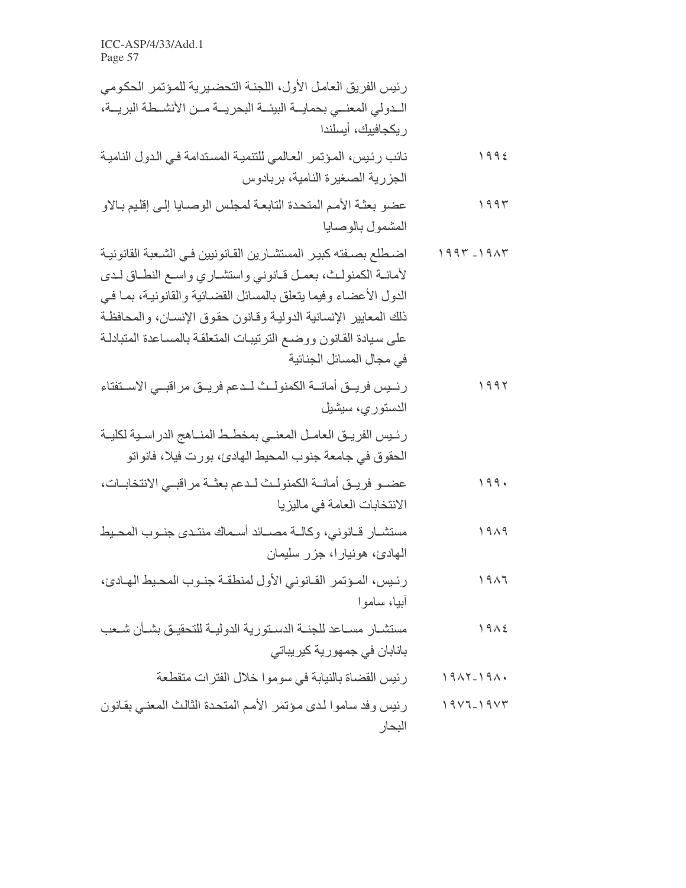رئيس الفريق العامل الأول، اللجنة التحضيرية للمؤتمر الحكومي الدولي المعني بحماية البيئة البحرية من الأنشطة البرية، ريكجافيك، أيسلندا

١٩٩٤ نائب رئيس، المؤتمر العالمي للتنمية المستدامة في الدول النامية الجزرية الصغيرة النامية، بربادوس

١٩٩٣ عضو بعثة الأمم المتحدة التابعة لمجلس الوصايا إلى إقليم بالاو المشمول بالوصايا

١٩٨٣-١٩٩٣ اضطلع بصفته كبير المستشارين القانونيين في الشعبة القانونية لأمانة الكمنولث، بعمل قانوني واستشاري واسع النطاق لدى الدول الأعضاء وفيما يتعلق بالمسائل القضائية والقانونية، بما في ذلك المعايير الإنسانية الدولية وقانون حقوق الإنسان، والمحافظة على سيادة القانون ووضع الترتيبات المتعلقة بالمساعدة المتبادلة في مجال المسائل الجنائية

١٩٩٢ رئيس فريق أمانة الكمنولث لدعم فريق مراقبي الاستفتاء الدستوري، سيشيل

رئيس الفريق العامل المعني بمخطط المناهج الدراسية لكلية الحقوق في جامعة جنوب المحيط الهادئ، بورت فيلا، فانواتو

١٩٩٠ عضو فريق أمانة الكمنولث لدعم بعثة مراقبي الانتخابات، الانتخابات العامة في ماليزيا

١٩٨٩ مستشار قانوني، وكالة مصائد أسماك منتدى جنوب المحيط الهادئ، هونيارا، جزر سليمان

١٩٨٦ رئيس، المؤتمر القانوني الأول لمنطقة جنوب المحيط الهادئ، آبيا، ساموا

١٩٨٤ مستشار مساعد للجنة الدستورية الدولية للتحقيق بشأن شعب بانابان في جمهورية كيريباتي

١٩٨٠-١٩٨٢ رئيس القضاة بالنيابة في سوموا خلال الفترات متقطعة

١٩٧٣-١٩٧٦ رئيس وفد ساموا لدى مؤتمر الأمم المتحدة الثالث المعني بقانون البحار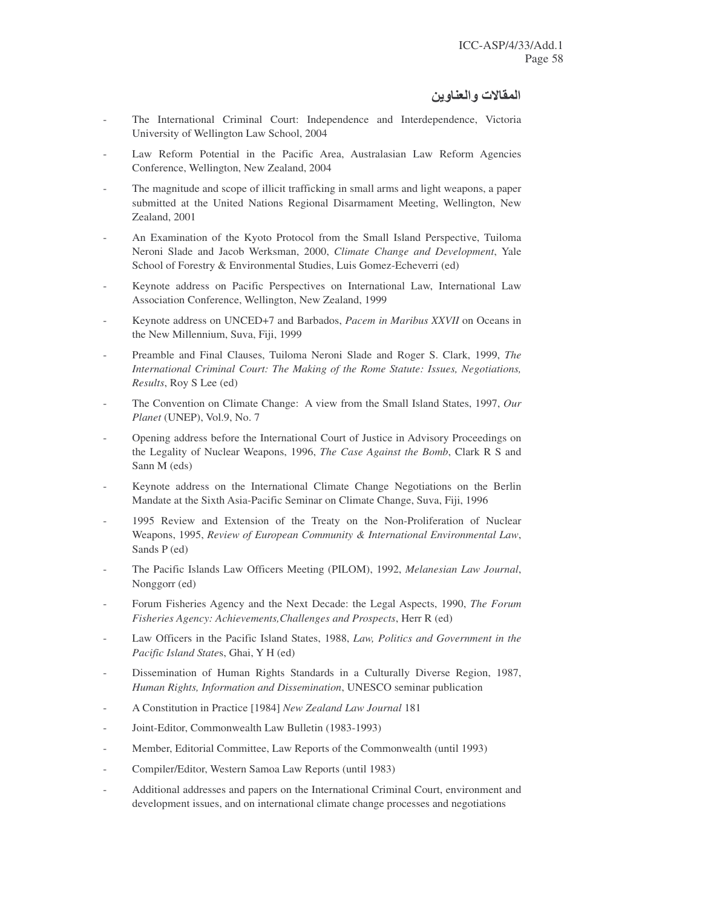## المقالات والعناوين

- The International Criminal Court: Independence and Interdependence, Victoria University of Wellington Law School, 2004
- Law Reform Potential in the Pacific Area, Australasian Law Reform Agencies Conference, Wellington, New Zealand, 2004
- The magnitude and scope of illicit trafficking in small arms and light weapons, a paper submitted at the United Nations Regional Disarmament Meeting, Wellington, New Zealand, 2001
- An Examination of the Kyoto Protocol from the Small Island Perspective, Tuiloma Neroni Slade and Jacob Werksman, 2000, *Climate Change and Development*, Yale School of Forestry & Environmental Studies, Luis Gomez-Echeverri (ed)
- Keynote address on Pacific Perspectives on International Law, International Law Association Conference, Wellington, New Zealand, 1999
- Keynote address on UNCED+7 and Barbados, *Pacem in Maribus XXVII* on Oceans in the New Millennium, Suva, Fiji, 1999
- Preamble and Final Clauses, Tuiloma Neroni Slade and Roger S. Clark, 1999, *The International Criminal Court: The Making of the Rome Statute: Issues, Negotiations, Results*, Roy S Lee (ed)
- The Convention on Climate Change: A view from the Small Island States, 1997, *Our Planet* (UNEP), Vol.9, No. 7
- Opening address before the International Court of Justice in Advisory Proceedings on the Legality of Nuclear Weapons, 1996, *The Case Against the Bomb*, Clark R S and Sann M (eds)
- Keynote address on the International Climate Change Negotiations on the Berlin Mandate at the Sixth Asia-Pacific Seminar on Climate Change, Suva, Fiji, 1996
- 1995 Review and Extension of the Treaty on the Non-Proliferation of Nuclear Weapons, 1995, *Review of European Community & International Environmental Law*, Sands P (ed)
- The Pacific Islands Law Officers Meeting (PILOM), 1992, *Melanesian Law Journal*, Nonggorr (ed)
- Forum Fisheries Agency and the Next Decade: the Legal Aspects, 1990, *The Forum Fisheries Agency: Achievements,Challenges and Prospects*, Herr R (ed)
- Law Officers in the Pacific Island States, 1988, *Law, Politics and Government in the Pacific Island States*, Ghai, Y H (ed)
- Dissemination of Human Rights Standards in a Culturally Diverse Region, 1987, *Human Rights, Information and Dissemination*, UNESCO seminar publication
- A Constitution in Practice [1984] *New Zealand Law Journal* 181
- Joint-Editor, Commonwealth Law Bulletin (1983-1993)
- Member, Editorial Committee, Law Reports of the Commonwealth (until 1993)
- Compiler/Editor, Western Samoa Law Reports (until 1983)
- Additional addresses and papers on the International Criminal Court, environment and development issues, and on international climate change processes and negotiations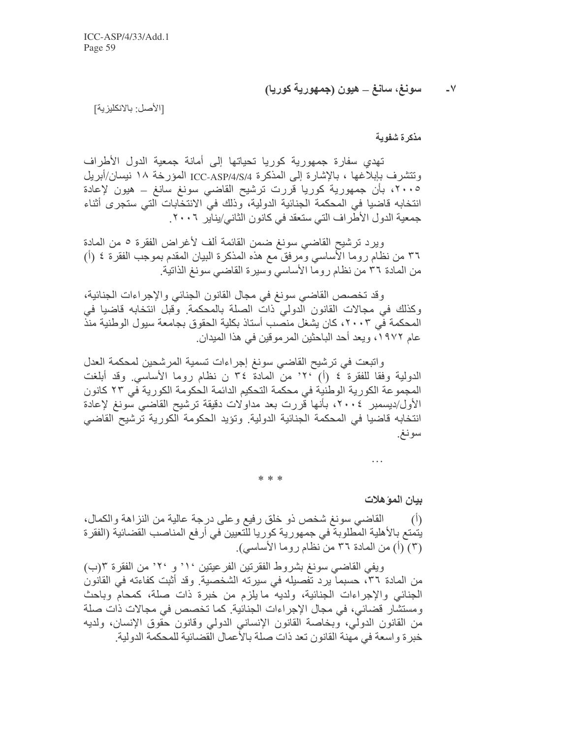## ٧- سونغ، سانغ – هيون (جمهورية كوريا)

[الأصل: بالانكليزية]

**مذكرة شفوية**

تهدي سفارة جمهورية كوريا تحياتها إلى أمانة جمعية الدول الأطراف وتتشرف بإبلاغها ، بالإشارة إلى المذكرة ICC-ASP/4/S/4 المؤرخة ١٨ نيسان/أبريل ٢٠٠٥، بأن جمهورية كوريا قررت ترشيح القاضي سونغ سانغ – هيون لإعادة انتخابه قاضيا في المحكمة الجنائية الدولية، وذلك في الانتخابات التي ستجرى أثناء جمعية الدول الأطراف التي ستعقد في كانون الثاني/يناير ٢٠٠٦.

ويرد ترشيح القاضي سونغ ضمن القائمة ألف لأغراض الفقرة ٥ من المادة ٣٦ من نظام روما الأساسي ومرفق مع هذه المذكرة البيان المقدم بموجب الفقرة ٤ (أ) من المادة ٣٦ من نظام روما الأساسي وسيرة القاضي سونغ الذاتية.

وقد تخصص القاضي سونغ في مجال القانون الجنائي والإجراءات الجنائية، وكذلك في مجالات القانون الدولي ذات الصلة بالمحكمة. وقبل انتخابه قاضيا في المحكمة في ٢٠٠٣، كان يشغل منصب أستاذ بكلية الحقوق بجامعة سيول الوطنية منذ عام ١٩٧٢، ويعد أحد الباحثين المرموقين في هذا الميدان.

واتبعت في ترشيح القاضي سونغ إجراءات تسمية المرشحين لمحكمة العدل الدولية وفقا للفقرة ٤ (أ) '٢' من المادة ٣٤ ن نظام روما الأساسي. وقد أبلغت المجموعة الكورية الوطنية في محكمة التحكيم الدائمة الحكومة الكورية في ٢٣ كانون الأول/ديسمبر ٢٠٠٤، بأنها قررت بعد مداولات دقيقة ترشيح القاضي سونغ لإعادة انتخابه قاضيا في المحكمة الجنائية الدولية. وتؤيد الحكومة الكورية ترشيح القاضي سونغ.

...

* * *

**بيان المؤهلات**

(أ) القاضي سونغ شخص ذو خلق رفيع وعلى درجة عالية من النزاهة والكمال، يتمتع بالأهلية المطلوبة في جمهورية كوريا للتعيين في أرفع المناصب القضائية (الفقرة (٣) (أ) من المادة ٣٦ من نظام روما الأساسي).

ويفي القاضي سونغ بشروط الفقرتين الفرعيتين '١' و '٢' من الفقرة ٣(ب) من المادة ٣٦، حسبما يرد تفصيله في سيرته الشخصية. وقد أثبت كفاءته في القانون الجنائي والإجراءات الجنائية، ولديه مايلزم من خبرة ذات صلة، كمحام وباحث ومستشار قضائي، في مجال الإجراءات الجنائية. كما تخصص في مجالات ذات صلة من القانون الدولي، وبخاصة القانون الإنساني الدولي وقانون حقوق الإنسان، ولديه خبرة واسعة في مهنة القانون تعد ذات صلة بالأعمال القضائية للمحكمة الدولية.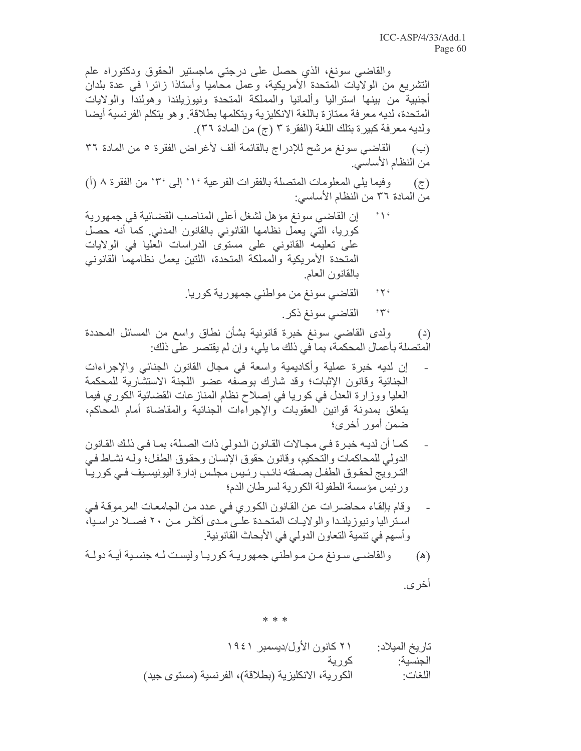والقاضي سونغ، الذي حصل على درجتي ماجستير الحقوق ودكتوراه علم التشريع من الولايات المتحدة الأمريكية، وعمل محاميا وأستاذا زائرا في عدة بلدان أجنبية من بينها استراليا وألمانيا والمملكة المتحدة ونيوزيلندا وهولندا والولايات المتحدة، لديه معرفة ممتازة باللغة الانكليزية ويتكلمها بطلاقة. وهو يتكلم الفرنسية أيضا ولديه معرفة كبيرة بتلك اللغة (الفقرة ٣ (ج) من المادة ٣٦).

(ب) القاضي سونغ مرشح للإدراج بالقائمة ألف لأغراض الفقرة ٥ من المادة ٣٦ من النظام الأساسي.

(ج) وفيما يلي المعلومات المتصلة بالفقرات الفرعية '١' إلى '٣' من الفقرة ٨ (أ) من المادة ٣٦ من النظام الأساسي:

'١' إن القاضي سونغ مؤهل لشغل أعلى المناصب القضائية في جمهورية كوريا، التي يعمل نظامها القانوني بالقانون المدني. كما أنه حصل على تعليمه القانوني على مستوى الدراسات العليا في الولايات المتحدة الأمريكية والمملكة المتحدة، اللتين يعمل نظامهما القانوني بالقانون العام.

'٢' القاضي سونغ من مواطني جمهورية كوريا.

'٣' القاضي سونغ ذكر.

(د) ولدى القاضي سونغ خبرة قانونية بشأن نطاق واسع من المسائل المحددة المتصلة بأعمال المحكمة، بما في ذلك ما يلي، وإن لم يقتصر على ذلك:

- إن لديه خبرة عملية وأكاديمية واسعة في مجال القانون الجنائي والإجراءات الجنائية وقانون الإثبات؛ وقد شارك بوصفه عضو اللجنة الاستشارية للمحكمة العليا ووزارة العدل في كوريا في إصلاح نظام المنازعات القضائية الكوري فيما يتعلق بمدونة قوانين العقوبات والإجراءات الجنائية والمقاضاة أمام المحاكم، ضمن أمور أخرى؛

- كما أن لديه خبرة في مجالات القانون الدولي ذات الصلة، بما في ذلك القانون الدولي للمحاكمات والتحكيم، وقانون حقوق الإنسان وحقوق الطفل؛ وله نشاط في الترويج لحقوق الطفل بصفته نائب رئيس مجلس إدارة اليونيسيف في كوريا ورئيس مؤسسة الطفولة الكورية لسرطان الدم؛

- وقام بإلقاء محاضرات عن القانون الكوري في عدد من الجامعات المرموقة في استراليا ونيوزيلندا والولايات المتحدة على مدى أكثر من ٢٠ فصلا دراسيا، وأسهم في تنمية التعاون الدولي في الأبحاث القانونية.

(هـ) والقاضي سونغ من مواطني جمهورية كوريا وليست له جنسية أية دولة أخرى.

\* \* \*

تاريخ الميلاد: ٢١ كانون الأول/ديسمبر ١٩٤١

الجنسية: كورية

اللغات: الكورية، الانكليزية (بطلاقة)، الفرنسية (مستوى جيد)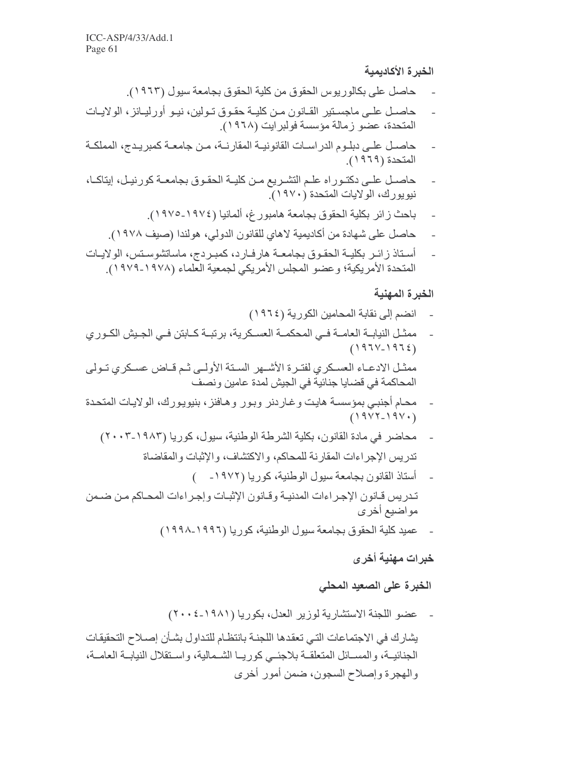### الخبرة الأكاديمية

- حاصل على بكالوريوس الحقوق من كلية الحقوق بجامعة سيول (١٩٦٣).
- حاصل على ماجستير القانون من كلية حقوق تولين، نيو أورليانز، الولايات المتحدة، عضو زمالة مؤسسة فولبرايت (١٩٦٨).
- حاصل على دبلوم الدراسات القانونية المقارنة، من جامعة كمبريدج، المملكة المتحدة (١٩٦٩).
- حاصل على دكتوراه علم التشريع من كلية الحقوق بجامعة كورنيل، إيثاكا، نيويورك، الولايات المتحدة (١٩٧٠).
- باحث زائر بكلية الحقوق بجامعة هامبورغ، ألمانيا (١٩٧٤-١٩٧٥).
- حاصل على شهادة من أكاديمية لاهاي للقانون الدولي، هولندا (صيف ١٩٧٨).
- أستاذ زائر بكلية الحقوق بجامعة هارفارد، كمبردج، ماساتشوستس، الولايات المتحدة الأمريكية؛ وعضو المجلس الأمريكي لجمعية العلماء (١٩٧٨-١٩٧٩).

### الخبرة المهنية

- انضم إلى نقابة المحامين الكورية (١٩٦٤)
- ممثل النيابة العامة في المحكمة العسكرية، برتبة كابتن في الجيش الكوري (١٩٦٤-١٩٦٧)

ممثل الادعاء العسكري لفترة الأشهر الستة الأولى ثم قاض عسكري تولى المحاكمة في قضايا جنائية في الجيش لمدة عامين ونصف

- محام أجنبي بمؤسسة هايت وغاردنر وبور وهافنز، بنيويورك، الولايات المتحدة (١٩٧٠-١٩٧٢)
- محاضر في مادة القانون، بكلية الشرطة الوطنية، سيول، كوريا (١٩٨٣-٢٠٠٣)

تدريس الإجراءات المقارنة للمحاكم، والاكتشاف، والإثبات والمقاضاة

- أستاذ القانون بجامعة سيول الوطنية، كوريا (١٩٧٢- )

تدريس قانون الإجراءات المدنية وقانون الإثبات وإجراءات المحاكم من ضمن مواضيع أخرى

- عميد كلية الحقوق بجامعة سيول الوطنية، كوريا (١٩٩٦-١٩٩٨)

### خبرات مهنية أخرى

### الخبرة على الصعيد المحلي

- عضو اللجنة الاستشارية لوزير العدل، بكوريا (١٩٨١-٢٠٠٤)

يشارك في الاجتماعات التي تعقدها اللجنة بانتظام للتداول بشأن إصلاح التحقيقات الجنائية، والمسائل المتعلقة بلاجئي كوريا الشمالية، واستقلال النيابة العامة، والهجرة وإصلاح السجون، ضمن أمور أخرى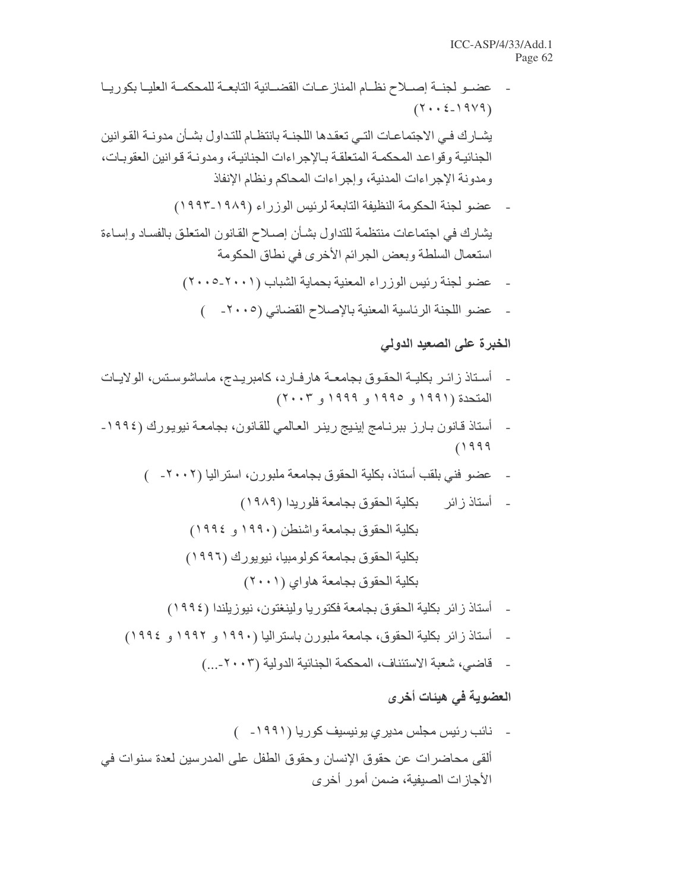- عضو لجنة إصلاح نظام المنازعات القضائية التابعة للمحكمة العليا بكوريا (١٩٧٩-٢٠٠٤)

يشارك في الاجتماعات التي تعقدها اللجنة بانتظام للتداول بشأن مدونة القوانين الجنائية وقواعد المحكمة المتعلقة بالإجراءات الجنائية، ومدونة قوانين العقوبات، ومدونة الإجراءات المدنية، وإجراءات المحاكم ونظام الإنفاذ

- عضو لجنة الحكومة النظيفة التابعة لرئيس الوزراء (١٩٨٩-١٩٩٣)

يشارك في اجتماعات منتظمة للتداول بشأن إصلاح القانون المتعلق بالفساد وإساءة استعمال السلطة وبعض الجرائم الأخرى في نطاق الحكومة

- عضو لجنة رئيس الوزراء المعنية بحماية الشباب (٢٠٠١-٢٠٠٥)
- عضو اللجنة الرئاسية المعنية بالإصلاح القضائي (٢٠٠٥- )

## الخبرة على الصعيد الدولي

- أستاذ زائر بكلية الحقوق بجامعة هارفارد، كامبريدج، ماساشوستس، الولايات المتحدة (١٩٩١ و ١٩٩٥ و ١٩٩٩ و ٢٠٠٣)
- أستاذ قانون بارز ببرنامج إينيج رينر العالمي للقانون، بجامعة نيويورك (١٩٩٤-١٩٩٩)
- عضو فني بلقب أستاذ، بكلية الحقوق بجامعة ملبورن، استراليا (٢٠٠٢- )
- أستاذ زائر بكلية الحقوق بجامعة فلوريدا (١٩٨٩)
  بكلية الحقوق بجامعة واشنطن (١٩٩٠ و ١٩٩٤)
  بكلية الحقوق بجامعة كولومبيا، نيويورك (١٩٩٦)
  بكلية الحقوق بجامعة هاواي (٢٠٠١)
- أستاذ زائر بكلية الحقوق بجامعة فكتوريا ولينغتون، نيوزيلندا (١٩٩٤)
- أستاذ زائر بكلية الحقوق، جامعة ملبورن باستراليا (١٩٩٠ و ١٩٩٢ و ١٩٩٤)
- قاضي، شعبة الاستئناف، المحكمة الجنائية الدولية (٢٠٠٣-...)

## العضوية في هيئات أخرى

- نائب رئيس مجلس مديري يونيسيف كوريا (١٩٩١- )

ألقى محاضرات عن حقوق الإنسان وحقوق الطفل على المدرسين لعدة سنوات في الأجازات الصيفية، ضمن أمور أخرى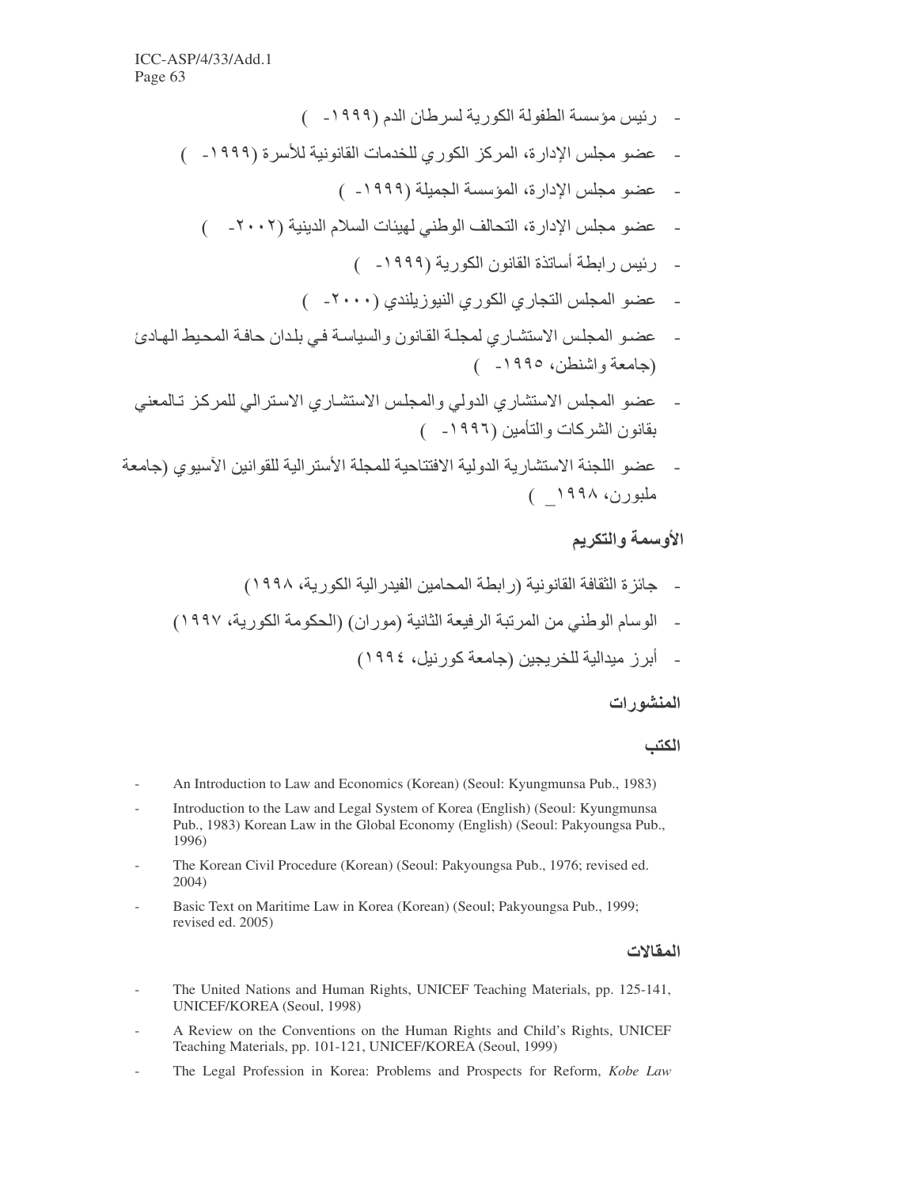- رئيس مؤسسة الطفولة الكورية لسرطان الدم (١٩٩٩- )
- عضو مجلس الإدارة، المركز الكوري للخدمات القانونية للأسرة (١٩٩٩- )
- عضو مجلس الإدارة، المؤسسة الجميلة (١٩٩٩- )
- عضو مجلس الإدارة، التحالف الوطني لهيئات السلام الدينية (٢٠٠٢- )
- رئيس رابطة أساتذة القانون الكورية (١٩٩٩- )
- عضو المجلس التجاري الكوري النيوزيلندي (٢٠٠٠- )
- عضو المجلس الاستشاري لمجلة القانون والسياسة في بلدان حافة المحيط الهادئ (جامعة واشنطن، ١٩٩٥- )
- عضو المجلس الاستشاري الدولي والمجلس الاستشاري الاسترالي للمركز تالمعني بقانون الشركات والتأمين (١٩٩٦- )
- عضو اللجنة الاستشارية الدولية الافتتاحية للمجلة الأسترالية للقوانين الآسيوي (جامعة ملبورن، ١٩٩٨_ )

**الأوسمة والتكريم**

- جائزة الثقافة القانونية (رابطة المحامين الفيدرالية الكورية، ١٩٩٨)
- الوسام الوطني من المرتبة الرفيعة الثانية (موران) (الحكومة الكورية، ١٩٩٧)
- أبرز ميدالية للخريجين (جامعة كورنيل، ١٩٩٤)

**المنشورات**

**الكتب**

- An Introduction to Law and Economics (Korean) (Seoul: Kyungmunsa Pub., 1983)
- Introduction to the Law and Legal System of Korea (English) (Seoul: Kyungmunsa Pub., 1983) Korean Law in the Global Economy (English) (Seoul: Pakyoungsa Pub., 1996)
- The Korean Civil Procedure (Korean) (Seoul: Pakyoungsa Pub., 1976; revised ed. 2004)
- Basic Text on Maritime Law in Korea (Korean) (Seoul; Pakyoungsa Pub., 1999; revised ed. 2005)

**المقالات**

- The United Nations and Human Rights, UNICEF Teaching Materials, pp. 125-141, UNICEF/KOREA (Seoul, 1998)
- A Review on the Conventions on the Human Rights and Child's Rights, UNICEF Teaching Materials, pp. 101-121, UNICEF/KOREA (Seoul, 1999)
- The Legal Profession in Korea: Problems and Prospects for Reform, *Kobe Law*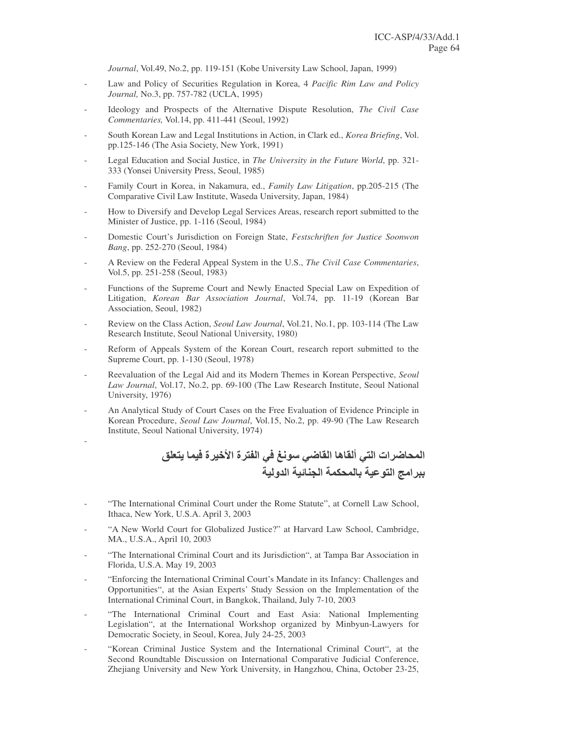*Journal*, Vol.49, No.2, pp. 119-151 (Kobe University Law School, Japan, 1999)

- Law and Policy of Securities Regulation in Korea, 4 *Pacific Rim Law and Policy Journal,* No.3, pp. 757-782 (UCLA, 1995)
- Ideology and Prospects of the Alternative Dispute Resolution, *The Civil Case Commentaries,* Vol.14, pp. 411-441 (Seoul, 1992)
- South Korean Law and Legal Institutions in Action, in Clark ed., *Korea Briefing*, Vol. pp.125-146 (The Asia Society, New York, 1991)
- Legal Education and Social Justice, in *The University in the Future World*, pp. 321-333 (Yonsei University Press, Seoul, 1985)
- Family Court in Korea, in Nakamura, ed., *Family Law Litigation*, pp.205-215 (The Comparative Civil Law Institute, Waseda University, Japan, 1984)
- How to Diversify and Develop Legal Services Areas, research report submitted to the Minister of Justice, pp. 1-116 (Seoul, 1984)
- Domestic Court's Jurisdiction on Foreign State, *Festschriften for Justice Soonwon Bang*, pp. 252-270 (Seoul, 1984)
- A Review on the Federal Appeal System in the U.S., *The Civil Case Commentaries*, Vol.5, pp. 251-258 (Seoul, 1983)
- Functions of the Supreme Court and Newly Enacted Special Law on Expedition of Litigation, *Korean Bar Association Journal*, Vol.74, pp. 11-19 (Korean Bar Association, Seoul, 1982)
- Review on the Class Action, *Seoul Law Journal*, Vol.21, No.1, pp. 103-114 (The Law Research Institute, Seoul National University, 1980)
- Reform of Appeals System of the Korean Court, research report submitted to the Supreme Court, pp. 1-130 (Seoul, 1978)
- Reevaluation of the Legal Aid and its Modern Themes in Korean Perspective, *Seoul Law Journal*, Vol.17, No.2, pp. 69-100 (The Law Research Institute, Seoul National University, 1976)
- An Analytical Study of Court Cases on the Free Evaluation of Evidence Principle in Korean Procedure, *Seoul Law Journal*, Vol.15, No.2, pp. 49-90 (The Law Research Institute, Seoul National University, 1974)
-

## المحاضرات التي ألقاها القاضي سونغ في الفترة الأخيرة فيما يتعلق ببرامج التوعية بالمحكمة الجنائية الدولية

- "The International Criminal Court under the Rome Statute", at Cornell Law School, Ithaca, New York, U.S.A. April 3, 2003
- "A New World Court for Globalized Justice?" at Harvard Law School, Cambridge, MA., U.S.A., April 10, 2003
- "The International Criminal Court and its Jurisdiction", at Tampa Bar Association in Florida, U.S.A. May 19, 2003
- "Enforcing the International Criminal Court's Mandate in its Infancy: Challenges and Opportunities", at the Asian Experts' Study Session on the Implementation of the International Criminal Court, in Bangkok, Thailand, July 7-10, 2003
- "The International Criminal Court and East Asia: National Implementing Legislation", at the International Workshop organized by Minbyun-Lawyers for Democratic Society, in Seoul, Korea, July 24-25, 2003
- "Korean Criminal Justice System and the International Criminal Court", at the Second Roundtable Discussion on International Comparative Judicial Conference, Zhejiang University and New York University, in Hangzhou, China, October 23-25,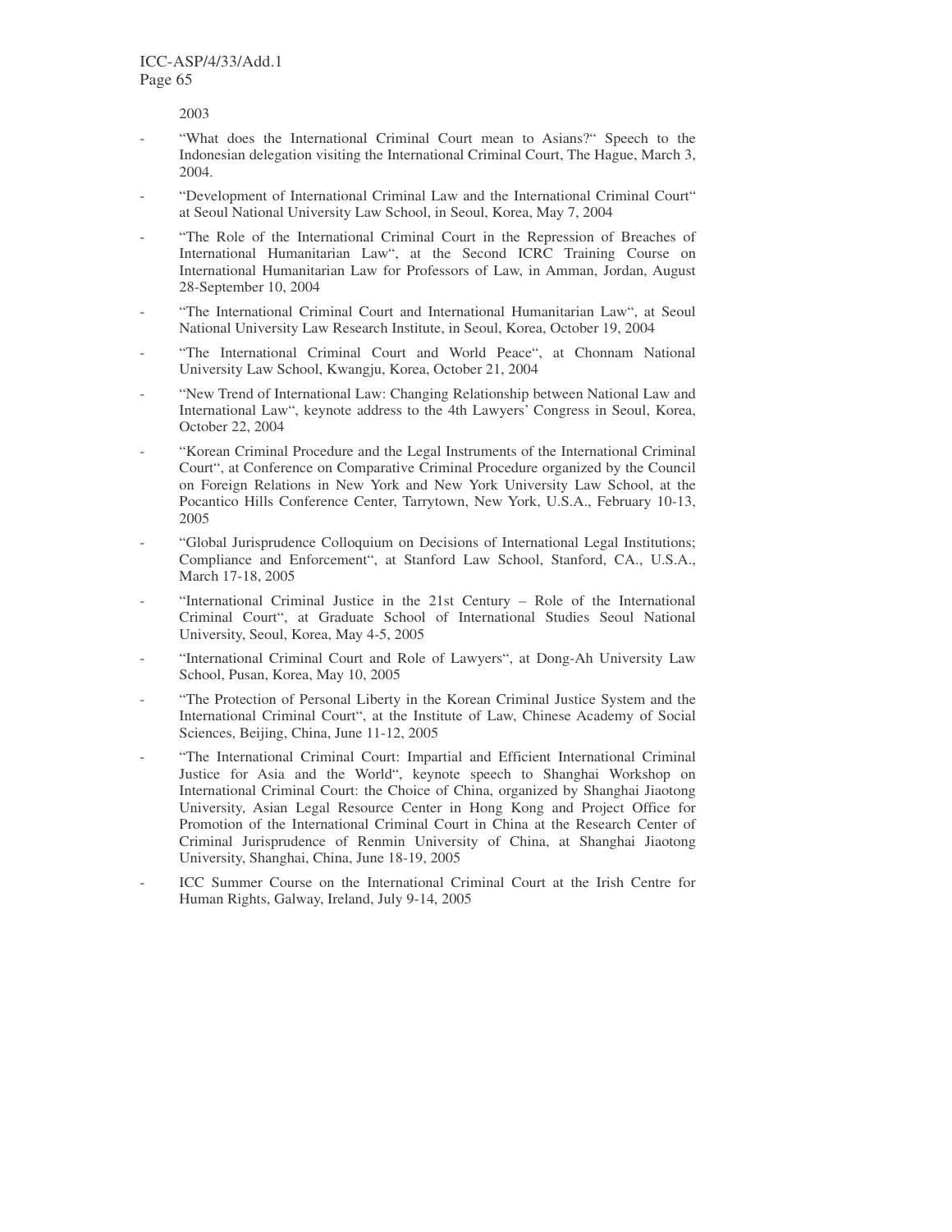2003

- "What does the International Criminal Court mean to Asians?" Speech to the Indonesian delegation visiting the International Criminal Court, The Hague, March 3, 2004.
- "Development of International Criminal Law and the International Criminal Court" at Seoul National University Law School, in Seoul, Korea, May 7, 2004
- "The Role of the International Criminal Court in the Repression of Breaches of International Humanitarian Law", at the Second ICRC Training Course on International Humanitarian Law for Professors of Law, in Amman, Jordan, August 28-September 10, 2004
- "The International Criminal Court and International Humanitarian Law", at Seoul National University Law Research Institute, in Seoul, Korea, October 19, 2004
- "The International Criminal Court and World Peace", at Chonnam National University Law School, Kwangju, Korea, October 21, 2004
- "New Trend of International Law: Changing Relationship between National Law and International Law", keynote address to the 4th Lawyers' Congress in Seoul, Korea, October 22, 2004
- "Korean Criminal Procedure and the Legal Instruments of the International Criminal Court", at Conference on Comparative Criminal Procedure organized by the Council on Foreign Relations in New York and New York University Law School, at the Pocantico Hills Conference Center, Tarrytown, New York, U.S.A., February 10-13, 2005
- "Global Jurisprudence Colloquium on Decisions of International Legal Institutions; Compliance and Enforcement", at Stanford Law School, Stanford, CA., U.S.A., March 17-18, 2005
- "International Criminal Justice in the 21st Century – Role of the International Criminal Court", at Graduate School of International Studies Seoul National University, Seoul, Korea, May 4-5, 2005
- "International Criminal Court and Role of Lawyers", at Dong-Ah University Law School, Pusan, Korea, May 10, 2005
- "The Protection of Personal Liberty in the Korean Criminal Justice System and the International Criminal Court", at the Institute of Law, Chinese Academy of Social Sciences, Beijing, China, June 11-12, 2005
- "The International Criminal Court: Impartial and Efficient International Criminal Justice for Asia and the World", keynote speech to Shanghai Workshop on International Criminal Court: the Choice of China, organized by Shanghai Jiaotong University, Asian Legal Resource Center in Hong Kong and Project Office for Promotion of the International Criminal Court in China at the Research Center of Criminal Jurisprudence of Renmin University of China, at Shanghai Jiaotong University, Shanghai, China, June 18-19, 2005
- ICC Summer Course on the International Criminal Court at the Irish Centre for Human Rights, Galway, Ireland, July 9-14, 2005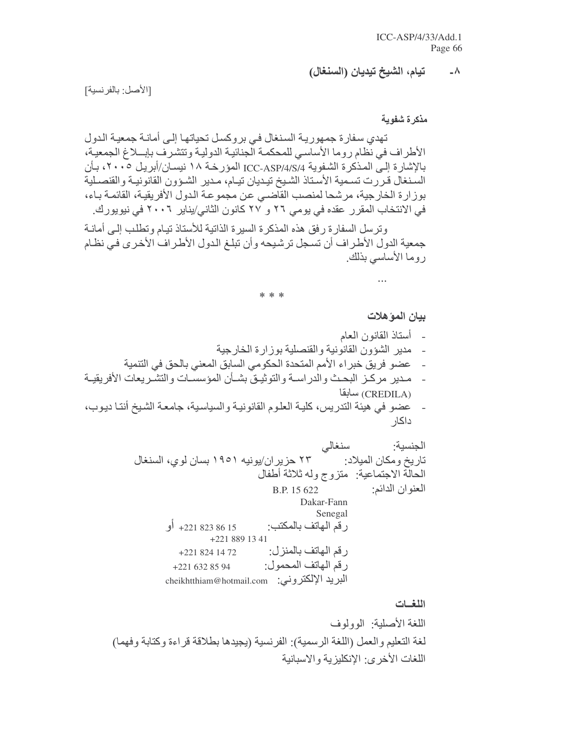### ٨- تيام، الشيخ تيديان (السنغال)

[الأصل: بالفرنسية]

**مذكرة شفوية**

تهدي سفارة جمهورية السنغال في بروكسل تحياتها إلى أمانة جمعية الدول الأطراف في نظام روما الأساسي للمحكمة الجنائية الدولية وتتشرف بإبلاغ الجمعية، بالإشارة إلى المذكرة الشفوية ICC-ASP/4/S/4 المؤرخة ١٨ نيسان/أبريل ٢٠٠٥، بأن السنغال قررت تسمية الأستاذ الشيخ تيديان تيام، مدير الشؤون القانونية والقنصلية بوزارة الخارجية، مرشحا لمنصب القاضي عن مجموعة الدول الأفريقية، القائمة باء، في الانتخاب المقرر عقده في يومي ٢٦ و ٢٧ كانون الثاني/يناير ٢٠٠٦ في نيويورك.

وترسل السفارة رفق هذه المذكرة السيرة الذاتية للأستاذ تيام وتطلب إلى أمانة جمعية الدول الأطراف أن تسجل ترشيحه وأن تبلغ الدول الأطراف الأخرى في نظام روما الأساسي بذلك.

...

* * *

**بيان المؤهلات**

- أستاذ القانون العام
- مدير الشؤون القانونية والقنصلية بوزارة الخارجية
- عضو فريق خبراء الأمم المتحدة الحكومي السابق المعني بالحق في التنمية
- مدير مركز البحث والدراسة والتوثيق بشأن المؤسسات والتشريعات الأفريقية (CREDILA) سابقا
- عضو في هيئة التدريس، كلية العلوم القانونية والسياسية، جامعة الشيخ أنتا ديوب، داكار

الجنسية: سنغالي
تاريخ ومكان الميلاد: ٢٣ حزيران/يونيه ١٩٥١ بسان لوي، السنغال
الحالة الاجتماعية: متزوج وله ثلاثة أطفال
العنوان الدائم: B.P. 15 622
Dakar-Fann
Senegal
رقم الهاتف بالمكتب: +221 823 86 15 أو +221 889 13 41
رقم الهاتف بالمنزل: +221 824 14 72
رقم الهاتف المحمول: +221 632 85 94
البريد الإلكتروني: cheikhtthiam@hotmail.com

**اللغات**

اللغة الأصلية: الوولوف
لغة التعليم والعمل (اللغة الرسمية): الفرنسية (يجيدها بطلاقة قراءة وكتابة وفهما)
اللغات الأخرى: الإنكليزية والاسبانية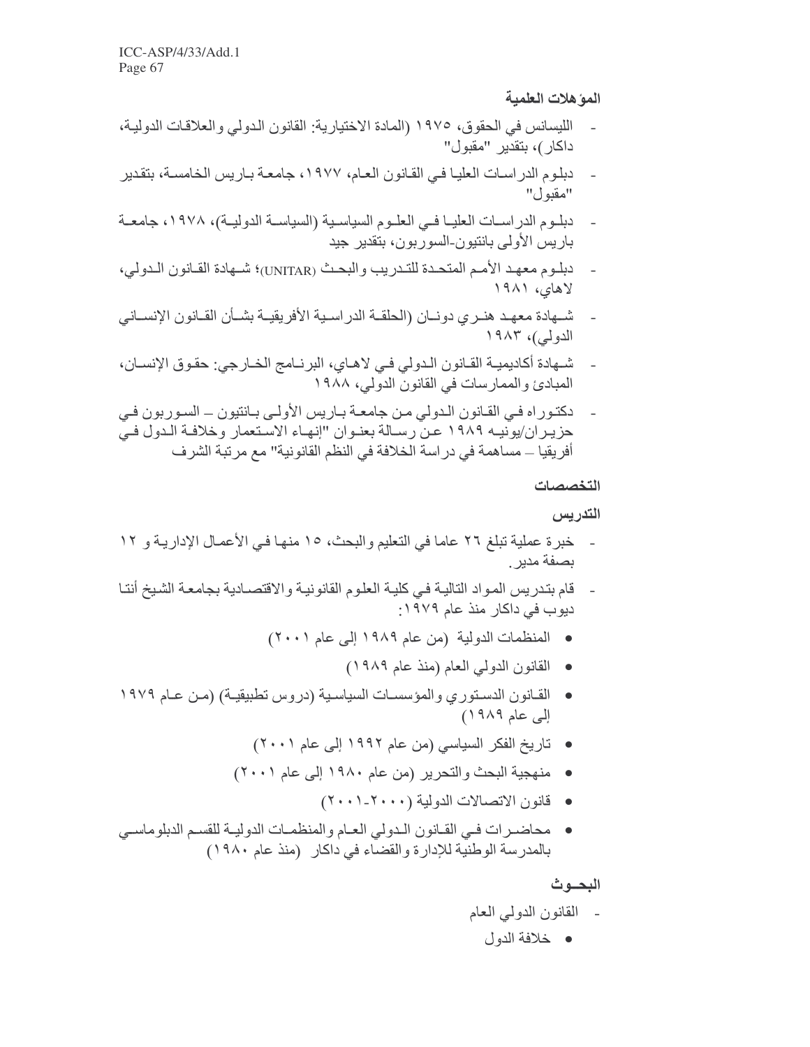### المؤهلات العلمية

- الليسانس في الحقوق، ١٩٧٥ (المادة الاختيارية: القانون الدولي والعلاقات الدولية، داكار)، بتقدير "مقبول"
- دبلوم الدراسات العليا في القانون العام، ١٩٧٧، جامعة باريس الخامسة، بتقدير "مقبول"
- دبلوم الدراسات العليا في العلوم السياسية (السياسة الدولية)، ١٩٧٨، جامعة باريس الأولى بانتيون-السوربون، بتقدير جيد
- دبلوم معهد الأمم المتحدة للتدريب والبحث (UNITAR)؛ شهادة القانون الدولي، لاهاي، ١٩٨١
- شهادة معهد هنري دونان (الحلقة الدراسية الأفريقية بشأن القانون الإنساني الدولي)، ١٩٨٣
- شهادة أكاديمية القانون الدولي في لاهاي، البرنامج الخارجي: حقوق الإنسان، المبادئ والممارسات في القانون الدولي، ١٩٨٨
- دكتوراه في القانون الدولي من جامعة باريس الأولى بانتيون – السوربون في حزيران/يونيه ١٩٨٩ عن رسالة بعنوان "إنهاء الاستعمار وخلافة الدول في أفريقيا – مساهمة في دراسة الخلافة في النظم القانونية" مع مرتبة الشرف

### التخصصات

### التدريس

- خبرة عملية تبلغ ٢٦ عاما في التعليم والبحث، ١٥ منها في الأعمال الإدارية و ١٢ بصفة مدير.
- قام بتدريس المواد التالية في كلية العلوم القانونية والاقتصادية بجامعة الشيخ أنتا ديوب في داكار منذ عام ١٩٧٩:
  - المنظمات الدولية (من عام ١٩٨٩ إلى عام ٢٠٠١)
  - القانون الدولي العام (منذ عام ١٩٨٩)
  - القانون الدستوري والمؤسسات السياسية (دروس تطبيقية) (من عام ١٩٧٩ إلى عام ١٩٨٩)
  - تاريخ الفكر السياسي (من عام ١٩٩٢ إلى عام ٢٠٠١)
  - منهجية البحث والتحرير (من عام ١٩٨٠ إلى عام ٢٠٠١)
  - قانون الاتصالات الدولية (٢٠٠٠-٢٠٠١)
  - محاضرات في القانون الدولي العام والمنظمات الدولية للقسم الدبلوماسي بالمدرسة الوطنية للإدارة والقضاء في داكار (منذ عام ١٩٨٠)

### البحوث

- القانون الدولي العام
  - خلافة الدول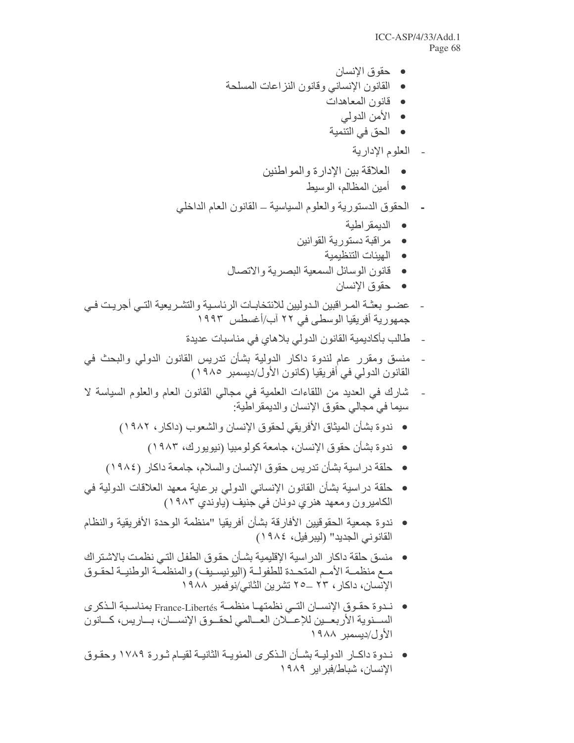- حقوق الإنسان
- القانون الإنساني وقانون النزاعات المسلحة
- قانون المعاهدات
- الأمن الدولي
- الحق في التنمية

- العلوم الإدارية
  - العلاقة بين الإدارة والمواطنين
  - أمين المظالم، الوسيط

- الحقوق الدستورية والعلوم السياسية – القانون العام الداخلي
  - الديمقراطية
  - مراقبة دستورية القوانين
  - الهيئات التنظيمية
  - قانون الوسائل السمعية البصرية والاتصال
  - حقوق الإنسان

- عضو بعثة المراقبين الدوليين للانتخابات الرئاسية والتشريعية التي أجريت في جمهورية أفريقيا الوسطى في ٢٢ آب/أغسطس ١٩٩٣
- طالب بأكاديمية القانون الدولي بلاهاي في مناسبات عديدة
- منسق ومقرر عام لندوة داكار الدولية بشأن تدريس القانون الدولي والبحث في القانون الدولي في أفريقيا (كانون الأول/ديسمبر ١٩٨٥)
- شارك في العديد من اللقاءات العلمية في مجالي القانون العام والعلوم السياسة لا سيما في مجالي حقوق الإنسان والديمقراطية:
  - ندوة بشأن الميثاق الأفريقي لحقوق الإنسان والشعوب (داكار، ١٩٨٢)
  - ندوة بشأن حقوق الإنسان، جامعة كولومبيا (نيويورك، ١٩٨٣)
  - حلقة دراسية بشأن تدريس حقوق الإنسان والسلام، جامعة داكار (١٩٨٤)
  - حلقة دراسية بشأن القانون الإنساني الدولي برعاية معهد العلاقات الدولية في الكاميرون ومعهد هنري دونان في جنيف (ياوندي ١٩٨٣)
  - ندوة جمعية الحقوقيين الأفارقة بشأن أفريقيا "منظمة الوحدة الأفريقية والنظام القانوني الجديد" (ليبرفيل، ١٩٨٤)
  - منسق حلقة داكار الدراسية الإقليمية بشأن حقوق الطفل التي نظمت بالاشتراك مع منظمة الأمم المتحدة للطفولة (اليونيسيف) والمنظمة الوطنية لحقوق الإنسان، داكار، ٢٣ –٢٥ تشرين الثاني/نوفمبر ١٩٨٨
  - ندوة حقوق الإنسان التي نظمتها منظمة France-Libertés بمناسبة الذكرى السنوية الأربعين للإعلان العالمي لحقوق الإنسان، باريس، كانون الأول/ديسمبر ١٩٨٨
  - ندوة داكار الدولية بشأن الذكرى المئوية الثانية لقيام ثورة ١٧٨٩ وحقوق الإنسان، شباط/فبراير ١٩٨٩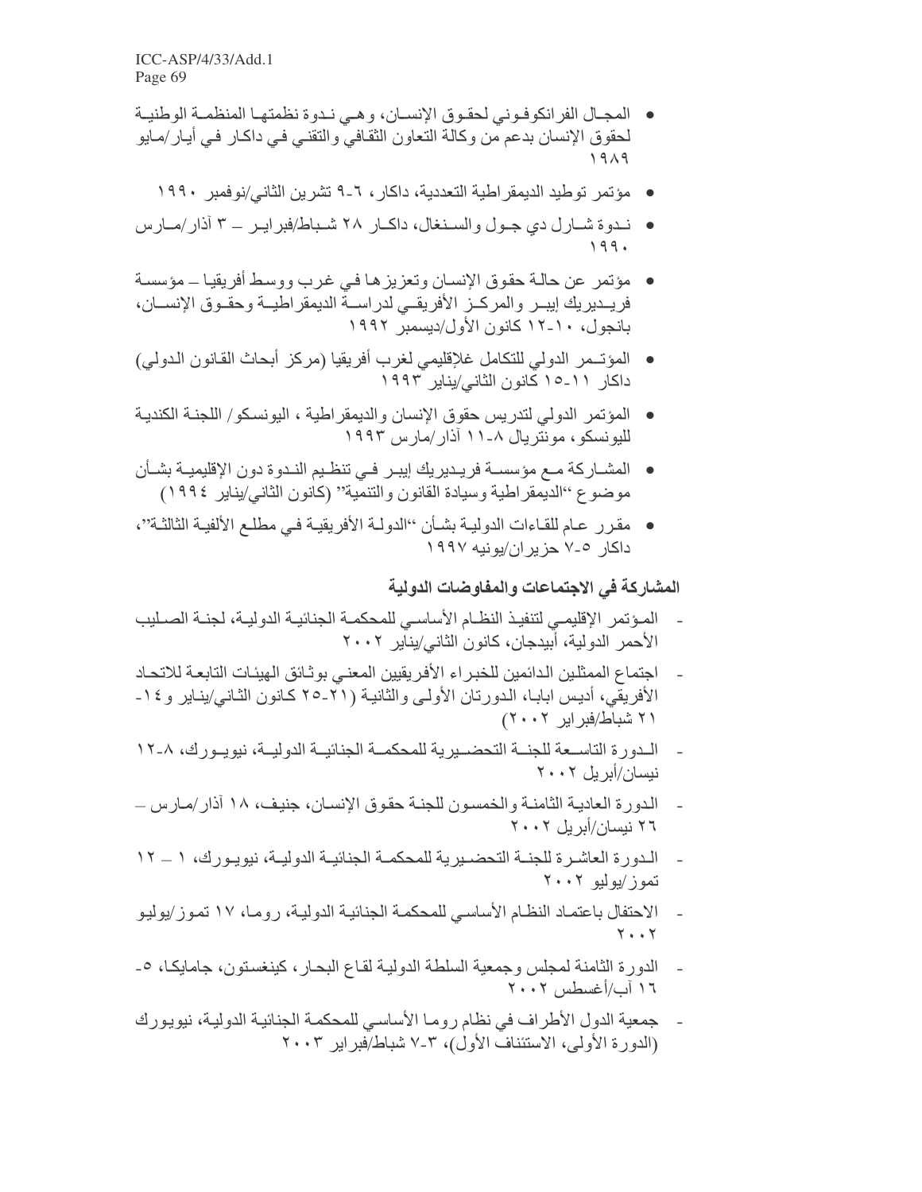- المجال الفرانكوفوني لحقوق الإنسان، وهي ندوة نظمتها المنظمة الوطنية لحقوق الإنسان بدعم من وكالة التعاون الثقافي والتقني في داكار في أيار/مايو ١٩٨٩
- مؤتمر توطيد الديمقراطية التعددية، داكار، ٦-٩ تشرين الثاني/نوفمبر ١٩٩٠
- ندوة شارل دي جول والسنغال، داكار ٢٨ شباط/فبراير – ٣ آذار/مارس ١٩٩٠
- مؤتمر عن حالة حقوق الإنسان وتعزيزها في غرب ووسط أفريقيا – مؤسسة فريديريك إيبر والمركز الأفريقي لدراسة الديمقراطية وحقوق الإنسان، بانجول، ١٠-١٢ كانون الأول/ديسمبر ١٩٩٢
- المؤتمر الدولي للتكامل غلإقليمي لغرب أفريقيا (مركز أبحاث القانون الدولي) داكار ١١-١٥ كانون الثاني/يناير ١٩٩٣
- المؤتمر الدولي لتدريس حقوق الإنسان والديمقراطية ، اليونسكو/ اللجنة الكندية لليونسكو، مونتريال ٨-١١ آذار/مارس ١٩٩٣
- المشاركة مع مؤسسة فريديريك إيبر في تنظيم الندوة دون الإقليمية بشأن موضوع "الديمقراطية وسيادة القانون والتنمية" (كانون الثاني/يناير ١٩٩٤)
- مقرر عام للقاءات الدولية بشأن "الدولة الأفريقية في مطلع الألفية الثالثة"، داكار ٥-٧ حزيران/يونيه ١٩٩٧

**المشاركة في الاجتماعات والمفاوضات الدولية**

- المؤتمر الإقليمي لتنفيذ النظام الأساسي للمحكمة الجنائية الدولية، لجنة الصليب الأحمر الدولية، أبيدجان، كانون الثاني/يناير ٢٠٠٢
- اجتماع الممثلين الدائمين للخبراء الأفريقيين المعني بوثائق الهيئات التابعة للاتحاد الأفريقي، أديس ابابا، الدورتان الأولى والثانية (٢١-٢٥ كانون الثاني/يناير و١٤-٢١ شباط/فبراير ٢٠٠٢)
- الدورة التاسعة للجنة التحضيرية للمحكمة الجنائية الدولية، نيويورك، ٨-١٢ نيسان/أبريل ٢٠٠٢
- الدورة العادية الثامنة والخمسون للجنة حقوق الإنسان، جنيف، ١٨ آذار/مارس – ٢٦ نيسان/أبريل ٢٠٠٢
- الدورة العاشرة للجنة التحضيرية للمحكمة الجنائية الدولية، نيويورك، ١ – ١٢ تموز/يوليو ٢٠٠٢
- الاحتفال باعتماد النظام الأساسي للمحكمة الجنائية الدولية، روما، ١٧ تموز/يوليو ٢٠٠٢
- الدورة الثامنة لمجلس وجمعية السلطة الدولية لقاع البحار، كينغستون، جامايكا، ٥-١٦ آب/أغسطس ٢٠٠٢
- جمعية الدول الأطراف في نظام روما الأساسي للمحكمة الجنائية الدولية، نيويورك (الدورة الأولى، الاستئناف الأول)، ٣-٧ شباط/فبراير ٢٠٠٣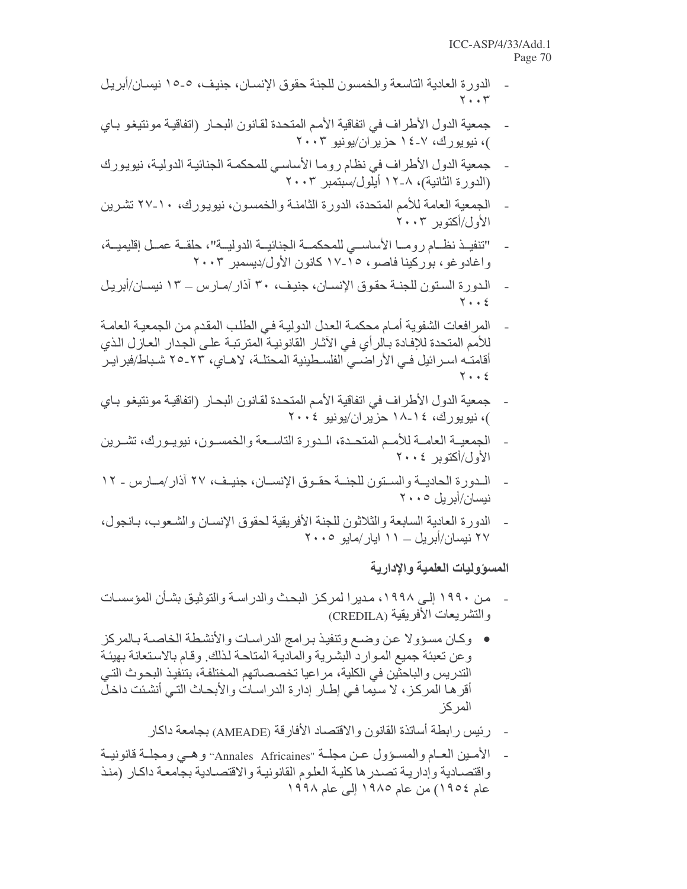- الدورة العادية التاسعة والخمسون للجنة حقوق الإنسان، جنيف، ٥-١٥ نيسان/أبريل ٢٠٠٣

- جمعية الدول الأطراف في اتفاقية الأمم المتحدة لقانون البحار (اتفاقية مونتيغو باي )، نيويورك، ٧-١٤ حزيران/يونيو ٢٠٠٣

- جمعية الدول الأطراف في نظام روما الأساسي للمحكمة الجنائية الدولية، نيويورك (الدورة الثانية)، ٨-١٢ أيلول/سبتمبر ٢٠٠٣

- الجمعية العامة للأمم المتحدة، الدورة الثامنة والخمسون، نيويورك، ١٠-٢٧ تشرين الأول/أكتوبر ٢٠٠٣

- "تنفيذ نظام روما الأساسي للمحكمة الجنائية الدولية"، حلقة عمل إقليمية، واغادوغو، بوركينا فاصو، ١٥-١٧ كانون الأول/ديسمبر ٢٠٠٣

- الدورة الستون للجنة حقوق الإنسان، جنيف، ٣٠ آذار/مارس – ١٣ نيسان/أبريل ٢٠٠٤

- المرافعات الشفوية أمام محكمة العدل الدولية في الطلب المقدم من الجمعية العامة للأمم المتحدة للإفادة بالرأي في الآثار القانونية المترتبة على الجدار العازل الذي أقامته اسرائيل في الأراضي الفلسطينية المحتلة، لاهاي، ٢٣-٢٥ شباط/فبراير ٢٠٠٤

- جمعية الدول الأطراف في اتفاقية الأمم المتحدة لقانون البحار (اتفاقية مونتيغو باي )، نيويورك، ١٤-١٨ حزيران/يونيو ٢٠٠٤

- الجمعية العامة للأمم المتحدة، الدورة التاسعة والخمسون، نيويورك، تشرين الأول/أكتوبر ٢٠٠٤

- الدورة الحادية والستون للجنة حقوق الإنسان، جنيف، ٢٧ آذار/مارس - ١٢ نيسان/أبريل ٢٠٠٥

- الدورة العادية السابعة والثلاثون للجنة الأفريقية لحقوق الإنسان والشعوب، بانجول، ٢٧ نيسان/أبريل – ١١ ايار/مايو ٢٠٠٥

**المسؤوليات العلمية والإدارية**

- من ١٩٩٠ إلى ١٩٩٨، مديرا لمركز البحث والدراسة والتوثيق بشأن المؤسسات والتشريعات الأفريقية (CREDILA)
  - وكان مسؤولا عن وضع وتنفيذ برامج الدراسات والأنشطة الخاصة بالمركز وعن تعبئة جميع الموارد البشرية والمادية المتاحة لذلك. وقام بالاستعانة بهيئة التدريس والباحثين في الكلية، مراعيا تخصصاتهم المختلفة، بتنفيذ البحوث التي أقرها المركز، لا سيما في إطار إدارة الدراسات والأبحاث التي أنشئت داخل المركز

- رئيس رابطة أساتذة القانون والاقتصاد الأفارقة (AMEADE) بجامعة داكار

- الأمين العام والمسؤول عن مجلة "Annales Africaines" وهي ومجلة قانونية واقتصادية وإدارية تصدرها كلية العلوم القانونية والاقتصادية بجامعة داكار (منذ عام ١٩٥٤) من عام ١٩٨٥ إلى عام ١٩٩٨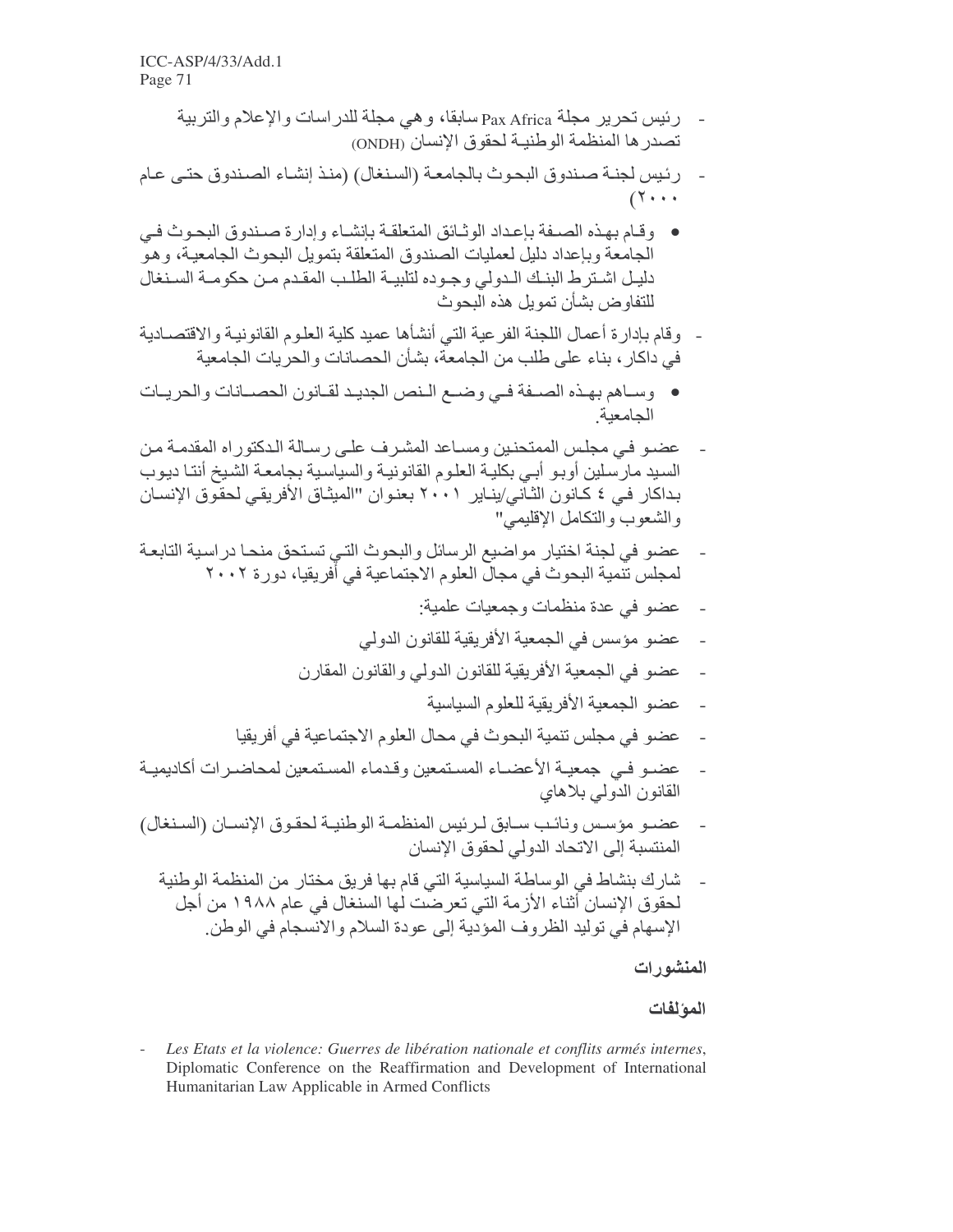- رئيس تحرير مجلة Pax Africa سابقا، وهي مجلة للدراسات والإعلام والتربية تصدرها المنظمة الوطنية لحقوق الإنسان (ONDH)

- رئيس لجنة صندوق البحوث بالجامعة (السنغال) (منذ إنشاء الصندوق حتى عام ٢٠٠٠)

  - وقام بهذه الصفة بإعداد الوثائق المتعلقة بإنشاء وإدارة صندوق البحوث في الجامعة وبإعداد دليل لعمليات الصندوق المتعلقة بتمويل البحوث الجامعية، وهو دليل اشترط البنك الدولي وجوده لتلبية الطلب المقدم من حكومة السنغال للتفاوض بشأن تمويل هذه البحوث

- وقام بإدارة أعمال اللجنة الفرعية التي أنشأها عميد كلية العلوم القانونية والاقتصادية في داكار، بناء على طلب من الجامعة، بشأن الحصانات والحريات الجامعية

  - وساهم بهذه الصفة في وضع النص الجديد لقانون الحصانات والحريات الجامعية.

- عضو في مجلس الممتحنين ومساعد المشرف على رسالة الدكتوراه المقدمة من السيد مارسلين أوبو أبي بكلية العلوم القانونية والسياسية بجامعة الشيخ أنتا ديوب بداكار في ٤ كانون الثاني/يناير ٢٠٠١ بعنوان "الميثاق الأفريقي لحقوق الإنسان والشعوب والتكامل الإقليمي"

- عضو في لجنة اختيار مواضيع الرسائل والبحوث التي تستحق منحا دراسية التابعة لمجلس تنمية البحوث في مجال العلوم الاجتماعية في أفريقيا، دورة ٢٠٠٢

- عضو في عدة منظمات وجمعيات علمية:

- عضو مؤسس في الجمعية الأفريقية للقانون الدولي

- عضو في الجمعية الأفريقية للقانون الدولي والقانون المقارن

- عضو الجمعية الأفريقية للعلوم السياسية

- عضو في مجلس تنمية البحوث في محال العلوم الاجتماعية في أفريقيا

- عضو في جمعية الأعضاء المستمعين وقدماء المستمعين لمحاضرات أكاديمية القانون الدولي بلاهاي

- عضو مؤسس ونائب سابق لرئيس المنظمة الوطنية لحقوق الإنسان (السنغال) المنتسبة إلى الاتحاد الدولي لحقوق الإنسان

- شارك بنشاط في الوساطة السياسية التي قام بها فريق مختار من المنظمة الوطنية لحقوق الإنسان أثناء الأزمة التي تعرضت لها السنغال في عام ١٩٨٨ من أجل الإسهام في توليد الظروف المؤدية إلى عودة السلام والانسجام في الوطن.

**المنشورات**

**المؤلفات**

- *Les Etats et la violence: Guerres de libération nationale et conflits armés internes*, Diplomatic Conference on the Reaffirmation and Development of International Humanitarian Law Applicable in Armed Conflicts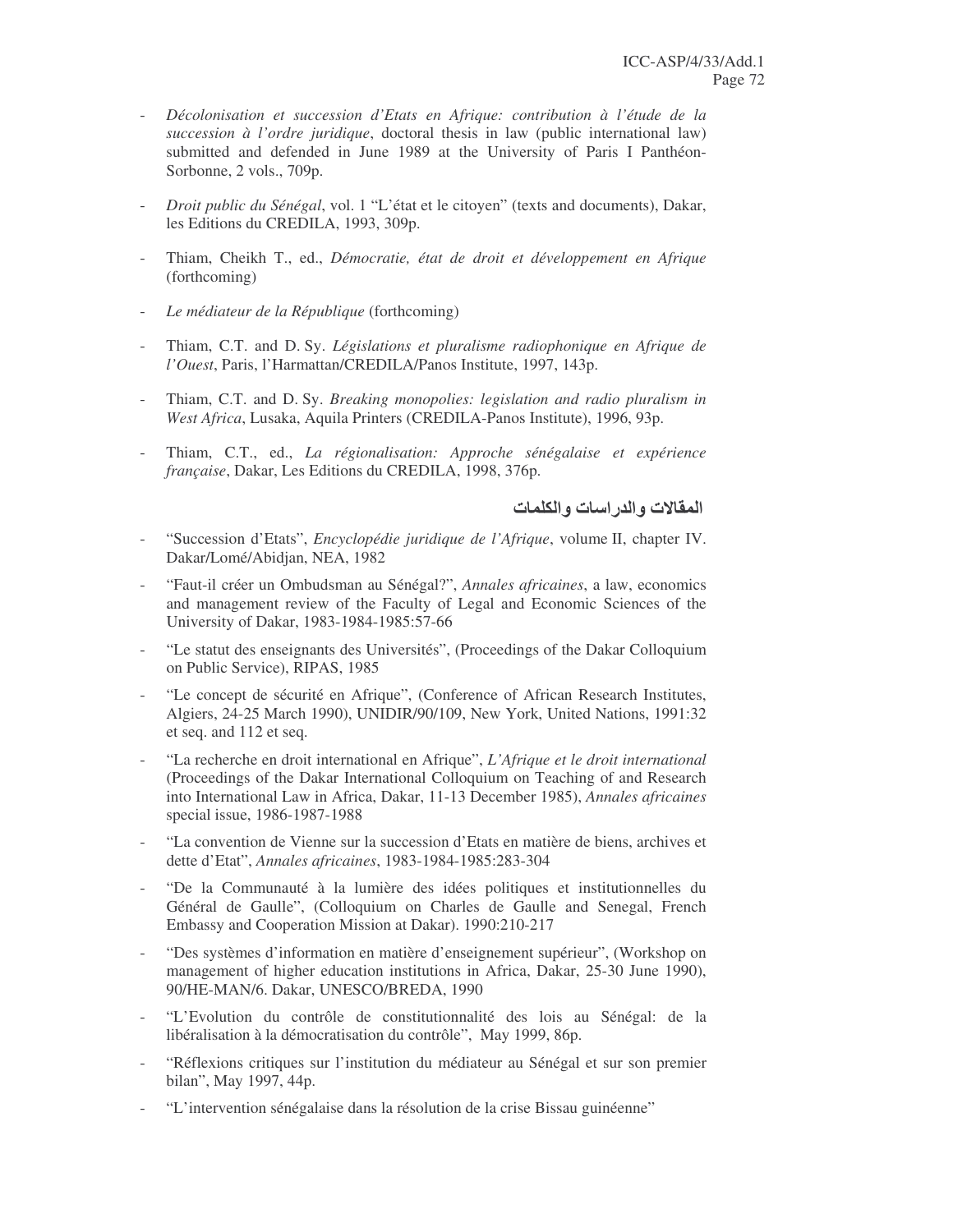- *Décolonisation et succession d'Etats en Afrique: contribution à l'étude de la succession à l'ordre juridique*, doctoral thesis in law (public international law) submitted and defended in June 1989 at the University of Paris I Panthéon-Sorbonne, 2 vols., 709p.

- *Droit public du Sénégal*, vol. 1 "L'état et le citoyen" (texts and documents), Dakar, les Editions du CREDILA, 1993, 309p.

- Thiam, Cheikh T., ed., *Démocratie, état de droit et développement en Afrique* (forthcoming)

- *Le médiateur de la République* (forthcoming)

- Thiam, C.T. and D. Sy. *Législations et pluralisme radiophonique en Afrique de l'Ouest*, Paris, l'Harmattan/CREDILA/Panos Institute, 1997, 143p.

- Thiam, C.T. and D. Sy. *Breaking monopolies: legislation and radio pluralism in West Africa*, Lusaka, Aquila Printers (CREDILA-Panos Institute), 1996, 93p.

- Thiam, C.T., ed., *La régionalisation: Approche sénégalaise et expérience française*, Dakar, Les Editions du CREDILA, 1998, 376p.

### المقالات والدراسات والكلمات

- "Succession d'Etats", *Encyclopédie juridique de l'Afrique*, volume II, chapter IV. Dakar/Lomé/Abidjan, NEA, 1982

- "Faut-il créer un Ombudsman au Sénégal?", *Annales africaines*, a law, economics and management review of the Faculty of Legal and Economic Sciences of the University of Dakar, 1983-1984-1985:57-66

- "Le statut des enseignants des Universités", (Proceedings of the Dakar Colloquium on Public Service), RIPAS, 1985

- "Le concept de sécurité en Afrique", (Conference of African Research Institutes, Algiers, 24-25 March 1990), UNIDIR/90/109, New York, United Nations, 1991:32 et seq. and 112 et seq.

- "La recherche en droit international en Afrique", *L'Afrique et le droit international* (Proceedings of the Dakar International Colloquium on Teaching of and Research into International Law in Africa, Dakar, 11-13 December 1985), *Annales africaines* special issue, 1986-1987-1988

- "La convention de Vienne sur la succession d'Etats en matière de biens, archives et dette d'Etat", *Annales africaines*, 1983-1984-1985:283-304

- "De la Communauté à la lumière des idées politiques et institutionnelles du Général de Gaulle", (Colloquium on Charles de Gaulle and Senegal, French Embassy and Cooperation Mission at Dakar). 1990:210-217

- "Des systèmes d'information en matière d'enseignement supérieur", (Workshop on management of higher education institutions in Africa, Dakar, 25-30 June 1990), 90/HE-MAN/6. Dakar, UNESCO/BREDA, 1990

- "L'Evolution du contrôle de constitutionnalité des lois au Sénégal: de la libéralisation à la démocratisation du contrôle", May 1999, 86p.

- "Réflexions critiques sur l'institution du médiateur au Sénégal et sur son premier bilan", May 1997, 44p.

- "L'intervention sénégalaise dans la résolution de la crise Bissau guinéenne"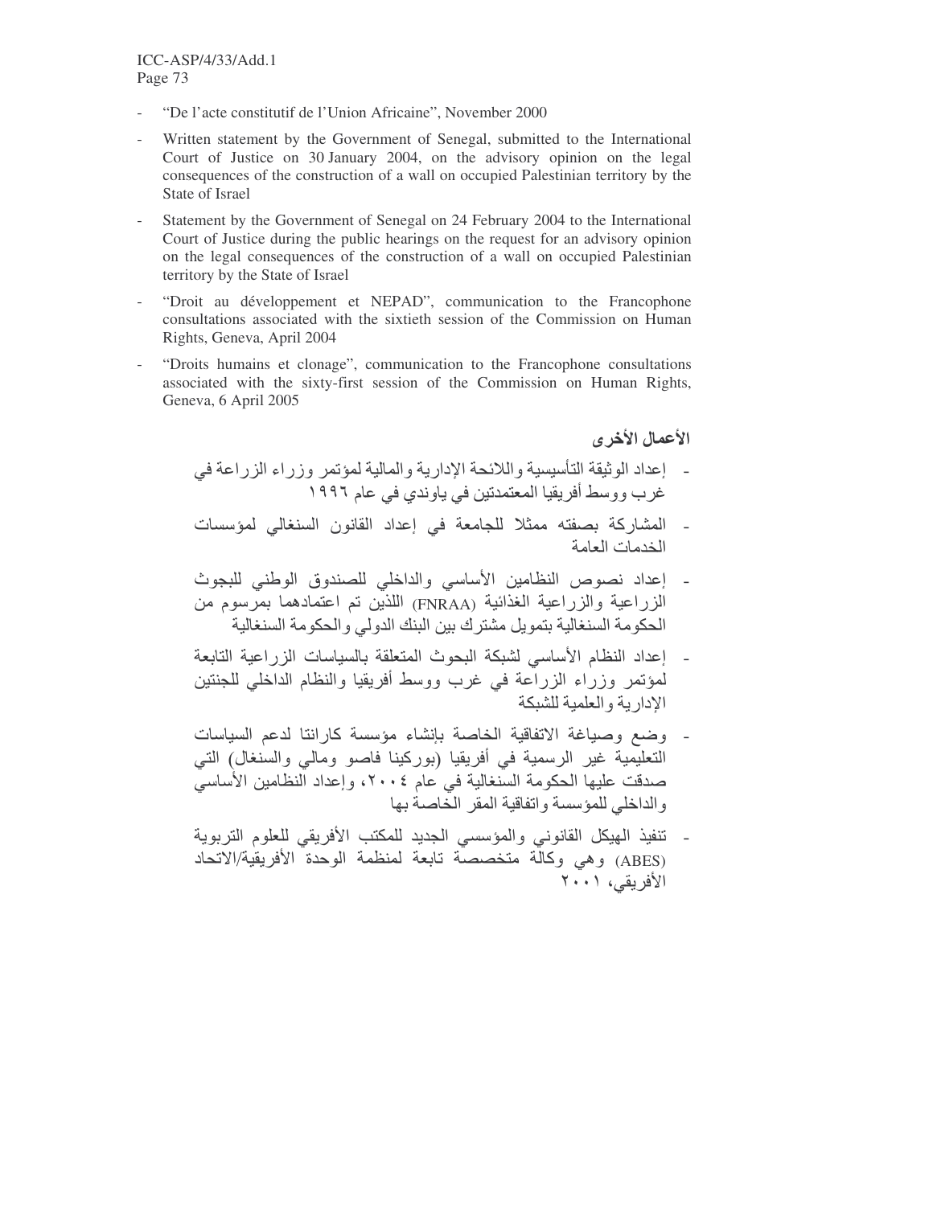- "De l'acte constitutif de l'Union Africaine", November 2000
- Written statement by the Government of Senegal, submitted to the International Court of Justice on 30 January 2004, on the advisory opinion on the legal consequences of the construction of a wall on occupied Palestinian territory by the State of Israel
- Statement by the Government of Senegal on 24 February 2004 to the International Court of Justice during the public hearings on the request for an advisory opinion on the legal consequences of the construction of a wall on occupied Palestinian territory by the State of Israel
- "Droit au développement et NEPAD", communication to the Francophone consultations associated with the sixtieth session of the Commission on Human Rights, Geneva, April 2004
- "Droits humains et clonage", communication to the Francophone consultations associated with the sixty-first session of the Commission on Human Rights, Geneva, 6 April 2005

### الأعمال الأخرى

- إعداد الوثيقة التأسيسية واللائحة الإدارية والمالية لمؤتمر وزراء الزراعة في غرب ووسط أفريقيا المعتمدتين في ياوندي في عام ١٩٩٦
- المشاركة بصفته ممثلا للجامعة في إعداد القانون السنغالي لمؤسسات الخدمات العامة
- إعداد نصوص النظامين الأساسي والداخلي للصندوق الوطني للبحوث الزراعية والزراعية الغذائية (FNRAA) اللذين تم اعتمادهما بمرسوم من الحكومة السنغالية بتمويل مشترك بين البنك الدولي والحكومة السنغالية
- إعداد النظام الأساسي لشبكة البحوث المتعلقة بالسياسات الزراعية التابعة لمؤتمر وزراء الزراعة في غرب ووسط أفريقيا والنظام الداخلي للجنتين الإدارية والعلمية للشبكة
- وضع وصياغة الاتفاقية الخاصة بإنشاء مؤسسة كارانتا لدعم السياسات التعليمية غير الرسمية في أفريقيا (بوركينا فاصو ومالي والسنغال) التي صدقت عليها الحكومة السنغالية في عام ٢٠٠٤، وإعداد النظامين الأساسي والداخلي للمؤسسة واتفاقية المقر الخاصة بها
- تنفيذ الهيكل القانوني والمؤسسي الجديد للمكتب الأفريقي للعلوم التربوية (ABES) وهي وكالة متخصصة تابعة لمنظمة الوحدة الأفريقية/الاتحاد الأفريقي، ٢٠٠١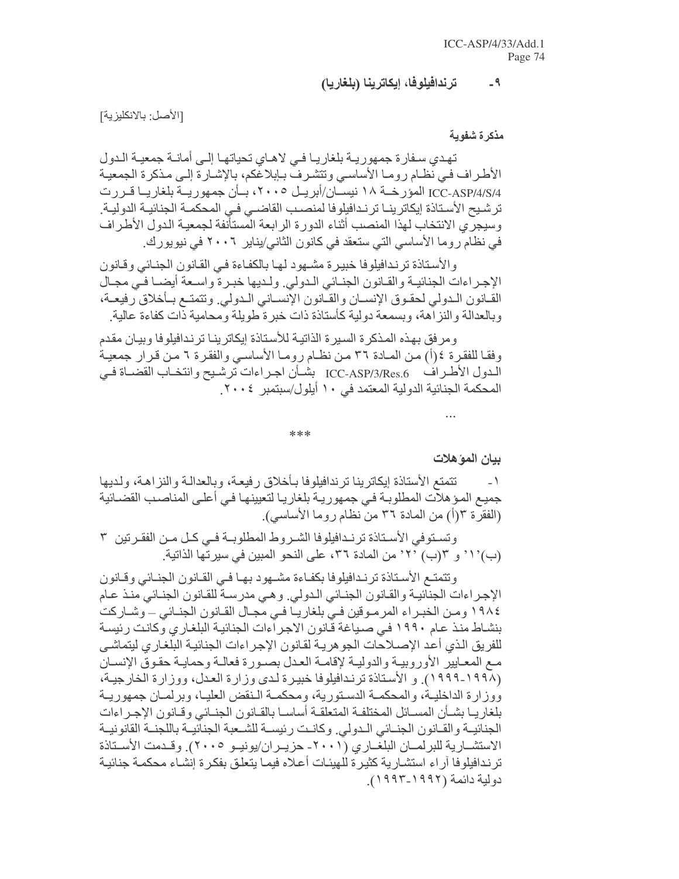## ٩- ترندافيلوفا، إيكاترينا (بلغاريا)

[الأصل: بالانكليزية]

**مذكرة شفوية**

تهدي سفارة جمهورية بلغاريا في لاهاي تحياتها إلى أمانة جمعية الدول الأطراف في نظام روما الأساسي وتتشرف بإبلاغكم، بالإشارة إلى مذكرة الجمعية ICC-ASP/4/S/4 المؤرخة ١٨ نيسان/أبريل ٢٠٠٥، بأن جمهورية بلغاريا قررت ترشيح الأستاذة إيكاترينا ترندافيلوفا لمنصب القاضي في المحكمة الجنائية الدولية. وسيجري الانتخاب لهذا المنصب أثناء الدورة الرابعة المستأنفة لجمعية الدول الأطراف في نظام روما الأساسي التي ستعقد في كانون الثاني/يناير ٢٠٠٦ في نيويورك.

والأستاذة ترندافيلوفا خبيرة مشهود لها بالكفاءة في القانون الجنائي وقانون الإجراءات الجنائية والقانون الجنائي الدولي. ولديها خبرة واسعة أيضا في مجال القانون الدولي لحقوق الإنسان والقانون الإنساني الدولي. وتتمتع بأخلاق رفيعة، وبالعدالة والنزاهة، وبسمعة دولية كأستاذة ذات خبرة طويلة ومحامية ذات كفاءة عالية.

ومرفق بهذه المذكرة السيرة الذاتية للأستاذة إيكاترينا ترندافيلوفا وبيان مقدم وفقا للفقرة ٤(أ) من المادة ٣٦ من نظام روما الأساسي والفقرة ٦ من قرار جمعية الدول الأطراف ICC-ASP/3/Res.6 بشأن اجراءات ترشيح وانتخاب القضاة في المحكمة الجنائية الدولية المعتمد في ١٠ أيلول/سبتمبر ٢٠٠٤.

...

***

**بيان المؤهلات**

١- تتمتع الأستاذة إيكاترينا ترندافيلوفا بأخلاق رفيعة، وبالعدالة والنزاهة، ولديها جميع المؤهلات المطلوبة في جمهورية بلغاريا لتعيينها في أعلى المناصب القضائية (الفقرة ٣(أ) من المادة ٣٦ من نظام روما الأساسي).

وتستوفي الأستاذة ترندافيلوفا الشروط المطلوبة في كل من الفقرتين ٣ (ب)'١' و ٣(ب) '٢' من المادة ٣٦، على النحو المبين في سيرتها الذاتية.

وتتمتع الأستاذة ترندافيلوفا بكفاءة مشهود بها في القانون الجنائي وقانون الإجراءات الجنائية والقانون الجنائي الدولي. وهي مدرسة للقانون الجنائي منذ عام ١٩٨٤ ومن الخبراء المرموقين في بلغاريا في مجال القانون الجنائي – وشاركت بنشاط منذ عام ١٩٩٠ في صياغة قانون الاجراءات الجنائية البلغاري وكانت رئيسة للفريق الذي أعد الإصلاحات الجوهرية لقانون الإجراءات الجنائية البلغاري ليتماشى مع المعايير الأوروبية والدولية لإقامة العدل بصورة فعالة وحماية حقوق الإنسان (١٩٩٨-١٩٩٩). و الأستاذة ترندافيلوفا خبيرة لدى وزارة العدل، ووزارة الخارجية، ووزارة الداخلية، والمحكمة الدستورية، ومحكمة النقض العليا، وبرلمان جمهورية بلغاريا بشأن المسائل المختلفة المتعلقة أساسا بالقانون الجنائي وقانون الإجراءات الجنائية والقانون الجنائي الدولي. وكانت رئيسة للشعبة الجنائية باللجنة القانونية الاستشارية للبرلمان البلغاري (٢٠٠١- حزيران/يونيو ٢٠٠٥). وقدمت الأستاذة ترندافيلوفا آراء استشارية كثيرة للهيئات أعلاه فيما يتعلق بفكرة إنشاء محكمة جنائية دولية دائمة (١٩٩٢-١٩٩٣).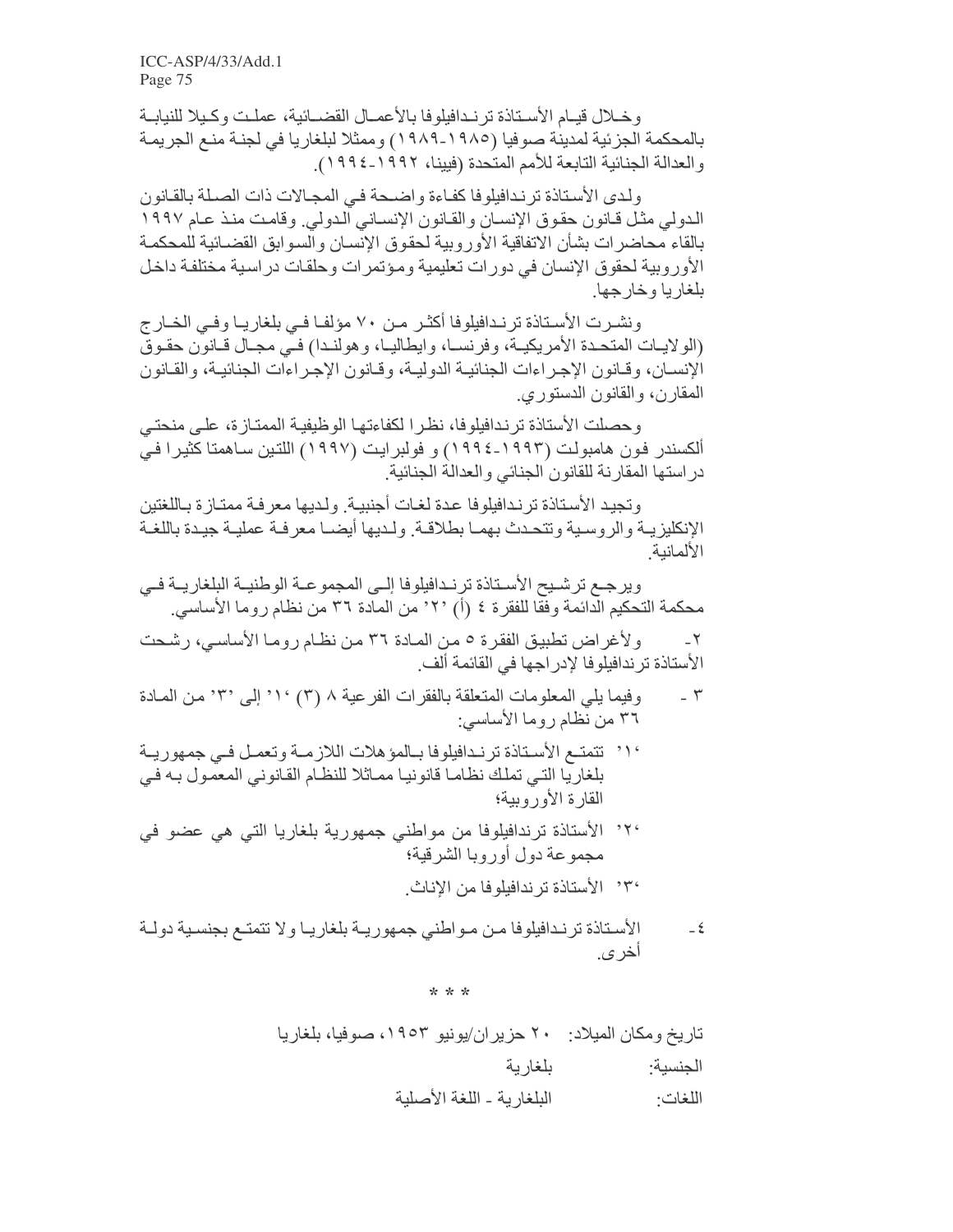وخلال قيام الأستاذة ترندافيلوفا بالأعمال القضائية، عملت وكيلا للنيابة بالمحكمة الجزئية لمدينة صوفيا (١٩٨٥-١٩٨٩) وممثلا لبلغاريا في لجنة منع الجريمة والعدالة الجنائية التابعة للأمم المتحدة (فيينا، ١٩٩٢-١٩٩٤).

ولدى الأستاذة ترندافيلوفا كفاءة واضحة في المجالات ذات الصلة بالقانون الدولي مثل قانون حقوق الإنسان والقانون الإنساني الدولي. وقامت منذ عام ١٩٩٧ بالقاء محاضرات بشأن الاتفاقية الأوروبية لحقوق الإنسان والسوابق القضائية للمحكمة الأوروبية لحقوق الإنسان في دورات تعليمية ومؤتمرات وحلقات دراسية مختلفة داخل بلغاريا وخارجها.

ونشرت الأستاذة ترندافيلوفا أكثر من ٧٠ مؤلفا في بلغاريا وفي الخارج (الولايات المتحدة الأمريكية، وفرنسا، وايطاليا، وهولندا) في مجال قانون حقوق الإنسان، وقانون الإجراءات الجنائية الدولية، وقانون الإجراءات الجنائية، والقانون المقارن، والقانون الدستوري.

وحصلت الأستاذة ترندافيلوفا، نظرا لكفاءتها الوظيفية الممتازة، على منحتي ألكسندر فون هامبولت (١٩٩٣-١٩٩٤) و فولبرايت (١٩٩٧) اللتين ساهمتا كثيرا في دراستها المقارنة للقانون الجنائي والعدالة الجنائية.

وتجيد الأستاذة ترندافيلوفا عدة لغات أجنبية. ولديها معرفة ممتازة باللغتين الإنكليزية والروسية وتتحدث بهما بطلاقة. ولديها أيضا معرفة عملية جيدة باللغة الألمانية.

ويرجع ترشيح الأستاذة ترندافيلوفا إلى المجموعة الوطنية البلغارية في محكمة التحكيم الدائمة وفقا للفقرة ٤ (أ) '٢' من المادة ٣٦ من نظام روما الأساسي.

٢- ولأغراض تطبيق الفقرة ٥ من المادة ٣٦ من نظام روما الأساسي، رشحت الأستاذة ترندافيلوفا لإدراجها في القائمة ألف.

٣ - وفيما يلي المعلومات المتعلقة بالفقرات الفرعية ٨ (٣) '١' إلى '٣' من المادة ٣٦ من نظام روما الأساسي:

'١' تتمتع الأستاذة ترندافيلوفا بالمؤهلات اللازمة وتعمل في جمهورية بلغاريا التي تملك نظاما قانونيا مماثلا للنظام القانوني المعمول به في القارة الأوروبية؛

'٢' الأستاذة ترندافيلوفا من مواطني جمهورية بلغاريا التي هي عضو في مجموعة دول أوروبا الشرقية؛

'٣' الأستاذة ترندافيلوفا من الإناث.

٤- الأستاذة ترندافيلوفا من مواطني جمهورية بلغاريا ولا تتمتع بجنسية دولة أخرى.

* * *

تاريخ ومكان الميلاد: ٢٠ حزيران/يونيو ١٩٥٣، صوفيا، بلغاريا

الجنسية: بلغارية

اللغات: البلغارية - اللغة الأصلية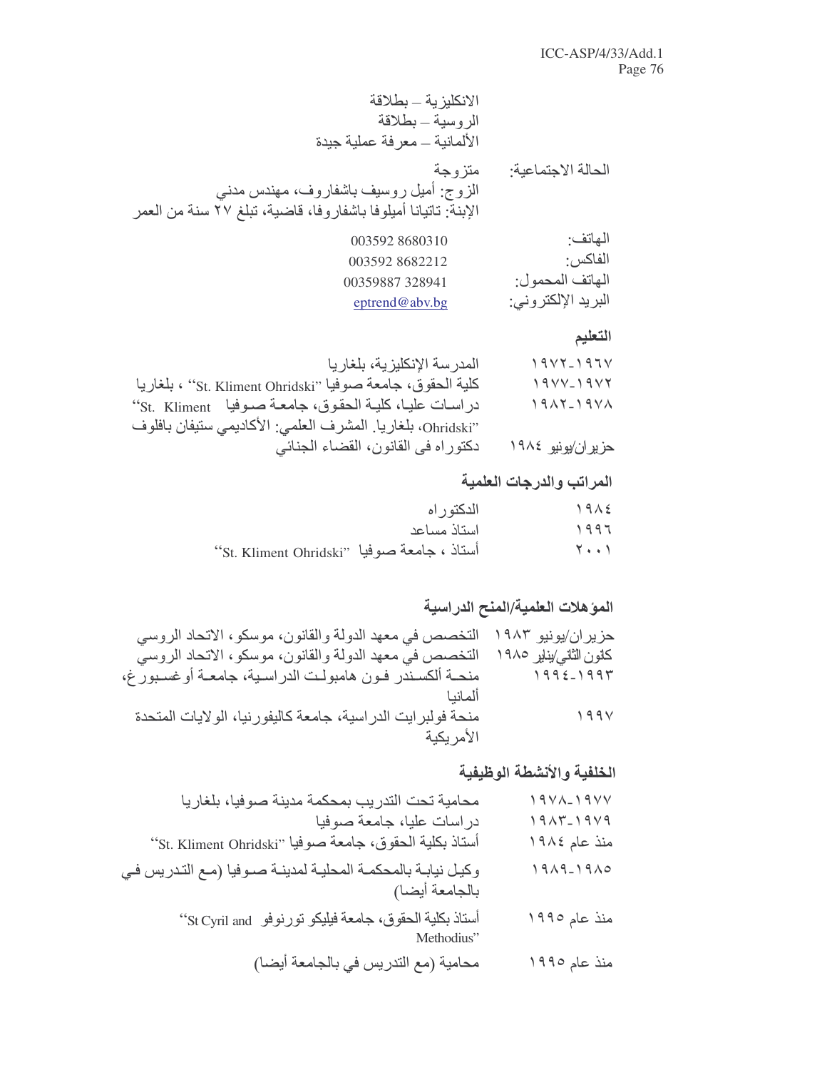الانكليزية – بطلاقة
الروسية – بطلاقة
الألمانية – معرفة عملية جيدة

| | |
|---|---|
| الحالة الاجتماعية: | متزوجة<br>الزوج: أميل روسيف باشفاروف، مهندس مدني<br>الإبنة: تاتيانا أميلوفا باشفاروفا، قاضية، تبلغ ٢٧ سنة من العمر |
| الهاتف: | 003592 8680310 |
| الفاكس: | 003592 8682212 |
| الهاتف المحمول: | 00359887 328941 |
| البريد الإلكتروني: | eptrend@abv.bg |

## التعليم

| | |
|---|---|
| ١٩٦٧-١٩٧٢ | المدرسة الإنكليزية، بلغاريا |
| ١٩٧٢-١٩٧٧ | كلية الحقوق، جامعة صوفيا "St. Kliment Ohridski" ، بلغاريا |
| ١٩٧٨-١٩٨٢ | دراسات عليا، كلية الحقوق، جامعة صوفيا "St. Kliment Ohridski"، بلغاريا. المشرف العلمي: الأكاديمي ستيفان بافلوف |
| حزيران/يونيو ١٩٨٤ | دكتوراه فى القانون، القضاء الجنائي |

## المراتب والدرجات العلمية

| | |
|---|---|
| ١٩٨٤ | الدكتوراه |
| ١٩٩٦ | استاذ مساعد |
| ٢٠٠١ | أستاذ ، جامعة صوفيا "St. Kliment Ohridski" |

## المؤهلات العلمية/المنح الدراسية

| | |
|---|---|
| حزيران/يونيو ١٩٨٣ | التخصص في معهد الدولة والقانون، موسكو، الاتحاد الروسي |
| كانون الثاني/يناير ١٩٨٥ | التخصص في معهد الدولة والقانون، موسكو، الاتحاد الروسي |
| ١٩٩٣-١٩٩٤ | منحة ألكسندر فون هامبولت الدراسية، جامعة أوغسبورغ، ألمانيا |
| ١٩٩٧ | منحة فولبرايت الدراسية، جامعة كاليفورنيا، الولايات المتحدة الأمريكية |

## الخلفية والأنشطة الوظيفية

| | |
|---|---|
| ١٩٧٧-١٩٧٨ | محامية تحت التدريب بمحكمة مدينة صوفيا، بلغاريا |
| ١٩٧٩-١٩٨٣ | دراسات عليا، جامعة صوفيا |
| منذ عام ١٩٨٤ | أستاذ بكلية الحقوق، جامعة صوفيا "St. Kliment Ohridski" |
| ١٩٨٥-١٩٨٩ | وكيل نيابة بالمحكمة المحلية لمدينة صوفيا (مع التدريس في بالجامعة أيضا) |
| منذ عام ١٩٩٥ | أستاذ بكلية الحقوق، جامعة فيليكو تورنوفو "St Cyril and Methodius" |
| منذ عام ١٩٩٥ | محامية (مع التدريس في بالجامعة أيضا) |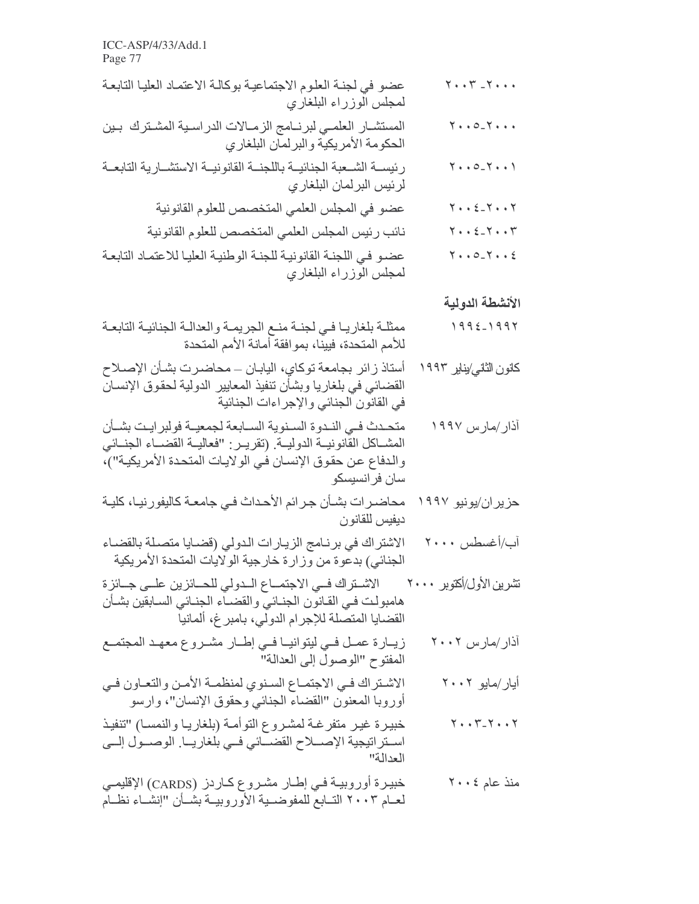| | |
|---|---|
| ٢٠٠٠-٢٠٠٣ | عضو في لجنة العلوم الاجتماعية بوكالة الاعتماد العليا التابعة لمجلس الوزراء البلغاري |
| ٢٠٠٠-٢٠٠٥ | المستشار العلمي لبرنامج الزمالات الدراسية المشترك بين الحكومة الأمريكية والبرلمان البلغاري |
| ٢٠٠١-٢٠٠٥ | رئيسة الشعبة الجنائية باللجنة القانونية الاستشارية التابعة لرئيس البرلمان البلغاري |
| ٢٠٠٢-٢٠٠٤ | عضو في المجلس العلمي المتخصص للعلوم القانونية |
| ٢٠٠٣-٢٠٠٤ | نائب رئيس المجلس العلمي المتخصص للعلوم القانونية |
| ٢٠٠٤-٢٠٠٥ | عضو في اللجنة القانونية للجنة الوطنية العليا للاعتماد التابعة لمجلس الوزراء البلغاري |

**الأنشطة الدولية**

| | |
|---|---|
| ١٩٩٢-١٩٩٤ | ممثلة بلغاريا في لجنة منع الجريمة والعدالة الجنائية التابعة للأمم المتحدة، فيينا، بموافقة أمانة الأمم المتحدة |
| كانون الثاني/يناير ١٩٩٣ | أستاذ زائر بجامعة توكاي، اليابان – محاضرت بشأن الإصلاح القضائي في بلغاريا وبشأن تنفيذ المعايير الدولية لحقوق الإنسان في القانون الجنائي والإجراءات الجنائية |
| آذار/مارس ١٩٩٧ | متحدث في الندوة السنوية السابعة لجمعية فولبرايت بشأن المشاكل القانونية الدولية. (تقرير: "فعالية القضاء الجنائي والدفاع عن حقوق الإنسان في الولايات المتحدة الأمريكية")، سان فرانسيسكو |
| حزيران/يونيو ١٩٩٧ | محاضرات بشأن جرائم الأحداث في جامعة كاليفورنيا، كلية ديفيس للقانون |
| آب/أغسطس ٢٠٠٠ | الاشتراك في برنامج الزيارات الدولي (قضايا متصلة بالقضاء الجنائي) بدعوة من وزارة خارجية الولايات المتحدة الأمريكية |
| تشرين الأول/أكتوبر ٢٠٠٠ | الاشتراك في الاجتماع الدولي للحائزين على جائزة هامبولت في القانون الجنائي والقضاء الجنائي السابقين بشأن القضايا المتصلة للإجرام الدولي، بامبرغ، ألمانيا |
| آذار/مارس ٢٠٠٢ | زيارة عمل في ليتوانيا في إطار مشروع معهد المجتمع المفتوح "الوصول إلى العدالة" |
| أيار/مايو ٢٠٠٢ | الاشتراك في الاجتماع السنوي لمنظمة الأمن والتعاون في أوروبا المعنون "القضاء الجنائي وحقوق الإنسان"، وارسو |
| ٢٠٠٢-٢٠٠٣ | خبيرة غير متفرغة لمشروع التوأمة (بلغاريا والنمسا) "تنفيذ استراتيجية الإصلاح القضائي في بلغاريا. الوصول إلى العدالة" |
| منذ عام ٢٠٠٤ | خبيرة أوروبية في إطار مشروع كاردز (CARDS) الإقليمي لعام ٢٠٠٣ التابع للمفوضية الأوروبية بشأن "إنشاء نظام |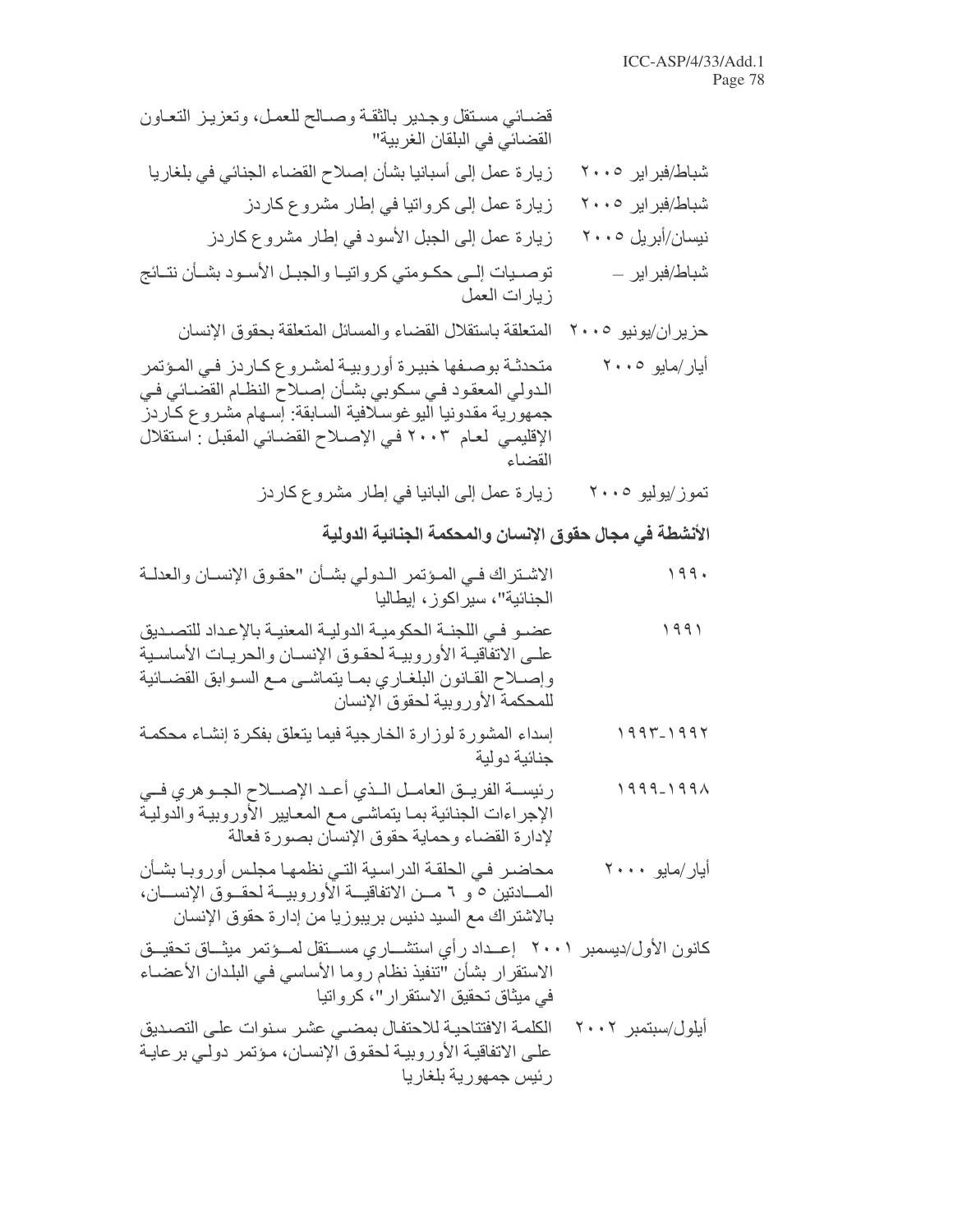قضـائي مسـتقل وجـدير بالثقـة وصـالح للعمـل، وتعزيـز التعـاون القضـائي في البلقان الغربية"

| | |
|---|---|
| شباط/فبراير ٢٠٠٥ | زيارة عمل إلى أسبانيا بشأن إصلاح القضاء الجنائي في بلغاريا |
| شباط/فبراير ٢٠٠٥ | زيارة عمل إلى كرواتيا في إطار مشروع كاردز |
| نيسان/أبريل ٢٠٠٥ | زيارة عمل إلى الجبل الأسود في إطار مشروع كاردز |
| شباط/فبراير – حزيران/يونيو ٢٠٠٥ | توصيات إلى حكومتي كرواتيا والجبل الأسود بشأن نتائج زيارات العمل المتعلقة باستقلال القضاء والمسائل المتعلقة بحقوق الإنسان |
| أيار/مايو ٢٠٠٥ | متحدثة بوصفها خبيرة أوروبية لمشروع كاردز في المؤتمر الدولي المعقود في سكوبي بشأن إصلاح النظام القضائي في جمهورية مقدونيا اليوغوسلافية السابقة: إسهام مشروع كاردز الإقليمي لعام ٢٠٠٣ في الإصلاح القضائي المقبل : استقلال القضاء |
| تموز/يوليو ٢٠٠٥ | زيارة عمل إلى البانيا في إطار مشروع كاردز |

**الأنشطة في مجال حقوق الإنسان والمحكمة الجنائية الدولية**

| | |
|---|---|
| ١٩٩٠ | الاشتراك في المؤتمر الدولي بشأن "حقوق الإنسان والعدلة الجنائية"، سيراكوز، إيطاليا |
| ١٩٩١ | عضو في اللجنة الحكومية الدولية المعنية بالإعداد للتصديق على الاتفاقية الأوروبية لحقوق الإنسان والحريات الأساسية وإصلاح القانون البلغاري بما يتماشى مع السوابق القضائية للمحكمة الأوروبية لحقوق الإنسان |
| ١٩٩٢-١٩٩٣ | إسداء المشورة لوزارة الخارجية فيما يتعلق بفكرة إنشاء محكمة جنائية دولية |
| ١٩٩٨-١٩٩٩ | رئيسة الفريق العامل الذي أعد الإصلاح الجوهري في الإجراءات الجنائية بما يتماشى مع المعايير الأوروبية والدولية لإدارة القضاء وحماية حقوق الإنسان بصورة فعالة |
| أيار/مايو ٢٠٠٠ | محاضر في الحلقة الدراسية التي نظمها مجلس أوروبا بشأن المادتين ٥ و ٦ من الاتفاقية الأوروبية لحقوق الإنسان، بالاشتراك مع السيد دنيس بريبوزيا من إدارة حقوق الإنسان |
| كانون الأول/ديسمبر ٢٠٠١ | إعداد رأي استشاري مستقل لمؤتمر ميثاق تحقيق الاستقرار بشأن "تنفيذ نظام روما الأساسي في البلدان الأعضاء في ميثاق تحقيق الاستقرار"، كرواتيا |
| أيلول/سبتمبر ٢٠٠٢ | الكلمة الافتتاحية للاحتفال بمضي عشر سنوات على التصديق على الاتفاقية الأوروبية لحقوق الإنسان، مؤتمر دولي برعاية رئيس جمهورية بلغاريا |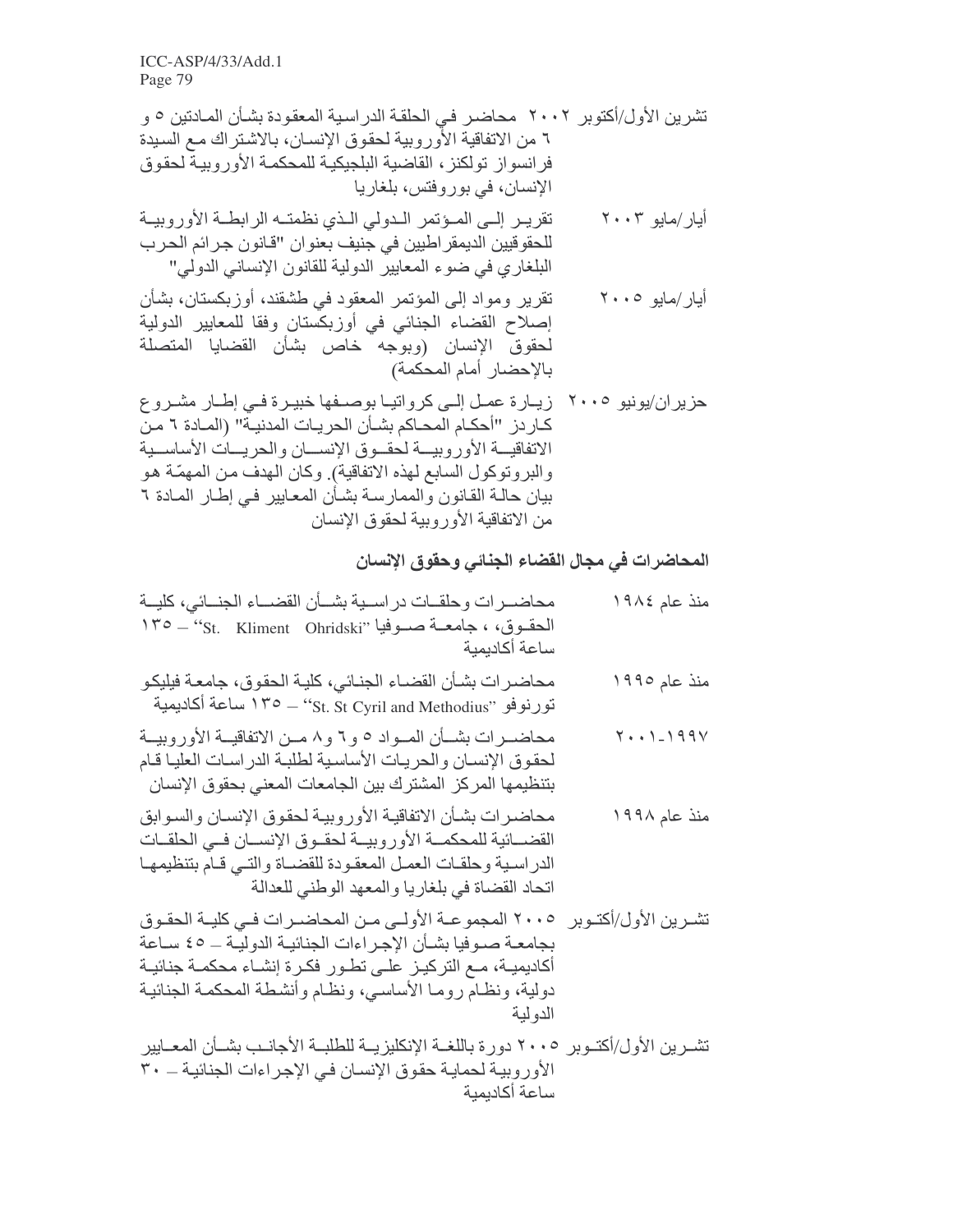تشرين الأول/أكتوبر ٢٠٠٢ محاضر في الحلقة الدراسية المعقودة بشأن المادتين ٥ و ٦ من الاتفاقية الأوروبية لحقوق الإنسان، بالاشتراك مع السيدة فرانسواز تولكنز، القاضية البلجيكية للمحكمة الأوروبية لحقوق الإنسان، في بوروفتس، بلغاريا

أيار/مايو ٢٠٠٣ تقرير إلى المؤتمر الدولي الذي نظمته الرابطة الأوروبية للحقوقيين الديمقراطيين في جنيف بعنوان "قانون جرائم الحرب البلغاري في ضوء المعايير الدولية للقانون الإنساني الدولي"

أيار/مايو ٢٠٠٥ تقرير ومواد إلى المؤتمر المعقود في طشقند، أوزبكستان، بشأن إصلاح القضاء الجنائي في أوزبكستان وفقا للمعايير الدولية لحقوق الإنسان (وبوجه خاص بشأن القضايا المتصلة بالإحضار أمام المحكمة)

حزيران/يونيو ٢٠٠٥ زيارة عمل إلى كرواتيا بوصفها خبيرة في إطار مشروع كاردز "أحكام المحاكم بشأن الحريات المدنية" (المادة ٦ من الاتفاقية الأوروبية لحقوق الإنسان والحريات الأساسية والبروتوكول السابع لهذه الاتفاقية). وكان الهدف من المهمّة هو بيان حالة القانون والممارسة بشأن المعايير في إطار المادة ٦ من الاتفاقية الأوروبية لحقوق الإنسان

## المحاضرات في مجال القضاء الجنائي وحقوق الإنسان

منذ عام ١٩٨٤ محاضرات وحلقات دراسية بشأن القضاء الجنائي، كلية الحقوق، ، جامعة صوفيا "St. Kliment Ohridski" – ١٣٥ ساعة أكاديمية

منذ عام ١٩٩٥ محاضرات بشأن القضاء الجنائي، كلية الحقوق، جامعة فيليكو تورنوفو "St. St Cyril and Methodius" – ١٣٥ ساعة أكاديمية

١٩٩٧-٢٠٠١ محاضرات بشأن المواد ٥ و٦ و٨ من الاتفاقية الأوروبية لحقوق الإنسان والحريات الأساسية لطلبة الدراسات العليا قام بتنظيمها المركز المشترك بين الجامعات المعني بحقوق الإنسان

منذ عام ١٩٩٨ محاضرات بشأن الاتفاقية الأوروبية لحقوق الإنسان والسوابق القضائية للمحكمة الأوروبية لحقوق الإنسان في الحلقات الدراسية وحلقات العمل المعقودة للقضاة والتي قام بتنظيمها اتحاد القضاة في بلغاريا والمعهد الوطني للعدالة

تشرين الأول/أكتوبر ٢٠٠٥ المجموعة الأولى من المحاضرات في كلية الحقوق بجامعة صوفيا بشأن الإجراءات الجنائية الدولية – ٤٥ ساعة أكاديمية، مع التركيز على تطور فكرة إنشاء محكمة جنائية دولية، ونظام روما الأساسي، ونظام وأنشطة المحكمة الجنائية الدولية

تشرين الأول/أكتوبر ٢٠٠٥ دورة باللغة الإنكليزية للطلبة الأجانب بشأن المعايير الأوروبية لحماية حقوق الإنسان في الإجراءات الجنائية – ٣٠ ساعة أكاديمية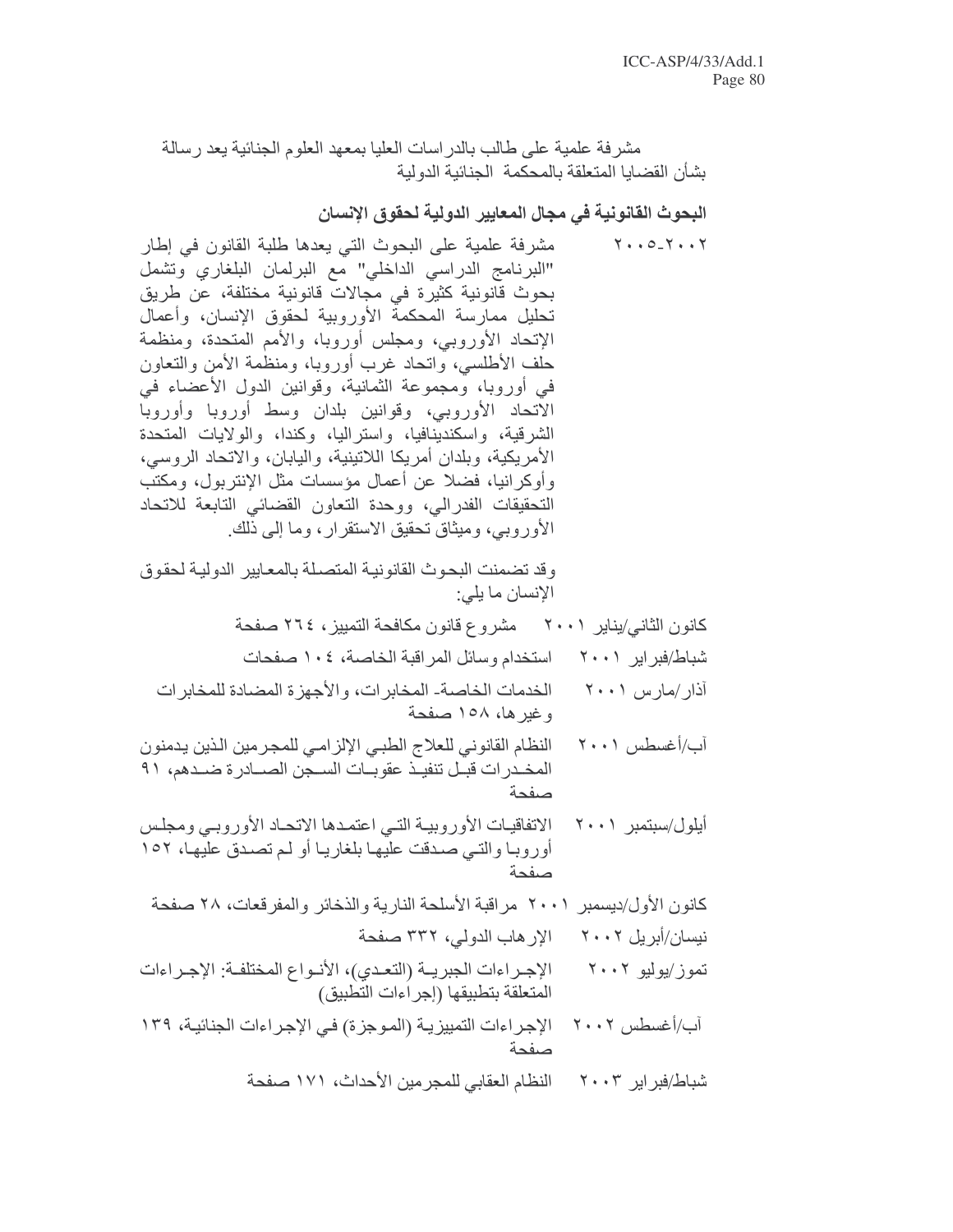مشرفة علمية على طالب بالدراسات العليا بمعهد العلوم الجنائية يعد رسالة بشأن القضايا المتعلقة بالمحكمة الجنائية الدولية

**البحوث القانونية في مجال المعايير الدولية لحقوق الإنسان**

٢٠٠٢-٢٠٠٥ مشرفة علمية على البحوث التي يعدها طلبة القانون في إطار "البرنامج الدراسي الداخلي" مع البرلمان البلغاري وتشمل بحوث قانونية كثيرة في مجالات قانونية مختلفة، عن طريق تحليل ممارسة المحكمة الأوروبية لحقوق الإنسان، وأعمال الإتحاد الأوروبي، ومجلس أوروبا، والأمم المتحدة، ومنظمة حلف الأطلسي، واتحاد غرب أوروبا، ومنظمة الأمن والتعاون في أوروبا، ومجموعة الثمانية، وقوانين الدول الأعضاء في الاتحاد الأوروبي، وقوانين بلدان وسط أوروبا وأوروبا الشرقية، واسكنديناقيا، واستراليا، وكندا، والولايات المتحدة الأمريكية، وبلدان أمريكا اللاتينية، واليابان، والاتحاد الروسي، وأوكرانيا، فضلا عن أعمال مؤسسات مثل الإنتربول، ومكتب التحقيقات الفدرالي، ووحدة التعاون القضائي التابعة للاتحاد الأوروبي، وميثاق تحقيق الاستقرار، وما إلى ذلك.

وقد تضمنت البحوث القانونية المتصلة بالمعايير الدولية لحقوق الإنسان ما يلي:

كانون الثاني/يناير ٢٠٠١ مشروع قانون مكافحة التمييز، ٢٦٤ صفحة

شباط/فبراير ٢٠٠١ استخدام وسائل المراقبة الخاصة، ١٠٤ صفحات

آذار/مارس ٢٠٠١ الخدمات الخاصة- المخابرات، والأجهزة المضادة للمخابرات وغيرها، ١٥٨ صفحة

آب/أغسطس ٢٠٠١ النظام القانوني للعلاج الطبي الإلزامي للمجرمين الذين يدمنون المخدرات قبل تنفيذ عقوبات السجن الصادرة ضدهم، ٩١ صفحة

أيلول/سبتمبر ٢٠٠١ الاتفاقيات الأوروبية التي اعتمدها الاتحاد الأوروبي ومجلس أوروبا والتي صدقت عليها بلغاريا أو لم تصدق عليها، ١٥٢ صفحة

كانون الأول/ديسمبر ٢٠٠١ مراقبة الأسلحة النارية والذخائر والمفرقعات، ٢٨ صفحة

نيسان/أبريل ٢٠٠٢ الإرهاب الدولي، ٣٣٢ صفحة

تموز/يوليو ٢٠٠٢ الإجراءات الجبرية (التعدي)، الأنواع المختلفة: الإجراءات المتعلقة بتطبيقها (إجراءات التطبيق)

آب/أغسطس ٢٠٠٢ الإجراءات التمييزية (الموجزة) في الإجراءات الجنائية، ١٣٩ صفحة

شباط/فبراير ٢٠٠٣ النظام العقابي للمجرمين الأحداث، ١٧١ صفحة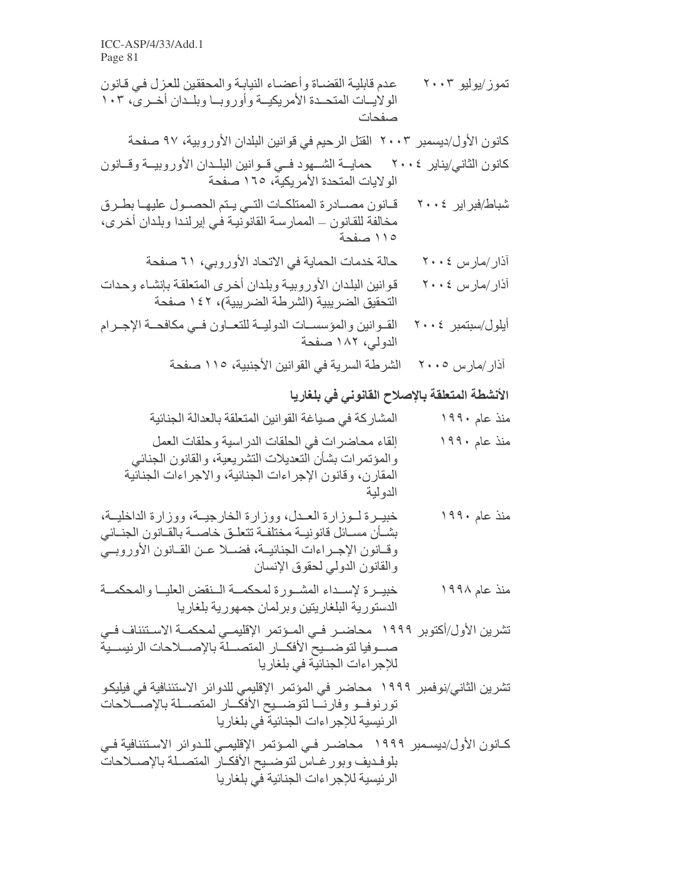تموز/يوليو ٢٠٠٣ عدم قابلية القضاة وأعضاء النيابة والمحققين للعزل في قانون الولايات المتحدة الأمريكية وأوروبا وبلدان أخرى، ١٠٣ صفحات

كانون الأول/ديسمبر ٢٠٠٣ القتل الرحيم في قوانين البلدان الأوروبية، ٩٧ صفحة

كانون الثاني/يناير ٢٠٠٤ حماية الشهود في قوانين البلدان الأوروبية وقانون الولايات المتحدة الأمريكية، ١٦٥ صفحة

شباط/فبراير ٢٠٠٤ قانون مصادرة الممتلكات التي يتم الحصول عليها بطرق مخالفة للقانون – الممارسة القانونية في إيرلندا وبلدان أخرى، ١١٥ صفحة

آذار/مارس ٢٠٠٤ حالة خدمات الحماية في الاتحاد الأوروبي، ٦١ صفحة

آذار/مارس ٢٠٠٤ قوانين البلدان الأوروبية وبلدان أخرى المتعلقة بإنشاء وحدات التحقيق الضريبية (الشرطة الضريبية)، ١٤٢ صفحة

أيلول/سبتمبر ٢٠٠٤ القوانين والمؤسسات الدولية للتعاون في مكافحة الإجرام الدولي، ١٨٢ صفحة

آذار/مارس ٢٠٠٥ الشرطة السرية في القوانين الأجنبية، ١١٥ صفحة

**الأنشطة المتعلقة بالإصلاح القانوني في بلغاريا**

منذ عام ١٩٩٠ المشاركة في صياغة القوانين المتعلقة بالعدالة الجنائية

منذ عام ١٩٩٠ إلقاء محاضرات في الحلقات الدراسية وحلقات العمل والمؤتمرات بشأن التعديلات التشريعية، والقانون الجنائي المقارن، وقانون الإجراءات الجنائية، والاجراءات الجنائية الدولية

منذ عام ١٩٩٠ خبيرة لوزارة العدل، ووزارة الخارجية، ووزارة الداخلية، بشأن مسائل قانونية مختلفة تتعلق خاصة بالقانون الجنائي وقانون الإجراءات الجنائية، فضلا عن القانون الأوروبي والقانون الدولي لحقوق الإنسان

منذ عام ١٩٩٨ خبيرة لإسداء المشورة لمحكمة النقض العليا والمحكمة الدستورية البلغاريتين وبرلمان جمهورية بلغاريا

تشرين الأول/أكتوبر ١٩٩٩ محاضر في المؤتمر الإقليمي لمحكمة الاستئناف في صوفيا لتوضيح الأفكار المتصلة بالإصلاحات الرئيسية للإجراءات الجنائية في بلغاريا

تشرين الثاني/نوفمبر ١٩٩٩ محاضر في المؤتمر الإقليمي للدوائر الاستئنافية في فيليكو تورنوفو وفارنا لتوضيح الأفكار المتصلة بالإصلاحات الرئيسية للإجراءات الجنائية في بلغاريا

كانون الأول/ديسمبر ١٩٩٩ محاضر في المؤتمر الإقليمي للدوائر الاستئنافية في بلوفديف وبورغاس لتوضيح الأفكار المتصلة بالإصلاحات الرئيسية للإجراءات الجنائية في بلغاريا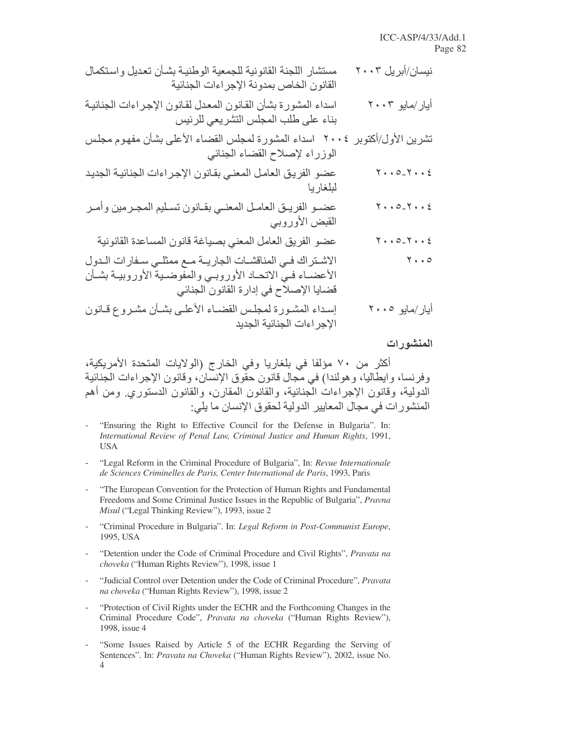| | |
|---|---|
| نيسان/أبريل ٢٠٠٣ | مستشار اللجنة القانونية للجمعية الوطنية بشأن تعديل واستكمال القانون الخاص بمدونة الإجراءات الجنائية |
| أيار/مايو ٢٠٠٣ | اسداء المشورة بشأن القانون المعدل لقانون الإجراءات الجنائية بناء على طلب المجلس التشريعي للرئيس |
| تشرين الأول/أكتوبر ٢٠٠٤ | اسداء المشورة لمجلس القضاء الأعلى بشأن مفهوم مجلس الوزراء لإصلاح القضاء الجنائي |
| ٢٠٠٤-٢٠٠٥ | عضو الفريق العامل المعني بقانون الإجراءات الجنائية الجديد لبلغاريا |
| ٢٠٠٤-٢٠٠٥ | عضو الفريق العامل المعني بقانون تسليم المجرمين وأمر القبض الأوروبي |
| ٢٠٠٤-٢٠٠٥ | عضو الفريق العامل المعني بصياغة قانون المساعدة القانونية |
| ٢٠٠٥ | الاشتراك في المناقشات الجارية مع ممثلي سفارات الدول الأعضاء في الاتحاد الأوروبي والمفوضية الأوروبية بشأن قضايا الإصلاح في إدارة القانون الجنائي |
| أيار/مايو ٢٠٠٥ | إسداء المشورة لمجلس القضاء الأعلى بشأن مشروع قانون الإجراءات الجنائية الجديد |

**المنشورات**

أكثر من ٧٠ مؤلفا في بلغاريا وفي الخارج (الولايات المتحدة الأمريكية، وفرنسا، وايطاليا، وهولندا) في مجال قانون حقوق الإنسان، وقانون الإجراءات الجنائية الدولية، وقانون الإجراءات الجنائية، والقانون المقارن، والقانون الدستوري. ومن أهم المنشورات في مجال المعايير الدولية لحقوق الإنسان ما يلي:

- "Ensuring the Right to Effective Council for the Defense in Bulgaria". In: *International Review of Penal Law, Criminal Justice and Human Rights*, 1991, USA
- "Legal Reform in the Criminal Procedure of Bulgaria", In: *Revue Internationale de Sciences Criminelles de Paris, Center International de Paris*, 1993, Paris
- "The European Convention for the Protection of Human Rights and Fundamental Freedoms and Some Criminal Justice Issues in the Republic of Bulgaria", *Pravna Misul* ("Legal Thinking Review"), 1993, issue 2
- "Criminal Procedure in Bulgaria". In: *Legal Reform in Post-Communist Europe*, 1995, USA
- "Detention under the Code of Criminal Procedure and Civil Rights", *Pravata na choveka* ("Human Rights Review"), 1998, issue 1
- "Judicial Control over Detention under the Code of Criminal Procedure", *Pravata na choveka* ("Human Rights Review"), 1998, issue 2
- "Protection of Civil Rights under the ECHR and the Forthcoming Changes in the Criminal Procedure Code", *Pravata na choveka* ("Human Rights Review"), 1998, issue 4
- "Some Issues Raised by Article 5 of the ECHR Regarding the Serving of Sentences". In: *Pravata na Choveka* ("Human Rights Review"), 2002, issue No. 4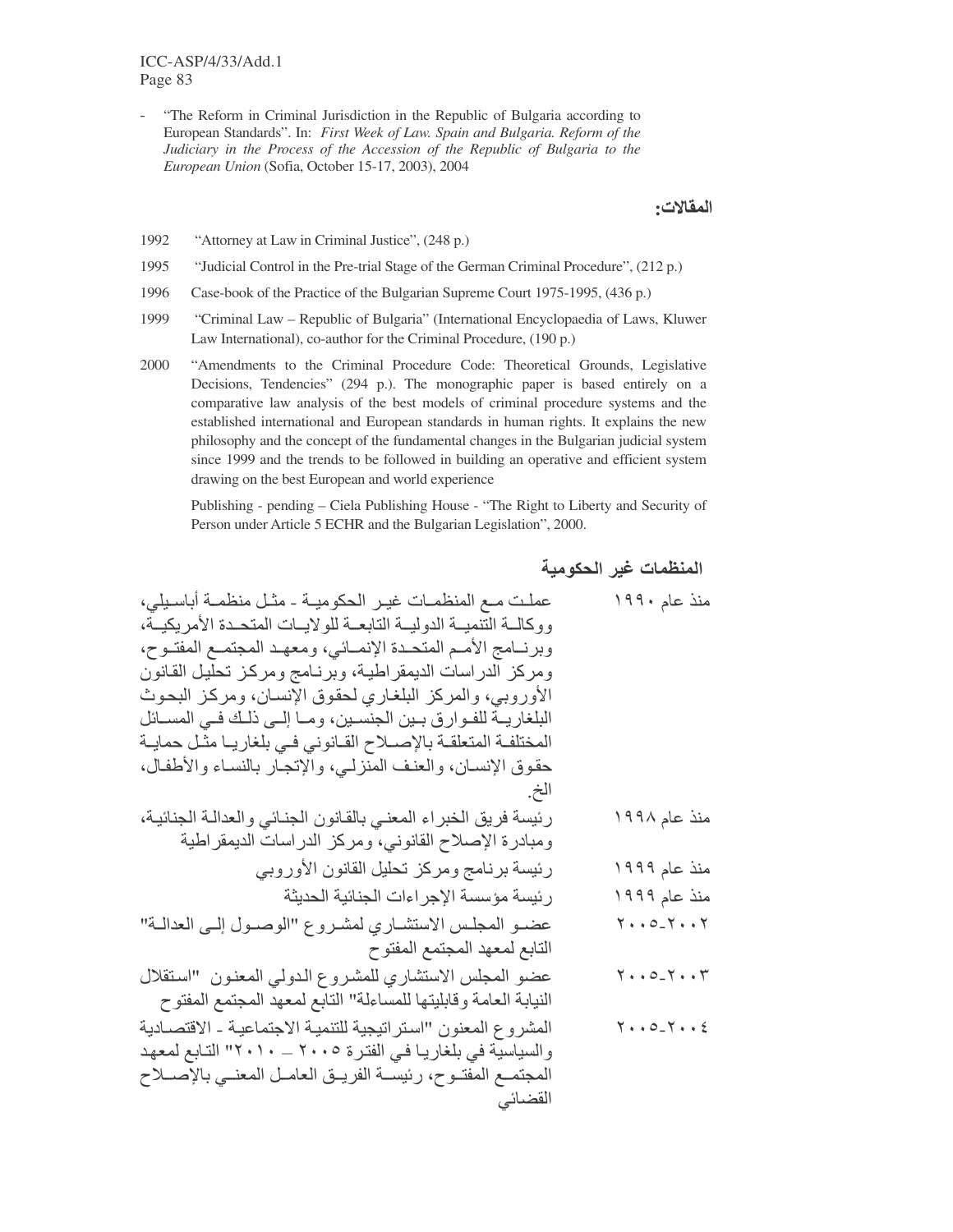- "The Reform in Criminal Jurisdiction in the Republic of Bulgaria according to European Standards". In: *First Week of Law. Spain and Bulgaria. Reform of the Judiciary in the Process of the Accession of the Republic of Bulgaria to the European Union* (Sofia, October 15-17, 2003), 2004

**المقالات:**

1992 "Attorney at Law in Criminal Justice", (248 p.)

1995 "Judicial Control in the Pre-trial Stage of the German Criminal Procedure", (212 p.)

1996 Case-book of the Practice of the Bulgarian Supreme Court 1975-1995, (436 p.)

1999 "Criminal Law – Republic of Bulgaria" (International Encyclopaedia of Laws, Kluwer Law International), co-author for the Criminal Procedure, (190 p.)

2000 "Amendments to the Criminal Procedure Code: Theoretical Grounds, Legislative Decisions, Tendencies" (294 p.). The monographic paper is based entirely on a comparative law analysis of the best models of criminal procedure systems and the established international and European standards in human rights. It explains the new philosophy and the concept of the fundamental changes in the Bulgarian judicial system since 1999 and the trends to be followed in building an operative and efficient system drawing on the best European and world experience

Publishing - pending – Ciela Publishing House - "The Right to Liberty and Security of Person under Article 5 ECHR and the Bulgarian Legislation", 2000.

**المنظمات غير الحكومية**

منذ عام ١٩٩٠ عملت مع المنظمات غير الحكومية - مثل منظمة أباسيلي، ووكالة التنمية الدولية التابعة للولايات المتحدة الأمريكية، وبرنامج الأمم المتحدة الإنمائي، ومعهد المجتمع المفتوح، ومركز الدراسات الديمقراطية، وبرنامج ومركز تحليل القانون الأوروبي، والمركز البلغاري لحقوق الإنسان، ومركز البحوث البلغارية للفوارق بين الجنسين، وما إلى ذلك في المسائل المختلفة المتعلقة بالإصلاح القانوني في بلغاريا مثل حماية حقوق الإنسان، والعنف المنزلي، والإتجار بالنساء والأطفال، الخ.

منذ عام ١٩٩٨ رئيسة فريق الخبراء المعني بالقانون الجنائي والعدالة الجنائية، ومبادرة الإصلاح القانوني، ومركز الدراسات الديمقراطية

منذ عام ١٩٩٩ رئيسة برنامج ومركز تحليل القانون الأوروبي

منذ عام ١٩٩٩ رئيسة مؤسسة الإجراءات الجنائية الحديثة

٢٠٠٢-٢٠٠٥ عضو المجلس الاستشاري لمشروع "الوصول إلى العدالة" التابع لمعهد المجتمع المفتوح

٢٠٠٣-٢٠٠٥ عضو المجلس الاستشاري للمشروع الدولي المعنون "استقلال النيابة العامة وقابليتها للمساءلة" التابع لمعهد المجتمع المفتوح

٢٠٠٤-٢٠٠٥ المشروع المعنون "استراتيجية للتنمية الاجتماعية - الاقتصادية والسياسية في بلغاريا في الفترة ٢٠٠٥ – ٢٠١٠" التابع لمعهد المجتمع المفتوح، رئيسة الفريق العامل المعني بالإصلاح القضائي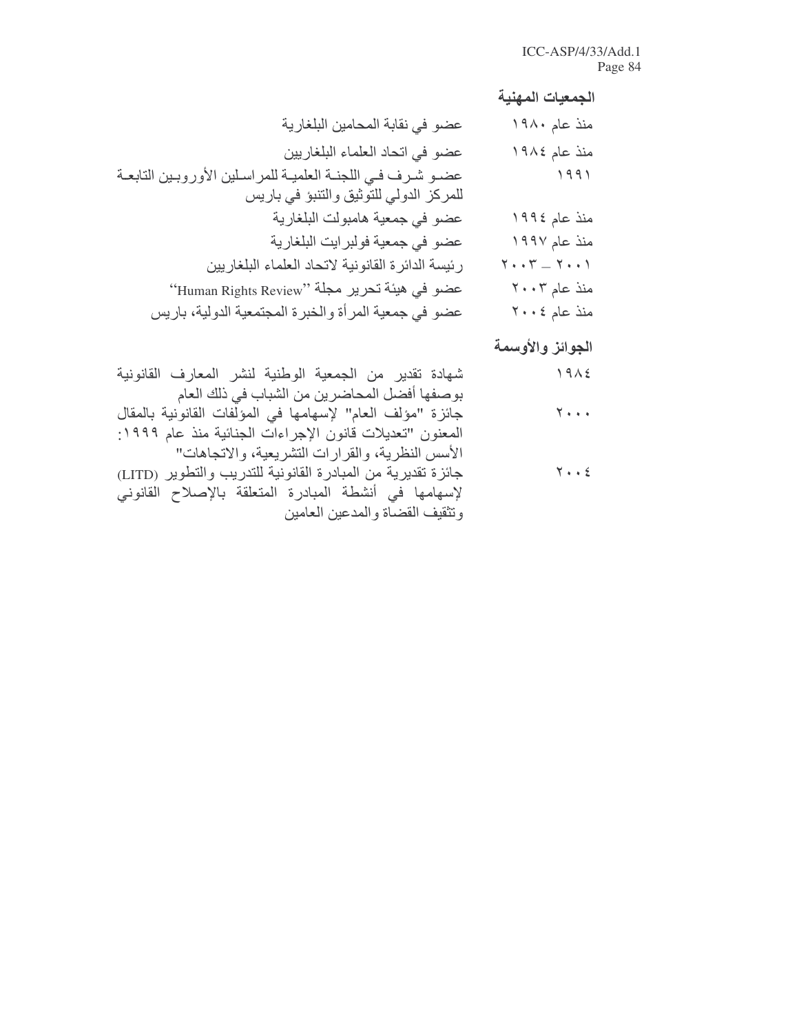### الجمعيات المهنية

| | |
|---|---|
| منذ عام ١٩٨٠ | عضو في نقابة المحامين البلغارية |
| منذ عام ١٩٨٤ | عضو في اتحاد العلماء البلغاريين |
| ١٩٩١ | عضو شرف في اللجنة العلمية للمراسلين الأوروبين التابعة للمركز الدولي للتوثيق والتنبؤ في باريس |
| منذ عام ١٩٩٤ | عضو في جمعية هامبولت البلغارية |
| منذ عام ١٩٩٧ | عضو في جمعية فولبرايت البلغارية |
| ٢٠٠١ – ٢٠٠٣ | رئيسة الدائرة القانونية لاتحاد العلماء البلغاريين |
| منذ عام ٢٠٠٣ | عضو في هيئة تحرير مجلة "Human Rights Review" |
| منذ عام ٢٠٠٤ | عضو في جمعية المرأة والخبرة المجتمعية الدولية، باريس |

### الجوائز والأوسمة

| | |
|---|---|
| ١٩٨٤ | شهادة تقدير من الجمعية الوطنية لنشر المعارف القانونية بوصفها أفضل المحاضرين من الشباب في ذلك العام |
| ٢٠٠٠ | جائزة "مؤلف العام" لإسهامها في المؤلفات القانونية بالمقال المعنون "تعديلات قانون الإجراءات الجنائية منذ عام ١٩٩٩: الأسس النظرية، والقرارات التشريعية، والاتجاهات" |
| ٢٠٠٤ | جائزة تقديرية من المبادرة القانونية للتدريب والتطوير (LITD) لإسهامها في أنشطة المبادرة المتعلقة بالإصلاح القانوني وتثقيف القضاة والمدعين العامين |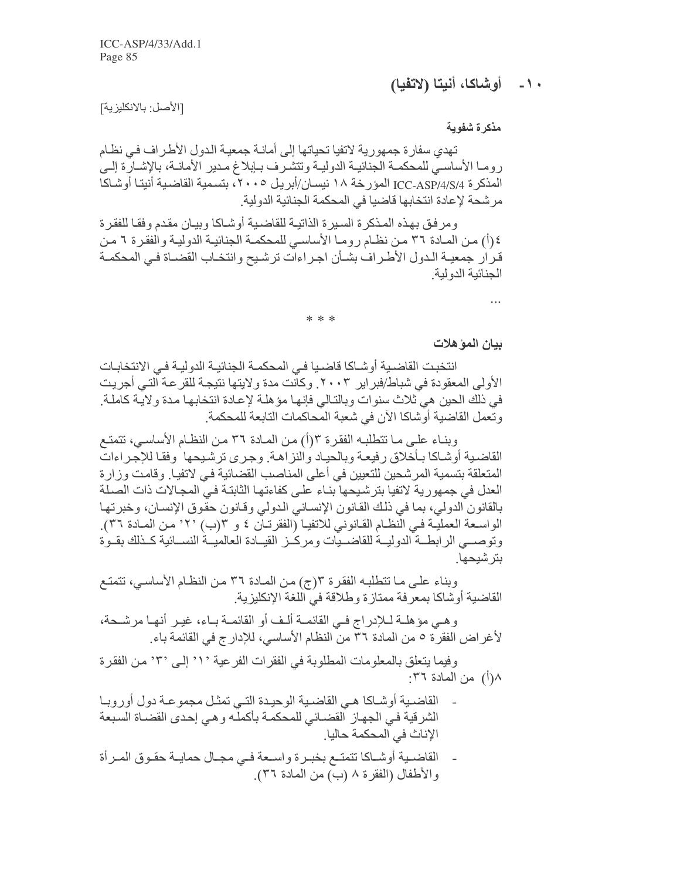## ١٠- أوشاكا، أنيتا (لاتفيا)

[الأصل: بالانكليزية]

**مذكرة شفوية**

تهدي سفارة جمهورية لاتفيا تحياتها إلى أمانة جمعية الدول الأطراف في نظام روما الأساسي للمحكمة الجنائية الدولية وتتشرف بإبلاغ مدير الأمانة، بالإشارة إلى المذكرة ICC-ASP/4/S/4 المؤرخة ١٨ نيسان/أبريل ٢٠٠٥، بتسمية القاضية أنيتا أوشاكا مرشحة لإعادة انتخابها قاضيا في المحكمة الجنائية الدولية.

ومرفق بهذه المذكرة السيرة الذاتية للقاضية أوشاكا وبيان مقدم وفقا للفقرة ٤(أ) من المادة ٣٦ من نظام روما الأساسي للمحكمة الجنائية الدولية والفقرة ٦ من قرار جمعية الدول الأطراف بشأن اجراءات ترشيح وانتخاب القضاة في المحكمة الجنائية الدولية.

...

\* \* \*

**بيان المؤهلات**

انتخبت القاضية أوشاكا قاضيا في المحكمة الجنائية الدولية في الانتخابات الأولى المعقودة في شباط/فبراير ٢٠٠٣. وكانت مدة ولايتها نتيجة للقرعة التي أجريت في ذلك الحين هي ثلاث سنوات وبالتالي فإنها مؤهلة لإعادة انتخابها مدة ولاية كاملة. وتعمل القاضية أوشاكا الآن في شعبة المحاكمات التابعة للمحكمة.

وبناء على ما تتطلبه الفقرة ٣(أ) من المادة ٣٦ من النظام الأساسي، تتمتع القاضية أوشاكا بأخلاق رفيعة وبالحياد والنزاهة. وجرى ترشيحها وفقا للإجراءات المتعلقة بتسمية المرشحين للتعيين في أعلى المناصب القضائية في لاتفيا. وقامت وزارة العدل في جمهورية لاتفيا بترشيحها بناء على كفاءتها الثابتة في المجالات ذات الصلة بالقانون الدولي، بما في ذلك القانون الإنساني الدولي وقانون حقوق الإنسان، وخبرتها الواسعة العملية في النظام القانوني للاتفيا (الفقرتان ٤ و ٣(ب) '٢' من المادة ٣٦). وتوصي الرابطة الدولية للقاضيات ومركز القيادة العالمية النسائية كذلك بقوة بترشيحها.

وبناء على ما تتطلبه الفقرة ٣(ج) من المادة ٣٦ من النظام الأساسي، تتمتع القاضية أوشاكا بمعرفة ممتازة وطلاقة في اللغة الإنكليزية.

وهي مؤهلة للإدراج في القائمة ألف أو القائمة باء، غير أنها مرشحة، لأغراض الفقرة ٥ من المادة ٣٦ من النظام الأساسي، للإدراج في القائمة باء.

وفيما يتعلق بالمعلومات المطلوبة في الفقرات الفرعية '١' إلى '٣' من الفقرة ٨(أ) من المادة ٣٦:

- القاضية أوشاكا هي القاضية الوحيدة التي تمثل مجموعة دول أوروبا الشرقية في الجهاز القضائي للمحكمة بأكمله وهي إحدى القضاة السبعة الإناث في المحكمة حاليا.
- القاضية أوشاكا تتمتع بخبرة واسعة في مجال حماية حقوق المرأة والأطفال (الفقرة ٨ (ب) من المادة ٣٦).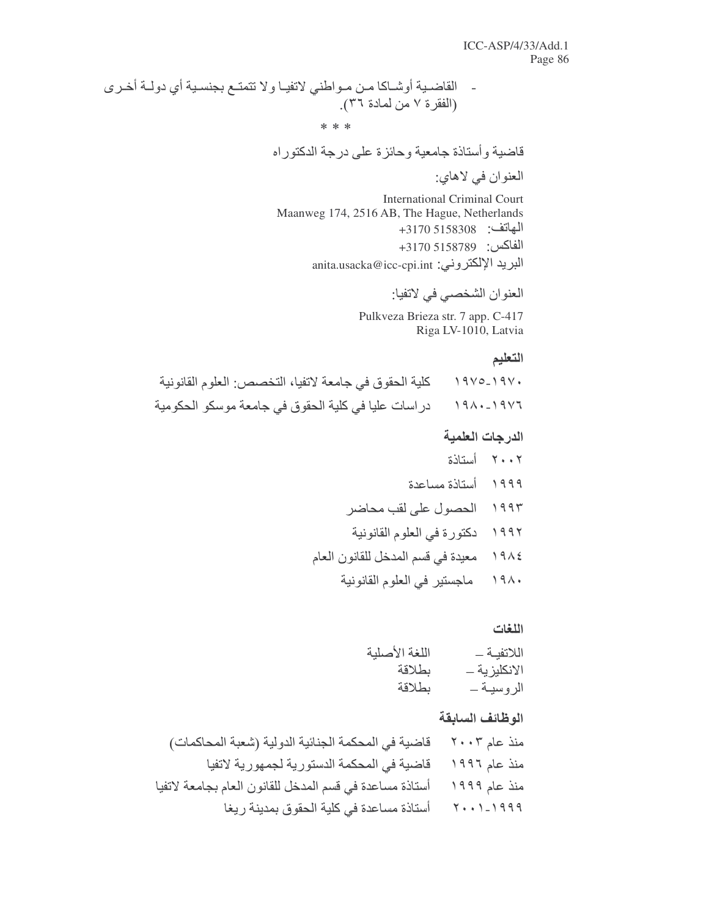- القاضية أوشاكا من مواطني لاتفيا ولا تتمتع بجنسية أي دولة أخرى (الفقرة ٧ من لمادة ٣٦).

\* \* \*

قاضية وأستاذة جامعية وحائزة على درجة الدكتوراه

العنوان في لاهاي:

International Criminal Court
Maanweg 174, 2516 AB, The Hague, Netherlands
الهاتف: +3170 5158308
الفاكس: +3170 5158789
البريد الإلكتروني: anita.usacka@icc-cpi.int

العنوان الشخصي في لاتفيا:

Pulkveza Brieza str. 7 app. C-417
Riga LV-1010, Latvia

**التعليم**

١٩٧٠-١٩٧٥ كلية الحقوق في جامعة لاتفيا، التخصص: العلوم القانونية

١٩٧٦-١٩٨٠ دراسات عليا في كلية الحقوق في جامعة موسكو الحكومية

**الدرجات العلمية**

٢٠٠٢ أستاذة

١٩٩٩ أستاذة مساعدة

١٩٩٣ الحصول على لقب محاضر

١٩٩٢ دكتورة في العلوم القانونية

١٩٨٤ معيدة في قسم المدخل للقانون العام

١٩٨٠ ماجستير في العلوم القانونية

**اللغات**

اللاتفية – اللغة الأصلية
الانكليزية – بطلاقة
الروسية – بطلاقة

**الوظائف السابقة**

منذ عام ٢٠٠٣ قاضية في المحكمة الجنائية الدولية (شعبة المحاكمات)

منذ عام ١٩٩٦ قاضية في المحكمة الدستورية لجمهورية لاتفيا

منذ عام ١٩٩٩ أستاذة مساعدة في قسم المدخل للقانون العام بجامعة لاتفيا

١٩٩٩-٢٠٠١ أستاذة مساعدة في كلية الحقوق بمدينة ريغا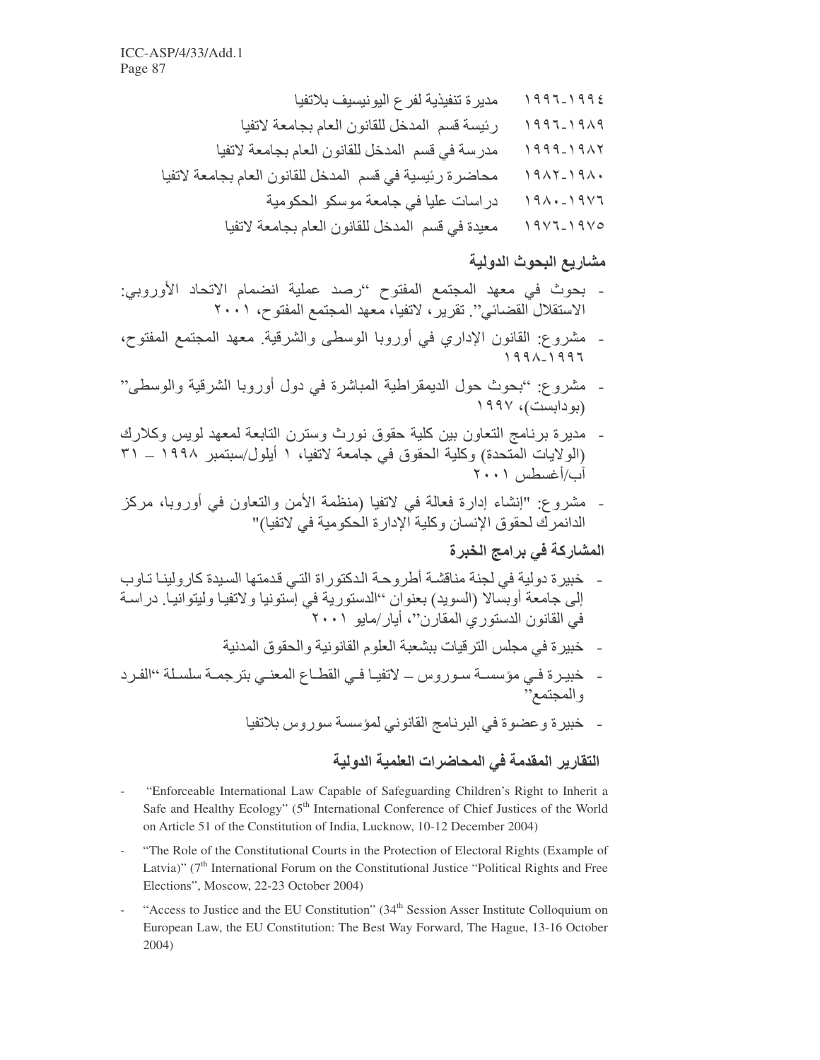١٩٩٦-١٩٩٤ مديرة تنفيذية لفرع اليونيسيف بلاتفيا

١٩٩٦-١٩٨٩ رئيسة قسم المدخل للقانون العام بجامعة لاتفيا

١٩٩٩-١٩٨٢ مدرسة في قسم المدخل للقانون العام بجامعة لاتفيا

١٩٨٢-١٩٨٠ محاضرة رئيسية في قسم المدخل للقانون العام بجامعة لاتفيا

١٩٨٠-١٩٧٦ دراسات عليا في جامعة موسكو الحكومية

١٩٧٦-١٩٧٥ معيدة في قسم المدخل للقانون العام بجامعة لاتفيا

### مشاريع البحوث الدولية

- بحوث في معهد المجتمع المفتوح "رصد عملية انضمام الاتحاد الأوروبي: الاستقلال القضائي". تقرير، لاتفيا، معهد المجتمع المفتوح، ٢٠٠١
- مشروع: القانون الإداري في أوروبا الوسطى والشرقية. معهد المجتمع المفتوح، ١٩٩٨-١٩٩٦
- مشروع: "بحوث حول الديمقراطية المباشرة في دول أوروبا الشرقية والوسطى" (بودابست)، ١٩٩٧
- مديرة برنامج التعاون بين كلية حقوق نورث وسترن التابعة لمعهد لويس وكلارك (الولايات المتحدة) وكلية الحقوق في جامعة لاتفيا، ١ أيلول/سبتمبر ١٩٩٨ – ٣١ آب/أغسطس ٢٠٠١
- مشروع: "إنشاء إدارة فعالة في لاتفيا (منظمة الأمن والتعاون في أوروبا، مركز الدانمرك لحقوق الإنسان وكلية الإدارة الحكومية في لاتفيا)"

### المشاركة في برامج الخبرة

- خبيرة دولية في لجنة مناقشة أطروحة الدكتوراة التي قدمتها السيدة كارولينا تاوب إلى جامعة أوبسالا (السويد) بعنوان "الدستورية في إستونيا ولاتفيا وليتوانيا. دراسة في القانون الدستوري المقارن"، أيار/مايو ٢٠٠١
- خبيرة في مجلس الترقيات بشعبة العلوم القانونية والحقوق المدنية
- خبيرة في مؤسسة سوروس – لاتفيا في القطاع المعني بترجمة سلسلة "الفرد والمجتمع"
- خبيرة وعضوة في البرنامج القانوني لمؤسسة سوروس بلاتفيا

### التقارير المقدمة في المحاضرات العلمية الدولية

- "Enforceable International Law Capable of Safeguarding Children's Right to Inherit a Safe and Healthy Ecology" (5th International Conference of Chief Justices of the World on Article 51 of the Constitution of India, Lucknow, 10-12 December 2004)
- "The Role of the Constitutional Courts in the Protection of Electoral Rights (Example of Latvia)" (7th International Forum on the Constitutional Justice "Political Rights and Free Elections", Moscow, 22-23 October 2004)
- "Access to Justice and the EU Constitution" (34th Session Asser Institute Colloquium on European Law, the EU Constitution: The Best Way Forward, The Hague, 13-16 October 2004)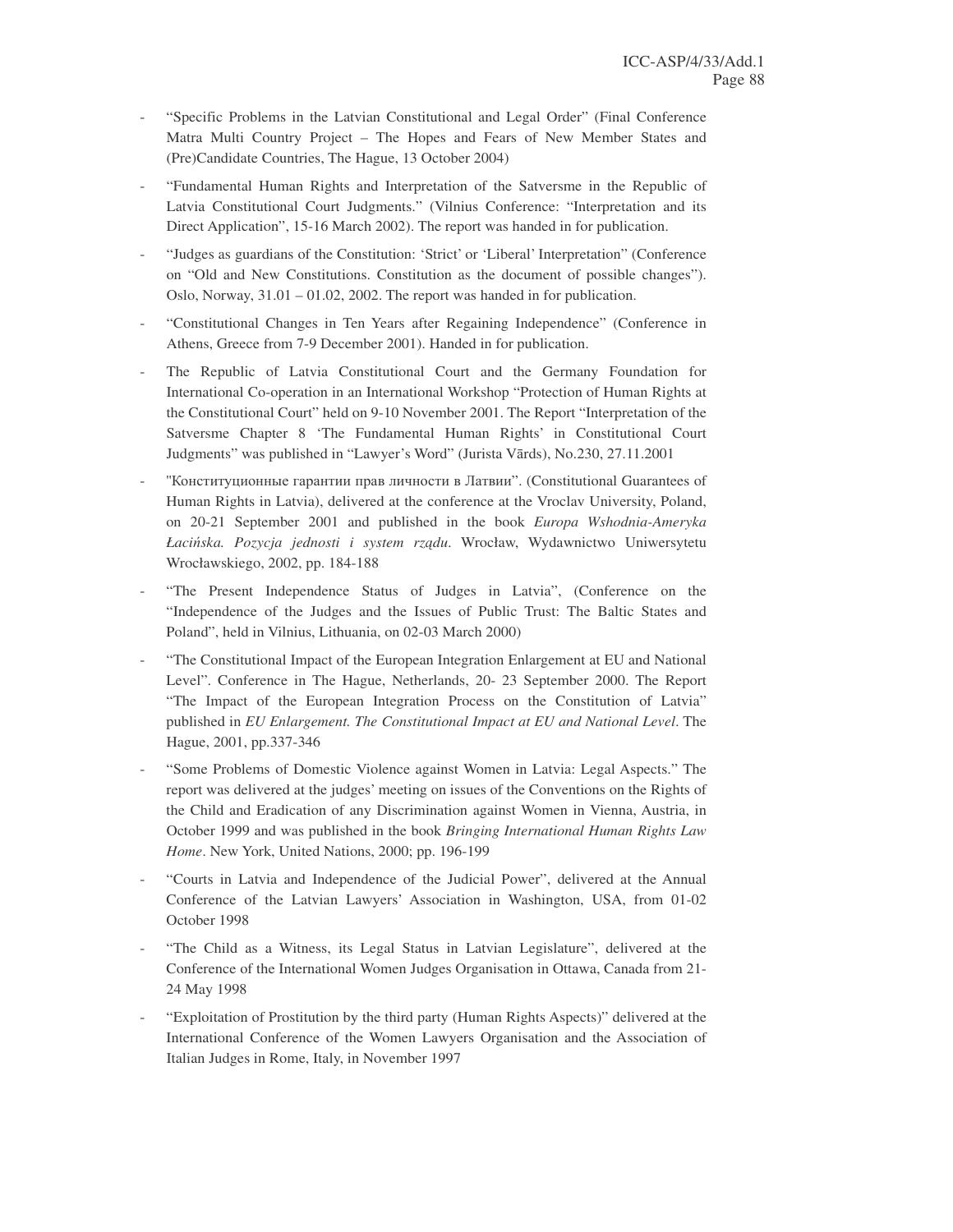- "Specific Problems in the Latvian Constitutional and Legal Order" (Final Conference Matra Multi Country Project – The Hopes and Fears of New Member States and (Pre)Candidate Countries, The Hague, 13 October 2004)

- "Fundamental Human Rights and Interpretation of the Satversme in the Republic of Latvia Constitutional Court Judgments." (Vilnius Conference: "Interpretation and its Direct Application", 15-16 March 2002). The report was handed in for publication.

- "Judges as guardians of the Constitution: 'Strict' or 'Liberal' Interpretation" (Conference on "Old and New Constitutions. Constitution as the document of possible changes"). Oslo, Norway, 31.01 – 01.02, 2002. The report was handed in for publication.

- "Constitutional Changes in Ten Years after Regaining Independence" (Conference in Athens, Greece from 7-9 December 2001). Handed in for publication.

- The Republic of Latvia Constitutional Court and the Germany Foundation for International Co-operation in an International Workshop "Protection of Human Rights at the Constitutional Court" held on 9-10 November 2001. The Report "Interpretation of the Satversme Chapter 8 'The Fundamental Human Rights' in Constitutional Court Judgments" was published in "Lawyer's Word" (Jurista Vārds), No.230, 27.11.2001

- "Конституционные гарантии прав личности в Латвии". (Constitutional Guarantees of Human Rights in Latvia), delivered at the conference at the Vroclav University, Poland, on 20-21 September 2001 and published in the book *Europa Wshodnia-Ameryka Łacińska. Pozycja jednosti i system rządu*. Wrocław, Wydawnictwo Uniwersytetu Wrocławskiego, 2002, pp. 184-188

- "The Present Independence Status of Judges in Latvia", (Conference on the "Independence of the Judges and the Issues of Public Trust: The Baltic States and Poland", held in Vilnius, Lithuania, on 02-03 March 2000)

- "The Constitutional Impact of the European Integration Enlargement at EU and National Level". Conference in The Hague, Netherlands, 20- 23 September 2000. The Report "The Impact of the European Integration Process on the Constitution of Latvia" published in *EU Enlargement. The Constitutional Impact at EU and National Level*. The Hague, 2001, pp.337-346

- "Some Problems of Domestic Violence against Women in Latvia: Legal Aspects." The report was delivered at the judges' meeting on issues of the Conventions on the Rights of the Child and Eradication of any Discrimination against Women in Vienna, Austria, in October 1999 and was published in the book *Bringing International Human Rights Law Home*. New York, United Nations, 2000; pp. 196-199

- "Courts in Latvia and Independence of the Judicial Power", delivered at the Annual Conference of the Latvian Lawyers' Association in Washington, USA, from 01-02 October 1998

- "The Child as a Witness, its Legal Status in Latvian Legislature", delivered at the Conference of the International Women Judges Organisation in Ottawa, Canada from 21-24 May 1998

- "Exploitation of Prostitution by the third party (Human Rights Aspects)" delivered at the International Conference of the Women Lawyers Organisation and the Association of Italian Judges in Rome, Italy, in November 1997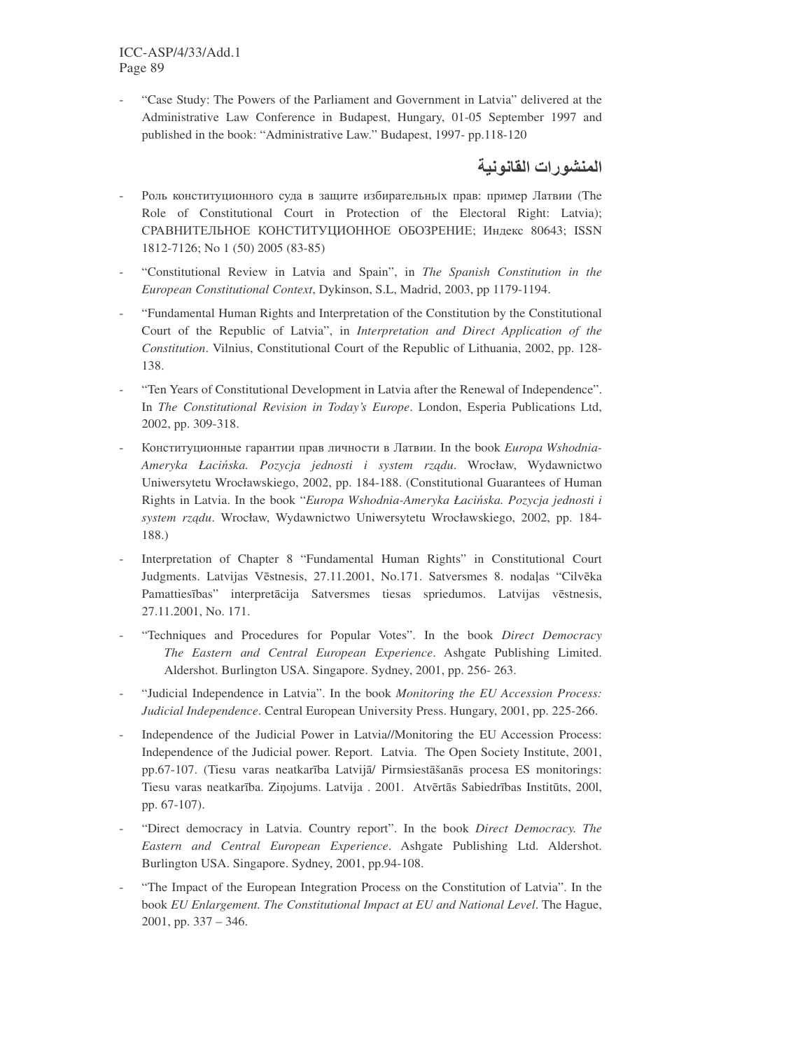- "Case Study: The Powers of the Parliament and Government in Latvia" delivered at the Administrative Law Conference in Budapest, Hungary, 01-05 September 1997 and published in the book: "Administrative Law." Budapest, 1997- pp.118-120

## المنشورات القانونية

- Роль конституционного суда в защите избирательны|х прав: пример Латвии (The Role of Constitutional Court in Protection of the Electoral Right: Latvia); СРАВНИТЕЛЬНОЕ КОНСТИТУЦИОННОЕ ОБОЗРЕНИЕ; Индекс 80643; ISSN 1812-7126; No 1 (50) 2005 (83-85)
- "Constitutional Review in Latvia and Spain", in *The Spanish Constitution in the European Constitutional Context*, Dykinson, S.L, Madrid, 2003, pp 1179-1194.
- "Fundamental Human Rights and Interpretation of the Constitution by the Constitutional Court of the Republic of Latvia", in *Interpretation and Direct Application of the Constitution*. Vilnius, Constitutional Court of the Republic of Lithuania, 2002, pp. 128-138.
- "Ten Years of Constitutional Development in Latvia after the Renewal of Independence". In *The Constitutional Revision in Today's Europe*. London, Esperia Publications Ltd, 2002, pp. 309-318.
- Конституционные гарантии прав личности в Латвии. In the book *Europa Wshodnia-Ameryka Łacińska. Pozycja jednosti i system rządu*. Wrocław, Wydawnictwo Uniwersytetu Wrocławskiego, 2002, pp. 184-188. (Constitutional Guarantees of Human Rights in Latvia. In the book "*Europa Wshodnia-Ameryka Łacińska. Pozycja jednosti i system rządu*. Wrocław, Wydawnictwo Uniwersytetu Wrocławskiego, 2002, pp. 184-188.)
- Interpretation of Chapter 8 "Fundamental Human Rights" in Constitutional Court Judgments. Latvijas Vēstnesis, 27.11.2001, No.171. Satversmes 8. nodaļas "Cilvēka Pamattiesības" interpretācija Satversmes tiesas spriedumos. Latvijas vēstnesis, 27.11.2001, No. 171.
- "Techniques and Procedures for Popular Votes". In the book *Direct Democracy The Eastern and Central European Experience*. Ashgate Publishing Limited. Aldershot. Burlington USA. Singapore. Sydney, 2001, pp. 256- 263.
- "Judicial Independence in Latvia". In the book *Monitoring the EU Accession Process: Judicial Independence*. Central European University Press. Hungary, 2001, pp. 225-266.
- Independence of the Judicial Power in Latvia//Monitoring the EU Accession Process: Independence of the Judicial power. Report. Latvia. The Open Society Institute, 2001, pp.67-107. (Tiesu varas neatkarība Latvijā/ Pirmsiestāšanās procesa ES monitorings: Tiesu varas neatkarība. Ziņojums. Latvija . 2001. Atvērtās Sabiedrības Institūts, 200l, pp. 67-107).
- "Direct democracy in Latvia. Country report". In the book *Direct Democracy. The Eastern and Central European Experience*. Ashgate Publishing Ltd. Aldershot. Burlington USA. Singapore. Sydney, 2001, pp.94-108.
- "The Impact of the European Integration Process on the Constitution of Latvia". In the book *EU Enlargement. The Constitutional Impact at EU and National Level*. The Hague, 2001, pp. 337 – 346.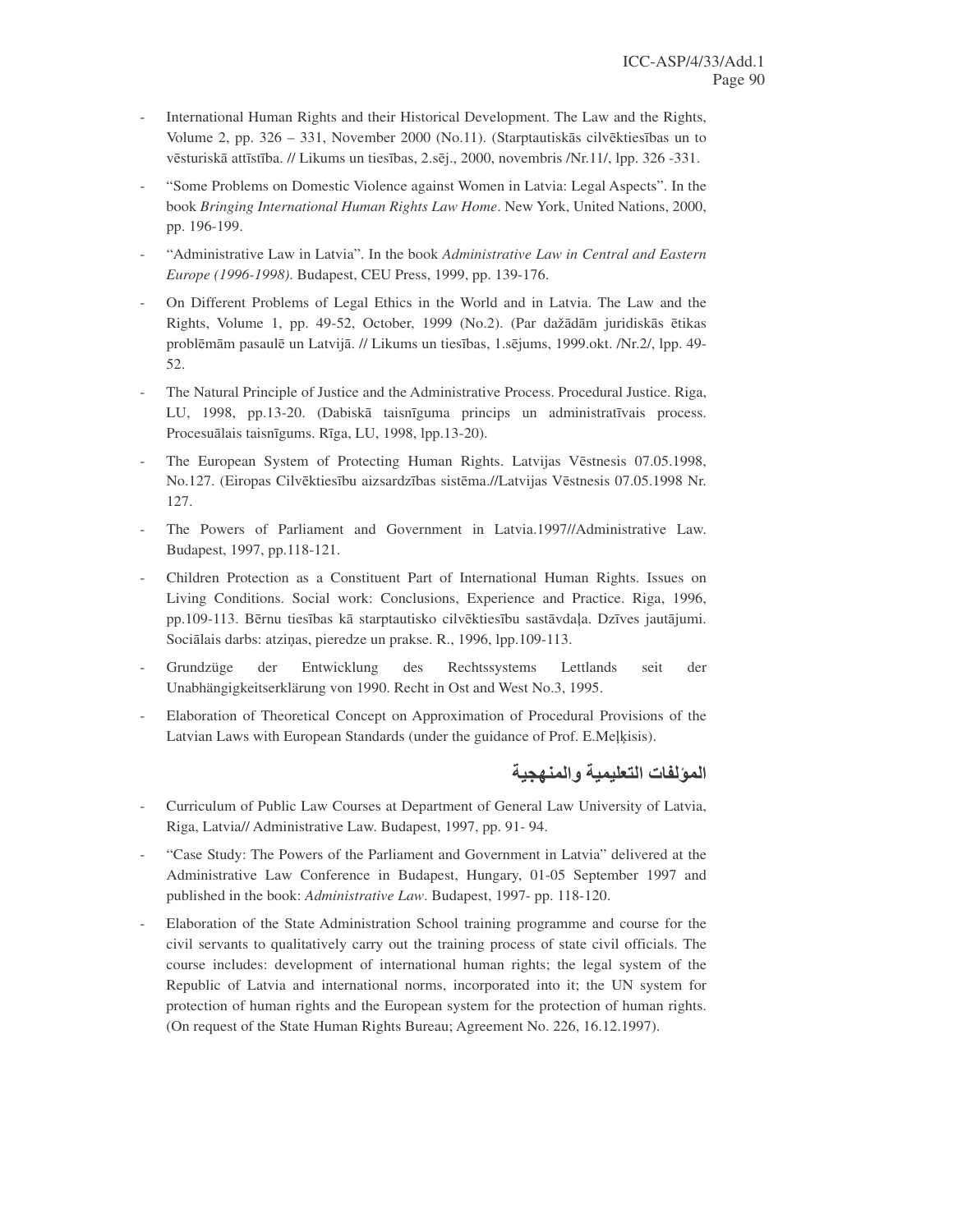- International Human Rights and their Historical Development. The Law and the Rights, Volume 2, pp. 326 – 331, November 2000 (No.11). (Starptautiskās cilvēktiesības un to vēsturiskā attīstība. // Likums un tiesības, 2.sēj., 2000, novembris /Nr.11/, lpp. 326 -331.
- "Some Problems on Domestic Violence against Women in Latvia: Legal Aspects". In the book *Bringing International Human Rights Law Home*. New York, United Nations, 2000, pp. 196-199.
- "Administrative Law in Latvia". In the book *Administrative Law in Central and Eastern Europe (1996-1998)*. Budapest, CEU Press, 1999, pp. 139-176.
- On Different Problems of Legal Ethics in the World and in Latvia. The Law and the Rights, Volume 1, pp. 49-52, October, 1999 (No.2). (Par dažādām juridiskās ētikas problēmām pasaulē un Latvijā. // Likums un tiesības, 1.sējums, 1999.okt. /Nr.2/, lpp. 49-52.
- The Natural Principle of Justice and the Administrative Process. Procedural Justice. Riga, LU, 1998, pp.13-20. (Dabiskā taisnīguma princips un administratīvais process. Procesuālais taisnīgums. Rīga, LU, 1998, lpp.13-20).
- The European System of Protecting Human Rights. Latvijas Vēstnesis 07.05.1998, No.127. (Eiropas Cilvēktiesību aizsardzības sistēma.//Latvijas Vēstnesis 07.05.1998 Nr. 127.
- The Powers of Parliament and Government in Latvia.1997//Administrative Law. Budapest, 1997, pp.118-121.
- Children Protection as a Constituent Part of International Human Rights. Issues on Living Conditions. Social work: Conclusions, Experience and Practice. Riga, 1996, pp.109-113. Bērnu tiesības kā starptautisko cilvēktiesību sastāvdaļa. Dzīves jautājumi. Sociālais darbs: atziņas, pieredze un prakse. R., 1996, lpp.109-113.
- Grundzüge der Entwicklung des Rechtssystems Lettlands seit der Unabhängigkeitserklärung von 1990. Recht in Ost and West No.3, 1995.
- Elaboration of Theoretical Concept on Approximation of Procedural Provisions of the Latvian Laws with European Standards (under the guidance of Prof. E.Meļķisis).

## المؤلفات التعليمية والمنهجية

- Curriculum of Public Law Courses at Department of General Law University of Latvia, Riga, Latvia// Administrative Law. Budapest, 1997, pp. 91- 94.
- "Case Study: The Powers of the Parliament and Government in Latvia" delivered at the Administrative Law Conference in Budapest, Hungary, 01-05 September 1997 and published in the book: *Administrative Law*. Budapest, 1997- pp. 118-120.
- Elaboration of the State Administration School training programme and course for the civil servants to qualitatively carry out the training process of state civil officials. The course includes: development of international human rights; the legal system of the Republic of Latvia and international norms, incorporated into it; the UN system for protection of human rights and the European system for the protection of human rights. (On request of the State Human Rights Bureau; Agreement No. 226, 16.12.1997).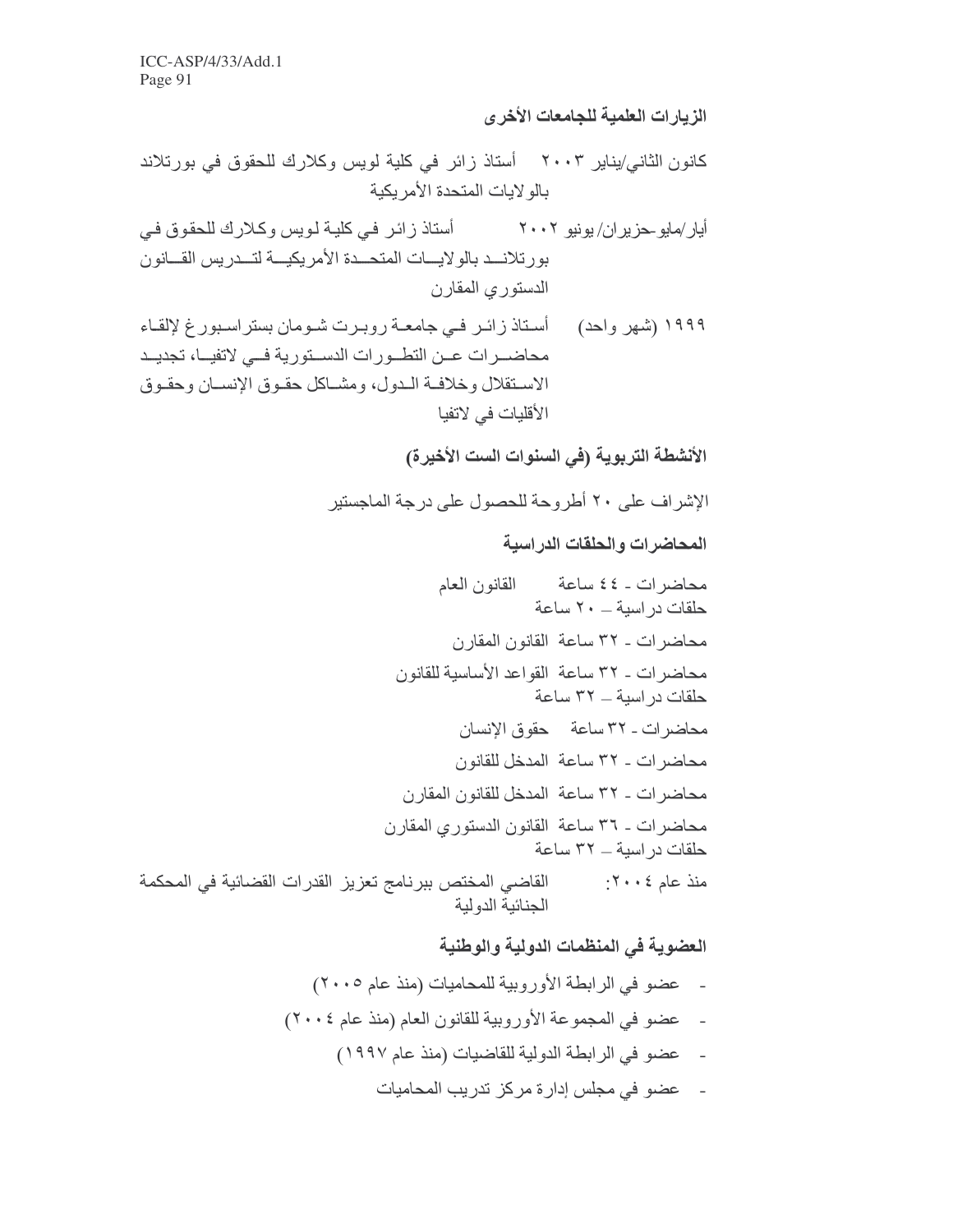**الزيارات العلمية للجامعات الأخرى**

كانون الثاني/يناير ٢٠٠٣ أستاذ زائر في كلية لويس وكلارك للحقوق في بورتلاند بالولايات المتحدة الأمريكية

أيار/مايو-حزيران/ يونيو ٢٠٠٢ أستاذ زائر في كلية لويس وكلارك للحقوق في بورتلانــد بالولايــات المتحــدة الأمريكيــة لتــدريس القــانون الدستوري المقارن

١٩٩٩ (شهر واحد) أستاذ زائر في جامعة روبرت شومان بستراسبورغ لإلقاء محاضرات عن التطورات الدستورية في لاتفيا، تجديد الاستقلال وخلافة الدول، ومشاكل حقوق الإنسان وحقوق الأقليات في لاتفيا

**الأنشطة التربوية (في السنوات الست الأخيرة)**

الإشراف على ٢٠ أطروحة للحصول على درجة الماجستير

**المحاضرات والحلقات الدراسية**

محاضرات - ٤٤ ساعة القانون العام
حلقات دراسية – ٢٠ ساعة

محاضرات - ٣٢ ساعة القانون المقارن

محاضرات - ٣٢ ساعة القواعد الأساسية للقانون
حلقات دراسية – ٣٢ ساعة

محاضرات - ٣٢ ساعة حقوق الإنسان

محاضرات - ٣٢ ساعة المدخل للقانون

محاضرات - ٣٢ ساعة المدخل للقانون المقارن

محاضرات - ٣٦ ساعة القانون الدستوري المقارن
حلقات دراسية – ٣٢ ساعة

منذ عام ٢٠٠٤: القاضي المختص ببرنامج تعزيز القدرات القضائية في المحكمة الجنائية الدولية

**العضوية في المنظمات الدولية والوطنية**

- عضو في الرابطة الأوروبية للمحاميات (منذ عام ٢٠٠٥)
- عضو في المجموعة الأوروبية للقانون العام (منذ عام ٢٠٠٤)
- عضو في الرابطة الدولية للقاضيات (منذ عام ١٩٩٧)
- عضو في مجلس إدارة مركز تدريب المحاميات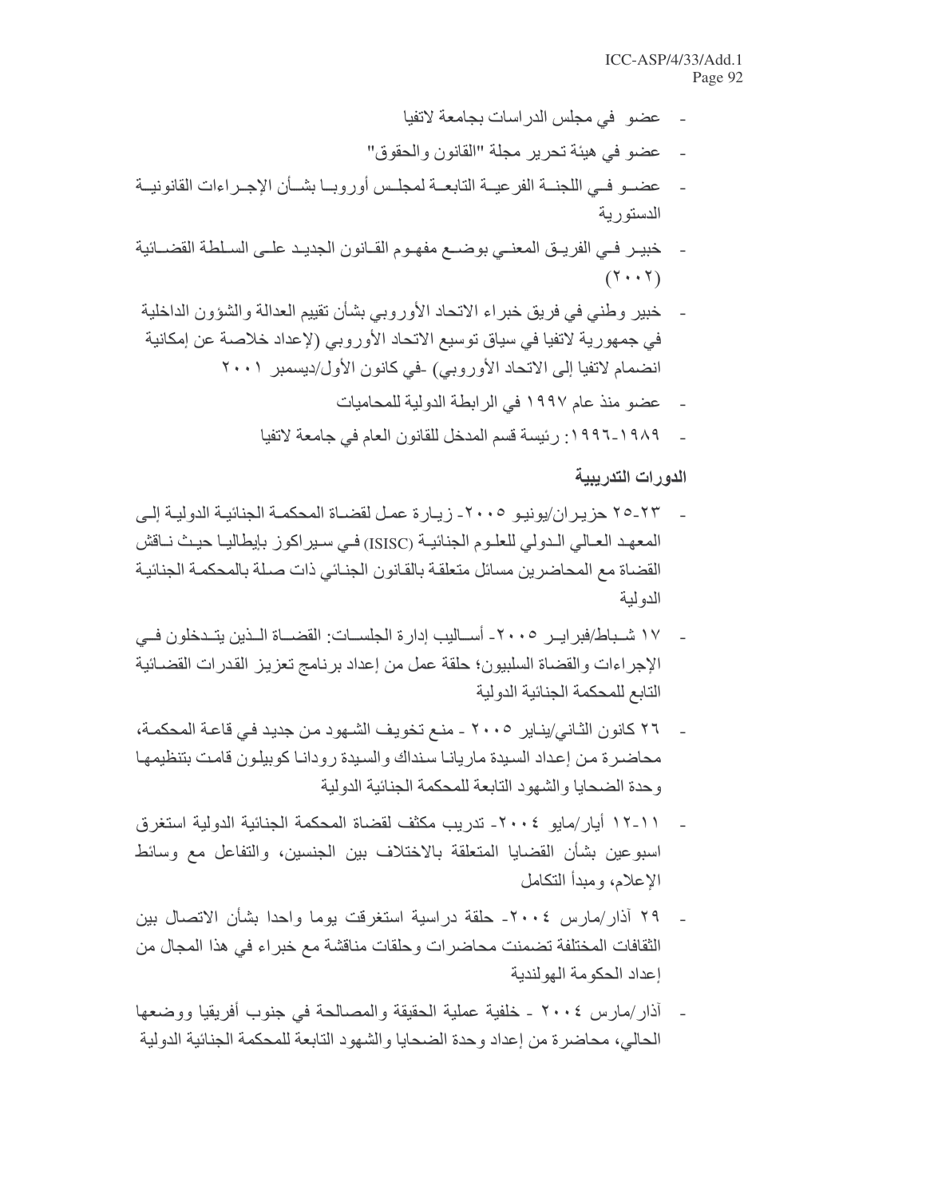- عضو في مجلس الدراسات بجامعة لاتفيا
- عضو في هيئة تحرير مجلة "القانون والحقوق"
- عضو في اللجنة الفرعية التابعة لمجلس أوروبا بشأن الإجراءات القانونية الدستورية
- خبير في الفريق المعني بوضع مفهوم القانون الجديد على السلطة القضائية (٢٠٠٢)
- خبير وطني في فريق خبراء الاتحاد الأوروبي بشأن تقييم العدالة والشؤون الداخلية في جمهورية لاتفيا في سياق توسيع الاتحاد الأوروبي (لإعداد خلاصة عن إمكانية انضمام لاتفيا إلى الاتحاد الأوروبي) -في كانون الأول/ديسمبر ٢٠٠١
- عضو منذ عام ١٩٩٧ في الرابطة الدولية للمحاميات
- ١٩٨٩-١٩٩٦: رئيسة قسم المدخل للقانون العام في جامعة لاتفيا

**الدورات التدريبية**

- ٢٣-٢٥ حزيران/يونيو ٢٠٠٥- زيارة عمل لقضاة المحكمة الجنائية الدولية إلى المعهد العالي الدولي للعلوم الجنائية (ISISC) في سيراكوز بإيطاليا حيث ناقش القضاة مع المحاضرين مسائل متعلقة بالقانون الجنائي ذات صلة بالمحكمة الجنائية الدولية
- ١٧ شباط/فبراير ٢٠٠٥- أساليب إدارة الجلسات: القضاة الذين يتدخلون في الإجراءات والقضاة السلبيون؛ حلقة عمل من إعداد برنامج تعزيز القدرات القضائية التابع للمحكمة الجنائية الدولية
- ٢٦ كانون الثاني/يناير ٢٠٠٥ - منع تخويف الشهود من جديد في قاعة المحكمة، محاضرة من إعداد السيدة ماريانا سنداك والسيدة رودانا كوبيلون قامت بتنظيمها وحدة الضحايا والشهود التابعة للمحكمة الجنائية الدولية
- ١١-١٢ أيار/مايو ٢٠٠٤- تدريب مكثف لقضاة المحكمة الجنائية الدولية استغرق اسبوعين بشأن القضايا المتعلقة بالاختلاف بين الجنسين، والتفاعل مع وسائط الإعلام، ومبدأ التكامل
- ٢٩ آذار/مارس ٢٠٠٤- حلقة دراسية استغرقت يوما واحدا بشأن الاتصال بين الثقافات المختلفة تضمنت محاضرات وحلقات مناقشة مع خبراء في هذا المجال من إعداد الحكومة الهولندية
- آذار/مارس ٢٠٠٤ - خلفية عملية الحقيقة والمصالحة في جنوب أفريقيا ووضعها الحالي، محاضرة من إعداد وحدة الضحايا والشهود التابعة للمحكمة الجنائية الدولية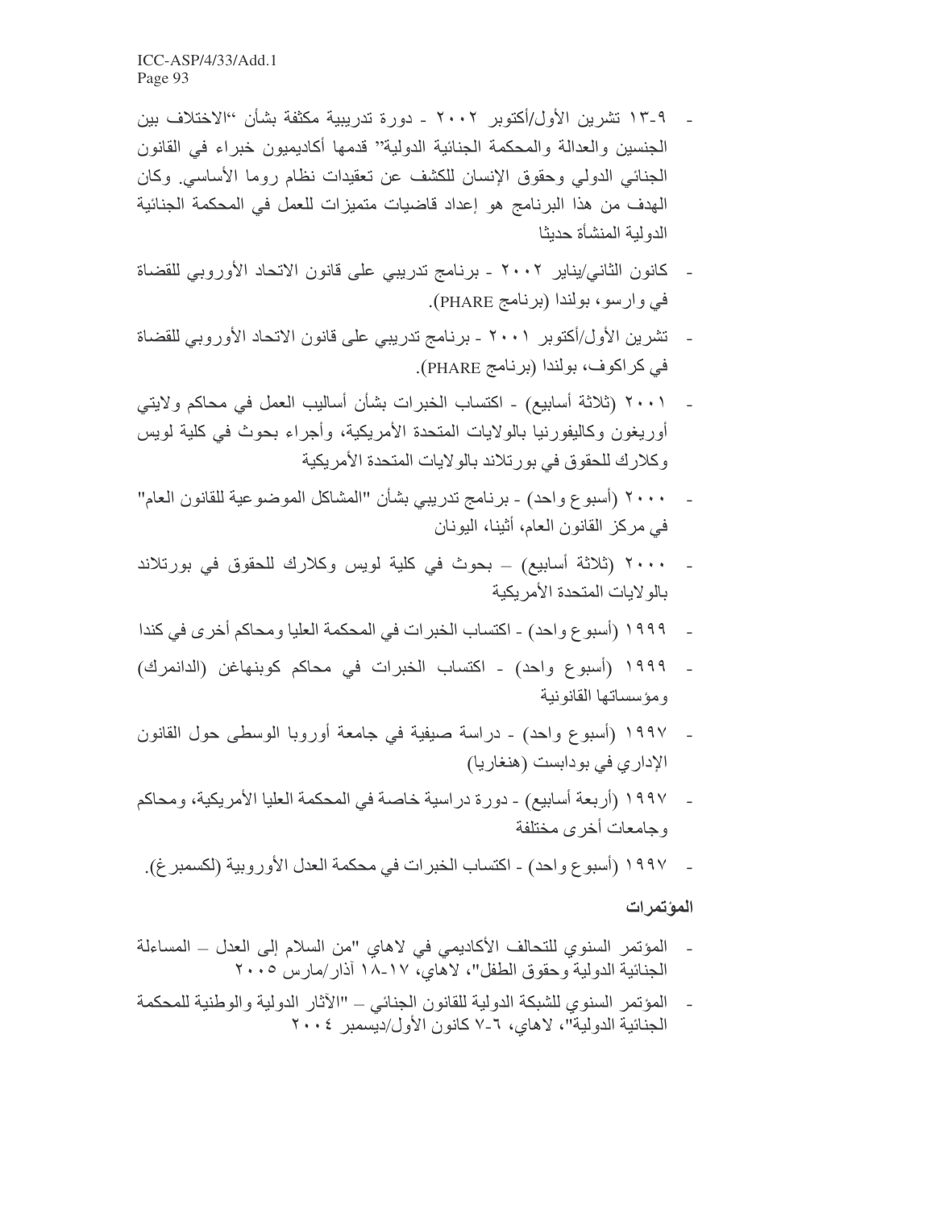- ٩-١٣ تشرين الأول/أكتوبر ٢٠٠٢ - دورة تدريبية مكثفة بشأن "الاختلاف بين الجنسين والعدالة والمحكمة الجنائية الدولية" قدمها أكاديميون خبراء في القانون الجنائي الدولي وحقوق الإنسان للكشف عن تعقيدات نظام روما الأساسي. وكان الهدف من هذا البرنامج هو إعداد قاضيات متميزات للعمل في المحكمة الجنائية الدولية المنشأة حديثا
- كانون الثاني/يناير ٢٠٠٢ - برنامج تدريبي على قانون الاتحاد الأوروبي للقضاة في وارسو، بولندا (برنامج PHARE).
- تشرين الأول/أكتوبر ٢٠٠١ - برنامج تدريبي على قانون الاتحاد الأوروبي للقضاة في كراكوف، بولندا (برنامج PHARE).
- ٢٠٠١ (ثلاثة أسابيع) - اكتساب الخبرات بشأن أساليب العمل في محاكم ولايتي أوريغون وكاليفورنيا بالولايات المتحدة الأمريكية، وأجراء بحوث في كلية لويس وكلارك للحقوق في بورتلاند بالولايات المتحدة الأمريكية
- ٢٠٠٠ (أسبوع واحد) - برنامج تدريبي بشأن "المشاكل الموضوعية للقانون العام" في مركز القانون العام، أثينا، اليونان
- ٢٠٠٠ (ثلاثة أسابيع) – بحوث في كلية لويس وكلارك للحقوق في بورتلاند بالولايات المتحدة الأمريكية
- ١٩٩٩ (أسبوع واحد) - اكتساب الخبرات في المحكمة العليا ومحاكم أخرى في كندا
- ١٩٩٩ (أسبوع واحد) - اكتساب الخبرات في محاكم كوبنهاغن (الدانمرك) ومؤسساتها القانونية
- ١٩٩٧ (أسبوع واحد) - دراسة صيفية في جامعة أوروبا الوسطى حول القانون الإداري في بودابست (هنغاريا)
- ١٩٩٧ (أربعة أسابيع) - دورة دراسية خاصة في المحكمة العليا الأمريكية، ومحاكم وجامعات أخرى مختلفة
- ١٩٩٧ (أسبوع واحد) - اكتساب الخبرات في محكمة العدل الأوروبية (لكسمبرغ).

**المؤتمرات**

- المؤتمر السنوي للتحالف الأكاديمي في لاهاي "من السلام إلى العدل – المساءلة الجنائية الدولية وحقوق الطفل"، لاهاي، ١٧-١٨ آذار/مارس ٢٠٠٥
- المؤتمر السنوي للشبكة الدولية للقانون الجنائي – "الآثار الدولية والوطنية للمحكمة الجنائية الدولية"، لاهاي، ٦-٧ كانون الأول/ديسمبر ٢٠٠٤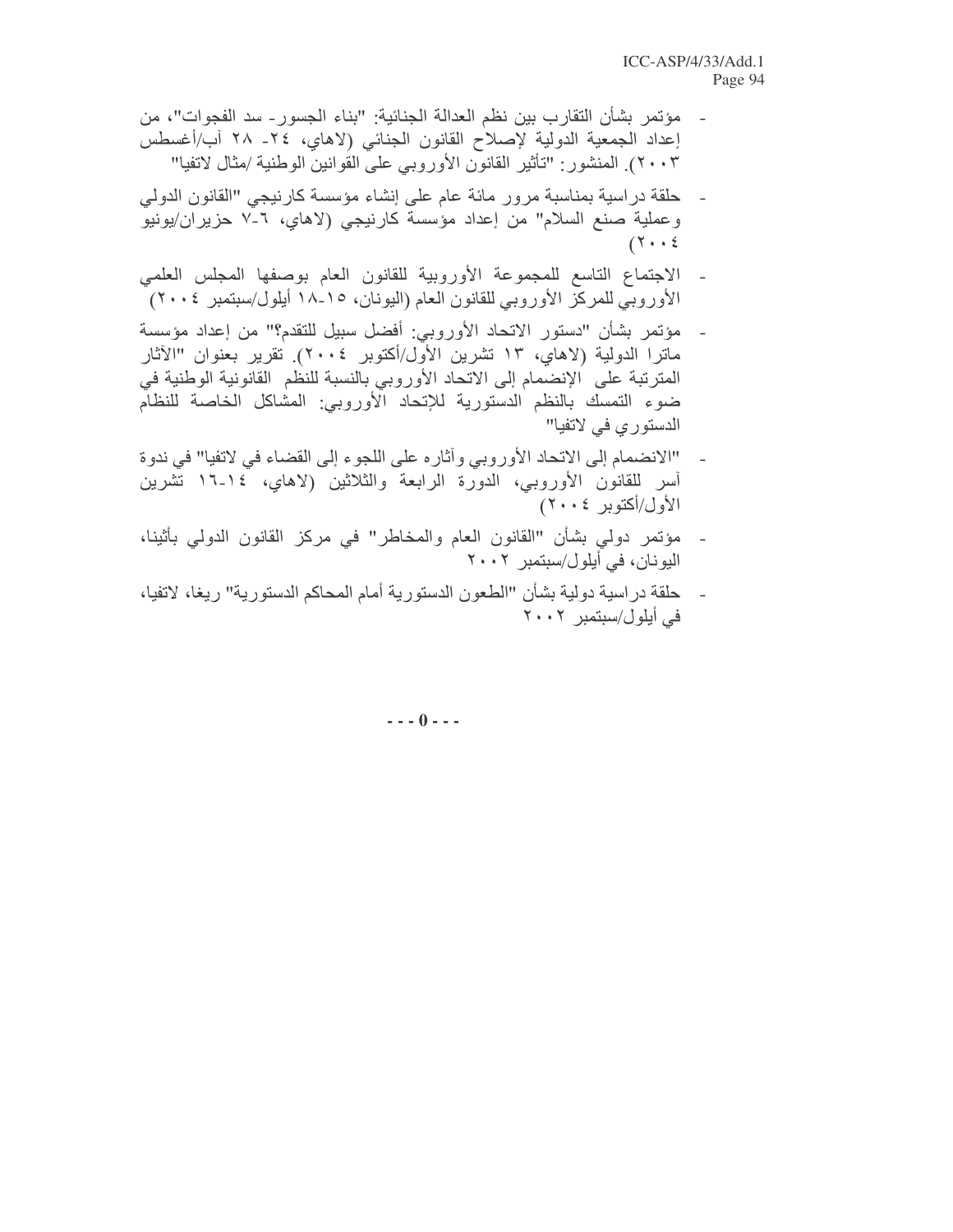- مؤتمر بشأن التقارب بين نظم العدالة الجنائية: "بناء الجسور- سد الفجوات"، من إعداد الجمعية الدولية لإصلاح القانون الجنائي (لاهاي، ٢٤- ٢٨ آب/أغسطس ٢٠٠٣). المنشور: "تأثير القانون الأوروبي على القوانين الوطنية /مثال لاتفيا"

- حلقة دراسية بمناسبة مرور مائة عام على إنشاء مؤسسة كارنيجي "القانون الدولي وعملية صنع السلام" من إعداد مؤسسة كارنيجي (لاهاي، ٦-٧ حزيران/يونيو ٢٠٠٤)

- الاجتماع التاسع للمجموعة الأوروبية للقانون العام بوصفها المجلس العلمي الأوروبي للمركز الأوروبي للقانون العام (اليونان، ١٥-١٨ أيلول/سبتمبر ٢٠٠٤)

- مؤتمر بشأن "دستور الاتحاد الأوروبي: أفضل سبيل للتقدم؟" من إعداد مؤسسة ماترا الدولية (لاهاي، ١٣ تشرين الأول/أكتوبر ٢٠٠٤). تقرير بعنوان "الآثار المترتبة على الإنضمام إلى الاتحاد الأوروبي بالنسبة للنظم القانونية الوطنية في ضوء التمسك بالنظم الدستورية للإتحاد الأوروبي: المشاكل الخاصة للنظام الدستوري في لاتفيا"

- "الانضمام إلى الاتحاد الأوروبي وآثاره على اللجوء إلى القضاء في لاتفيا" في ندوة آسر للقانون الأوروبي، الدورة الرابعة والثلاثين (لاهاي، ١٤-١٦ تشرين الأول/أكتوبر ٢٠٠٤)

- مؤتمر دولي بشأن "القانون العام والمخاطر" في مركز القانون الدولي بأثينا، اليونان، في أيلول/سبتمبر ٢٠٠٢

- حلقة دراسية دولية بشأن "الطعون الدستورية أمام المحاكم الدستورية" ريغا، لاتفيا، في أيلول/سبتمبر ٢٠٠٢

- - - 0 - - -